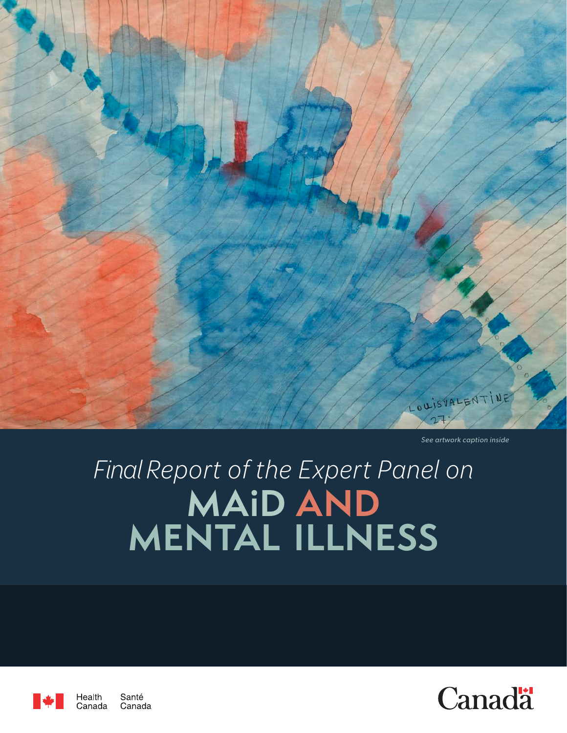See artwork caption inside

# *Final Report of the Expert Panel on* MAiD AND MENTAL ILLNESS

Health Canada Santé Canada

Canada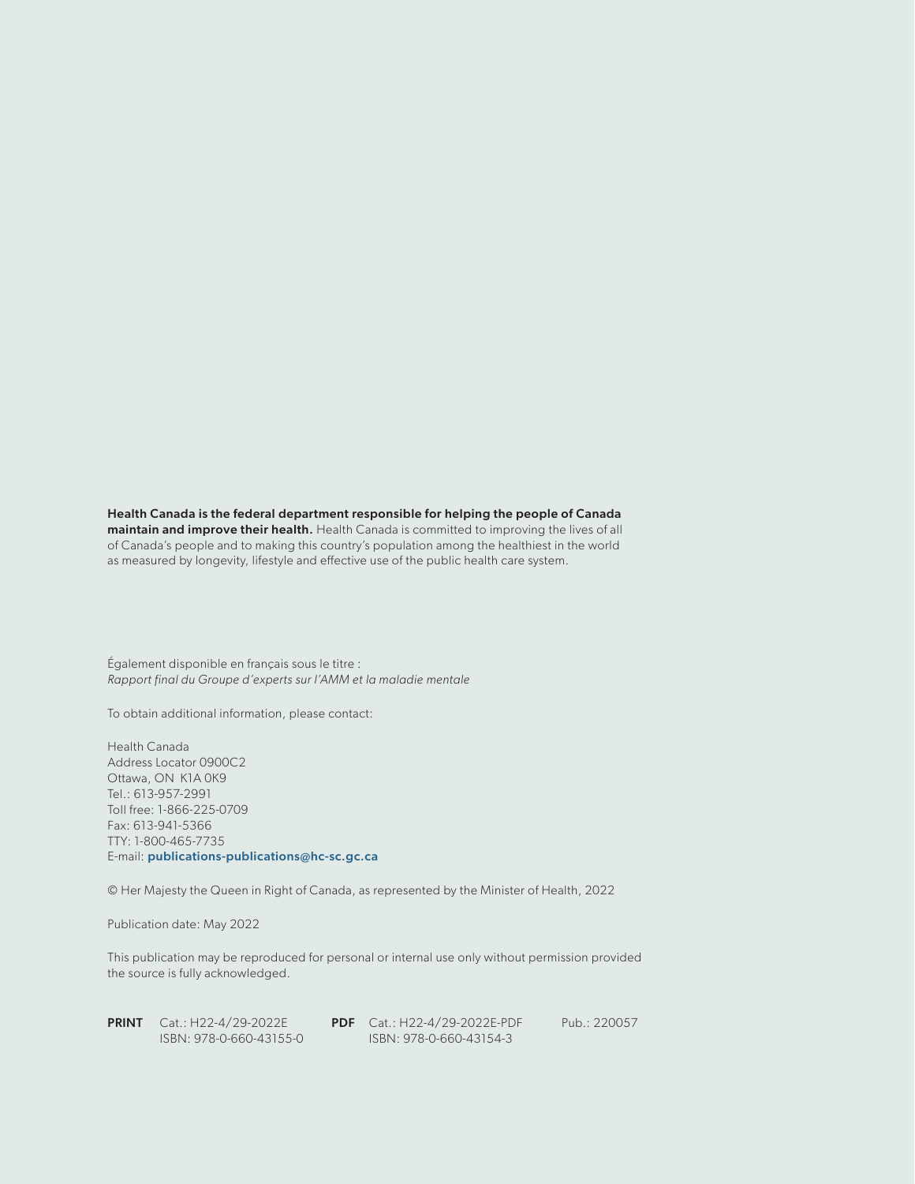**Health Canada is the federal department responsible for helping the people of Canada maintain and improve their health.** Health Canada is committed to improving the lives of all of Canada's people and to making this country's population among the healthiest in the world as measured by longevity, lifestyle and effective use of the public health care system.

Également disponible en français sous le titre :
*Rapport final du Groupe d'experts sur l'AMM et la maladie mentale*

To obtain additional information, please contact:

Health Canada
Address Locator 0900C2
Ottawa, ON K1A 0K9
Tel.: 613-957-2991
Toll free: 1-866-225-0709
Fax: 613-941-5366
TTY: 1-800-465-7735
E-mail: **publications-publications@hc-sc.gc.ca**

© Her Majesty the Queen in Right of Canada, as represented by the Minister of Health, 2022

Publication date: May 2022

This publication may be reproduced for personal or internal use only without permission provided the source is fully acknowledged.

**PRINT** Cat.: H22-4/29-2022E
ISBN: 978-0-660-43155-0

**PDF** Cat.: H22-4/29-2022E-PDF
ISBN: 978-0-660-43154-3

Pub.: 220057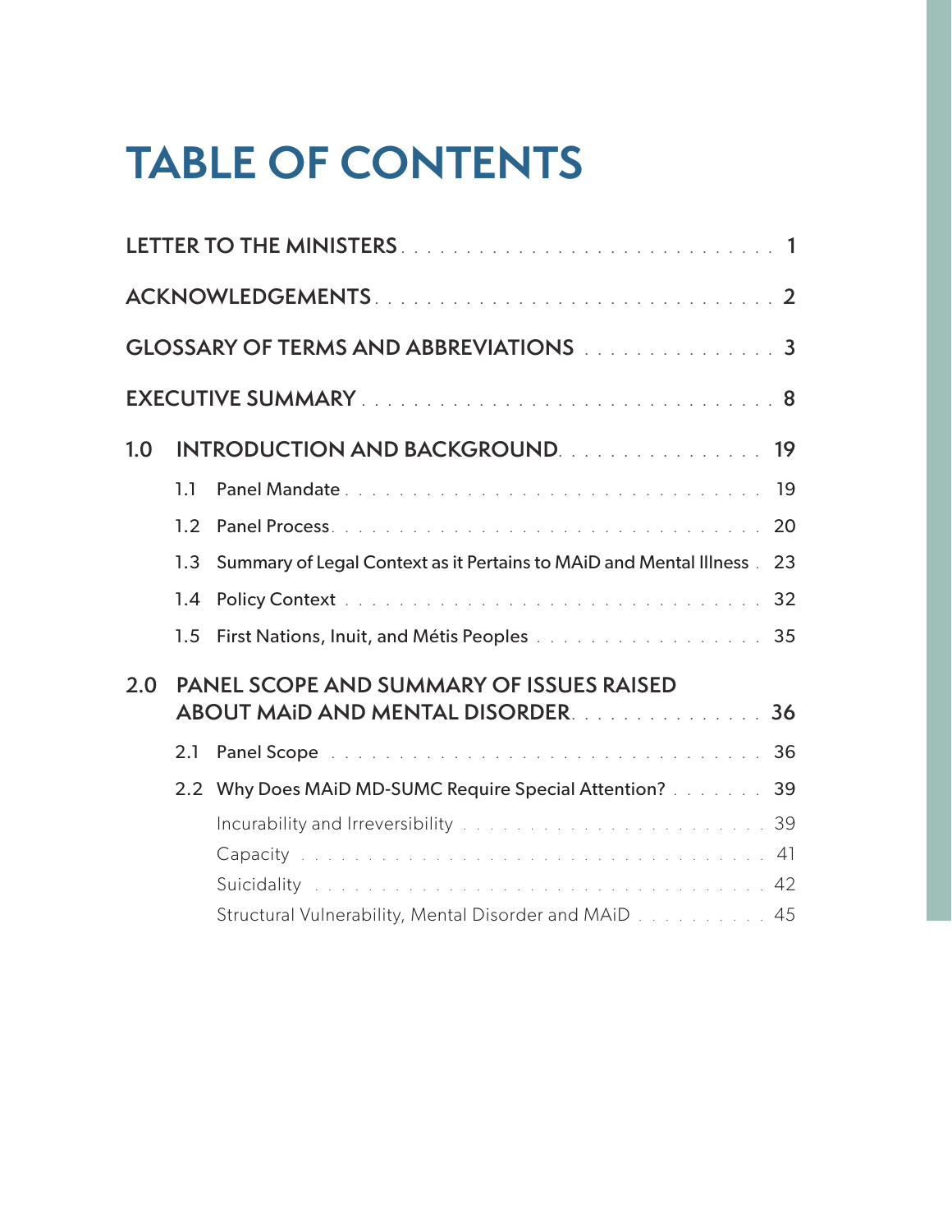# TABLE OF CONTENTS

LETTER TO THE MINISTERS . . . . . . . . . . . . . . . . . . . . . . . . . . . . . . . . 1

ACKNOWLEDGEMENTS . . . . . . . . . . . . . . . . . . . . . . . . . . . . . . . . 2

GLOSSARY OF TERMS AND ABBREVIATIONS . . . . . . . . . . . . . . . . 3

EXECUTIVE SUMMARY . . . . . . . . . . . . . . . . . . . . . . . . . . . . . . . . 8

1.0 INTRODUCTION AND BACKGROUND . . . . . . . . . . . . . . . . 19

- 1.1 Panel Mandate . . . . . . . . . . . . . . . . . . . . . . . . . . . . . . . . 19
- 1.2 Panel Process . . . . . . . . . . . . . . . . . . . . . . . . . . . . . . . . 20
- 1.3 Summary of Legal Context as it Pertains to MAiD and Mental Illness . 23
- 1.4 Policy Context . . . . . . . . . . . . . . . . . . . . . . . . . . . . . . . . 32
- 1.5 First Nations, Inuit, and Métis Peoples . . . . . . . . . . . . . . . . . . 35

2.0 PANEL SCOPE AND SUMMARY OF ISSUES RAISED ABOUT MAiD AND MENTAL DISORDER . . . . . . . . . . . . . . . . 36

- 2.1 Panel Scope . . . . . . . . . . . . . . . . . . . . . . . . . . . . . . . . 36
- 2.2 Why Does MAiD MD-SUMC Require Special Attention? . . . . . . . . 39
  - Incurability and Irreversibility . . . . . . . . . . . . . . . . . . . . . . 39
  - Capacity . . . . . . . . . . . . . . . . . . . . . . . . . . . . . . . . 41
  - Suicidality . . . . . . . . . . . . . . . . . . . . . . . . . . . . . . . . 42
  - Structural Vulnerability, Mental Disorder and MAiD . . . . . . . . . . 45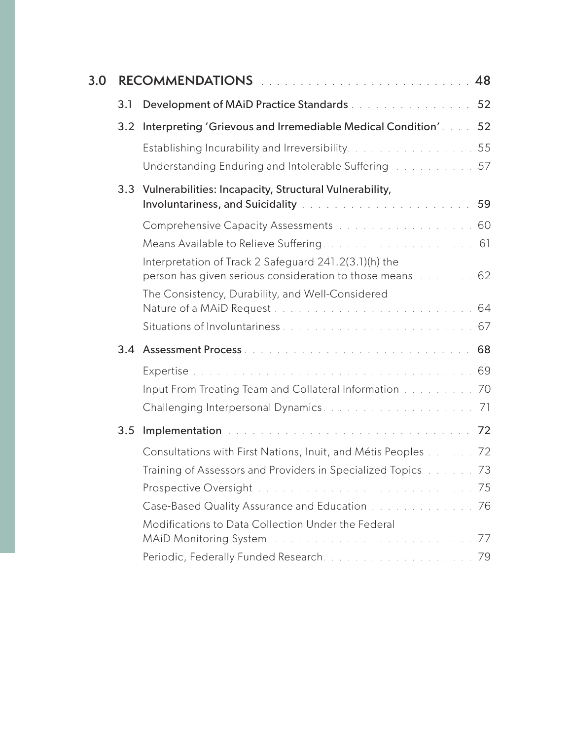| | | |
|---|---|---|
| **3.0** | **RECOMMENDATIONS** | **48** |
| 3.1 | **Development of MAiD Practice Standards** | 52 |
| 3.2 | **Interpreting 'Grievous and Irremediable Medical Condition'** | 52 |
| | Establishing Incurability and Irreversibility | 55 |
| | Understanding Enduring and Intolerable Suffering | 57 |
| 3.3 | **Vulnerabilities: Incapacity, Structural Vulnerability, Involuntariness, and Suicidality** | 59 |
| | Comprehensive Capacity Assessments | 60 |
| | Means Available to Relieve Suffering | 61 |
| | Interpretation of Track 2 Safeguard 241.2(3.1)(h) the person has given serious consideration to those means | 62 |
| | The Consistency, Durability, and Well-Considered Nature of a MAiD Request | 64 |
| | Situations of Involuntariness | 67 |
| 3.4 | **Assessment Process** | 68 |
| | Expertise | 69 |
| | Input From Treating Team and Collateral Information | 70 |
| | Challenging Interpersonal Dynamics | 71 |
| 3.5 | **Implementation** | 72 |
| | Consultations with First Nations, Inuit, and Métis Peoples | 72 |
| | Training of Assessors and Providers in Specialized Topics | 73 |
| | Prospective Oversight | 75 |
| | Case-Based Quality Assurance and Education | 76 |
| | Modifications to Data Collection Under the Federal MAiD Monitoring System | 77 |
| | Periodic, Federally Funded Research | 79 |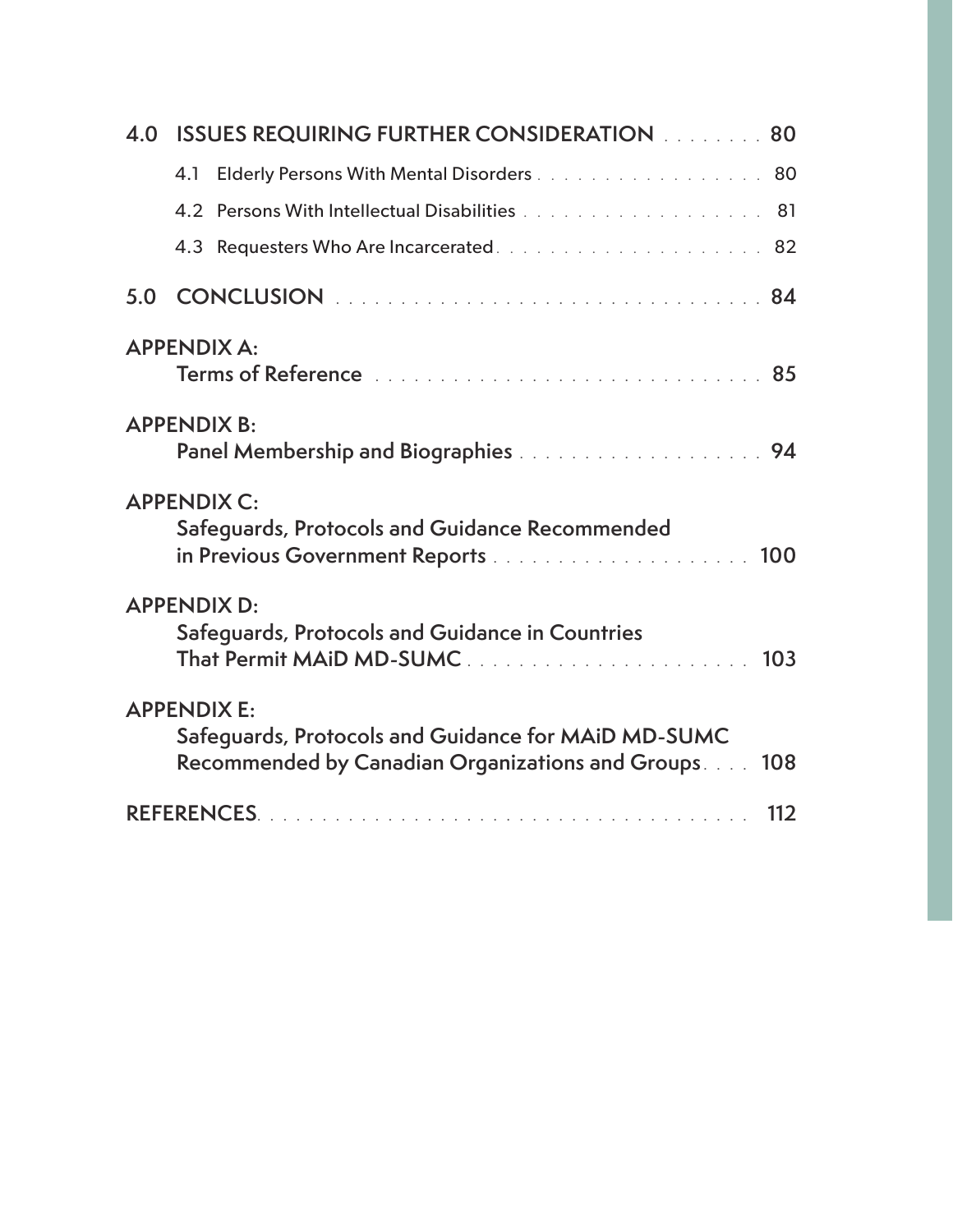**4.0 ISSUES REQUIRING FURTHER CONSIDERATION** . . . . . . . . 80

4.1 Elderly Persons With Mental Disorders . . . . . . . . . . . . . . . . . 80

4.2 Persons With Intellectual Disabilities . . . . . . . . . . . . . . . . . . 81

4.3 Requesters Who Are Incarcerated . . . . . . . . . . . . . . . . . . . . 82

**5.0 CONCLUSION** . . . . . . . . . . . . . . . . . . . . . . . . . . . . . . . . . 84

**APPENDIX A:**
**Terms of Reference** . . . . . . . . . . . . . . . . . . . . . . . . . . . . . 85

**APPENDIX B:**
**Panel Membership and Biographies** . . . . . . . . . . . . . . . . . . . 94

**APPENDIX C:**
**Safeguards, Protocols and Guidance Recommended in Previous Government Reports** . . . . . . . . . . . . . . . . . . . . 100

**APPENDIX D:**
**Safeguards, Protocols and Guidance in Countries That Permit MAiD MD-SUMC** . . . . . . . . . . . . . . . . . . . . . . 103

**APPENDIX E:**
**Safeguards, Protocols and Guidance for MAiD MD-SUMC Recommended by Canadian Organizations and Groups** . . . . 108

**REFERENCES** . . . . . . . . . . . . . . . . . . . . . . . . . . . . . . . . . . . . 112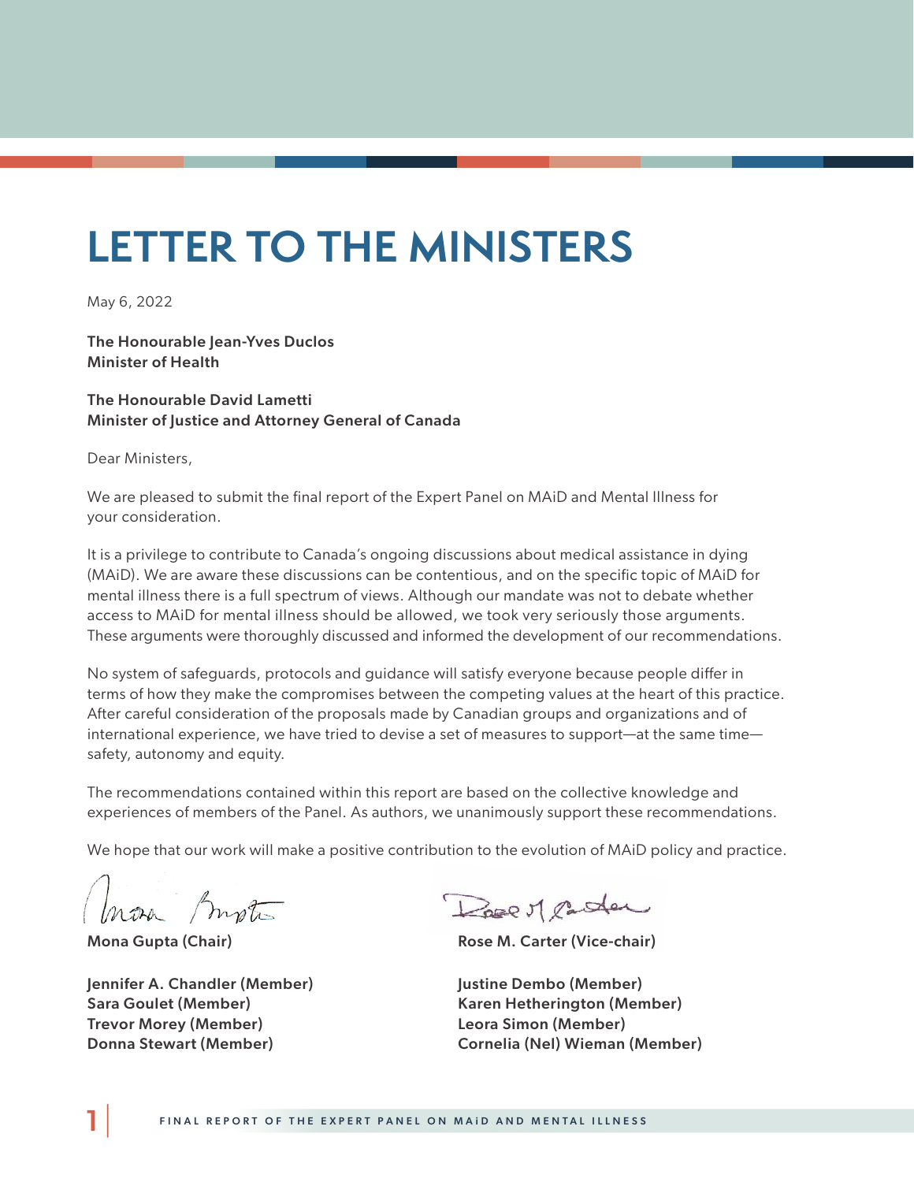# LETTER TO THE MINISTERS

May 6, 2022

**The Honourable Jean-Yves Duclos**
**Minister of Health**

**The Honourable David Lametti**
**Minister of Justice and Attorney General of Canada**

Dear Ministers,

We are pleased to submit the final report of the Expert Panel on MAiD and Mental Illness for your consideration.

It is a privilege to contribute to Canada's ongoing discussions about medical assistance in dying (MAiD). We are aware these discussions can be contentious, and on the specific topic of MAiD for mental illness there is a full spectrum of views. Although our mandate was not to debate whether access to MAiD for mental illness should be allowed, we took very seriously those arguments. These arguments were thoroughly discussed and informed the development of our recommendations.

No system of safeguards, protocols and guidance will satisfy everyone because people differ in terms of how they make the compromises between the competing values at the heart of this practice. After careful consideration of the proposals made by Canadian groups and organizations and of international experience, we have tried to devise a set of measures to support—at the same time—safety, autonomy and equity.

The recommendations contained within this report are based on the collective knowledge and experiences of members of the Panel. As authors, we unanimously support these recommendations.

We hope that our work will make a positive contribution to the evolution of MAiD policy and practice.

**Mona Gupta (Chair)**

**Rose M. Carter (Vice-chair)**

**Jennifer A. Chandler (Member)**
**Justine Dembo (Member)**
**Sara Goulet (Member)**
**Karen Hetherington (Member)**
**Trevor Morey (Member)**
**Leora Simon (Member)**
**Donna Stewart (Member)**
**Cornelia (Nel) Wieman (Member)**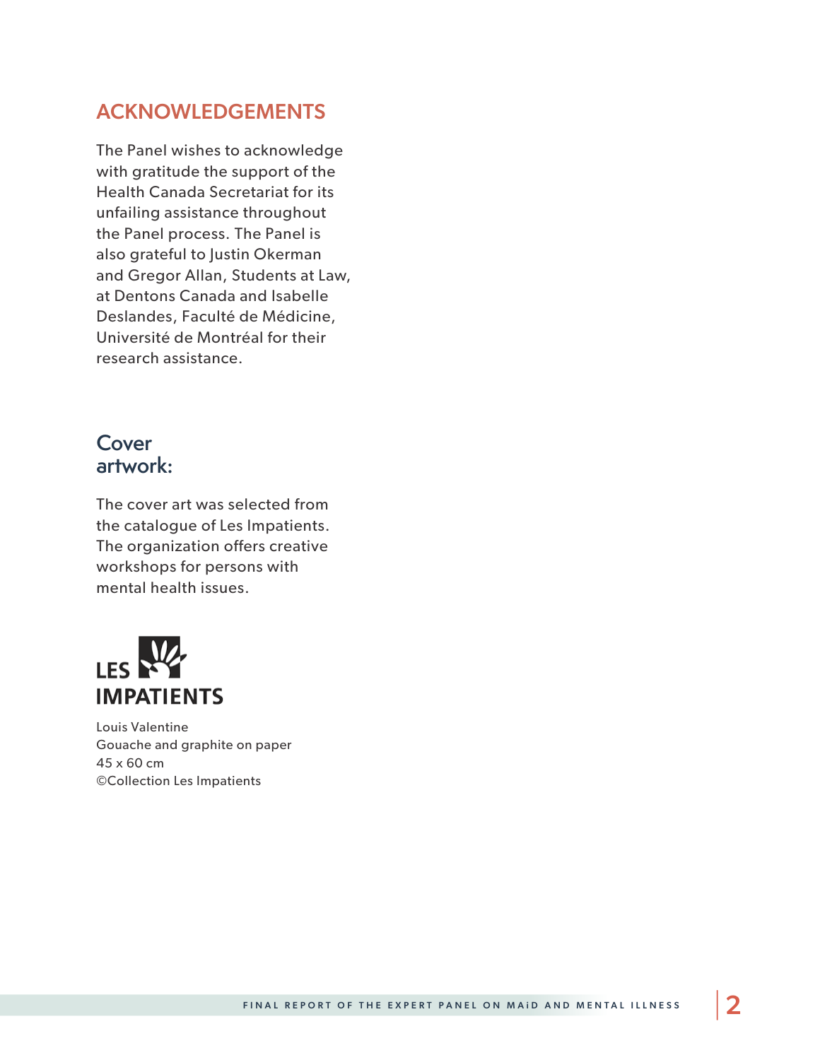## ACKNOWLEDGEMENTS

The Panel wishes to acknowledge with gratitude the support of the Health Canada Secretariat for its unfailing assistance throughout the Panel process. The Panel is also grateful to Justin Okerman and Gregor Allan, Students at Law, at Dentons Canada and Isabelle Deslandes, Faculté de Médicine, Université de Montréal for their research assistance.

### Cover artwork:

The cover art was selected from the catalogue of Les Impatients. The organization offers creative workshops for persons with mental health issues.

LES IMPATIENTS

Louis Valentine
Gouache and graphite on paper
45 x 60 cm
©Collection Les Impatients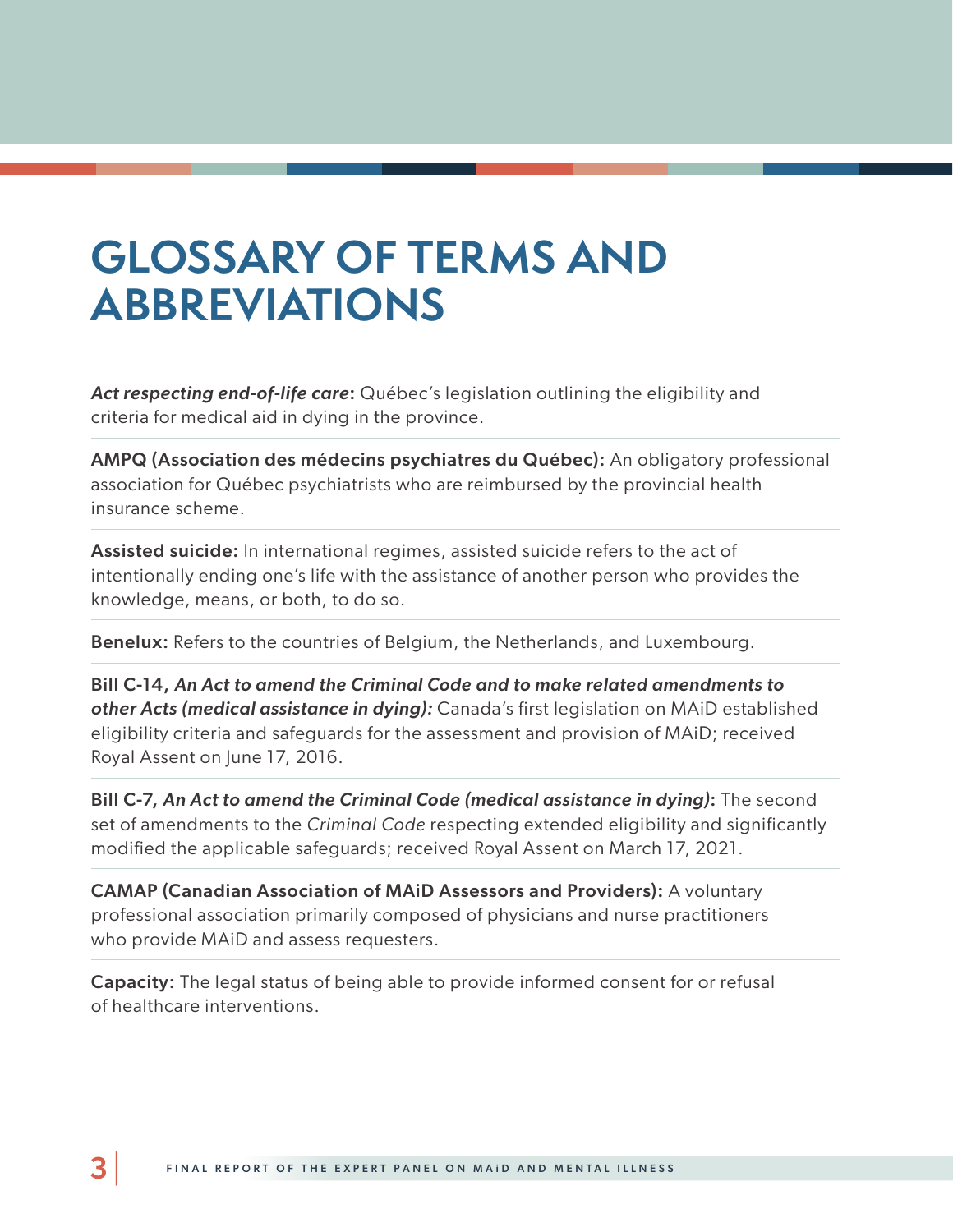# GLOSSARY OF TERMS AND ABBREVIATIONS

***Act respecting end-of-life care*:** Québec's legislation outlining the eligibility and criteria for medical aid in dying in the province.

**AMPQ (Association des médecins psychiatres du Québec):** An obligatory professional association for Québec psychiatrists who are reimbursed by the provincial health insurance scheme.

**Assisted suicide:** In international regimes, assisted suicide refers to the act of intentionally ending one's life with the assistance of another person who provides the knowledge, means, or both, to do so.

**Benelux:** Refers to the countries of Belgium, the Netherlands, and Luxembourg.

**Bill C-14, *An Act to amend the Criminal Code and to make related amendments to other Acts (medical assistance in dying):*** Canada's first legislation on MAiD established eligibility criteria and safeguards for the assessment and provision of MAiD; received Royal Assent on June 17, 2016.

**Bill C-7, *An Act to amend the Criminal Code (medical assistance in dying)*:** The second set of amendments to the *Criminal Code* respecting extended eligibility and significantly modified the applicable safeguards; received Royal Assent on March 17, 2021.

**CAMAP (Canadian Association of MAiD Assessors and Providers):** A voluntary professional association primarily composed of physicians and nurse practitioners who provide MAiD and assess requesters.

**Capacity:** The legal status of being able to provide informed consent for or refusal of healthcare interventions.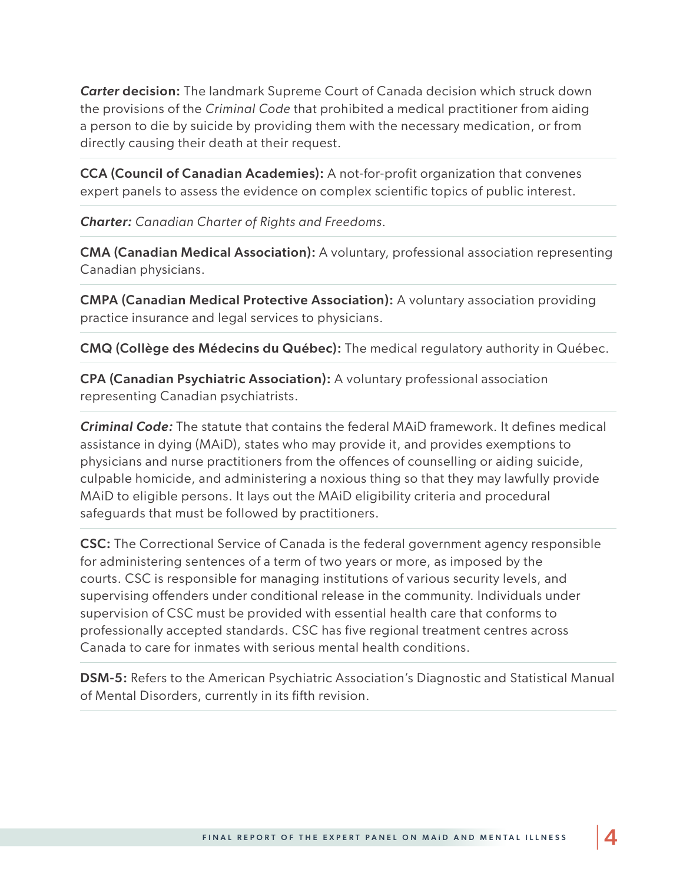***Carter* decision:** The landmark Supreme Court of Canada decision which struck down the provisions of the *Criminal Code* that prohibited a medical practitioner from aiding a person to die by suicide by providing them with the necessary medication, or from directly causing their death at their request.

**CCA (Council of Canadian Academies):** A not-for-profit organization that convenes expert panels to assess the evidence on complex scientific topics of public interest.

***Charter:*** *Canadian Charter of Rights and Freedoms.*

**CMA (Canadian Medical Association):** A voluntary, professional association representing Canadian physicians.

**CMPA (Canadian Medical Protective Association):** A voluntary association providing practice insurance and legal services to physicians.

**CMQ (Collège des Médecins du Québec):** The medical regulatory authority in Québec.

**CPA (Canadian Psychiatric Association):** A voluntary professional association representing Canadian psychiatrists.

***Criminal Code:*** The statute that contains the federal MAiD framework. It defines medical assistance in dying (MAiD), states who may provide it, and provides exemptions to physicians and nurse practitioners from the offences of counselling or aiding suicide, culpable homicide, and administering a noxious thing so that they may lawfully provide MAiD to eligible persons. It lays out the MAiD eligibility criteria and procedural safeguards that must be followed by practitioners.

**CSC:** The Correctional Service of Canada is the federal government agency responsible for administering sentences of a term of two years or more, as imposed by the courts. CSC is responsible for managing institutions of various security levels, and supervising offenders under conditional release in the community. Individuals under supervision of CSC must be provided with essential health care that conforms to professionally accepted standards. CSC has five regional treatment centres across Canada to care for inmates with serious mental health conditions.

**DSM-5:** Refers to the American Psychiatric Association's Diagnostic and Statistical Manual of Mental Disorders, currently in its fifth revision.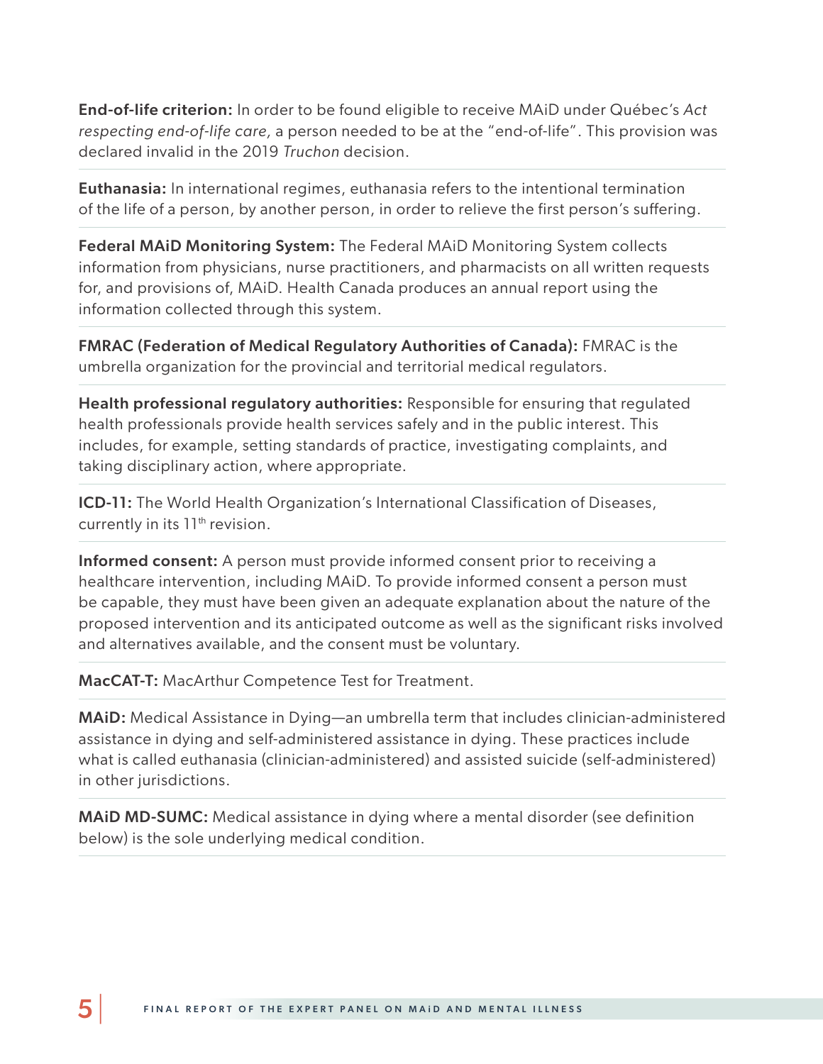**End-of-life criterion:** In order to be found eligible to receive MAiD under Québec's *Act respecting end-of-life care,* a person needed to be at the "end-of-life". This provision was declared invalid in the 2019 *Truchon* decision.

**Euthanasia:** In international regimes, euthanasia refers to the intentional termination of the life of a person, by another person, in order to relieve the first person's suffering.

**Federal MAiD Monitoring System:** The Federal MAiD Monitoring System collects information from physicians, nurse practitioners, and pharmacists on all written requests for, and provisions of, MAiD. Health Canada produces an annual report using the information collected through this system.

**FMRAC (Federation of Medical Regulatory Authorities of Canada):** FMRAC is the umbrella organization for the provincial and territorial medical regulators.

**Health professional regulatory authorities:** Responsible for ensuring that regulated health professionals provide health services safely and in the public interest. This includes, for example, setting standards of practice, investigating complaints, and taking disciplinary action, where appropriate.

**ICD-11:** The World Health Organization's International Classification of Diseases, currently in its 11th revision.

**Informed consent:** A person must provide informed consent prior to receiving a healthcare intervention, including MAiD. To provide informed consent a person must be capable, they must have been given an adequate explanation about the nature of the proposed intervention and its anticipated outcome as well as the significant risks involved and alternatives available, and the consent must be voluntary.

**MacCAT-T:** MacArthur Competence Test for Treatment.

**MAiD:** Medical Assistance in Dying—an umbrella term that includes clinician-administered assistance in dying and self-administered assistance in dying. These practices include what is called euthanasia (clinician-administered) and assisted suicide (self-administered) in other jurisdictions.

**MAiD MD-SUMC:** Medical assistance in dying where a mental disorder (see definition below) is the sole underlying medical condition.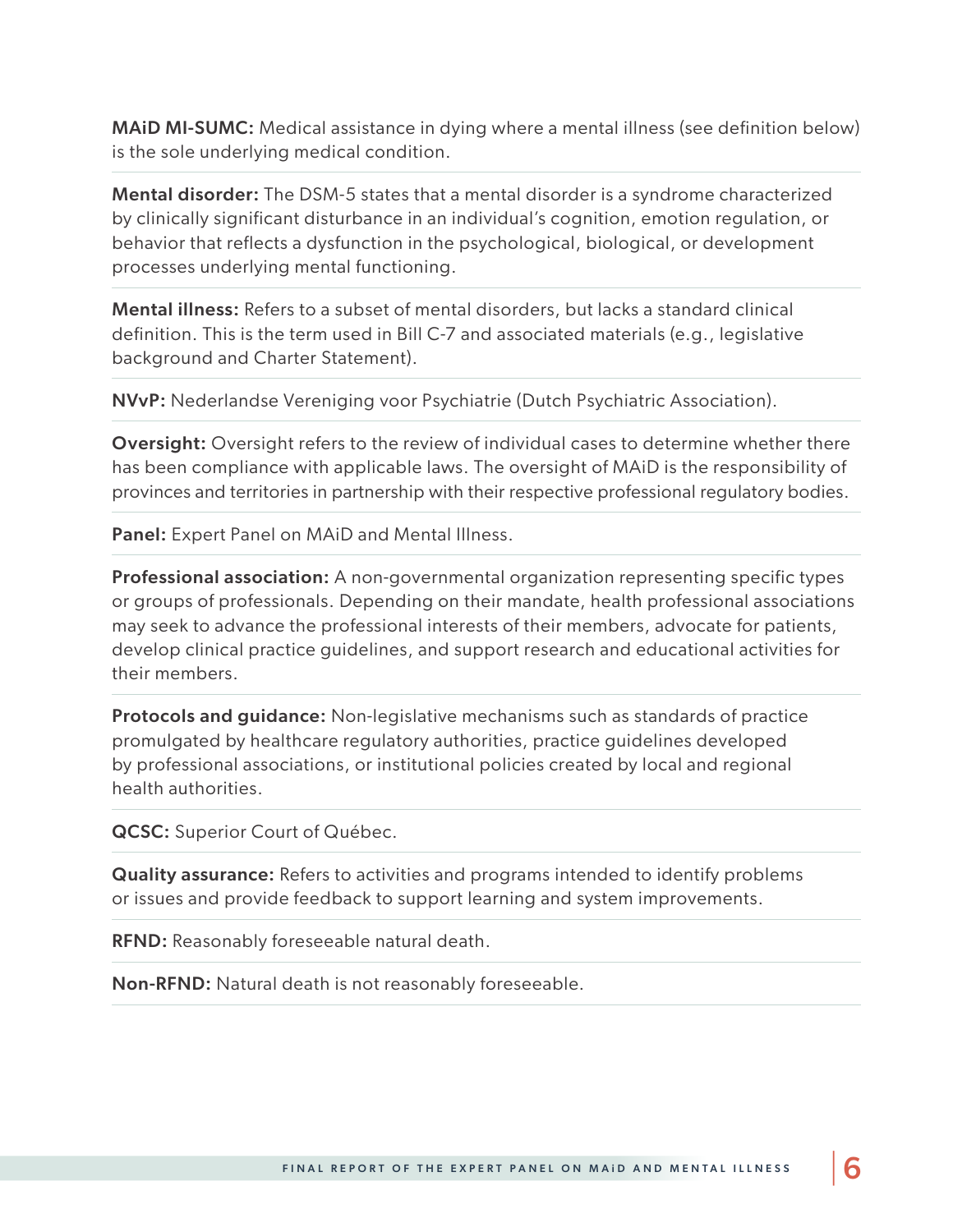**MAiD MI-SUMC:** Medical assistance in dying where a mental illness (see definition below) is the sole underlying medical condition.

**Mental disorder:** The DSM-5 states that a mental disorder is a syndrome characterized by clinically significant disturbance in an individual's cognition, emotion regulation, or behavior that reflects a dysfunction in the psychological, biological, or development processes underlying mental functioning.

**Mental illness:** Refers to a subset of mental disorders, but lacks a standard clinical definition. This is the term used in Bill C-7 and associated materials (e.g., legislative background and Charter Statement).

**NVvP:** Nederlandse Vereniging voor Psychiatrie (Dutch Psychiatric Association).

**Oversight:** Oversight refers to the review of individual cases to determine whether there has been compliance with applicable laws. The oversight of MAiD is the responsibility of provinces and territories in partnership with their respective professional regulatory bodies.

**Panel:** Expert Panel on MAiD and Mental Illness.

**Professional association:** A non-governmental organization representing specific types or groups of professionals. Depending on their mandate, health professional associations may seek to advance the professional interests of their members, advocate for patients, develop clinical practice guidelines, and support research and educational activities for their members.

**Protocols and guidance:** Non-legislative mechanisms such as standards of practice promulgated by healthcare regulatory authorities, practice guidelines developed by professional associations, or institutional policies created by local and regional health authorities.

**QCSC:** Superior Court of Québec.

**Quality assurance:** Refers to activities and programs intended to identify problems or issues and provide feedback to support learning and system improvements.

**RFND:** Reasonably foreseeable natural death.

**Non-RFND:** Natural death is not reasonably foreseeable.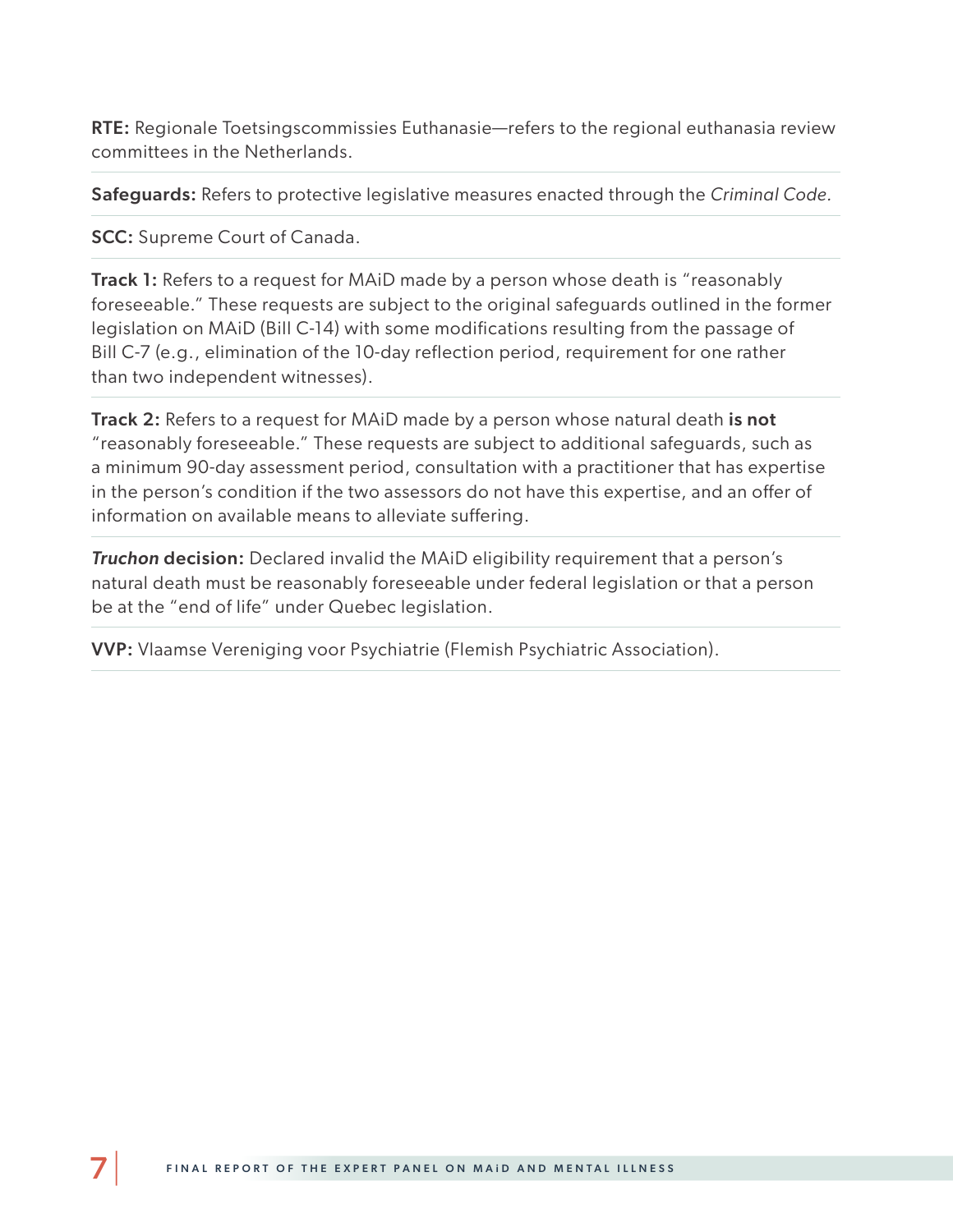**RTE:** Regionale Toetsingscommissies Euthanasie—refers to the regional euthanasia review committees in the Netherlands.

**Safeguards:** Refers to protective legislative measures enacted through the *Criminal Code*.

**SCC:** Supreme Court of Canada.

**Track 1:** Refers to a request for MAiD made by a person whose death is "reasonably foreseeable." These requests are subject to the original safeguards outlined in the former legislation on MAiD (Bill C-14) with some modifications resulting from the passage of Bill C-7 (e.g., elimination of the 10-day reflection period, requirement for one rather than two independent witnesses).

**Track 2:** Refers to a request for MAiD made by a person whose natural death **is not** "reasonably foreseeable." These requests are subject to additional safeguards, such as a minimum 90-day assessment period, consultation with a practitioner that has expertise in the person's condition if the two assessors do not have this expertise, and an offer of information on available means to alleviate suffering.

***Truchon* decision:** Declared invalid the MAiD eligibility requirement that a person's natural death must be reasonably foreseeable under federal legislation or that a person be at the "end of life" under Quebec legislation.

**VVP:** Vlaamse Vereniging voor Psychiatrie (Flemish Psychiatric Association).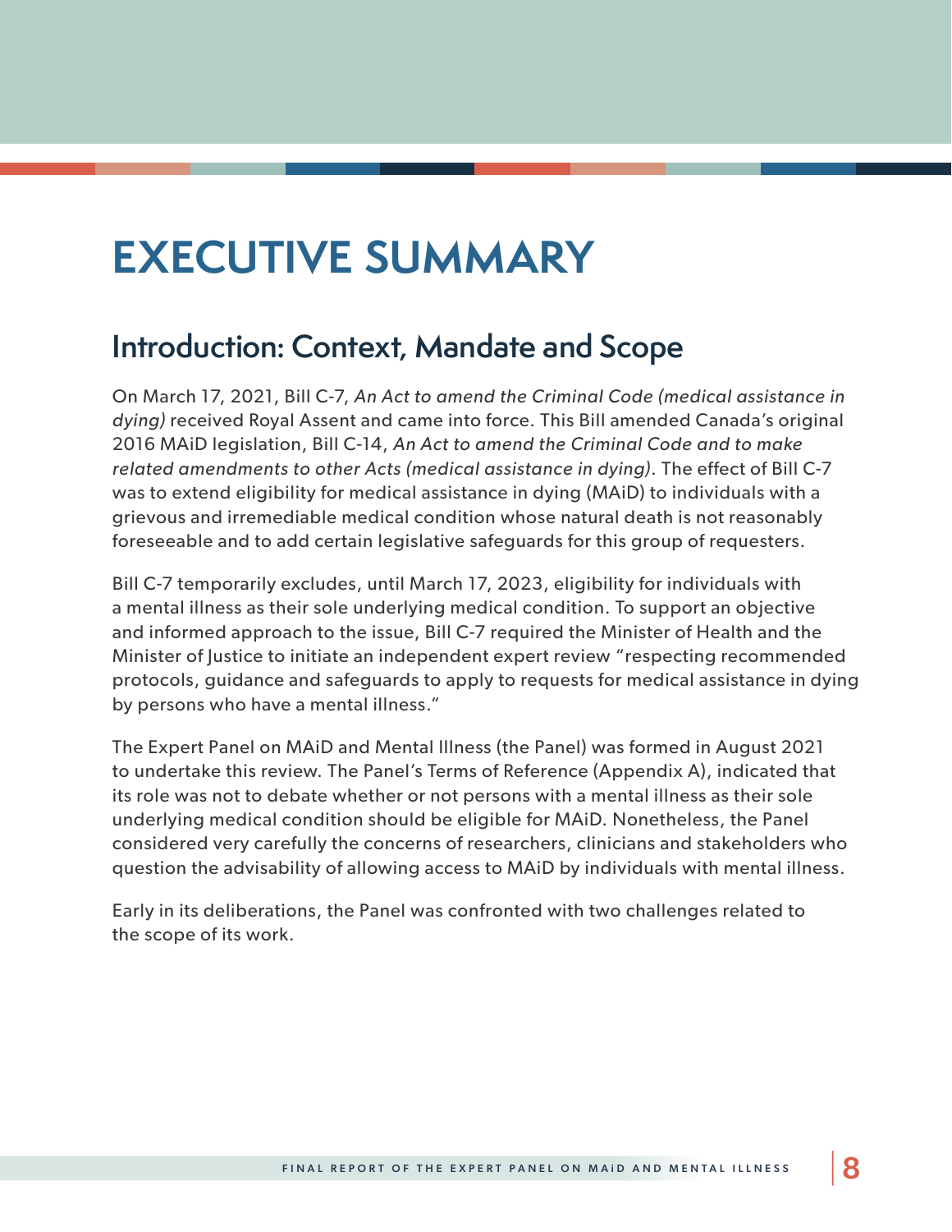# EXECUTIVE SUMMARY

## Introduction: Context, Mandate and Scope

On March 17, 2021, Bill C-7, *An Act to amend the Criminal Code (medical assistance in dying)* received Royal Assent and came into force. This Bill amended Canada's original 2016 MAiD legislation, Bill C-14, *An Act to amend the Criminal Code and to make related amendments to other Acts (medical assistance in dying)*. The effect of Bill C-7 was to extend eligibility for medical assistance in dying (MAiD) to individuals with a grievous and irremediable medical condition whose natural death is not reasonably foreseeable and to add certain legislative safeguards for this group of requesters.

Bill C-7 temporarily excludes, until March 17, 2023, eligibility for individuals with a mental illness as their sole underlying medical condition. To support an objective and informed approach to the issue, Bill C-7 required the Minister of Health and the Minister of Justice to initiate an independent expert review "respecting recommended protocols, guidance and safeguards to apply to requests for medical assistance in dying by persons who have a mental illness."

The Expert Panel on MAiD and Mental Illness (the Panel) was formed in August 2021 to undertake this review. The Panel's Terms of Reference (Appendix A), indicated that its role was not to debate whether or not persons with a mental illness as their sole underlying medical condition should be eligible for MAiD. Nonetheless, the Panel considered very carefully the concerns of researchers, clinicians and stakeholders who question the advisability of allowing access to MAiD by individuals with mental illness.

Early in its deliberations, the Panel was confronted with two challenges related to the scope of its work.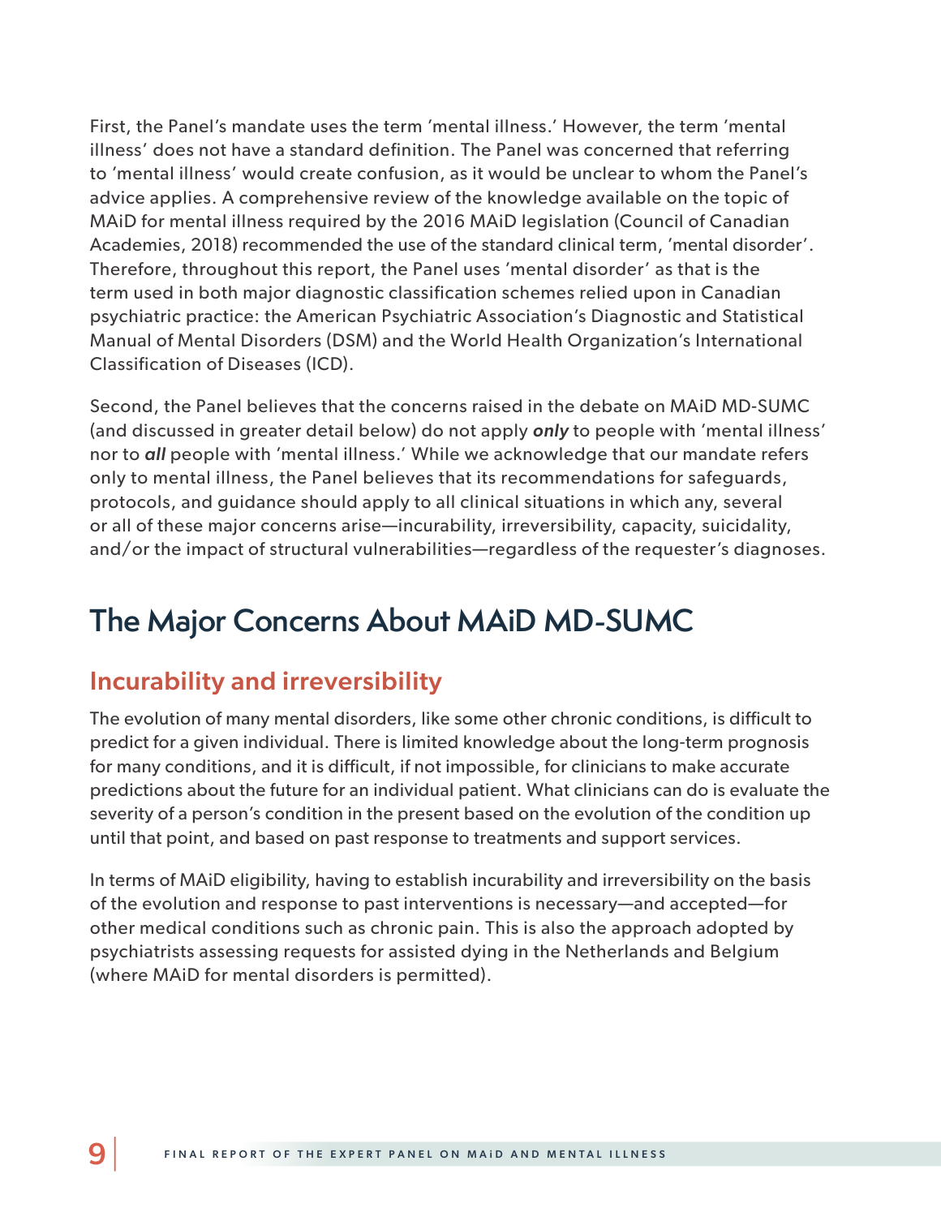First, the Panel's mandate uses the term 'mental illness.' However, the term 'mental illness' does not have a standard definition. The Panel was concerned that referring to 'mental illness' would create confusion, as it would be unclear to whom the Panel's advice applies. A comprehensive review of the knowledge available on the topic of MAiD for mental illness required by the 2016 MAiD legislation (Council of Canadian Academies, 2018) recommended the use of the standard clinical term, 'mental disorder'. Therefore, throughout this report, the Panel uses 'mental disorder' as that is the term used in both major diagnostic classification schemes relied upon in Canadian psychiatric practice: the American Psychiatric Association's Diagnostic and Statistical Manual of Mental Disorders (DSM) and the World Health Organization's International Classification of Diseases (ICD).

Second, the Panel believes that the concerns raised in the debate on MAiD MD-SUMC (and discussed in greater detail below) do not apply ***only*** to people with 'mental illness' nor to ***all*** people with 'mental illness.' While we acknowledge that our mandate refers only to mental illness, the Panel believes that its recommendations for safeguards, protocols, and guidance should apply to all clinical situations in which any, several or all of these major concerns arise—incurability, irreversibility, capacity, suicidality, and/or the impact of structural vulnerabilities—regardless of the requester's diagnoses.

# The Major Concerns About MAiD MD-SUMC

## Incurability and irreversibility

The evolution of many mental disorders, like some other chronic conditions, is difficult to predict for a given individual. There is limited knowledge about the long-term prognosis for many conditions, and it is difficult, if not impossible, for clinicians to make accurate predictions about the future for an individual patient. What clinicians can do is evaluate the severity of a person's condition in the present based on the evolution of the condition up until that point, and based on past response to treatments and support services.

In terms of MAiD eligibility, having to establish incurability and irreversibility on the basis of the evolution and response to past interventions is necessary—and accepted—for other medical conditions such as chronic pain. This is also the approach adopted by psychiatrists assessing requests for assisted dying in the Netherlands and Belgium (where MAiD for mental disorders is permitted).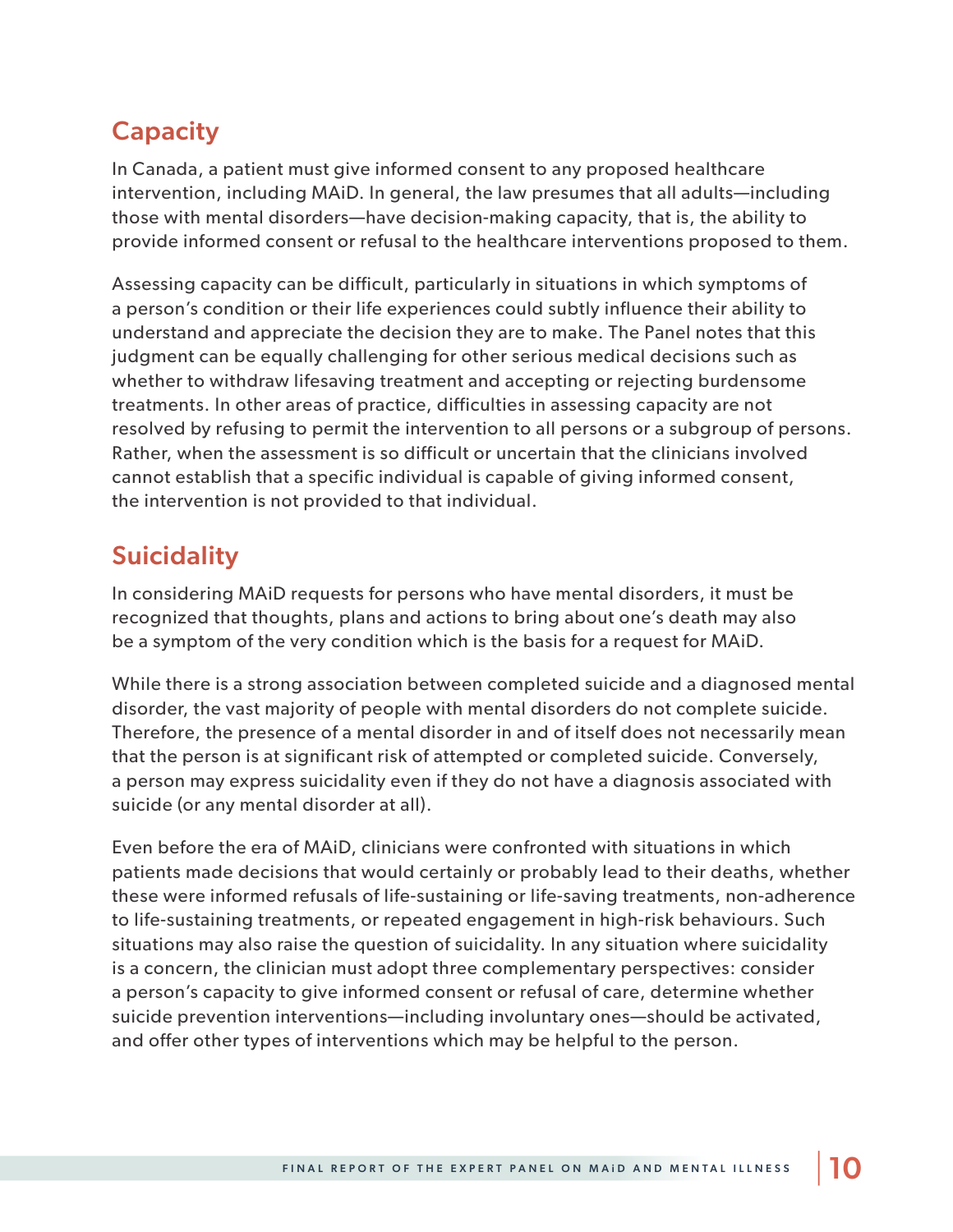## Capacity

In Canada, a patient must give informed consent to any proposed healthcare intervention, including MAiD. In general, the law presumes that all adults—including those with mental disorders—have decision-making capacity, that is, the ability to provide informed consent or refusal to the healthcare interventions proposed to them.

Assessing capacity can be difficult, particularly in situations in which symptoms of a person's condition or their life experiences could subtly influence their ability to understand and appreciate the decision they are to make. The Panel notes that this judgment can be equally challenging for other serious medical decisions such as whether to withdraw lifesaving treatment and accepting or rejecting burdensome treatments. In other areas of practice, difficulties in assessing capacity are not resolved by refusing to permit the intervention to all persons or a subgroup of persons. Rather, when the assessment is so difficult or uncertain that the clinicians involved cannot establish that a specific individual is capable of giving informed consent, the intervention is not provided to that individual.

## Suicidality

In considering MAiD requests for persons who have mental disorders, it must be recognized that thoughts, plans and actions to bring about one's death may also be a symptom of the very condition which is the basis for a request for MAiD.

While there is a strong association between completed suicide and a diagnosed mental disorder, the vast majority of people with mental disorders do not complete suicide. Therefore, the presence of a mental disorder in and of itself does not necessarily mean that the person is at significant risk of attempted or completed suicide. Conversely, a person may express suicidality even if they do not have a diagnosis associated with suicide (or any mental disorder at all).

Even before the era of MAiD, clinicians were confronted with situations in which patients made decisions that would certainly or probably lead to their deaths, whether these were informed refusals of life-sustaining or life-saving treatments, non-adherence to life-sustaining treatments, or repeated engagement in high-risk behaviours. Such situations may also raise the question of suicidality. In any situation where suicidality is a concern, the clinician must adopt three complementary perspectives: consider a person's capacity to give informed consent or refusal of care, determine whether suicide prevention interventions—including involuntary ones—should be activated, and offer other types of interventions which may be helpful to the person.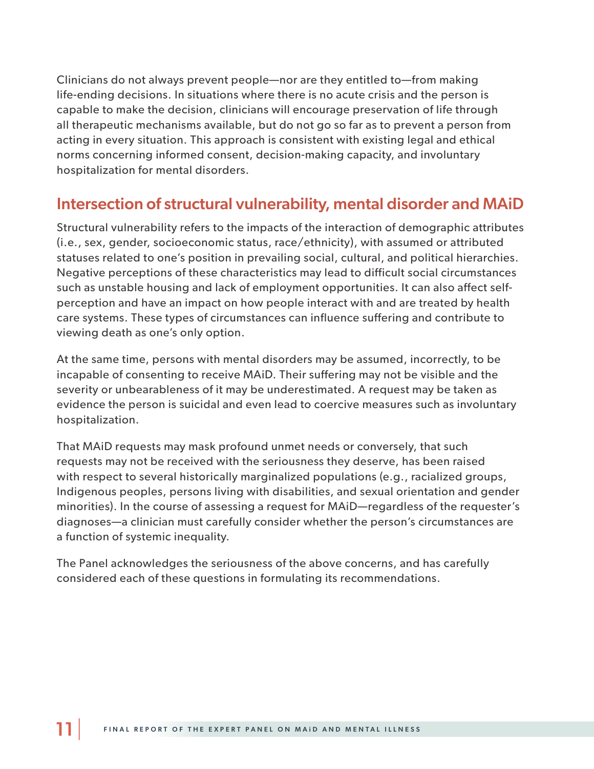Clinicians do not always prevent people—nor are they entitled to—from making life-ending decisions. In situations where there is no acute crisis and the person is capable to make the decision, clinicians will encourage preservation of life through all therapeutic mechanisms available, but do not go so far as to prevent a person from acting in every situation. This approach is consistent with existing legal and ethical norms concerning informed consent, decision-making capacity, and involuntary hospitalization for mental disorders.

## Intersection of structural vulnerability, mental disorder and MAiD

Structural vulnerability refers to the impacts of the interaction of demographic attributes (i.e., sex, gender, socioeconomic status, race/ethnicity), with assumed or attributed statuses related to one's position in prevailing social, cultural, and political hierarchies. Negative perceptions of these characteristics may lead to difficult social circumstances such as unstable housing and lack of employment opportunities. It can also affect self-perception and have an impact on how people interact with and are treated by health care systems. These types of circumstances can influence suffering and contribute to viewing death as one's only option.

At the same time, persons with mental disorders may be assumed, incorrectly, to be incapable of consenting to receive MAiD. Their suffering may not be visible and the severity or unbearableness of it may be underestimated. A request may be taken as evidence the person is suicidal and even lead to coercive measures such as involuntary hospitalization.

That MAiD requests may mask profound unmet needs or conversely, that such requests may not be received with the seriousness they deserve, has been raised with respect to several historically marginalized populations (e.g., racialized groups, Indigenous peoples, persons living with disabilities, and sexual orientation and gender minorities). In the course of assessing a request for MAiD—regardless of the requester's diagnoses—a clinician must carefully consider whether the person's circumstances are a function of systemic inequality.

The Panel acknowledges the seriousness of the above concerns, and has carefully considered each of these questions in formulating its recommendations.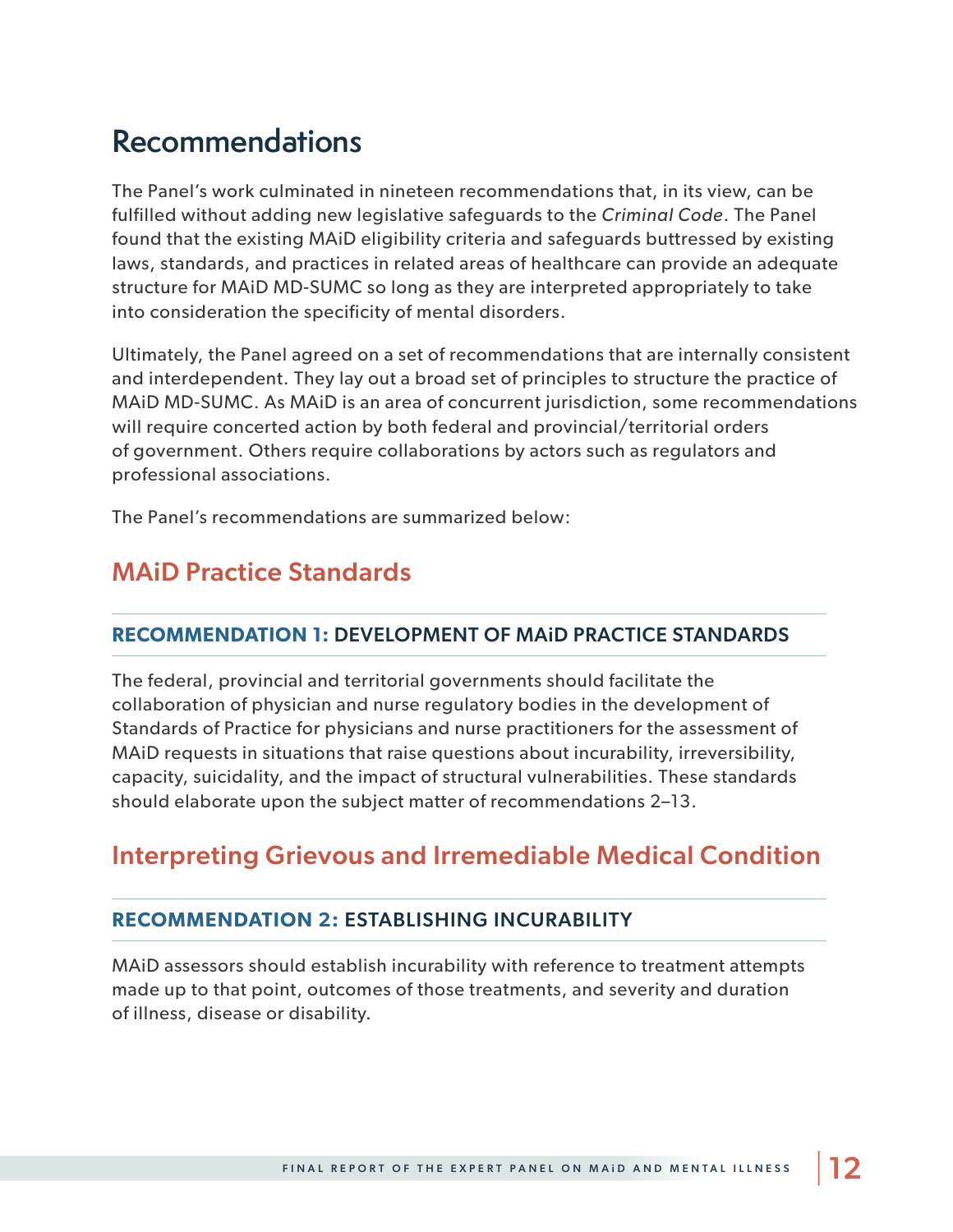# Recommendations

The Panel's work culminated in nineteen recommendations that, in its view, can be fulfilled without adding new legislative safeguards to the *Criminal Code*. The Panel found that the existing MAiD eligibility criteria and safeguards buttressed by existing laws, standards, and practices in related areas of healthcare can provide an adequate structure for MAiD MD-SUMC so long as they are interpreted appropriately to take into consideration the specificity of mental disorders.

Ultimately, the Panel agreed on a set of recommendations that are internally consistent and interdependent. They lay out a broad set of principles to structure the practice of MAiD MD-SUMC. As MAiD is an area of concurrent jurisdiction, some recommendations will require concerted action by both federal and provincial/territorial orders of government. Others require collaborations by actors such as regulators and professional associations.

The Panel's recommendations are summarized below:

## MAiD Practice Standards

### RECOMMENDATION 1: DEVELOPMENT OF MAiD PRACTICE STANDARDS

The federal, provincial and territorial governments should facilitate the collaboration of physician and nurse regulatory bodies in the development of Standards of Practice for physicians and nurse practitioners for the assessment of MAiD requests in situations that raise questions about incurability, irreversibility, capacity, suicidality, and the impact of structural vulnerabilities. These standards should elaborate upon the subject matter of recommendations 2–13.

## Interpreting Grievous and Irremediable Medical Condition

### RECOMMENDATION 2: ESTABLISHING INCURABILITY

MAiD assessors should establish incurability with reference to treatment attempts made up to that point, outcomes of those treatments, and severity and duration of illness, disease or disability.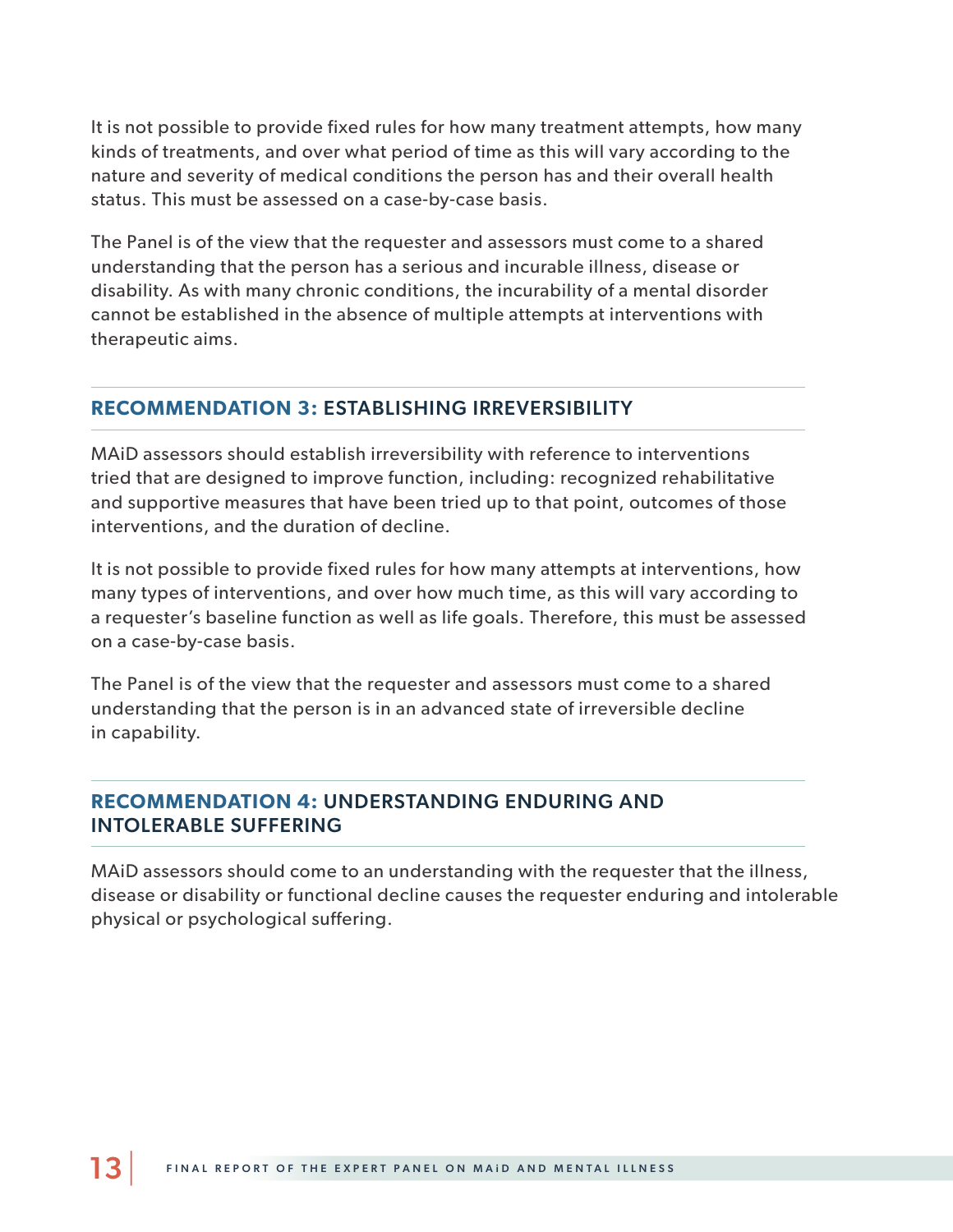It is not possible to provide fixed rules for how many treatment attempts, how many kinds of treatments, and over what period of time as this will vary according to the nature and severity of medical conditions the person has and their overall health status. This must be assessed on a case-by-case basis.

The Panel is of the view that the requester and assessors must come to a shared understanding that the person has a serious and incurable illness, disease or disability. As with many chronic conditions, the incurability of a mental disorder cannot be established in the absence of multiple attempts at interventions with therapeutic aims.

### RECOMMENDATION 3: ESTABLISHING IRREVERSIBILITY

MAiD assessors should establish irreversibility with reference to interventions tried that are designed to improve function, including: recognized rehabilitative and supportive measures that have been tried up to that point, outcomes of those interventions, and the duration of decline.

It is not possible to provide fixed rules for how many attempts at interventions, how many types of interventions, and over how much time, as this will vary according to a requester's baseline function as well as life goals. Therefore, this must be assessed on a case-by-case basis.

The Panel is of the view that the requester and assessors must come to a shared understanding that the person is in an advanced state of irreversible decline in capability.

### RECOMMENDATION 4: UNDERSTANDING ENDURING AND INTOLERABLE SUFFERING

MAiD assessors should come to an understanding with the requester that the illness, disease or disability or functional decline causes the requester enduring and intolerable physical or psychological suffering.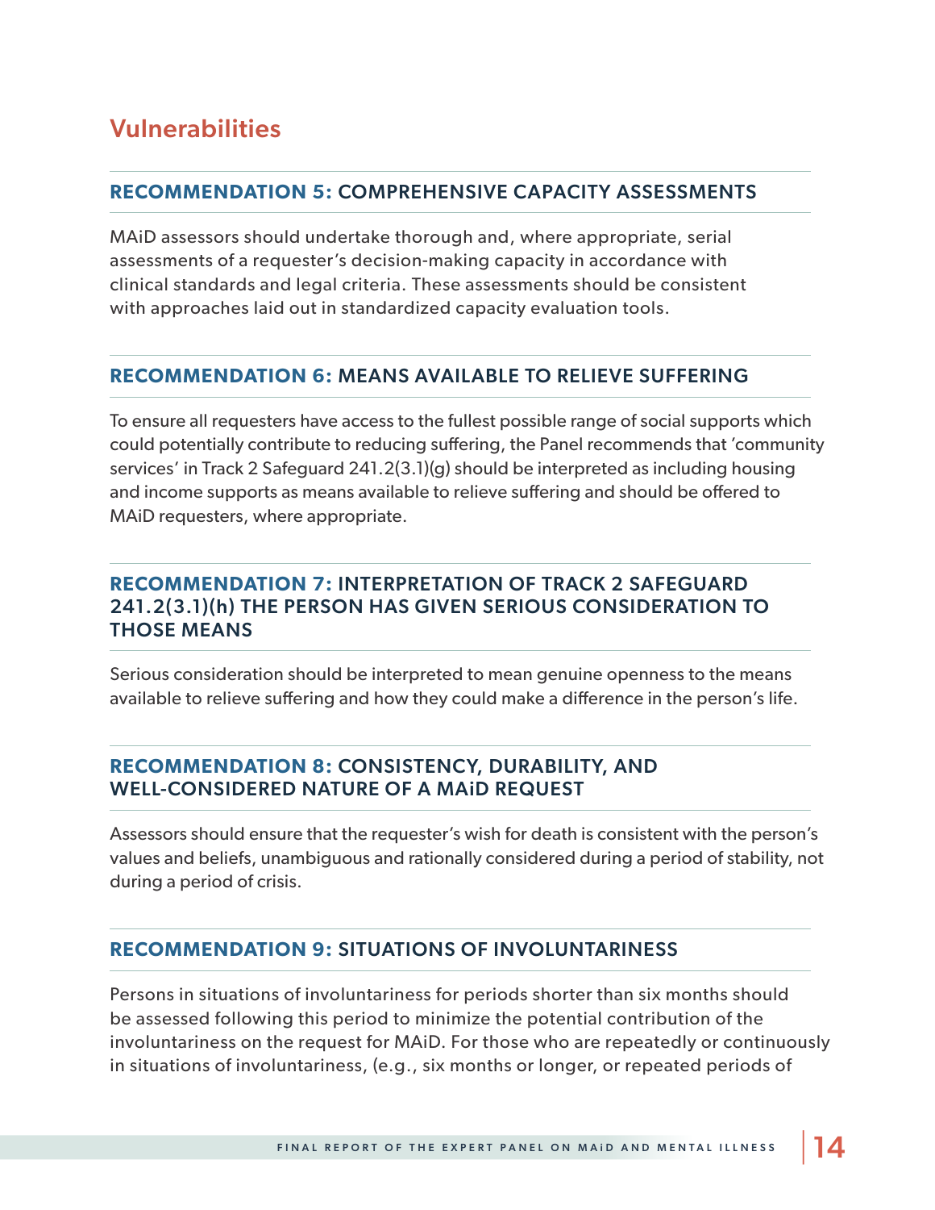## Vulnerabilities

### RECOMMENDATION 5: COMPREHENSIVE CAPACITY ASSESSMENTS

MAiD assessors should undertake thorough and, where appropriate, serial assessments of a requester's decision-making capacity in accordance with clinical standards and legal criteria. These assessments should be consistent with approaches laid out in standardized capacity evaluation tools.

### RECOMMENDATION 6: MEANS AVAILABLE TO RELIEVE SUFFERING

To ensure all requesters have access to the fullest possible range of social supports which could potentially contribute to reducing suffering, the Panel recommends that 'community services' in Track 2 Safeguard 241.2(3.1)(g) should be interpreted as including housing and income supports as means available to relieve suffering and should be offered to MAiD requesters, where appropriate.

### RECOMMENDATION 7: INTERPRETATION OF TRACK 2 SAFEGUARD 241.2(3.1)(h) THE PERSON HAS GIVEN SERIOUS CONSIDERATION TO THOSE MEANS

Serious consideration should be interpreted to mean genuine openness to the means available to relieve suffering and how they could make a difference in the person's life.

### RECOMMENDATION 8: CONSISTENCY, DURABILITY, AND WELL-CONSIDERED NATURE OF A MAiD REQUEST

Assessors should ensure that the requester's wish for death is consistent with the person's values and beliefs, unambiguous and rationally considered during a period of stability, not during a period of crisis.

### RECOMMENDATION 9: SITUATIONS OF INVOLUNTARINESS

Persons in situations of involuntariness for periods shorter than six months should be assessed following this period to minimize the potential contribution of the involuntariness on the request for MAiD. For those who are repeatedly or continuously in situations of involuntariness, (e.g., six months or longer, or repeated periods of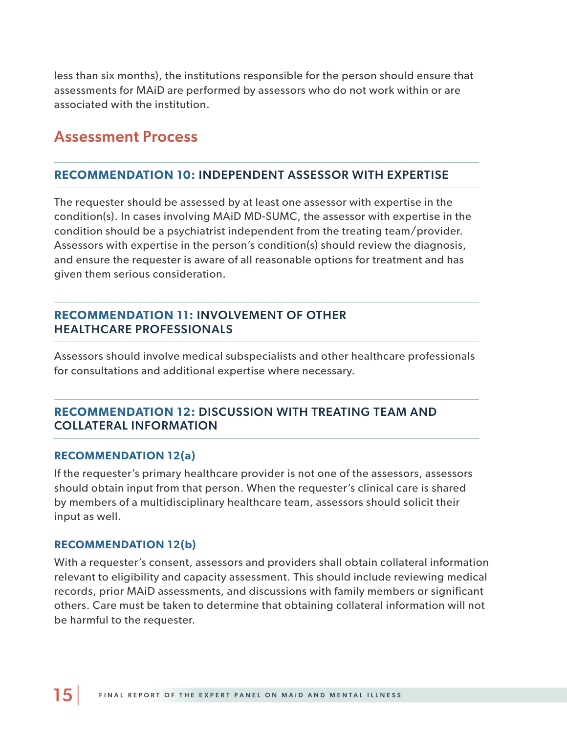less than six months), the institutions responsible for the person should ensure that assessments for MAiD are performed by assessors who do not work within or are associated with the institution.

## Assessment Process

### RECOMMENDATION 10: INDEPENDENT ASSESSOR WITH EXPERTISE

The requester should be assessed by at least one assessor with expertise in the condition(s). In cases involving MAiD MD-SUMC, the assessor with expertise in the condition should be a psychiatrist independent from the treating team/provider. Assessors with expertise in the person's condition(s) should review the diagnosis, and ensure the requester is aware of all reasonable options for treatment and has given them serious consideration.

### RECOMMENDATION 11: INVOLVEMENT OF OTHER HEALTHCARE PROFESSIONALS

Assessors should involve medical subspecialists and other healthcare professionals for consultations and additional expertise where necessary.

### RECOMMENDATION 12: DISCUSSION WITH TREATING TEAM AND COLLATERAL INFORMATION

#### RECOMMENDATION 12(a)

If the requester's primary healthcare provider is not one of the assessors, assessors should obtain input from that person. When the requester's clinical care is shared by members of a multidisciplinary healthcare team, assessors should solicit their input as well.

#### RECOMMENDATION 12(b)

With a requester's consent, assessors and providers shall obtain collateral information relevant to eligibility and capacity assessment. This should include reviewing medical records, prior MAiD assessments, and discussions with family members or significant others. Care must be taken to determine that obtaining collateral information will not be harmful to the requester.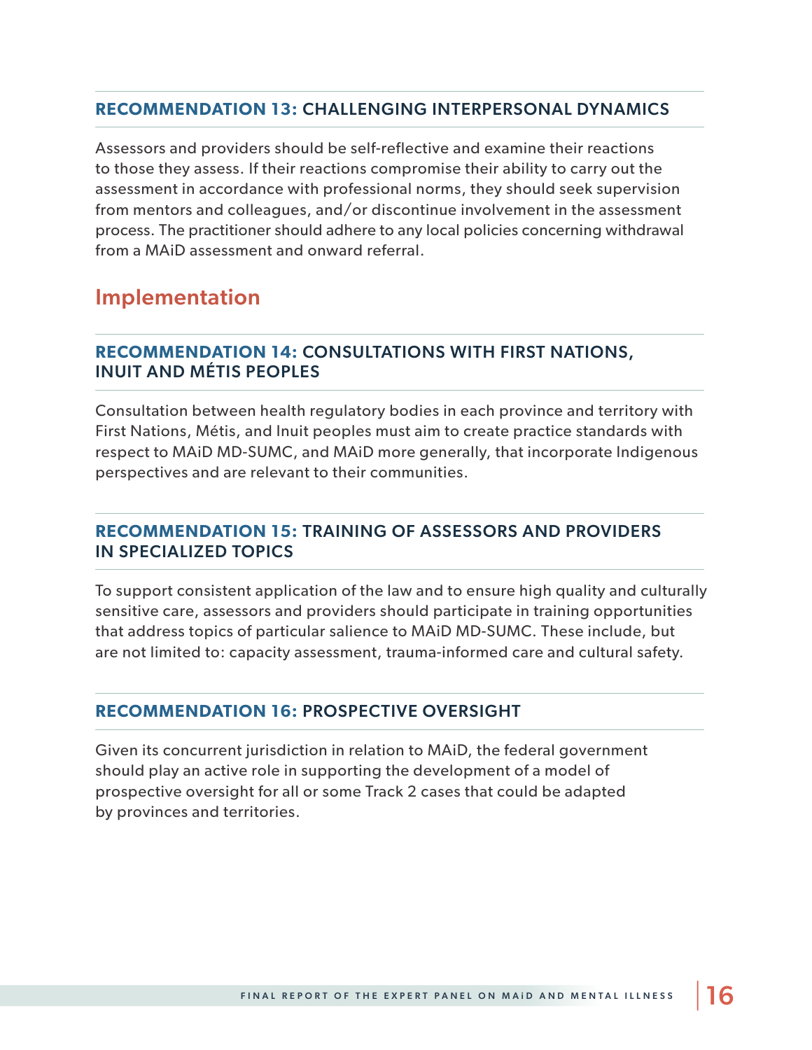### RECOMMENDATION 13: CHALLENGING INTERPERSONAL DYNAMICS

Assessors and providers should be self-reflective and examine their reactions to those they assess. If their reactions compromise their ability to carry out the assessment in accordance with professional norms, they should seek supervision from mentors and colleagues, and/or discontinue involvement in the assessment process. The practitioner should adhere to any local policies concerning withdrawal from a MAiD assessment and onward referral.

## Implementation

### RECOMMENDATION 14: CONSULTATIONS WITH FIRST NATIONS, INUIT AND MÉTIS PEOPLES

Consultation between health regulatory bodies in each province and territory with First Nations, Métis, and Inuit peoples must aim to create practice standards with respect to MAiD MD-SUMC, and MAiD more generally, that incorporate Indigenous perspectives and are relevant to their communities.

### RECOMMENDATION 15: TRAINING OF ASSESSORS AND PROVIDERS IN SPECIALIZED TOPICS

To support consistent application of the law and to ensure high quality and culturally sensitive care, assessors and providers should participate in training opportunities that address topics of particular salience to MAiD MD-SUMC. These include, but are not limited to: capacity assessment, trauma-informed care and cultural safety.

### RECOMMENDATION 16: PROSPECTIVE OVERSIGHT

Given its concurrent jurisdiction in relation to MAiD, the federal government should play an active role in supporting the development of a model of prospective oversight for all or some Track 2 cases that could be adapted by provinces and territories.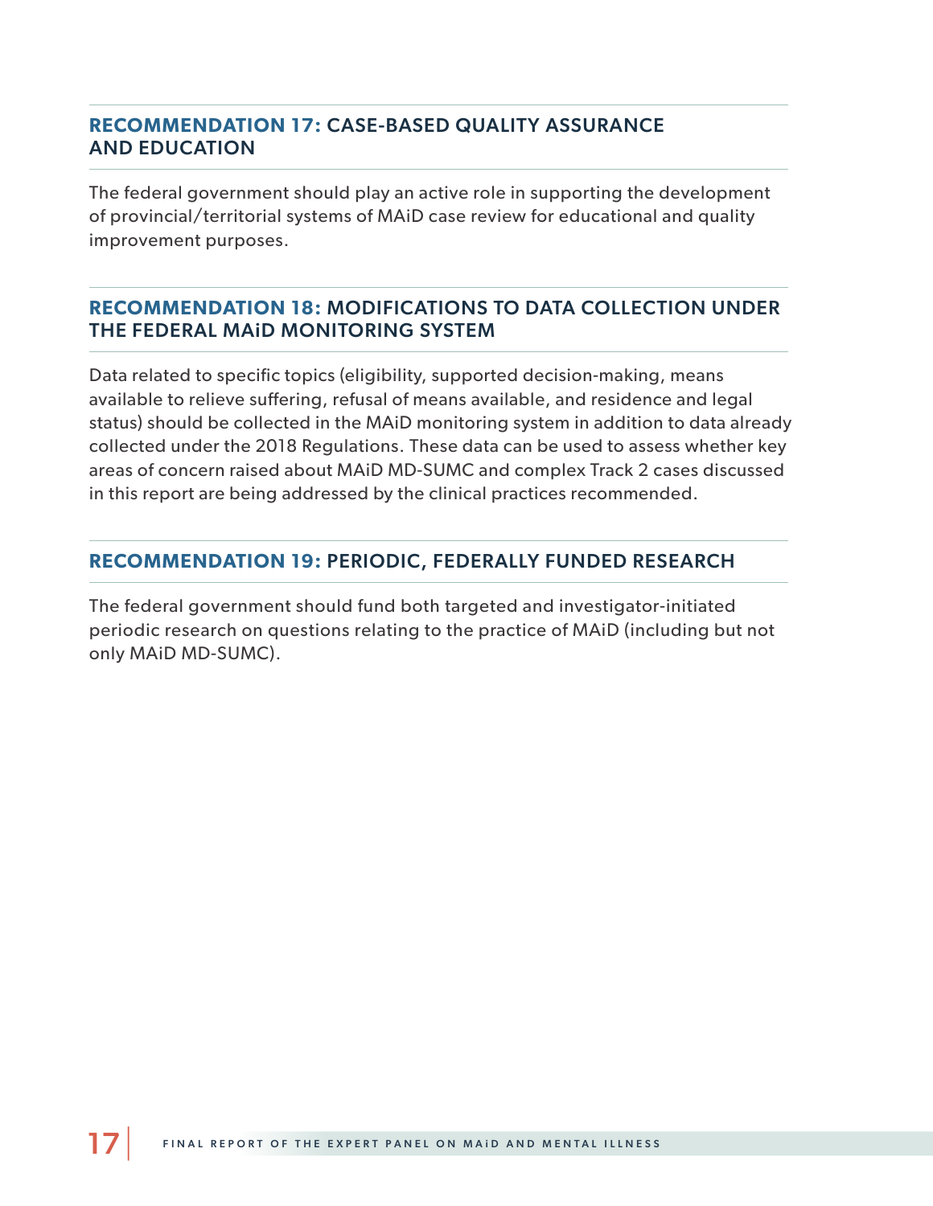### RECOMMENDATION 17: CASE-BASED QUALITY ASSURANCE AND EDUCATION

The federal government should play an active role in supporting the development of provincial/territorial systems of MAiD case review for educational and quality improvement purposes.

### RECOMMENDATION 18: MODIFICATIONS TO DATA COLLECTION UNDER THE FEDERAL MAiD MONITORING SYSTEM

Data related to specific topics (eligibility, supported decision-making, means available to relieve suffering, refusal of means available, and residence and legal status) should be collected in the MAiD monitoring system in addition to data already collected under the 2018 Regulations. These data can be used to assess whether key areas of concern raised about MAiD MD-SUMC and complex Track 2 cases discussed in this report are being addressed by the clinical practices recommended.

### RECOMMENDATION 19: PERIODIC, FEDERALLY FUNDED RESEARCH

The federal government should fund both targeted and investigator-initiated periodic research on questions relating to the practice of MAiD (including but not only MAiD MD-SUMC).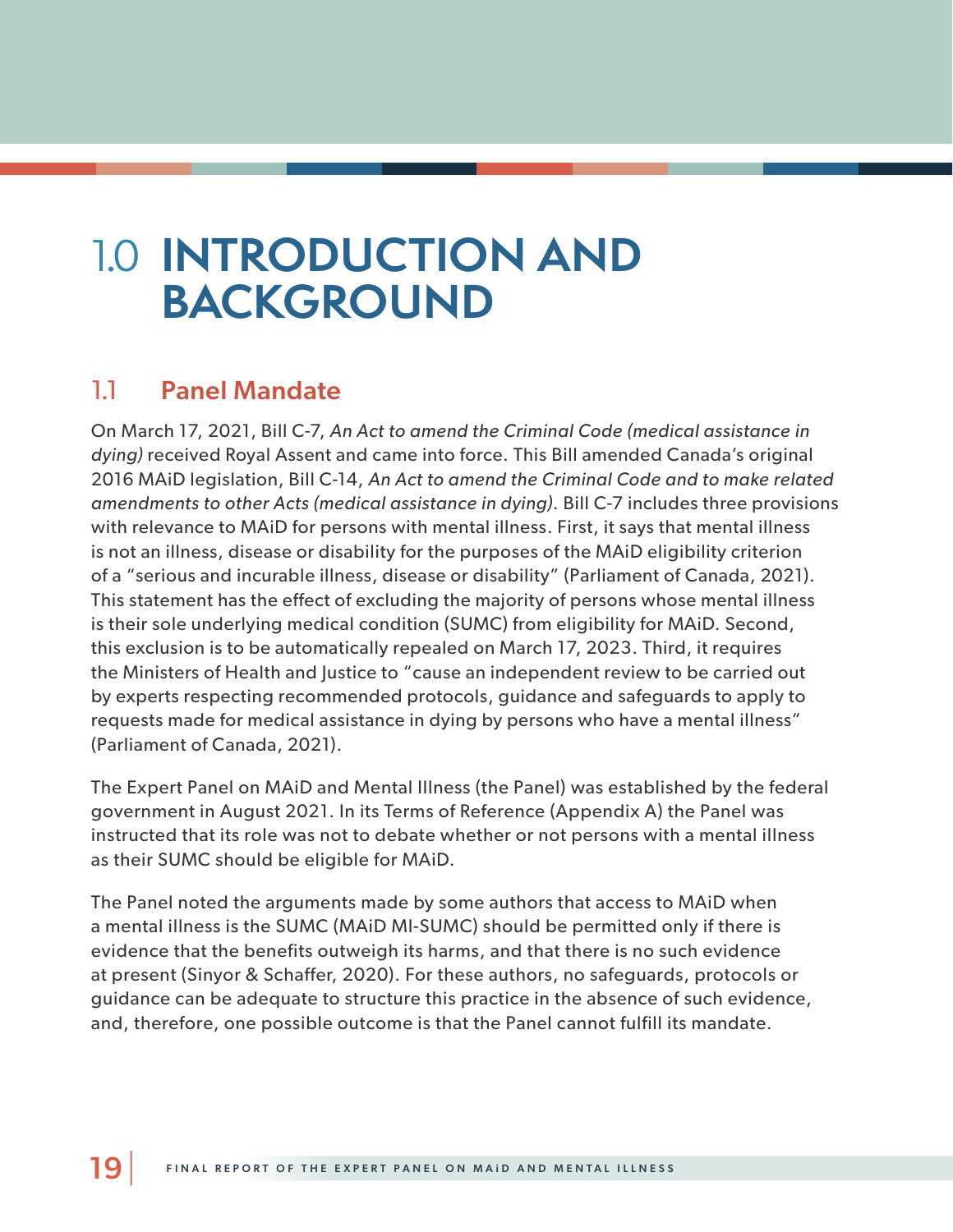# 1.0 INTRODUCTION AND BACKGROUND

## 1.1 Panel Mandate

On March 17, 2021, Bill C-7, *An Act to amend the Criminal Code (medical assistance in dying)* received Royal Assent and came into force. This Bill amended Canada's original 2016 MAiD legislation, Bill C-14, *An Act to amend the Criminal Code and to make related amendments to other Acts (medical assistance in dying)*. Bill C-7 includes three provisions with relevance to MAiD for persons with mental illness. First, it says that mental illness is not an illness, disease or disability for the purposes of the MAiD eligibility criterion of a "serious and incurable illness, disease or disability" (Parliament of Canada, 2021). This statement has the effect of excluding the majority of persons whose mental illness is their sole underlying medical condition (SUMC) from eligibility for MAiD. Second, this exclusion is to be automatically repealed on March 17, 2023. Third, it requires the Ministers of Health and Justice to "cause an independent review to be carried out by experts respecting recommended protocols, guidance and safeguards to apply to requests made for medical assistance in dying by persons who have a mental illness" (Parliament of Canada, 2021).

The Expert Panel on MAiD and Mental Illness (the Panel) was established by the federal government in August 2021. In its Terms of Reference (Appendix A) the Panel was instructed that its role was not to debate whether or not persons with a mental illness as their SUMC should be eligible for MAiD.

The Panel noted the arguments made by some authors that access to MAiD when a mental illness is the SUMC (MAiD MI-SUMC) should be permitted only if there is evidence that the benefits outweigh its harms, and that there is no such evidence at present (Sinyor & Schaffer, 2020). For these authors, no safeguards, protocols or guidance can be adequate to structure this practice in the absence of such evidence, and, therefore, one possible outcome is that the Panel cannot fulfill its mandate.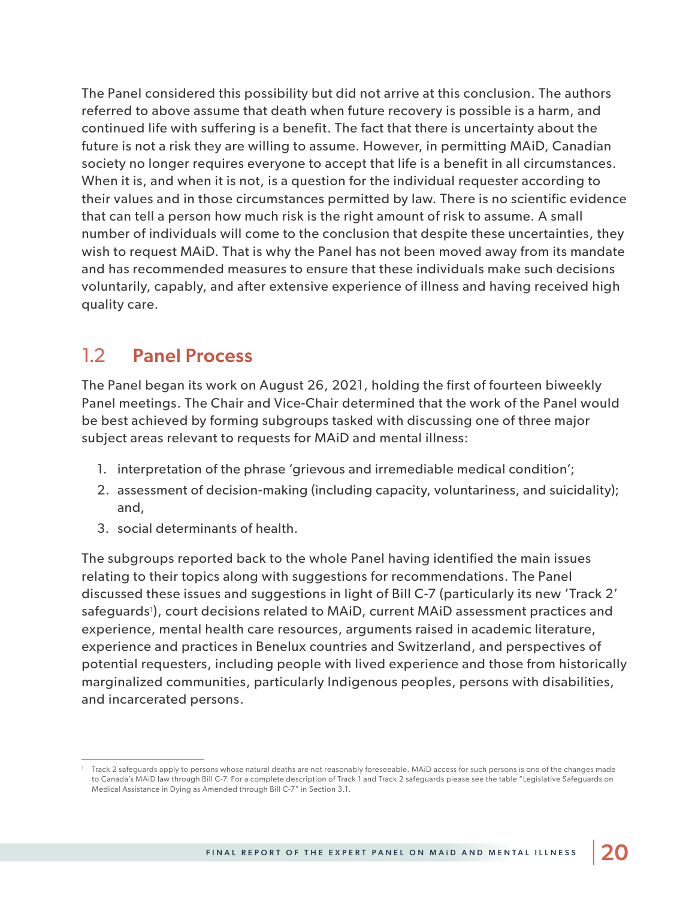The Panel considered this possibility but did not arrive at this conclusion. The authors referred to above assume that death when future recovery is possible is a harm, and continued life with suffering is a benefit. The fact that there is uncertainty about the future is not a risk they are willing to assume. However, in permitting MAiD, Canadian society no longer requires everyone to accept that life is a benefit in all circumstances. When it is, and when it is not, is a question for the individual requester according to their values and in those circumstances permitted by law. There is no scientific evidence that can tell a person how much risk is the right amount of risk to assume. A small number of individuals will come to the conclusion that despite these uncertainties, they wish to request MAiD. That is why the Panel has not been moved away from its mandate and has recommended measures to ensure that these individuals make such decisions voluntarily, capably, and after extensive experience of illness and having received high quality care.

## 1.2 Panel Process

The Panel began its work on August 26, 2021, holding the first of fourteen biweekly Panel meetings. The Chair and Vice-Chair determined that the work of the Panel would be best achieved by forming subgroups tasked with discussing one of three major subject areas relevant to requests for MAiD and mental illness:

1. interpretation of the phrase 'grievous and irremediable medical condition';
2. assessment of decision-making (including capacity, voluntariness, and suicidality); and,
3. social determinants of health.

The subgroups reported back to the whole Panel having identified the main issues relating to their topics along with suggestions for recommendations. The Panel discussed these issues and suggestions in light of Bill C-7 (particularly its new 'Track 2' safeguards[1]), court decisions related to MAiD, current MAiD assessment practices and experience, mental health care resources, arguments raised in academic literature, experience and practices in Benelux countries and Switzerland, and perspectives of potential requesters, including people with lived experience and those from historically marginalized communities, particularly Indigenous peoples, persons with disabilities, and incarcerated persons.

[1] Track 2 safeguards apply to persons whose natural deaths are not reasonably foreseeable. MAiD access for such persons is one of the changes made to Canada's MAiD law through Bill C-7. For a complete description of Track 1 and Track 2 safeguards please see the table "Legislative Safeguards on Medical Assistance in Dying as Amended through Bill C-7" in Section 3.1.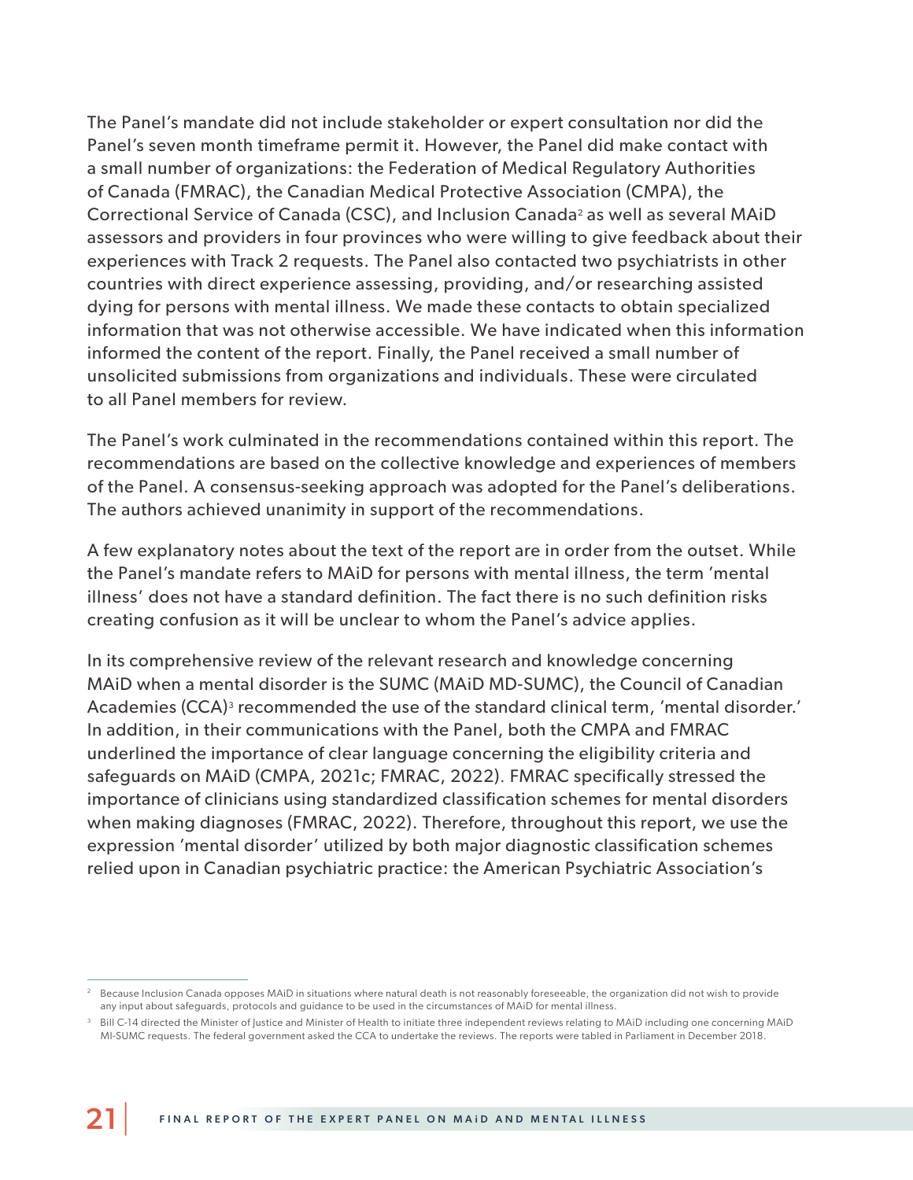The Panel's mandate did not include stakeholder or expert consultation nor did the Panel's seven month timeframe permit it. However, the Panel did make contact with a small number of organizations: the Federation of Medical Regulatory Authorities of Canada (FMRAC), the Canadian Medical Protective Association (CMPA), the Correctional Service of Canada (CSC), and Inclusion Canada[2] as well as several MAiD assessors and providers in four provinces who were willing to give feedback about their experiences with Track 2 requests. The Panel also contacted two psychiatrists in other countries with direct experience assessing, providing, and/or researching assisted dying for persons with mental illness. We made these contacts to obtain specialized information that was not otherwise accessible. We have indicated when this information informed the content of the report. Finally, the Panel received a small number of unsolicited submissions from organizations and individuals. These were circulated to all Panel members for review.

The Panel's work culminated in the recommendations contained within this report. The recommendations are based on the collective knowledge and experiences of members of the Panel. A consensus-seeking approach was adopted for the Panel's deliberations. The authors achieved unanimity in support of the recommendations.

A few explanatory notes about the text of the report are in order from the outset. While the Panel's mandate refers to MAiD for persons with mental illness, the term 'mental illness' does not have a standard definition. The fact there is no such definition risks creating confusion as it will be unclear to whom the Panel's advice applies.

In its comprehensive review of the relevant research and knowledge concerning MAiD when a mental disorder is the SUMC (MAiD MD-SUMC), the Council of Canadian Academies (CCA)[3] recommended the use of the standard clinical term, 'mental disorder.' In addition, in their communications with the Panel, both the CMPA and FMRAC underlined the importance of clear language concerning the eligibility criteria and safeguards on MAiD (CMPA, 2021c; FMRAC, 2022). FMRAC specifically stressed the importance of clinicians using standardized classification schemes for mental disorders when making diagnoses (FMRAC, 2022). Therefore, throughout this report, we use the expression 'mental disorder' utilized by both major diagnostic classification schemes relied upon in Canadian psychiatric practice: the American Psychiatric Association's

---

[2] Because Inclusion Canada opposes MAiD in situations where natural death is not reasonably foreseeable, the organization did not wish to provide any input about safeguards, protocols and guidance to be used in the circumstances of MAiD for mental illness.

[3] Bill C-14 directed the Minister of Justice and Minister of Health to initiate three independent reviews relating to MAiD including one concerning MAiD MI-SUMC requests. The federal government asked the CCA to undertake the reviews. The reports were tabled in Parliament in December 2018.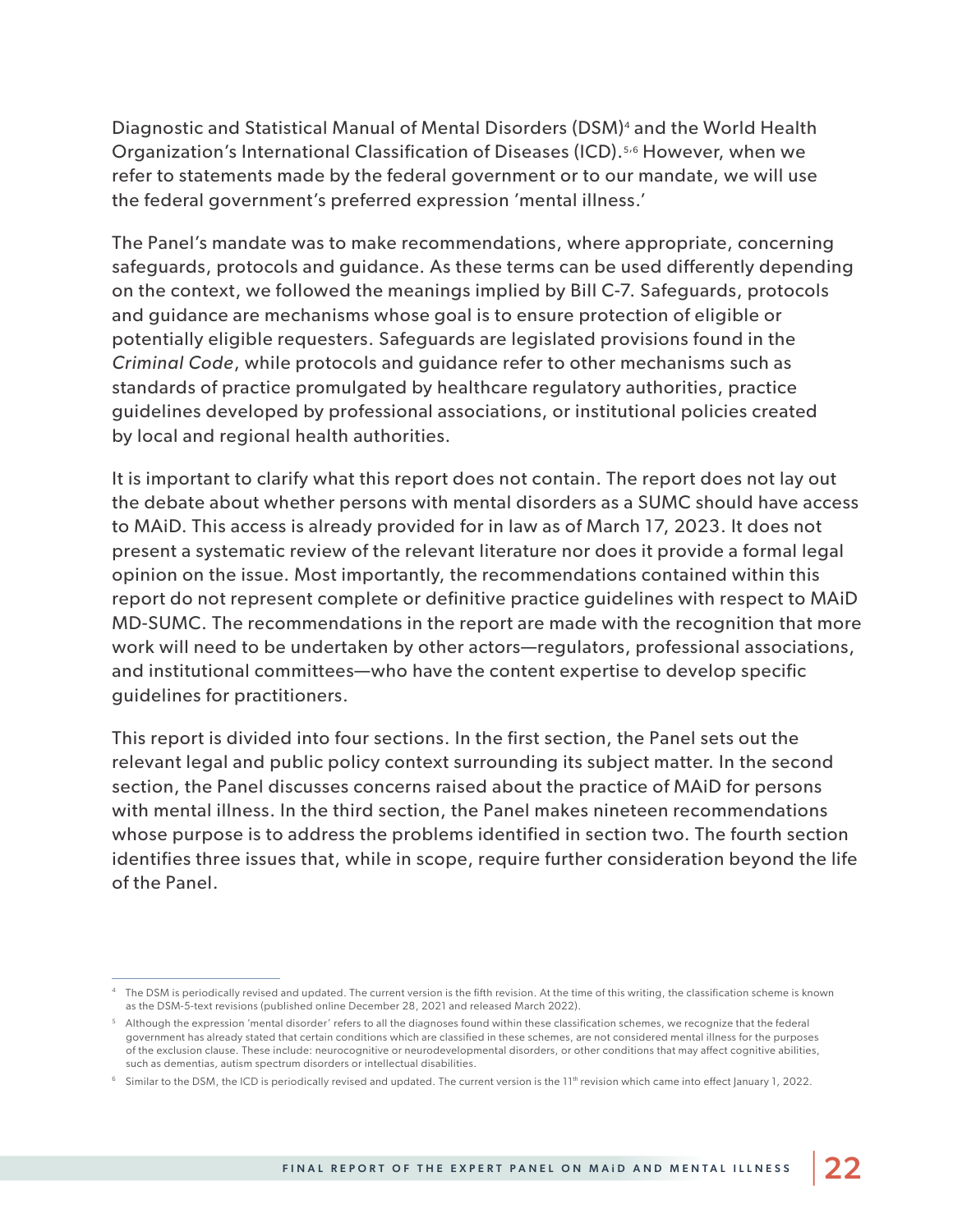Diagnostic and Statistical Manual of Mental Disorders (DSM)[4] and the World Health Organization's International Classification of Diseases (ICD).[5,6] However, when we refer to statements made by the federal government or to our mandate, we will use the federal government's preferred expression 'mental illness.'

The Panel's mandate was to make recommendations, where appropriate, concerning safeguards, protocols and guidance. As these terms can be used differently depending on the context, we followed the meanings implied by Bill C-7. Safeguards, protocols and guidance are mechanisms whose goal is to ensure protection of eligible or potentially eligible requesters. Safeguards are legislated provisions found in the *Criminal Code*, while protocols and guidance refer to other mechanisms such as standards of practice promulgated by healthcare regulatory authorities, practice guidelines developed by professional associations, or institutional policies created by local and regional health authorities.

It is important to clarify what this report does not contain. The report does not lay out the debate about whether persons with mental disorders as a SUMC should have access to MAiD. This access is already provided for in law as of March 17, 2023. It does not present a systematic review of the relevant literature nor does it provide a formal legal opinion on the issue. Most importantly, the recommendations contained within this report do not represent complete or definitive practice guidelines with respect to MAiD MD-SUMC. The recommendations in the report are made with the recognition that more work will need to be undertaken by other actors—regulators, professional associations, and institutional committees—who have the content expertise to develop specific guidelines for practitioners.

This report is divided into four sections. In the first section, the Panel sets out the relevant legal and public policy context surrounding its subject matter. In the second section, the Panel discusses concerns raised about the practice of MAiD for persons with mental illness. In the third section, the Panel makes nineteen recommendations whose purpose is to address the problems identified in section two. The fourth section identifies three issues that, while in scope, require further consideration beyond the life of the Panel.

---

[4] The DSM is periodically revised and updated. The current version is the fifth revision. At the time of this writing, the classification scheme is known as the DSM-5-text revisions (published online December 28, 2021 and released March 2022).

[5] Although the expression 'mental disorder' refers to all the diagnoses found within these classification schemes, we recognize that the federal government has already stated that certain conditions which are classified in these schemes, are not considered mental illness for the purposes of the exclusion clause. These include: neurocognitive or neurodevelopmental disorders, or other conditions that may affect cognitive abilities, such as dementias, autism spectrum disorders or intellectual disabilities.

[6] Similar to the DSM, the ICD is periodically revised and updated. The current version is the 11th revision which came into effect January 1, 2022.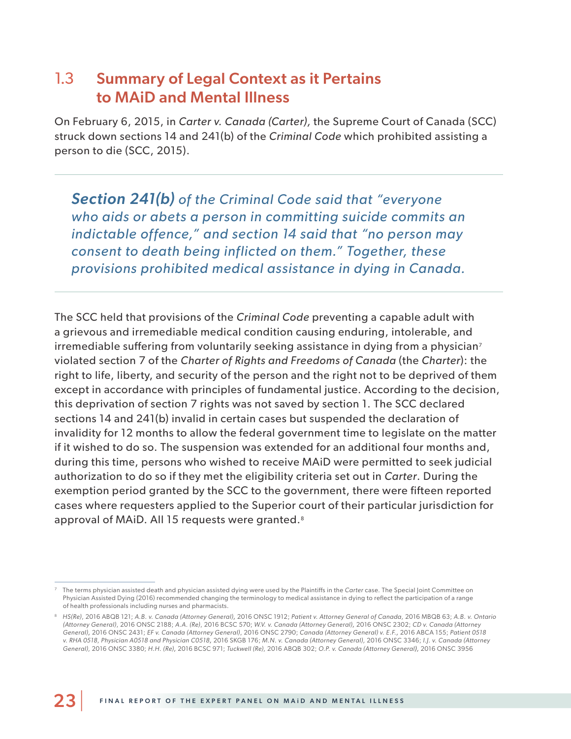## 1.3 Summary of Legal Context as it Pertains to MAiD and Mental Illness

On February 6, 2015, in *Carter v. Canada (Carter),* the Supreme Court of Canada (SCC) struck down sections 14 and 241(b) of the *Criminal Code* which prohibited assisting a person to die (SCC, 2015).

---

> ***Section 241(b)*** *of the Criminal Code said that "everyone who aids or abets a person in committing suicide commits an indictable offence," and section 14 said that "no person may consent to death being inflicted on them." Together, these provisions prohibited medical assistance in dying in Canada.*

---

The SCC held that provisions of the *Criminal Code* preventing a capable adult with a grievous and irremediable medical condition causing enduring, intolerable, and irremediable suffering from voluntarily seeking assistance in dying from a physician[7] violated section 7 of the *Charter of Rights and Freedoms of Canada* (the *Charter*): the right to life, liberty, and security of the person and the right not to be deprived of them except in accordance with principles of fundamental justice. According to the decision, this deprivation of section 7 rights was not saved by section 1. The SCC declared sections 14 and 241(b) invalid in certain cases but suspended the declaration of invalidity for 12 months to allow the federal government time to legislate on the matter if it wished to do so. The suspension was extended for an additional four months and, during this time, persons who wished to receive MAiD were permitted to seek judicial authorization to do so if they met the eligibility criteria set out in *Carter*. During the exemption period granted by the SCC to the government, there were fifteen reported cases where requesters applied to the Superior court of their particular jurisdiction for approval of MAiD. All 15 requests were granted.[8]

---

[7] The terms physician assisted death and physician assisted dying were used by the Plaintiffs in the *Carter* case. The Special Joint Committee on Physician Assisted Dying (2016) recommended changing the terminology to medical assistance in dying to reflect the participation of a range of health professionals including nurses and pharmacists.

[8] *HS(Re)*, 2016 ABQB 121; *A.B. v. Canada (Attorney General)*, 2016 ONSC 1912; *Patient v. Attorney General of Canada*, 2016 MBQB 63; *A.B. v. Ontario (Attorney General)*, 2016 ONSC 2188; *A.A. (Re)*, 2016 BCSC 570; *W.V. v. Canada (Attorney General)*, 2016 ONSC 2302; *CD v. Canada (Attorney General)*, 2016 ONSC 2431; *EF v. Canada (Attorney General)*, 2016 ONSC 2790; *Canada (Attorney General) v. E.F.*, 2016 ABCA 155; *Patient 0518 v. RHA 0518, Physician A0518 and Physician C0518*, 2016 SKGB 176; *M.N. v. Canada (Attorney General)*, 2016 ONSC 3346; *I.J. v. Canada (Attorney General)*, 2016 ONSC 3380; *H.H. (Re)*, 2016 BCSC 971; *Tuckwell (Re)*, 2016 ABQB 302; *O.P. v. Canada (Attorney General)*, 2016 ONSC 3956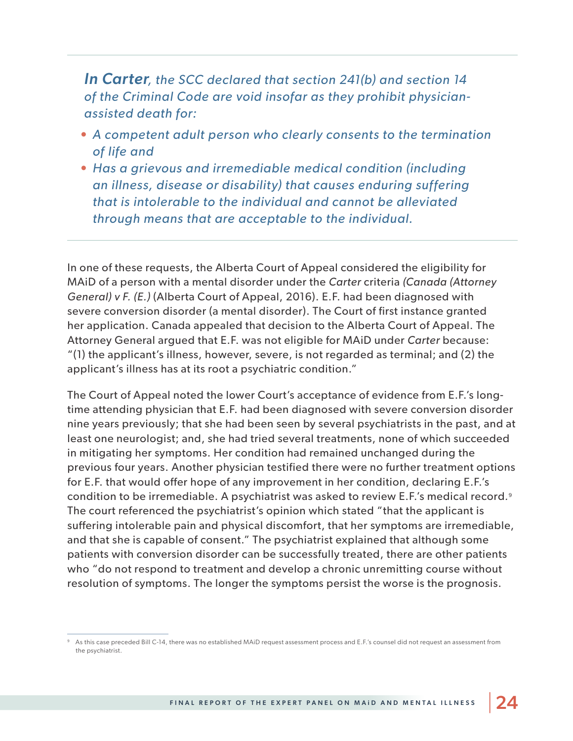*In Carter, the SCC declared that section 241(b) and section 14 of the Criminal Code are void insofar as they prohibit physician-assisted death for:*

- *A competent adult person who clearly consents to the termination of life and*
- *Has a grievous and irremediable medical condition (including an illness, disease or disability) that causes enduring suffering that is intolerable to the individual and cannot be alleviated through means that are acceptable to the individual.*

In one of these requests, the Alberta Court of Appeal considered the eligibility for MAiD of a person with a mental disorder under the *Carter* criteria *(Canada (Attorney General) v F. (E.)* (Alberta Court of Appeal, 2016). E.F. had been diagnosed with severe conversion disorder (a mental disorder). The Court of first instance granted her application. Canada appealed that decision to the Alberta Court of Appeal. The Attorney General argued that E.F. was not eligible for MAiD under *Carter* because: "(1) the applicant's illness, however, severe, is not regarded as terminal; and (2) the applicant's illness has at its root a psychiatric condition."

The Court of Appeal noted the lower Court's acceptance of evidence from E.F.'s long-time attending physician that E.F. had been diagnosed with severe conversion disorder nine years previously; that she had been seen by several psychiatrists in the past, and at least one neurologist; and, she had tried several treatments, none of which succeeded in mitigating her symptoms. Her condition had remained unchanged during the previous four years. Another physician testified there were no further treatment options for E.F. that would offer hope of any improvement in her condition, declaring E.F.'s condition to be irremediable. A psychiatrist was asked to review E.F.'s medical record.[9] The court referenced the psychiatrist's opinion which stated "that the applicant is suffering intolerable pain and physical discomfort, that her symptoms are irremediable, and that she is capable of consent." The psychiatrist explained that although some patients with conversion disorder can be successfully treated, there are other patients who "do not respond to treatment and develop a chronic unremitting course without resolution of symptoms. The longer the symptoms persist the worse is the prognosis.

[9] As this case preceded Bill C-14, there was no established MAiD request assessment process and E.F.'s counsel did not request an assessment from the psychiatrist.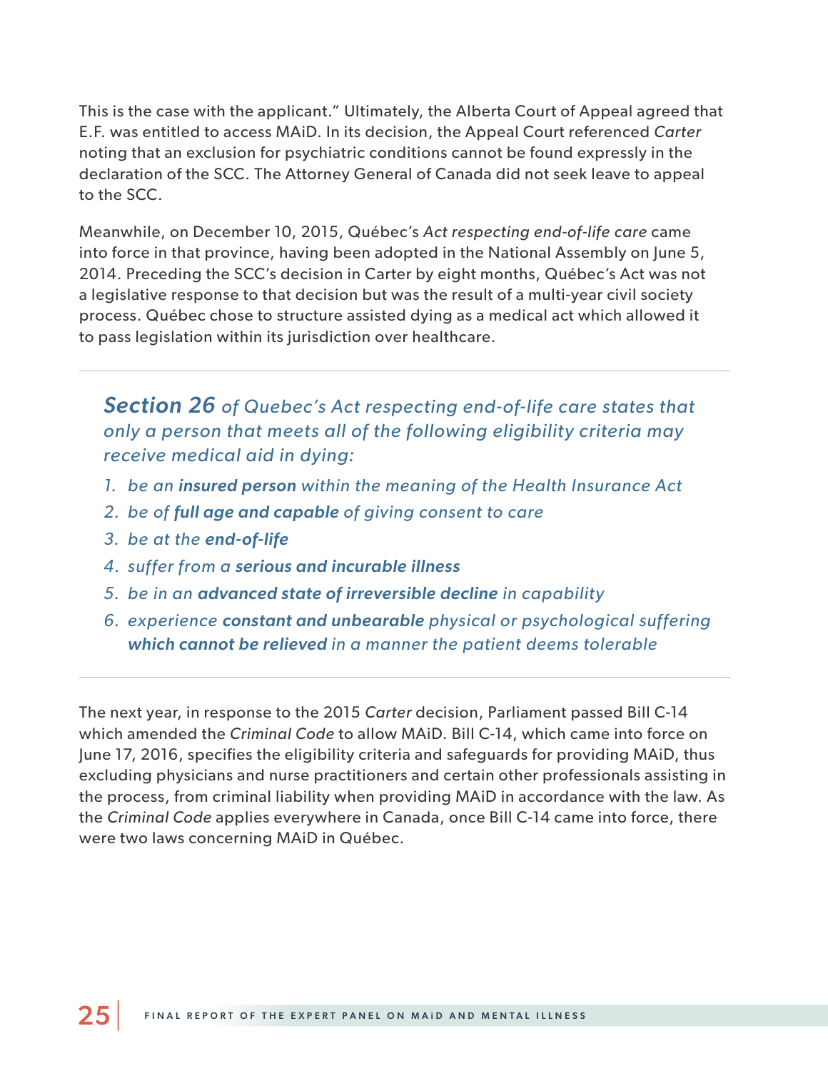This is the case with the applicant." Ultimately, the Alberta Court of Appeal agreed that E.F. was entitled to access MAiD. In its decision, the Appeal Court referenced *Carter* noting that an exclusion for psychiatric conditions cannot be found expressly in the declaration of the SCC. The Attorney General of Canada did not seek leave to appeal to the SCC.

Meanwhile, on December 10, 2015, Québec's *Act respecting end-of-life care* came into force in that province, having been adopted in the National Assembly on June 5, 2014. Preceding the SCC's decision in Carter by eight months, Québec's Act was not a legislative response to that decision but was the result of a multi-year civil society process. Québec chose to structure assisted dying as a medical act which allowed it to pass legislation within its jurisdiction over healthcare.

---

***Section 26*** *of Quebec's Act respecting end-of-life care states that only a person that meets all of the following eligibility criteria may receive medical aid in dying:*

1. *be an* ***insured person*** *within the meaning of the Health Insurance Act*
2. *be of* ***full age and capable*** *of giving consent to care*
3. *be at the* ***end-of-life***
4. *suffer from a* ***serious and incurable illness***
5. *be in an* ***advanced state of irreversible decline*** *in capability*
6. *experience* ***constant and unbearable*** *physical or psychological suffering* ***which cannot be relieved*** *in a manner the patient deems tolerable*

---

The next year, in response to the 2015 *Carter* decision, Parliament passed Bill C-14 which amended the *Criminal Code* to allow MAiD. Bill C-14, which came into force on June 17, 2016, specifies the eligibility criteria and safeguards for providing MAiD, thus excluding physicians and nurse practitioners and certain other professionals assisting in the process, from criminal liability when providing MAiD in accordance with the law. As the *Criminal Code* applies everywhere in Canada, once Bill C-14 came into force, there were two laws concerning MAiD in Québec.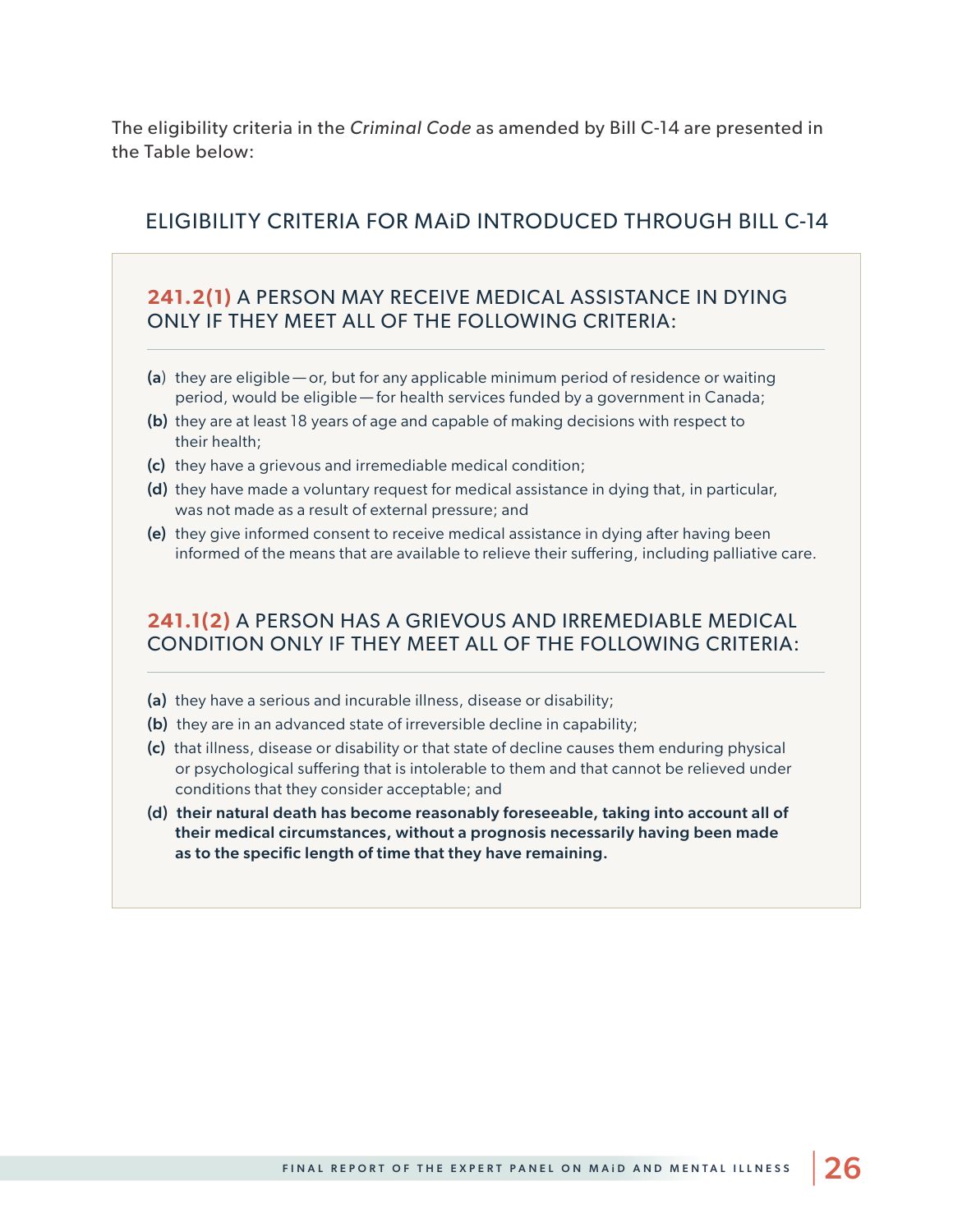The eligibility criteria in the *Criminal Code* as amended by Bill C-14 are presented in the Table below:

## ELIGIBILITY CRITERIA FOR MAiD INTRODUCED THROUGH BILL C-14

### 241.2(1) A PERSON MAY RECEIVE MEDICAL ASSISTANCE IN DYING ONLY IF THEY MEET ALL OF THE FOLLOWING CRITERIA:

**(a)** they are eligible — or, but for any applicable minimum period of residence or waiting period, would be eligible — for health services funded by a government in Canada;

**(b)** they are at least 18 years of age and capable of making decisions with respect to their health;

**(c)** they have a grievous and irremediable medical condition;

**(d)** they have made a voluntary request for medical assistance in dying that, in particular, was not made as a result of external pressure; and

**(e)** they give informed consent to receive medical assistance in dying after having been informed of the means that are available to relieve their suffering, including palliative care.

### 241.1(2) A PERSON HAS A GRIEVOUS AND IRREMEDIABLE MEDICAL CONDITION ONLY IF THEY MEET ALL OF THE FOLLOWING CRITERIA:

**(a)** they have a serious and incurable illness, disease or disability;

**(b)** they are in an advanced state of irreversible decline in capability;

**(c)** that illness, disease or disability or that state of decline causes them enduring physical or psychological suffering that is intolerable to them and that cannot be relieved under conditions that they consider acceptable; and

**(d) their natural death has become reasonably foreseeable, taking into account all of their medical circumstances, without a prognosis necessarily having been made as to the specific length of time that they have remaining.**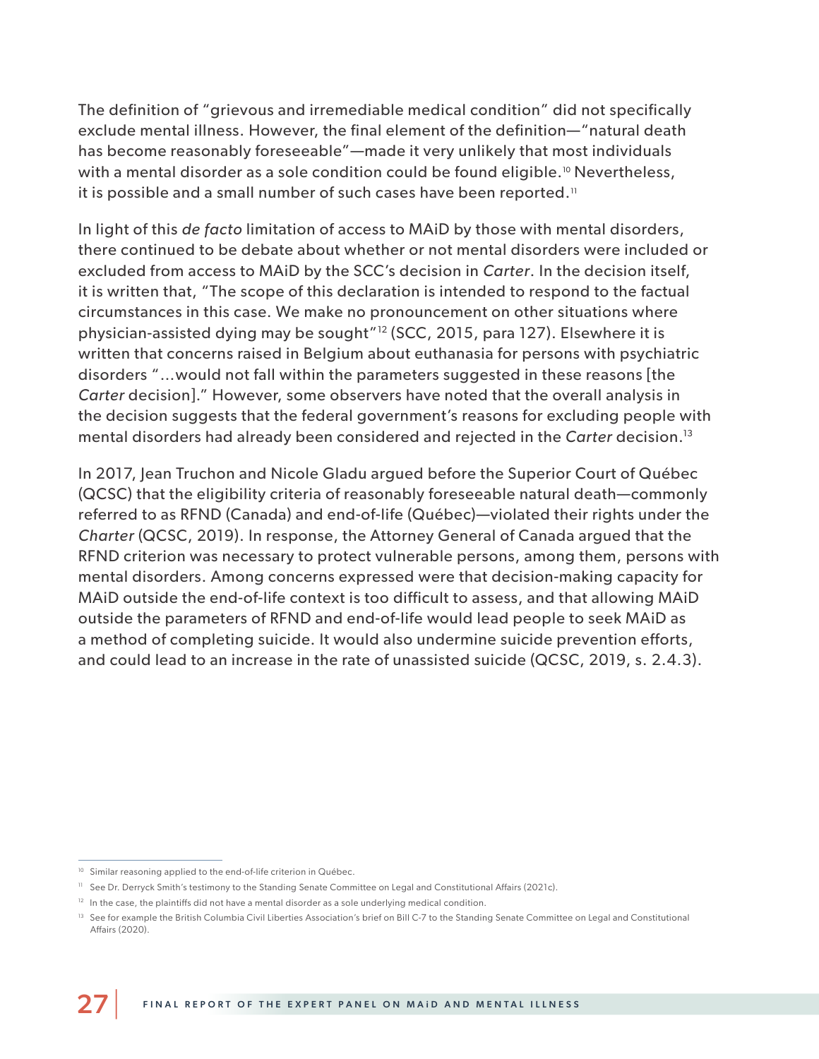The definition of "grievous and irremediable medical condition" did not specifically exclude mental illness. However, the final element of the definition—"natural death has become reasonably foreseeable"—made it very unlikely that most individuals with a mental disorder as a sole condition could be found eligible.[10] Nevertheless, it is possible and a small number of such cases have been reported.[11]

In light of this *de facto* limitation of access to MAiD by those with mental disorders, there continued to be debate about whether or not mental disorders were included or excluded from access to MAiD by the SCC's decision in *Carter*. In the decision itself, it is written that, "The scope of this declaration is intended to respond to the factual circumstances in this case. We make no pronouncement on other situations where physician-assisted dying may be sought"[12] (SCC, 2015, para 127). Elsewhere it is written that concerns raised in Belgium about euthanasia for persons with psychiatric disorders "…would not fall within the parameters suggested in these reasons [the *Carter* decision]." However, some observers have noted that the overall analysis in the decision suggests that the federal government's reasons for excluding people with mental disorders had already been considered and rejected in the *Carter* decision.[13]

In 2017, Jean Truchon and Nicole Gladu argued before the Superior Court of Québec (QCSC) that the eligibility criteria of reasonably foreseeable natural death—commonly referred to as RFND (Canada) and end-of-life (Québec)—violated their rights under the *Charter* (QCSC, 2019). In response, the Attorney General of Canada argued that the RFND criterion was necessary to protect vulnerable persons, among them, persons with mental disorders. Among concerns expressed were that decision-making capacity for MAiD outside the end-of-life context is too difficult to assess, and that allowing MAiD outside the parameters of RFND and end-of-life would lead people to seek MAiD as a method of completing suicide. It would also undermine suicide prevention efforts, and could lead to an increase in the rate of unassisted suicide (QCSC, 2019, s. 2.4.3).

---

[10] Similar reasoning applied to the end-of-life criterion in Québec.

[11] See Dr. Derryck Smith's testimony to the Standing Senate Committee on Legal and Constitutional Affairs (2021c).

[12] In the case, the plaintiffs did not have a mental disorder as a sole underlying medical condition.

[13] See for example the British Columbia Civil Liberties Association's brief on Bill C-7 to the Standing Senate Committee on Legal and Constitutional Affairs (2020).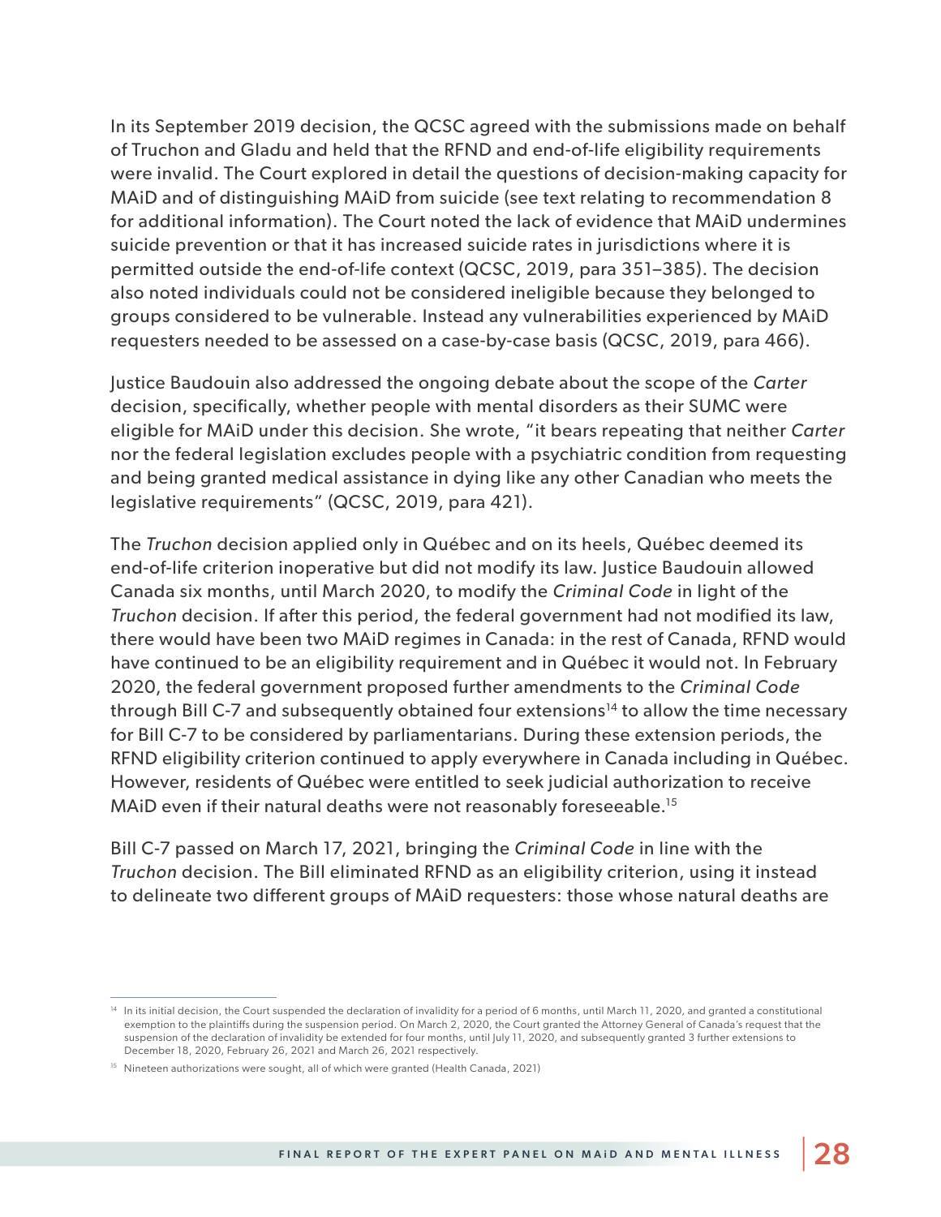In its September 2019 decision, the QCSC agreed with the submissions made on behalf of Truchon and Gladu and held that the RFND and end-of-life eligibility requirements were invalid. The Court explored in detail the questions of decision-making capacity for MAiD and of distinguishing MAiD from suicide (see text relating to recommendation 8 for additional information). The Court noted the lack of evidence that MAiD undermines suicide prevention or that it has increased suicide rates in jurisdictions where it is permitted outside the end-of-life context (QCSC, 2019, para 351–385). The decision also noted individuals could not be considered ineligible because they belonged to groups considered to be vulnerable. Instead any vulnerabilities experienced by MAiD requesters needed to be assessed on a case-by-case basis (QCSC, 2019, para 466).

Justice Baudouin also addressed the ongoing debate about the scope of the *Carter* decision, specifically, whether people with mental disorders as their SUMC were eligible for MAiD under this decision. She wrote, "it bears repeating that neither *Carter* nor the federal legislation excludes people with a psychiatric condition from requesting and being granted medical assistance in dying like any other Canadian who meets the legislative requirements" (QCSC, 2019, para 421).

The *Truchon* decision applied only in Québec and on its heels, Québec deemed its end-of-life criterion inoperative but did not modify its law. Justice Baudouin allowed Canada six months, until March 2020, to modify the *Criminal Code* in light of the *Truchon* decision. If after this period, the federal government had not modified its law, there would have been two MAiD regimes in Canada: in the rest of Canada, RFND would have continued to be an eligibility requirement and in Québec it would not. In February 2020, the federal government proposed further amendments to the *Criminal Code* through Bill C-7 and subsequently obtained four extensions[14] to allow the time necessary for Bill C-7 to be considered by parliamentarians. During these extension periods, the RFND eligibility criterion continued to apply everywhere in Canada including in Québec. However, residents of Québec were entitled to seek judicial authorization to receive MAiD even if their natural deaths were not reasonably foreseeable.[15]

Bill C-7 passed on March 17, 2021, bringing the *Criminal Code* in line with the *Truchon* decision. The Bill eliminated RFND as an eligibility criterion, using it instead to delineate two different groups of MAiD requesters: those whose natural deaths are

---

[14] In its initial decision, the Court suspended the declaration of invalidity for a period of 6 months, until March 11, 2020, and granted a constitutional exemption to the plaintiffs during the suspension period. On March 2, 2020, the Court granted the Attorney General of Canada's request that the suspension of the declaration of invalidity be extended for four months, until July 11, 2020, and subsequently granted 3 further extensions to December 18, 2020, February 26, 2021 and March 26, 2021 respectively.

[15] Nineteen authorizations were sought, all of which were granted (Health Canada, 2021)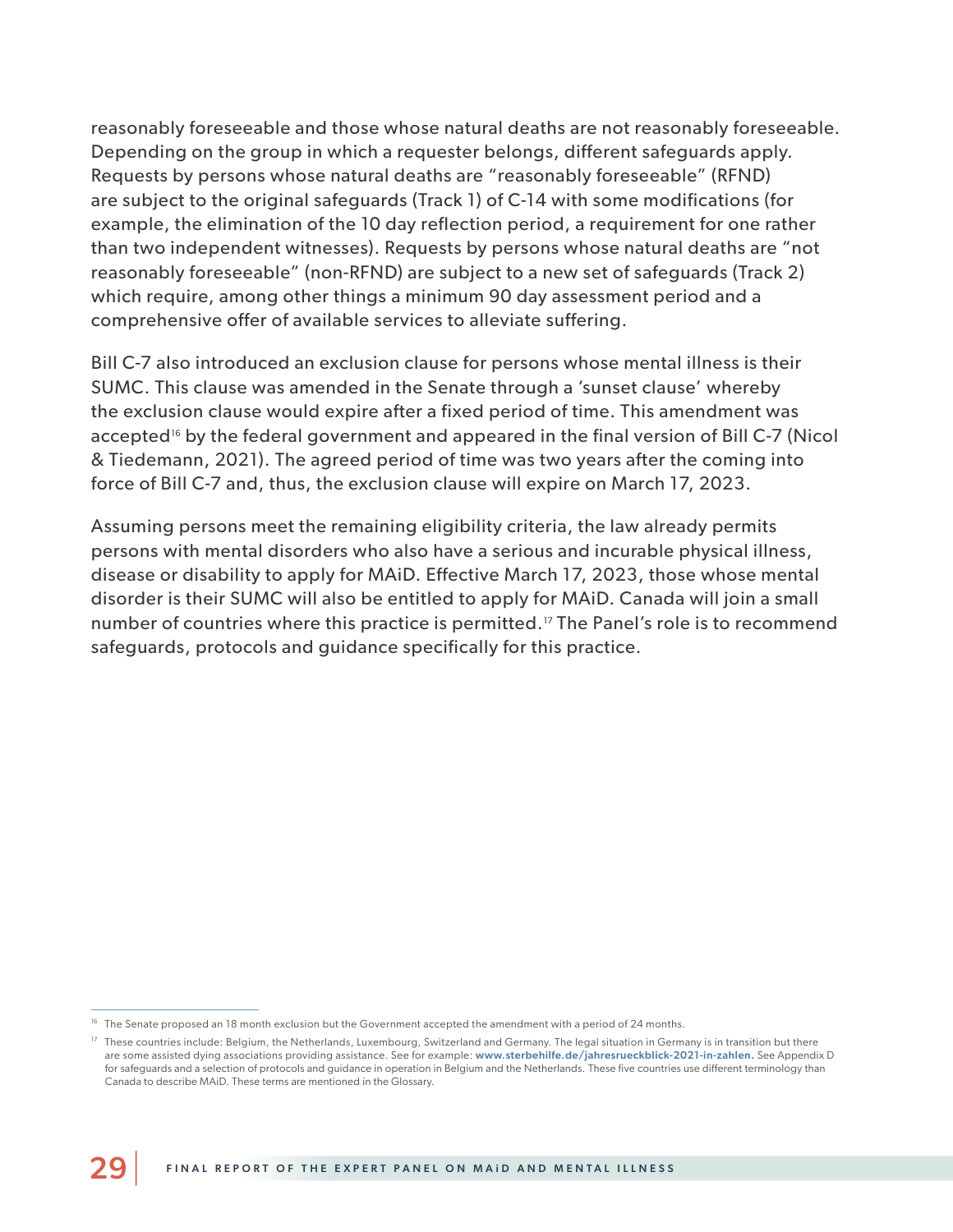reasonably foreseeable and those whose natural deaths are not reasonably foreseeable. Depending on the group in which a requester belongs, different safeguards apply. Requests by persons whose natural deaths are "reasonably foreseeable" (RFND) are subject to the original safeguards (Track 1) of C-14 with some modifications (for example, the elimination of the 10 day reflection period, a requirement for one rather than two independent witnesses). Requests by persons whose natural deaths are "not reasonably foreseeable" (non-RFND) are subject to a new set of safeguards (Track 2) which require, among other things a minimum 90 day assessment period and a comprehensive offer of available services to alleviate suffering.

Bill C-7 also introduced an exclusion clause for persons whose mental illness is their SUMC. This clause was amended in the Senate through a 'sunset clause' whereby the exclusion clause would expire after a fixed period of time. This amendment was accepted[16] by the federal government and appeared in the final version of Bill C-7 (Nicol & Tiedemann, 2021). The agreed period of time was two years after the coming into force of Bill C-7 and, thus, the exclusion clause will expire on March 17, 2023.

Assuming persons meet the remaining eligibility criteria, the law already permits persons with mental disorders who also have a serious and incurable physical illness, disease or disability to apply for MAiD. Effective March 17, 2023, those whose mental disorder is their SUMC will also be entitled to apply for MAiD. Canada will join a small number of countries where this practice is permitted.[17] The Panel's role is to recommend safeguards, protocols and guidance specifically for this practice.

---

[16] The Senate proposed an 18 month exclusion but the Government accepted the amendment with a period of 24 months.

[17] These countries include: Belgium, the Netherlands, Luxembourg, Switzerland and Germany. The legal situation in Germany is in transition but there are some assisted dying associations providing assistance. See for example: **www.sterbehilfe.de/jahresrueckblick-2021-in-zahlen.** See Appendix D for safeguards and a selection of protocols and guidance in operation in Belgium and the Netherlands. These five countries use different terminology than Canada to describe MAiD. These terms are mentioned in the Glossary.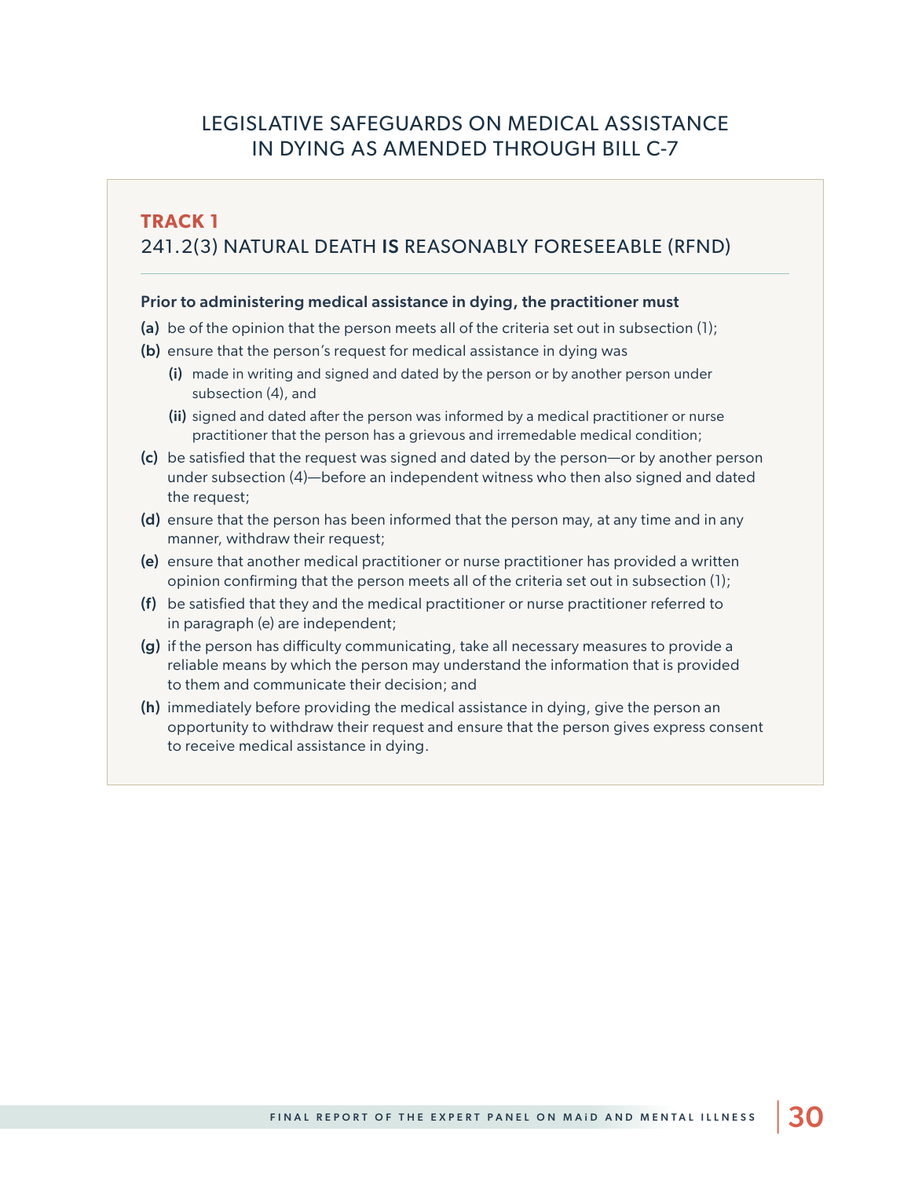## LEGISLATIVE SAFEGUARDS ON MEDICAL ASSISTANCE IN DYING AS AMENDED THROUGH BILL C-7

### TRACK 1

### 241.2(3) NATURAL DEATH **IS** REASONABLY FORESEEABLE (RFND)

**Prior to administering medical assistance in dying, the practitioner must**

**(a)** be of the opinion that the person meets all of the criteria set out in subsection (1);

**(b)** ensure that the person's request for medical assistance in dying was

- **(i)** made in writing and signed and dated by the person or by another person under subsection (4), and
- **(ii)** signed and dated after the person was informed by a medical practitioner or nurse practitioner that the person has a grievous and irremedable medical condition;

**(c)** be satisfied that the request was signed and dated by the person—or by another person under subsection (4)—before an independent witness who then also signed and dated the request;

**(d)** ensure that the person has been informed that the person may, at any time and in any manner, withdraw their request;

**(e)** ensure that another medical practitioner or nurse practitioner has provided a written opinion confirming that the person meets all of the criteria set out in subsection (1);

**(f)** be satisfied that they and the medical practitioner or nurse practitioner referred to in paragraph (e) are independent;

**(g)** if the person has difficulty communicating, take all necessary measures to provide a reliable means by which the person may understand the information that is provided to them and communicate their decision; and

**(h)** immediately before providing the medical assistance in dying, give the person an opportunity to withdraw their request and ensure that the person gives express consent to receive medical assistance in dying.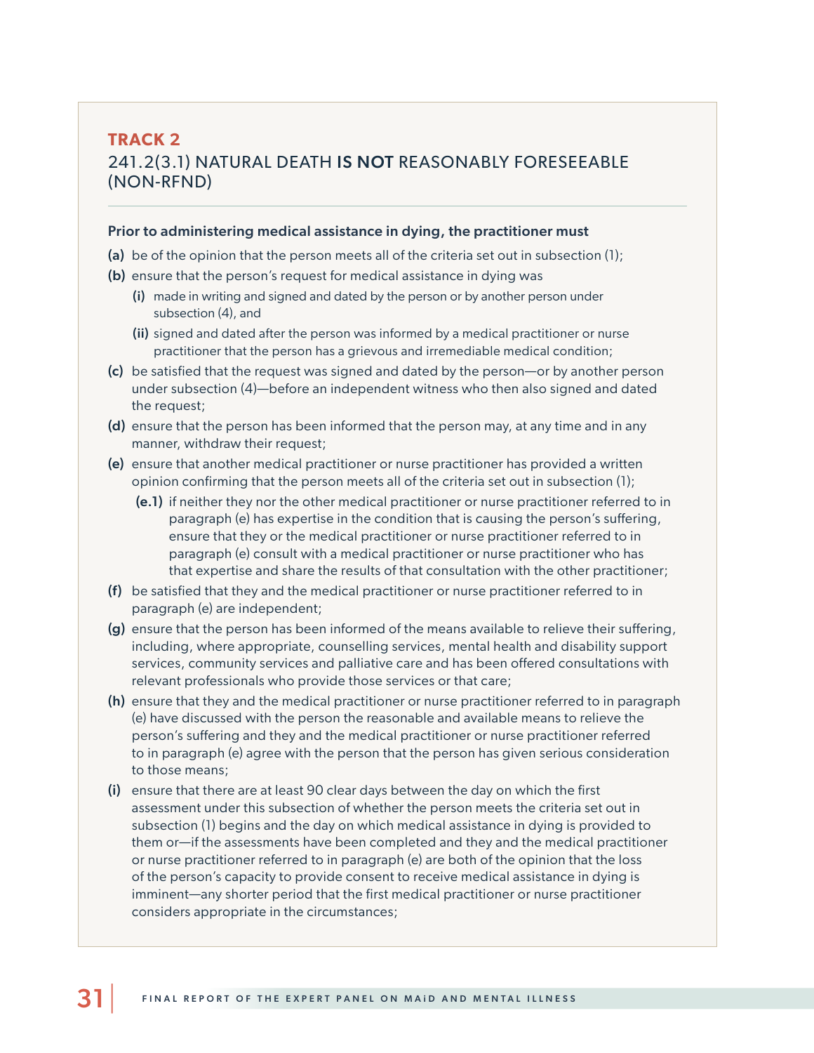## TRACK 2

### 241.2(3.1) NATURAL DEATH **IS NOT** REASONABLY FORESEEABLE (NON-RFND)

**Prior to administering medical assistance in dying, the practitioner must**

**(a)** be of the opinion that the person meets all of the criteria set out in subsection (1);

**(b)** ensure that the person's request for medical assistance in dying was

- **(i)** made in writing and signed and dated by the person or by another person under subsection (4), and
- **(ii)** signed and dated after the person was informed by a medical practitioner or nurse practitioner that the person has a grievous and irremediable medical condition;

**(c)** be satisfied that the request was signed and dated by the person—or by another person under subsection (4)—before an independent witness who then also signed and dated the request;

**(d)** ensure that the person has been informed that the person may, at any time and in any manner, withdraw their request;

**(e)** ensure that another medical practitioner or nurse practitioner has provided a written opinion confirming that the person meets all of the criteria set out in subsection (1);

- **(e.1)** if neither they nor the other medical practitioner or nurse practitioner referred to in paragraph (e) has expertise in the condition that is causing the person's suffering, ensure that they or the medical practitioner or nurse practitioner referred to in paragraph (e) consult with a medical practitioner or nurse practitioner who has that expertise and share the results of that consultation with the other practitioner;

**(f)** be satisfied that they and the medical practitioner or nurse practitioner referred to in paragraph (e) are independent;

**(g)** ensure that the person has been informed of the means available to relieve their suffering, including, where appropriate, counselling services, mental health and disability support services, community services and palliative care and has been offered consultations with relevant professionals who provide those services or that care;

**(h)** ensure that they and the medical practitioner or nurse practitioner referred to in paragraph (e) have discussed with the person the reasonable and available means to relieve the person's suffering and they and the medical practitioner or nurse practitioner referred to in paragraph (e) agree with the person that the person has given serious consideration to those means;

**(i)** ensure that there are at least 90 clear days between the day on which the first assessment under this subsection of whether the person meets the criteria set out in subsection (1) begins and the day on which medical assistance in dying is provided to them or—if the assessments have been completed and they and the medical practitioner or nurse practitioner referred to in paragraph (e) are both of the opinion that the loss of the person's capacity to provide consent to receive medical assistance in dying is imminent—any shorter period that the first medical practitioner or nurse practitioner considers appropriate in the circumstances;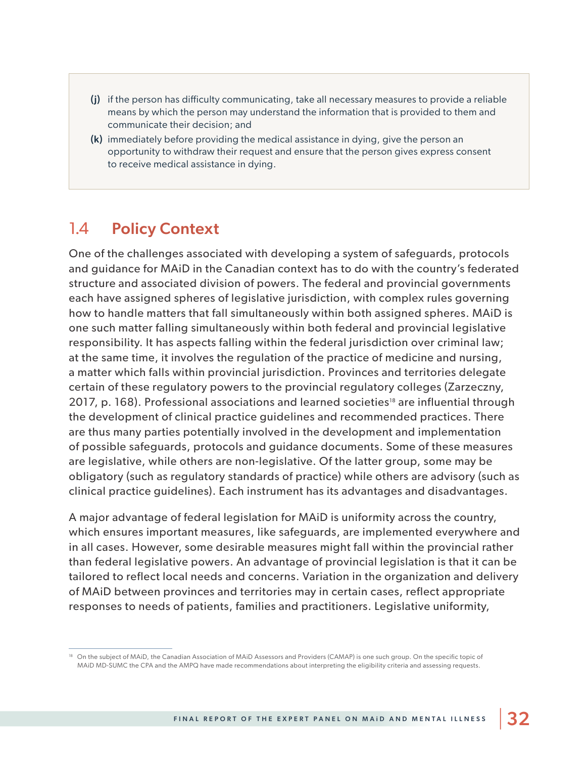(j) if the person has difficulty communicating, take all necessary measures to provide a reliable means by which the person may understand the information that is provided to them and communicate their decision; and

(k) immediately before providing the medical assistance in dying, give the person an opportunity to withdraw their request and ensure that the person gives express consent to receive medical assistance in dying.

## 1.4 Policy Context

One of the challenges associated with developing a system of safeguards, protocols and guidance for MAiD in the Canadian context has to do with the country's federated structure and associated division of powers. The federal and provincial governments each have assigned spheres of legislative jurisdiction, with complex rules governing how to handle matters that fall simultaneously within both assigned spheres. MAiD is one such matter falling simultaneously within both federal and provincial legislative responsibility. It has aspects falling within the federal jurisdiction over criminal law; at the same time, it involves the regulation of the practice of medicine and nursing, a matter which falls within provincial jurisdiction. Provinces and territories delegate certain of these regulatory powers to the provincial regulatory colleges (Zarzeczny, 2017, p. 168). Professional associations and learned societies[18] are influential through the development of clinical practice guidelines and recommended practices. There are thus many parties potentially involved in the development and implementation of possible safeguards, protocols and guidance documents. Some of these measures are legislative, while others are non-legislative. Of the latter group, some may be obligatory (such as regulatory standards of practice) while others are advisory (such as clinical practice guidelines). Each instrument has its advantages and disadvantages.

A major advantage of federal legislation for MAiD is uniformity across the country, which ensures important measures, like safeguards, are implemented everywhere and in all cases. However, some desirable measures might fall within the provincial rather than federal legislative powers. An advantage of provincial legislation is that it can be tailored to reflect local needs and concerns. Variation in the organization and delivery of MAiD between provinces and territories may in certain cases, reflect appropriate responses to needs of patients, families and practitioners. Legislative uniformity,

[18] On the subject of MAiD, the Canadian Association of MAiD Assessors and Providers (CAMAP) is one such group. On the specific topic of MAiD MD-SUMC the CPA and the AMPQ have made recommendations about interpreting the eligibility criteria and assessing requests.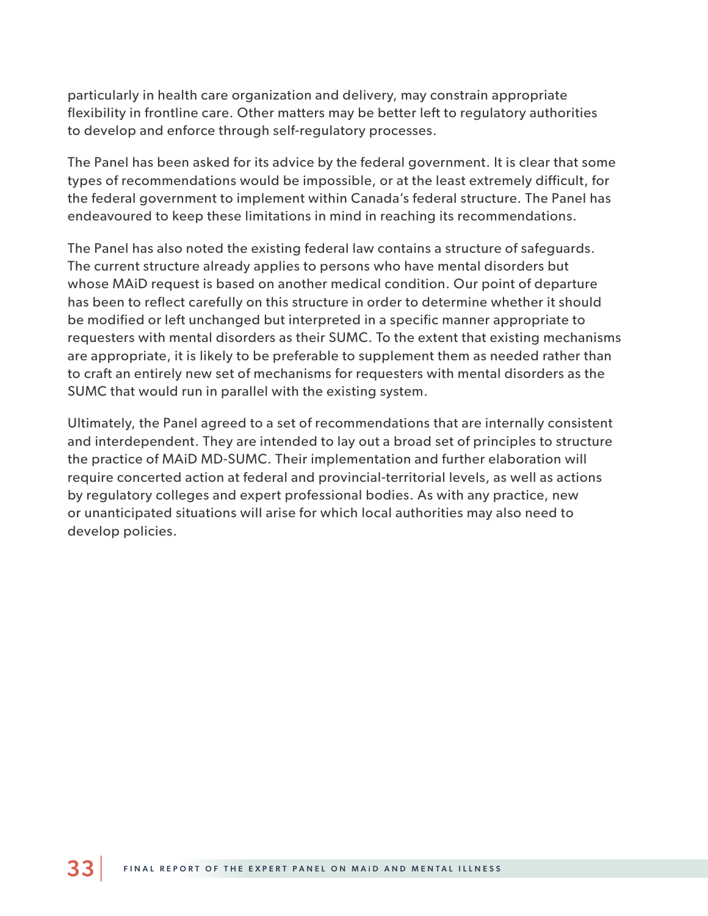particularly in health care organization and delivery, may constrain appropriate flexibility in frontline care. Other matters may be better left to regulatory authorities to develop and enforce through self-regulatory processes.

The Panel has been asked for its advice by the federal government. It is clear that some types of recommendations would be impossible, or at the least extremely difficult, for the federal government to implement within Canada's federal structure. The Panel has endeavoured to keep these limitations in mind in reaching its recommendations.

The Panel has also noted the existing federal law contains a structure of safeguards. The current structure already applies to persons who have mental disorders but whose MAiD request is based on another medical condition. Our point of departure has been to reflect carefully on this structure in order to determine whether it should be modified or left unchanged but interpreted in a specific manner appropriate to requesters with mental disorders as their SUMC. To the extent that existing mechanisms are appropriate, it is likely to be preferable to supplement them as needed rather than to craft an entirely new set of mechanisms for requesters with mental disorders as the SUMC that would run in parallel with the existing system.

Ultimately, the Panel agreed to a set of recommendations that are internally consistent and interdependent. They are intended to lay out a broad set of principles to structure the practice of MAiD MD-SUMC. Their implementation and further elaboration will require concerted action at federal and provincial-territorial levels, as well as actions by regulatory colleges and expert professional bodies. As with any practice, new or unanticipated situations will arise for which local authorities may also need to develop policies.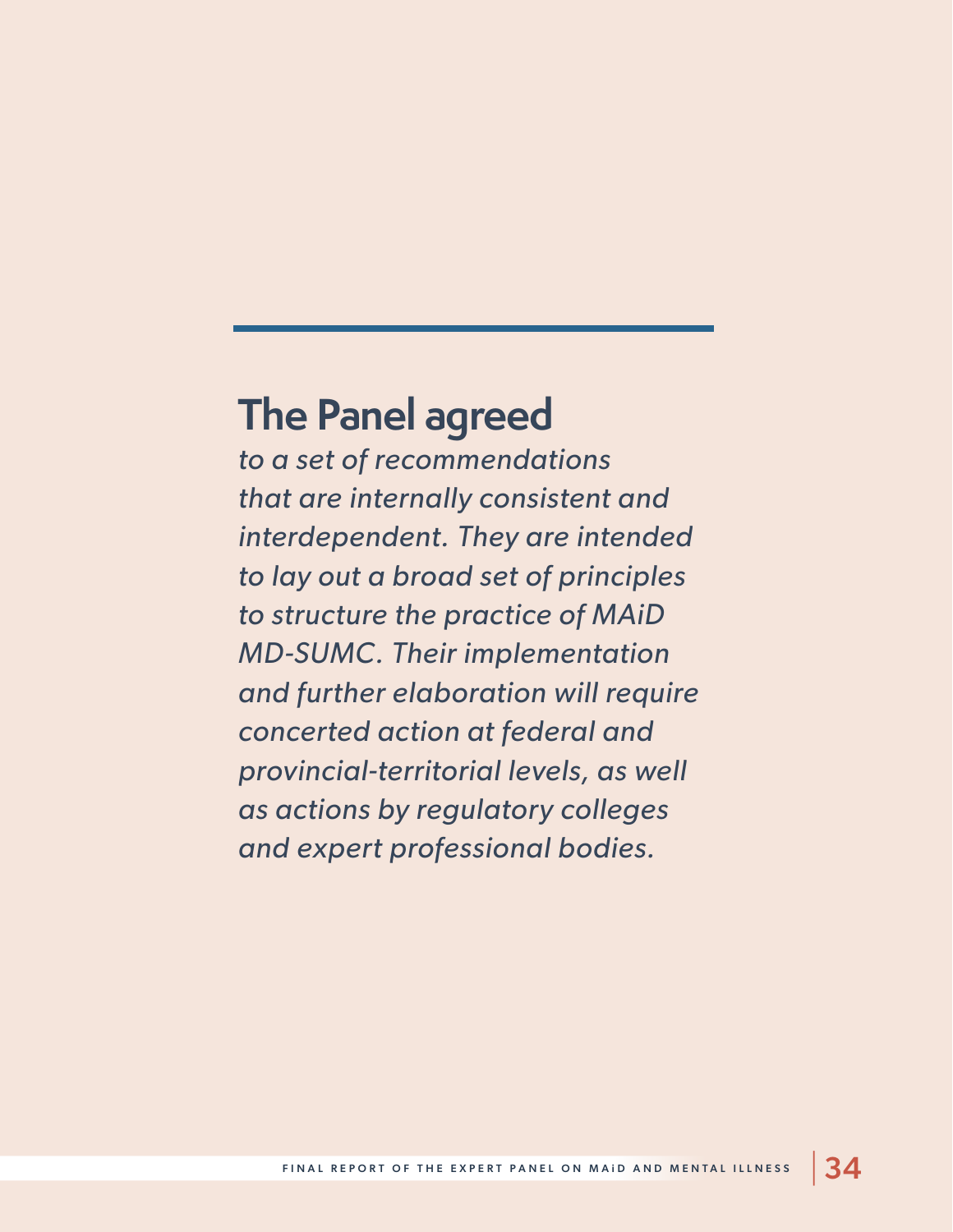**The Panel agreed**

*to a set of recommendations that are internally consistent and interdependent. They are intended to lay out a broad set of principles to structure the practice of MAiD MD-SUMC. Their implementation and further elaboration will require concerted action at federal and provincial-territorial levels, as well as actions by regulatory colleges and expert professional bodies.*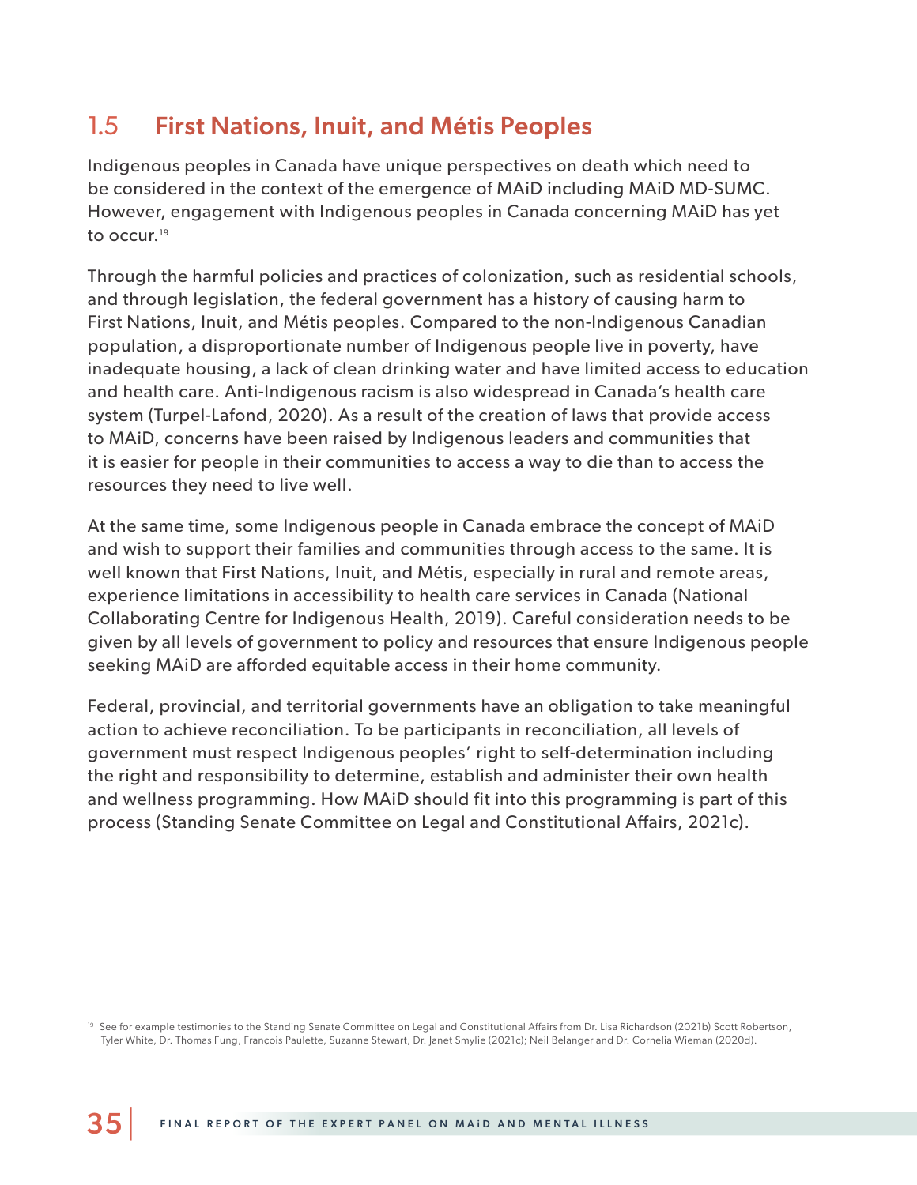## 1.5 First Nations, Inuit, and Métis Peoples

Indigenous peoples in Canada have unique perspectives on death which need to be considered in the context of the emergence of MAiD including MAiD MD-SUMC. However, engagement with Indigenous peoples in Canada concerning MAiD has yet to occur.[19]

Through the harmful policies and practices of colonization, such as residential schools, and through legislation, the federal government has a history of causing harm to First Nations, Inuit, and Métis peoples. Compared to the non-Indigenous Canadian population, a disproportionate number of Indigenous people live in poverty, have inadequate housing, a lack of clean drinking water and have limited access to education and health care. Anti-Indigenous racism is also widespread in Canada's health care system (Turpel-Lafond, 2020). As a result of the creation of laws that provide access to MAiD, concerns have been raised by Indigenous leaders and communities that it is easier for people in their communities to access a way to die than to access the resources they need to live well.

At the same time, some Indigenous people in Canada embrace the concept of MAiD and wish to support their families and communities through access to the same. It is well known that First Nations, Inuit, and Métis, especially in rural and remote areas, experience limitations in accessibility to health care services in Canada (National Collaborating Centre for Indigenous Health, 2019). Careful consideration needs to be given by all levels of government to policy and resources that ensure Indigenous people seeking MAiD are afforded equitable access in their home community.

Federal, provincial, and territorial governments have an obligation to take meaningful action to achieve reconciliation. To be participants in reconciliation, all levels of government must respect Indigenous peoples' right to self-determination including the right and responsibility to determine, establish and administer their own health and wellness programming. How MAiD should fit into this programming is part of this process (Standing Senate Committee on Legal and Constitutional Affairs, 2021c).

---

[19] See for example testimonies to the Standing Senate Committee on Legal and Constitutional Affairs from Dr. Lisa Richardson (2021b) Scott Robertson, Tyler White, Dr. Thomas Fung, François Paulette, Suzanne Stewart, Dr. Janet Smylie (2021c); Neil Belanger and Dr. Cornelia Wieman (2020d).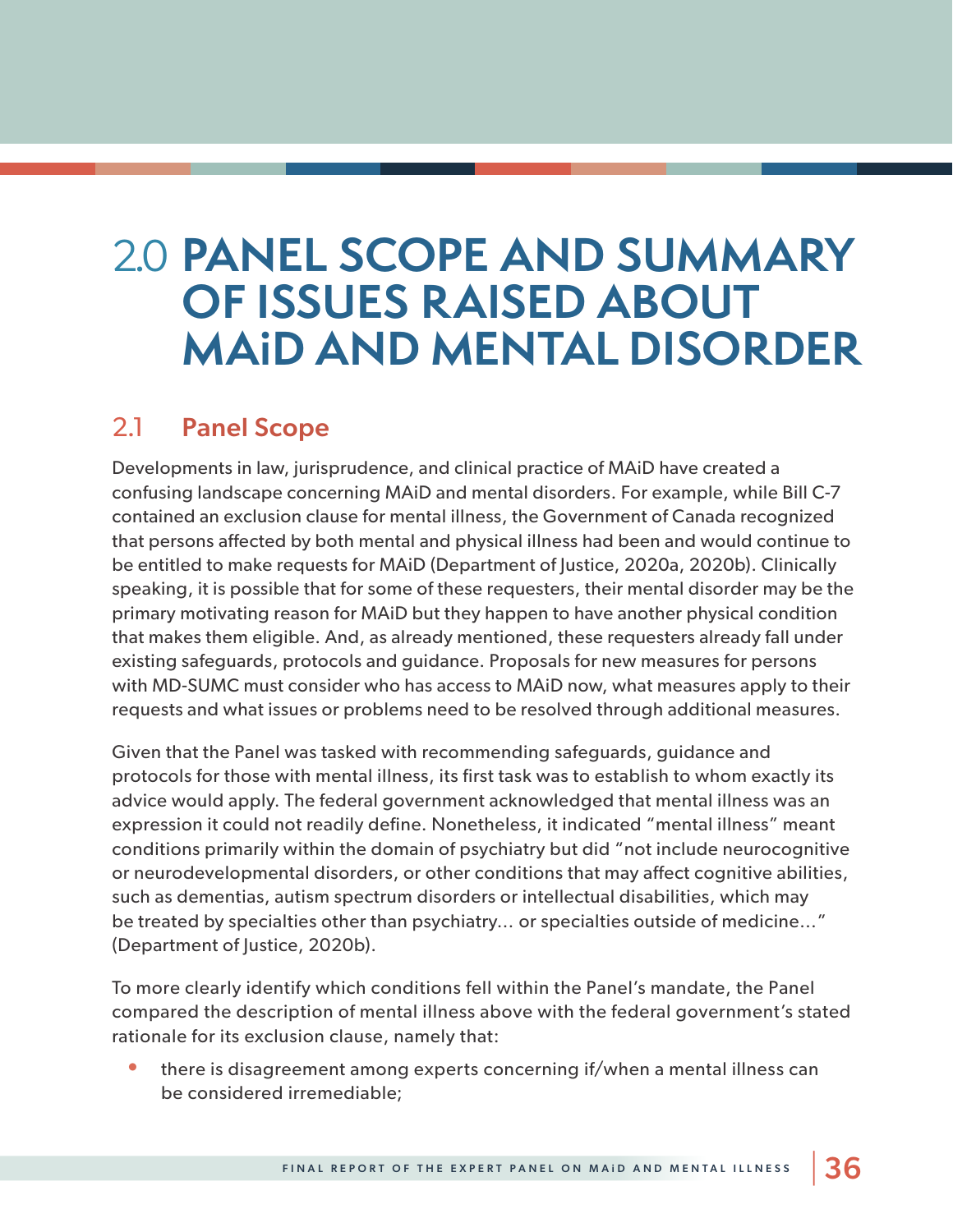# 2.0 PANEL SCOPE AND SUMMARY OF ISSUES RAISED ABOUT MAiD AND MENTAL DISORDER

## 2.1 Panel Scope

Developments in law, jurisprudence, and clinical practice of MAiD have created a confusing landscape concerning MAiD and mental disorders. For example, while Bill C-7 contained an exclusion clause for mental illness, the Government of Canada recognized that persons affected by both mental and physical illness had been and would continue to be entitled to make requests for MAiD (Department of Justice, 2020a, 2020b). Clinically speaking, it is possible that for some of these requesters, their mental disorder may be the primary motivating reason for MAiD but they happen to have another physical condition that makes them eligible. And, as already mentioned, these requesters already fall under existing safeguards, protocols and guidance. Proposals for new measures for persons with MD-SUMC must consider who has access to MAiD now, what measures apply to their requests and what issues or problems need to be resolved through additional measures.

Given that the Panel was tasked with recommending safeguards, guidance and protocols for those with mental illness, its first task was to establish to whom exactly its advice would apply. The federal government acknowledged that mental illness was an expression it could not readily define. Nonetheless, it indicated "mental illness" meant conditions primarily within the domain of psychiatry but did "not include neurocognitive or neurodevelopmental disorders, or other conditions that may affect cognitive abilities, such as dementias, autism spectrum disorders or intellectual disabilities, which may be treated by specialties other than psychiatry… or specialties outside of medicine…" (Department of Justice, 2020b).

To more clearly identify which conditions fell within the Panel's mandate, the Panel compared the description of mental illness above with the federal government's stated rationale for its exclusion clause, namely that:

- there is disagreement among experts concerning if/when a mental illness can be considered irremediable;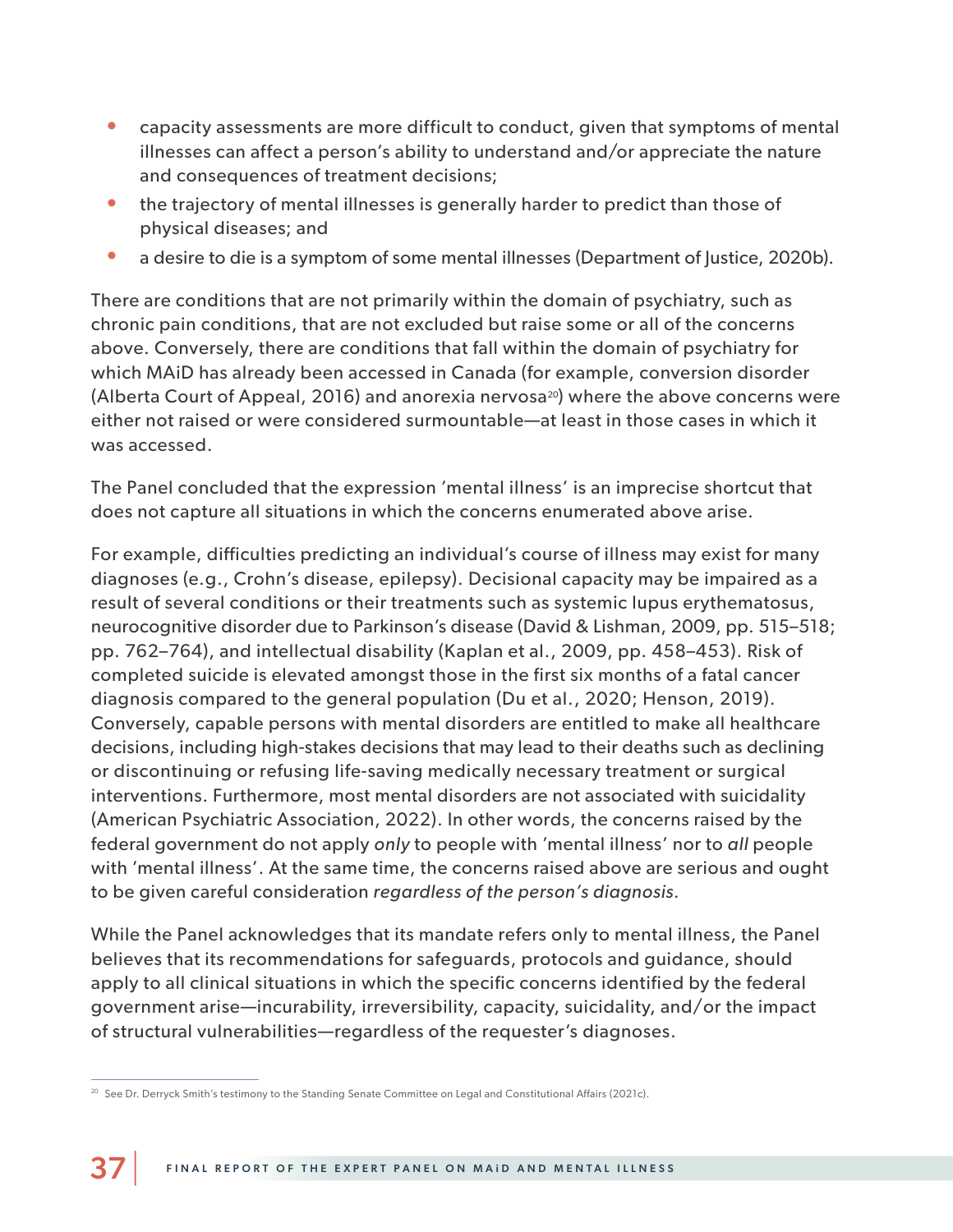- capacity assessments are more difficult to conduct, given that symptoms of mental illnesses can affect a person's ability to understand and/or appreciate the nature and consequences of treatment decisions;
- the trajectory of mental illnesses is generally harder to predict than those of physical diseases; and
- a desire to die is a symptom of some mental illnesses (Department of Justice, 2020b).

There are conditions that are not primarily within the domain of psychiatry, such as chronic pain conditions, that are not excluded but raise some or all of the concerns above. Conversely, there are conditions that fall within the domain of psychiatry for which MAiD has already been accessed in Canada (for example, conversion disorder (Alberta Court of Appeal, 2016) and anorexia nervosa[20]) where the above concerns were either not raised or were considered surmountable—at least in those cases in which it was accessed.

The Panel concluded that the expression 'mental illness' is an imprecise shortcut that does not capture all situations in which the concerns enumerated above arise.

For example, difficulties predicting an individual's course of illness may exist for many diagnoses (e.g., Crohn's disease, epilepsy). Decisional capacity may be impaired as a result of several conditions or their treatments such as systemic lupus erythematosus, neurocognitive disorder due to Parkinson's disease (David & Lishman, 2009, pp. 515–518; pp. 762–764), and intellectual disability (Kaplan et al., 2009, pp. 458–453). Risk of completed suicide is elevated amongst those in the first six months of a fatal cancer diagnosis compared to the general population (Du et al., 2020; Henson, 2019). Conversely, capable persons with mental disorders are entitled to make all healthcare decisions, including high-stakes decisions that may lead to their deaths such as declining or discontinuing or refusing life-saving medically necessary treatment or surgical interventions. Furthermore, most mental disorders are not associated with suicidality (American Psychiatric Association, 2022). In other words, the concerns raised by the federal government do not apply *only* to people with 'mental illness' nor to *all* people with 'mental illness'. At the same time, the concerns raised above are serious and ought to be given careful consideration *regardless of the person's diagnosis*.

While the Panel acknowledges that its mandate refers only to mental illness, the Panel believes that its recommendations for safeguards, protocols and guidance, should apply to all clinical situations in which the specific concerns identified by the federal government arise—incurability, irreversibility, capacity, suicidality, and/or the impact of structural vulnerabilities—regardless of the requester's diagnoses.

[20] See Dr. Derryck Smith's testimony to the Standing Senate Committee on Legal and Constitutional Affairs (2021c).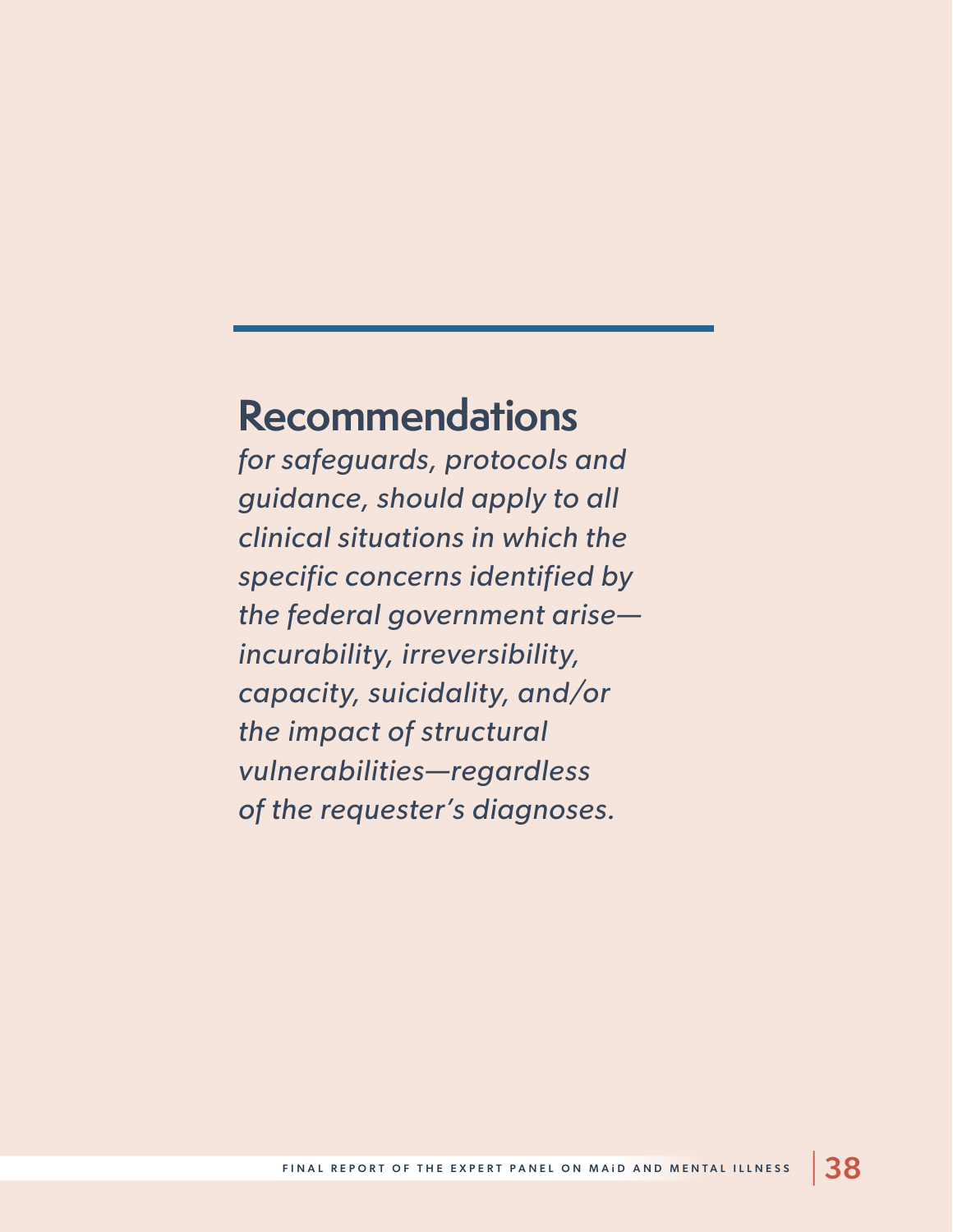# Recommendations

*for safeguards, protocols and guidance, should apply to all clinical situations in which the specific concerns identified by the federal government arise—incurability, irreversibility, capacity, suicidality, and/or the impact of structural vulnerabilities—regardless of the requester's diagnoses.*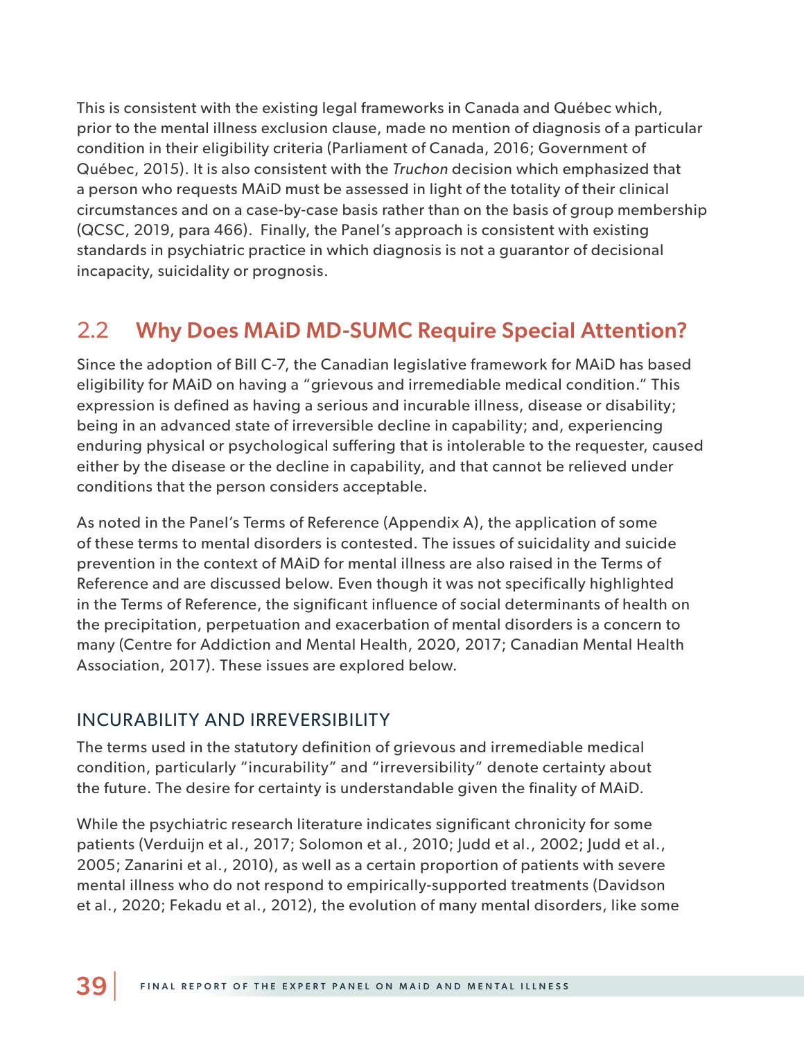This is consistent with the existing legal frameworks in Canada and Québec which, prior to the mental illness exclusion clause, made no mention of diagnosis of a particular condition in their eligibility criteria (Parliament of Canada, 2016; Government of Québec, 2015). It is also consistent with the *Truchon* decision which emphasized that a person who requests MAiD must be assessed in light of the totality of their clinical circumstances and on a case-by-case basis rather than on the basis of group membership (QCSC, 2019, para 466). Finally, the Panel's approach is consistent with existing standards in psychiatric practice in which diagnosis is not a guarantor of decisional incapacity, suicidality or prognosis.

## 2.2 Why Does MAiD MD-SUMC Require Special Attention?

Since the adoption of Bill C-7, the Canadian legislative framework for MAiD has based eligibility for MAiD on having a "grievous and irremediable medical condition." This expression is defined as having a serious and incurable illness, disease or disability; being in an advanced state of irreversible decline in capability; and, experiencing enduring physical or psychological suffering that is intolerable to the requester, caused either by the disease or the decline in capability, and that cannot be relieved under conditions that the person considers acceptable.

As noted in the Panel's Terms of Reference (Appendix A), the application of some of these terms to mental disorders is contested. The issues of suicidality and suicide prevention in the context of MAiD for mental illness are also raised in the Terms of Reference and are discussed below. Even though it was not specifically highlighted in the Terms of Reference, the significant influence of social determinants of health on the precipitation, perpetuation and exacerbation of mental disorders is a concern to many (Centre for Addiction and Mental Health, 2020, 2017; Canadian Mental Health Association, 2017). These issues are explored below.

### INCURABILITY AND IRREVERSIBILITY

The terms used in the statutory definition of grievous and irremediable medical condition, particularly "incurability" and "irreversibility" denote certainty about the future. The desire for certainty is understandable given the finality of MAiD.

While the psychiatric research literature indicates significant chronicity for some patients (Verduijn et al., 2017; Solomon et al., 2010; Judd et al., 2002; Judd et al., 2005; Zanarini et al., 2010), as well as a certain proportion of patients with severe mental illness who do not respond to empirically-supported treatments (Davidson et al., 2020; Fekadu et al., 2012), the evolution of many mental disorders, like some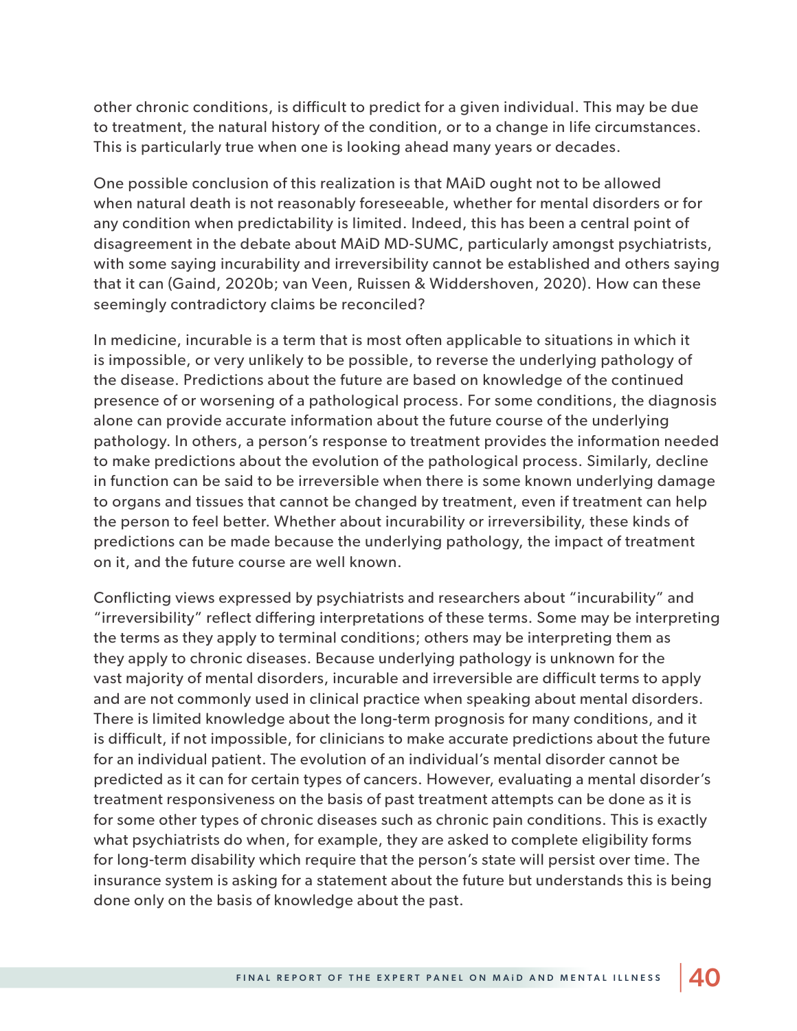other chronic conditions, is difficult to predict for a given individual. This may be due to treatment, the natural history of the condition, or to a change in life circumstances. This is particularly true when one is looking ahead many years or decades.

One possible conclusion of this realization is that MAiD ought not to be allowed when natural death is not reasonably foreseeable, whether for mental disorders or for any condition when predictability is limited. Indeed, this has been a central point of disagreement in the debate about MAiD MD-SUMC, particularly amongst psychiatrists, with some saying incurability and irreversibility cannot be established and others saying that it can (Gaind, 2020b; van Veen, Ruissen & Widdershoven, 2020). How can these seemingly contradictory claims be reconciled?

In medicine, incurable is a term that is most often applicable to situations in which it is impossible, or very unlikely to be possible, to reverse the underlying pathology of the disease. Predictions about the future are based on knowledge of the continued presence of or worsening of a pathological process. For some conditions, the diagnosis alone can provide accurate information about the future course of the underlying pathology. In others, a person's response to treatment provides the information needed to make predictions about the evolution of the pathological process. Similarly, decline in function can be said to be irreversible when there is some known underlying damage to organs and tissues that cannot be changed by treatment, even if treatment can help the person to feel better. Whether about incurability or irreversibility, these kinds of predictions can be made because the underlying pathology, the impact of treatment on it, and the future course are well known.

Conflicting views expressed by psychiatrists and researchers about "incurability" and "irreversibility" reflect differing interpretations of these terms. Some may be interpreting the terms as they apply to terminal conditions; others may be interpreting them as they apply to chronic diseases. Because underlying pathology is unknown for the vast majority of mental disorders, incurable and irreversible are difficult terms to apply and are not commonly used in clinical practice when speaking about mental disorders. There is limited knowledge about the long-term prognosis for many conditions, and it is difficult, if not impossible, for clinicians to make accurate predictions about the future for an individual patient. The evolution of an individual's mental disorder cannot be predicted as it can for certain types of cancers. However, evaluating a mental disorder's treatment responsiveness on the basis of past treatment attempts can be done as it is for some other types of chronic diseases such as chronic pain conditions. This is exactly what psychiatrists do when, for example, they are asked to complete eligibility forms for long-term disability which require that the person's state will persist over time. The insurance system is asking for a statement about the future but understands this is being done only on the basis of knowledge about the past.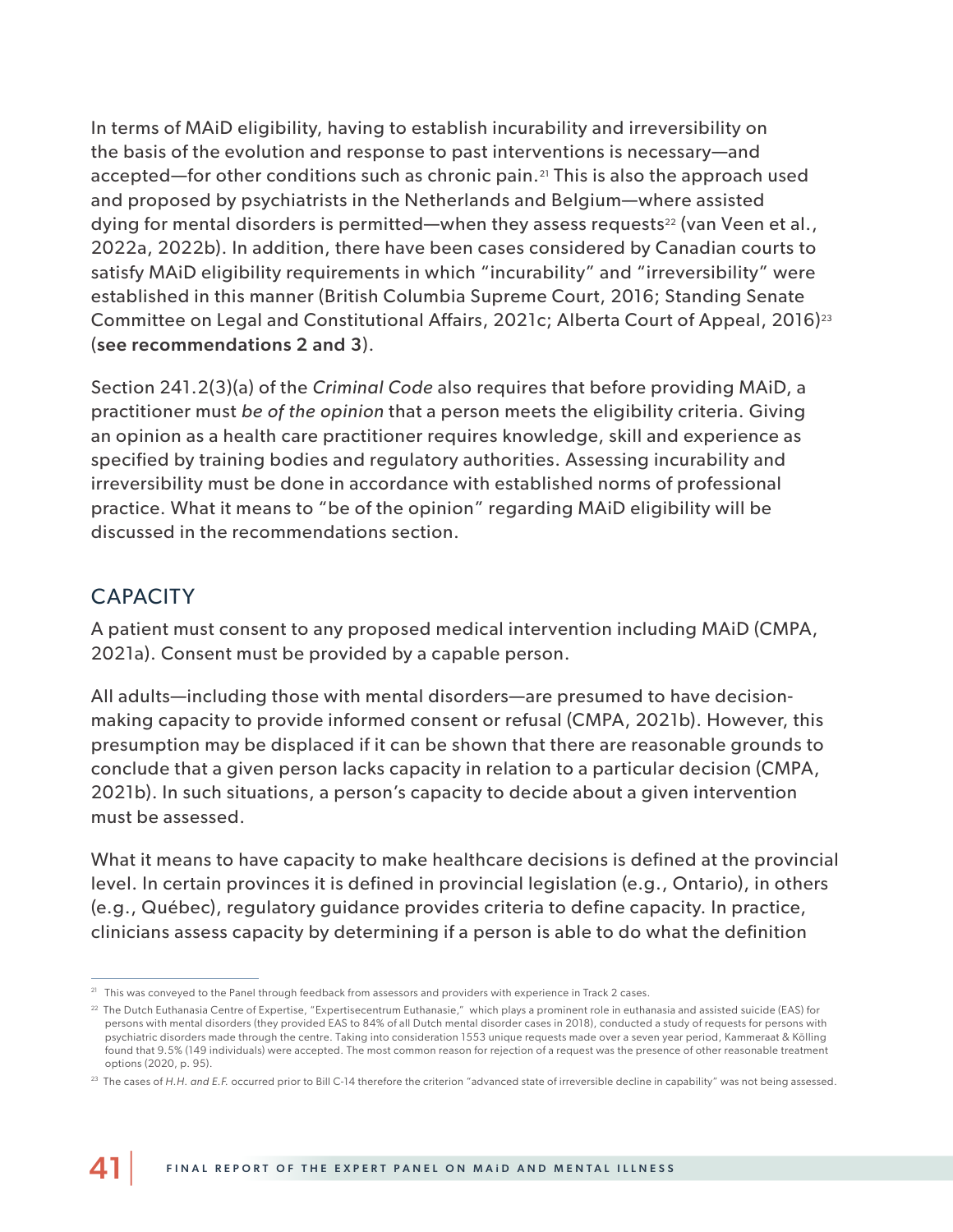In terms of MAiD eligibility, having to establish incurability and irreversibility on the basis of the evolution and response to past interventions is necessary—and accepted—for other conditions such as chronic pain.[21] This is also the approach used and proposed by psychiatrists in the Netherlands and Belgium—where assisted dying for mental disorders is permitted—when they assess requests[22] (van Veen et al., 2022a, 2022b). In addition, there have been cases considered by Canadian courts to satisfy MAiD eligibility requirements in which "incurability" and "irreversibility" were established in this manner (British Columbia Supreme Court, 2016; Standing Senate Committee on Legal and Constitutional Affairs, 2021c; Alberta Court of Appeal, 2016)[23] (**see recommendations 2 and 3**).

Section 241.2(3)(a) of the *Criminal Code* also requires that before providing MAiD, a practitioner must *be of the opinion* that a person meets the eligibility criteria. Giving an opinion as a health care practitioner requires knowledge, skill and experience as specified by training bodies and regulatory authorities. Assessing incurability and irreversibility must be done in accordance with established norms of professional practice. What it means to "be of the opinion" regarding MAiD eligibility will be discussed in the recommendations section.

## CAPACITY

A patient must consent to any proposed medical intervention including MAiD (CMPA, 2021a). Consent must be provided by a capable person.

All adults—including those with mental disorders—are presumed to have decision-making capacity to provide informed consent or refusal (CMPA, 2021b). However, this presumption may be displaced if it can be shown that there are reasonable grounds to conclude that a given person lacks capacity in relation to a particular decision (CMPA, 2021b). In such situations, a person's capacity to decide about a given intervention must be assessed.

What it means to have capacity to make healthcare decisions is defined at the provincial level. In certain provinces it is defined in provincial legislation (e.g., Ontario), in others (e.g., Québec), regulatory guidance provides criteria to define capacity. In practice, clinicians assess capacity by determining if a person is able to do what the definition

---

[21] This was conveyed to the Panel through feedback from assessors and providers with experience in Track 2 cases.

[22] The Dutch Euthanasia Centre of Expertise, "Expertisecentrum Euthanasie," which plays a prominent role in euthanasia and assisted suicide (EAS) for persons with mental disorders (they provided EAS to 84% of all Dutch mental disorder cases in 2018), conducted a study of requests for persons with psychiatric disorders made through the centre. Taking into consideration 1553 unique requests made over a seven year period, Kammeraat & Kölling found that 9.5% (149 individuals) were accepted. The most common reason for rejection of a request was the presence of other reasonable treatment options (2020, p. 95).

[23] The cases of *H.H. and E.F.* occurred prior to Bill C-14 therefore the criterion "advanced state of irreversible decline in capability" was not being assessed.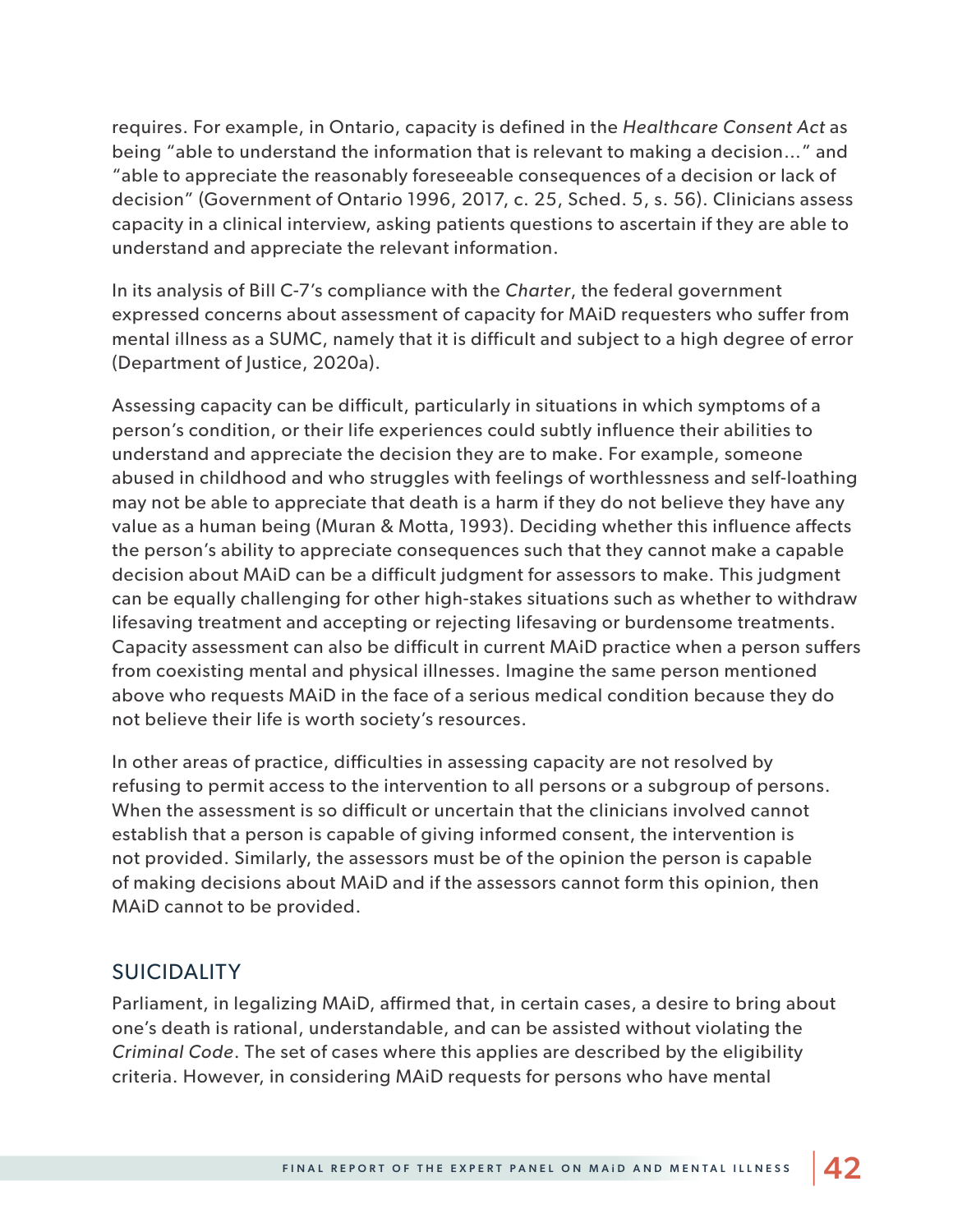requires. For example, in Ontario, capacity is defined in the *Healthcare Consent Act* as being "able to understand the information that is relevant to making a decision…" and "able to appreciate the reasonably foreseeable consequences of a decision or lack of decision" (Government of Ontario 1996, 2017, c. 25, Sched. 5, s. 56). Clinicians assess capacity in a clinical interview, asking patients questions to ascertain if they are able to understand and appreciate the relevant information.

In its analysis of Bill C-7's compliance with the *Charter*, the federal government expressed concerns about assessment of capacity for MAiD requesters who suffer from mental illness as a SUMC, namely that it is difficult and subject to a high degree of error (Department of Justice, 2020a).

Assessing capacity can be difficult, particularly in situations in which symptoms of a person's condition, or their life experiences could subtly influence their abilities to understand and appreciate the decision they are to make. For example, someone abused in childhood and who struggles with feelings of worthlessness and self-loathing may not be able to appreciate that death is a harm if they do not believe they have any value as a human being (Muran & Motta, 1993). Deciding whether this influence affects the person's ability to appreciate consequences such that they cannot make a capable decision about MAiD can be a difficult judgment for assessors to make. This judgment can be equally challenging for other high-stakes situations such as whether to withdraw lifesaving treatment and accepting or rejecting lifesaving or burdensome treatments. Capacity assessment can also be difficult in current MAiD practice when a person suffers from coexisting mental and physical illnesses. Imagine the same person mentioned above who requests MAiD in the face of a serious medical condition because they do not believe their life is worth society's resources.

In other areas of practice, difficulties in assessing capacity are not resolved by refusing to permit access to the intervention to all persons or a subgroup of persons. When the assessment is so difficult or uncertain that the clinicians involved cannot establish that a person is capable of giving informed consent, the intervention is not provided. Similarly, the assessors must be of the opinion the person is capable of making decisions about MAiD and if the assessors cannot form this opinion, then MAiD cannot to be provided.

## SUICIDALITY

Parliament, in legalizing MAiD, affirmed that, in certain cases, a desire to bring about one's death is rational, understandable, and can be assisted without violating the *Criminal Code*. The set of cases where this applies are described by the eligibility criteria. However, in considering MAiD requests for persons who have mental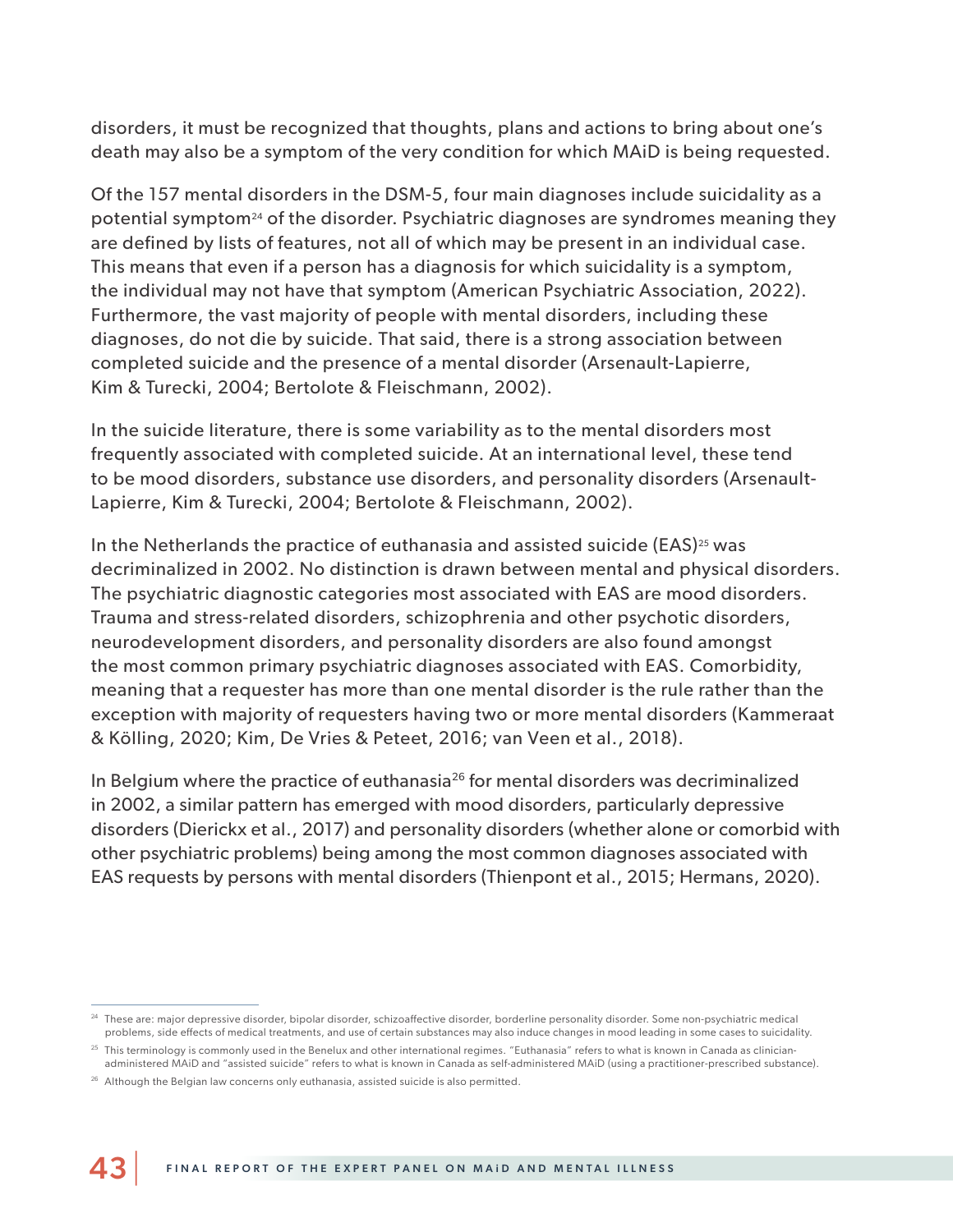disorders, it must be recognized that thoughts, plans and actions to bring about one's death may also be a symptom of the very condition for which MAiD is being requested.

Of the 157 mental disorders in the DSM-5, four main diagnoses include suicidality as a potential symptom[24] of the disorder. Psychiatric diagnoses are syndromes meaning they are defined by lists of features, not all of which may be present in an individual case. This means that even if a person has a diagnosis for which suicidality is a symptom, the individual may not have that symptom (American Psychiatric Association, 2022). Furthermore, the vast majority of people with mental disorders, including these diagnoses, do not die by suicide. That said, there is a strong association between completed suicide and the presence of a mental disorder (Arsenault-Lapierre, Kim & Turecki, 2004; Bertolote & Fleischmann, 2002).

In the suicide literature, there is some variability as to the mental disorders most frequently associated with completed suicide. At an international level, these tend to be mood disorders, substance use disorders, and personality disorders (Arsenault-Lapierre, Kim & Turecki, 2004; Bertolote & Fleischmann, 2002).

In the Netherlands the practice of euthanasia and assisted suicide (EAS)[25] was decriminalized in 2002. No distinction is drawn between mental and physical disorders. The psychiatric diagnostic categories most associated with EAS are mood disorders. Trauma and stress-related disorders, schizophrenia and other psychotic disorders, neurodevelopment disorders, and personality disorders are also found amongst the most common primary psychiatric diagnoses associated with EAS. Comorbidity, meaning that a requester has more than one mental disorder is the rule rather than the exception with majority of requesters having two or more mental disorders (Kammeraat & Kölling, 2020; Kim, De Vries & Peteet, 2016; van Veen et al., 2018).

In Belgium where the practice of euthanasia[26] for mental disorders was decriminalized in 2002, a similar pattern has emerged with mood disorders, particularly depressive disorders (Dierickx et al., 2017) and personality disorders (whether alone or comorbid with other psychiatric problems) being among the most common diagnoses associated with EAS requests by persons with mental disorders (Thienpont et al., 2015; Hermans, 2020).

---

[24] These are: major depressive disorder, bipolar disorder, schizoaffective disorder, borderline personality disorder. Some non-psychiatric medical problems, side effects of medical treatments, and use of certain substances may also induce changes in mood leading in some cases to suicidality.

[25] This terminology is commonly used in the Benelux and other international regimes. "Euthanasia" refers to what is known in Canada as clinician-administered MAiD and "assisted suicide" refers to what is known in Canada as self-administered MAiD (using a practitioner-prescribed substance).

[26] Although the Belgian law concerns only euthanasia, assisted suicide is also permitted.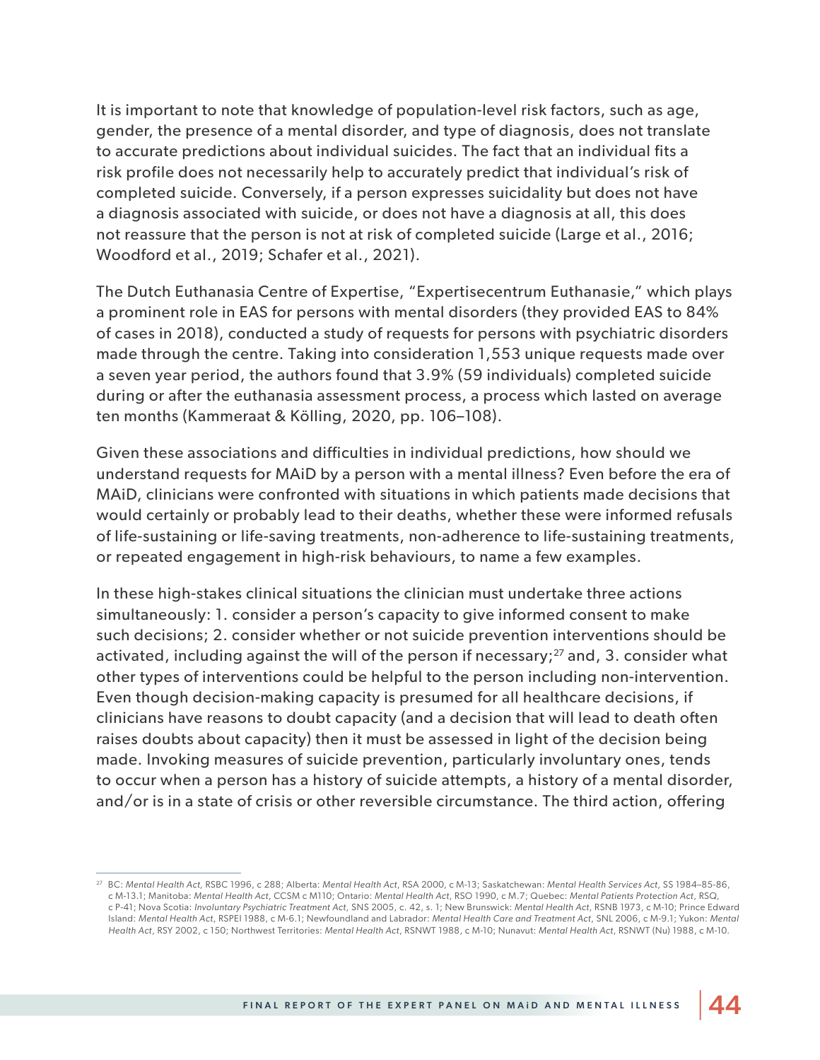It is important to note that knowledge of population-level risk factors, such as age, gender, the presence of a mental disorder, and type of diagnosis, does not translate to accurate predictions about individual suicides. The fact that an individual fits a risk profile does not necessarily help to accurately predict that individual's risk of completed suicide. Conversely, if a person expresses suicidality but does not have a diagnosis associated with suicide, or does not have a diagnosis at all, this does not reassure that the person is not at risk of completed suicide (Large et al., 2016; Woodford et al., 2019; Schafer et al., 2021).

The Dutch Euthanasia Centre of Expertise, "Expertisecentrum Euthanasie," which plays a prominent role in EAS for persons with mental disorders (they provided EAS to 84% of cases in 2018), conducted a study of requests for persons with psychiatric disorders made through the centre. Taking into consideration 1,553 unique requests made over a seven year period, the authors found that 3.9% (59 individuals) completed suicide during or after the euthanasia assessment process, a process which lasted on average ten months (Kammeraat & Kölling, 2020, pp. 106–108).

Given these associations and difficulties in individual predictions, how should we understand requests for MAiD by a person with a mental illness? Even before the era of MAiD, clinicians were confronted with situations in which patients made decisions that would certainly or probably lead to their deaths, whether these were informed refusals of life-sustaining or life-saving treatments, non-adherence to life-sustaining treatments, or repeated engagement in high-risk behaviours, to name a few examples.

In these high-stakes clinical situations the clinician must undertake three actions simultaneously: 1. consider a person's capacity to give informed consent to make such decisions; 2. consider whether or not suicide prevention interventions should be activated, including against the will of the person if necessary;[27] and, 3. consider what other types of interventions could be helpful to the person including non-intervention. Even though decision-making capacity is presumed for all healthcare decisions, if clinicians have reasons to doubt capacity (and a decision that will lead to death often raises doubts about capacity) then it must be assessed in light of the decision being made. Invoking measures of suicide prevention, particularly involuntary ones, tends to occur when a person has a history of suicide attempts, a history of a mental disorder, and/or is in a state of crisis or other reversible circumstance. The third action, offering

---

[27] BC: *Mental Health Act*, RSBC 1996, c 288; Alberta: *Mental Health Act*, RSA 2000, c M-13; Saskatchewan: *Mental Health Services Act*, SS 1984–85-86, c M-13.1; Manitoba: *Mental Health Act*, CCSM c M110; Ontario: *Mental Health Act*, RSO 1990, c M.7; Quebec: *Mental Patients Protection Act*, RSQ, c P-41; Nova Scotia: *Involuntary Psychiatric Treatment Act*, SNS 2005, c. 42, s. 1; New Brunswick: *Mental Health Act*, RSNB 1973, c M-10; Prince Edward Island: *Mental Health Act*, RSPEI 1988, c M-6.1; Newfoundland and Labrador: *Mental Health Care and Treatment Act*, SNL 2006, c M-9.1; Yukon: *Mental Health Act*, RSY 2002, c 150; Northwest Territories: *Mental Health Act*, RSNWT 1988, c M-10; Nunavut: *Mental Health Act*, RSNWT (Nu) 1988, c M-10.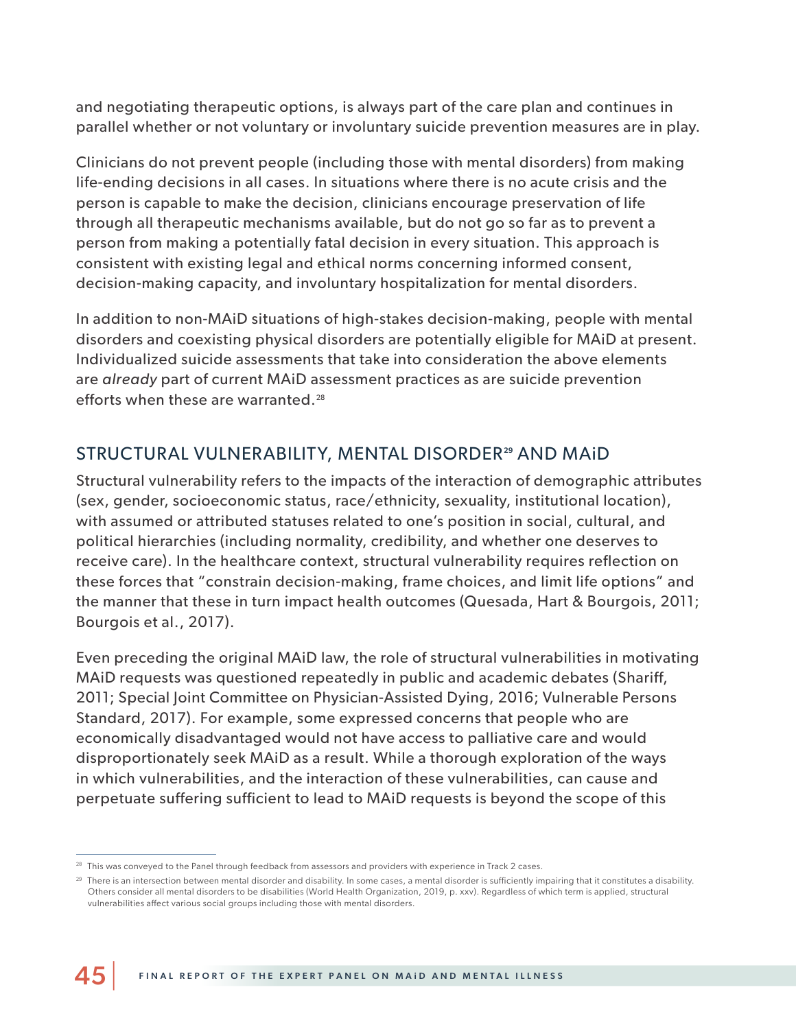and negotiating therapeutic options, is always part of the care plan and continues in parallel whether or not voluntary or involuntary suicide prevention measures are in play.

Clinicians do not prevent people (including those with mental disorders) from making life-ending decisions in all cases. In situations where there is no acute crisis and the person is capable to make the decision, clinicians encourage preservation of life through all therapeutic mechanisms available, but do not go so far as to prevent a person from making a potentially fatal decision in every situation. This approach is consistent with existing legal and ethical norms concerning informed consent, decision-making capacity, and involuntary hospitalization for mental disorders.

In addition to non-MAiD situations of high-stakes decision-making, people with mental disorders and coexisting physical disorders are potentially eligible for MAiD at present. Individualized suicide assessments that take into consideration the above elements are *already* part of current MAiD assessment practices as are suicide prevention efforts when these are warranted.[28]

## STRUCTURAL VULNERABILITY, MENTAL DISORDER[29] AND MAiD

Structural vulnerability refers to the impacts of the interaction of demographic attributes (sex, gender, socioeconomic status, race/ethnicity, sexuality, institutional location), with assumed or attributed statuses related to one's position in social, cultural, and political hierarchies (including normality, credibility, and whether one deserves to receive care). In the healthcare context, structural vulnerability requires reflection on these forces that "constrain decision-making, frame choices, and limit life options" and the manner that these in turn impact health outcomes (Quesada, Hart & Bourgois, 2011; Bourgois et al., 2017).

Even preceding the original MAiD law, the role of structural vulnerabilities in motivating MAiD requests was questioned repeatedly in public and academic debates (Shariff, 2011; Special Joint Committee on Physician-Assisted Dying, 2016; Vulnerable Persons Standard, 2017). For example, some expressed concerns that people who are economically disadvantaged would not have access to palliative care and would disproportionately seek MAiD as a result. While a thorough exploration of the ways in which vulnerabilities, and the interaction of these vulnerabilities, can cause and perpetuate suffering sufficient to lead to MAiD requests is beyond the scope of this

---

[28] This was conveyed to the Panel through feedback from assessors and providers with experience in Track 2 cases.

[29] There is an intersection between mental disorder and disability. In some cases, a mental disorder is sufficiently impairing that it constitutes a disability. Others consider all mental disorders to be disabilities (World Health Organization, 2019, p. xxv). Regardless of which term is applied, structural vulnerabilities affect various social groups including those with mental disorders.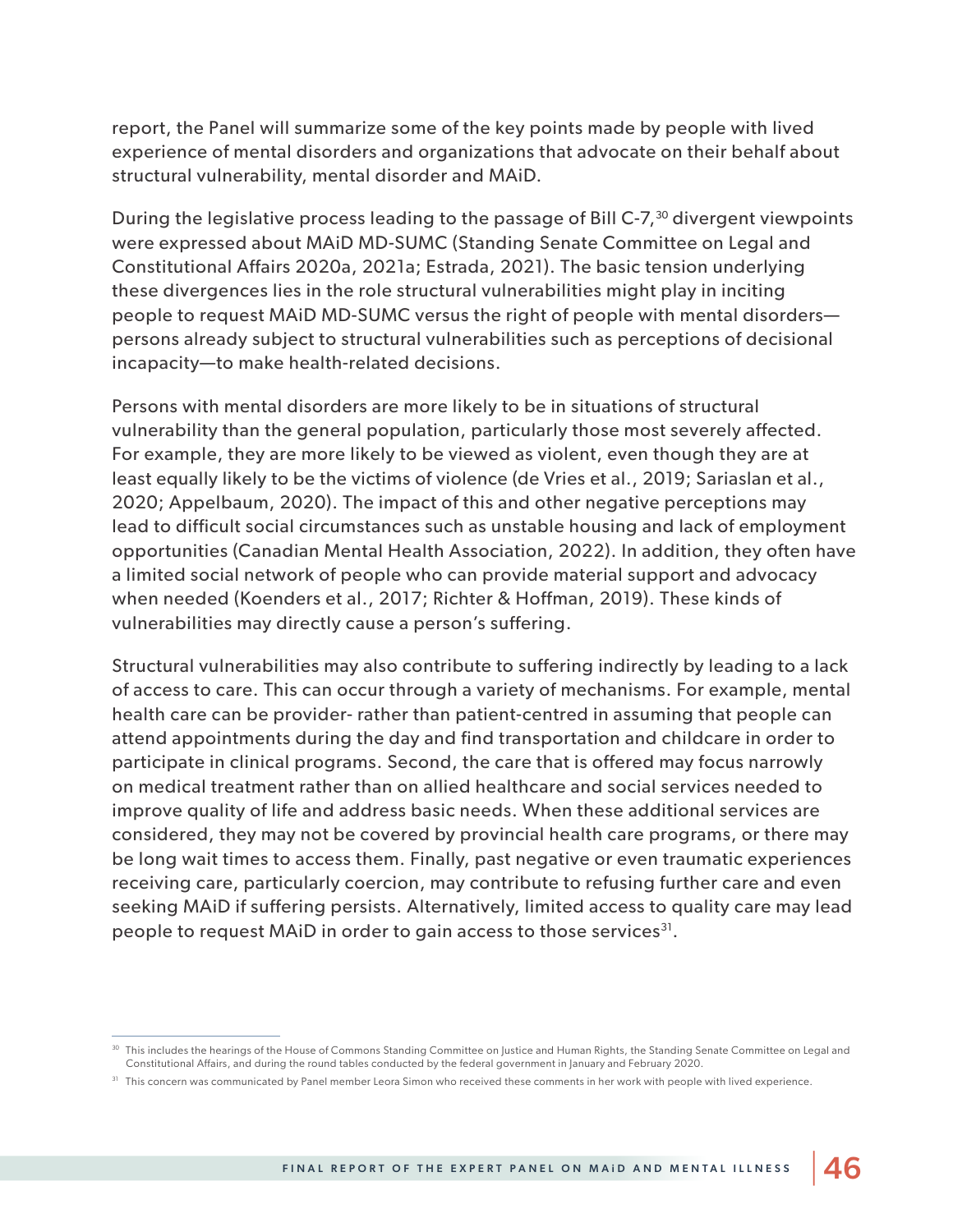report, the Panel will summarize some of the key points made by people with lived experience of mental disorders and organizations that advocate on their behalf about structural vulnerability, mental disorder and MAiD.

During the legislative process leading to the passage of Bill C-7,[30] divergent viewpoints were expressed about MAiD MD-SUMC (Standing Senate Committee on Legal and Constitutional Affairs 2020a, 2021a; Estrada, 2021). The basic tension underlying these divergences lies in the role structural vulnerabilities might play in inciting people to request MAiD MD-SUMC versus the right of people with mental disorders—persons already subject to structural vulnerabilities such as perceptions of decisional incapacity—to make health-related decisions.

Persons with mental disorders are more likely to be in situations of structural vulnerability than the general population, particularly those most severely affected. For example, they are more likely to be viewed as violent, even though they are at least equally likely to be the victims of violence (de Vries et al., 2019; Sariaslan et al., 2020; Appelbaum, 2020). The impact of this and other negative perceptions may lead to difficult social circumstances such as unstable housing and lack of employment opportunities (Canadian Mental Health Association, 2022). In addition, they often have a limited social network of people who can provide material support and advocacy when needed (Koenders et al., 2017; Richter & Hoffman, 2019). These kinds of vulnerabilities may directly cause a person's suffering.

Structural vulnerabilities may also contribute to suffering indirectly by leading to a lack of access to care. This can occur through a variety of mechanisms. For example, mental health care can be provider- rather than patient-centred in assuming that people can attend appointments during the day and find transportation and childcare in order to participate in clinical programs. Second, the care that is offered may focus narrowly on medical treatment rather than on allied healthcare and social services needed to improve quality of life and address basic needs. When these additional services are considered, they may not be covered by provincial health care programs, or there may be long wait times to access them. Finally, past negative or even traumatic experiences receiving care, particularly coercion, may contribute to refusing further care and even seeking MAiD if suffering persists. Alternatively, limited access to quality care may lead people to request MAiD in order to gain access to those services[31].

---

[30] This includes the hearings of the House of Commons Standing Committee on Justice and Human Rights, the Standing Senate Committee on Legal and Constitutional Affairs, and during the round tables conducted by the federal government in January and February 2020.

[31] This concern was communicated by Panel member Leora Simon who received these comments in her work with people with lived experience.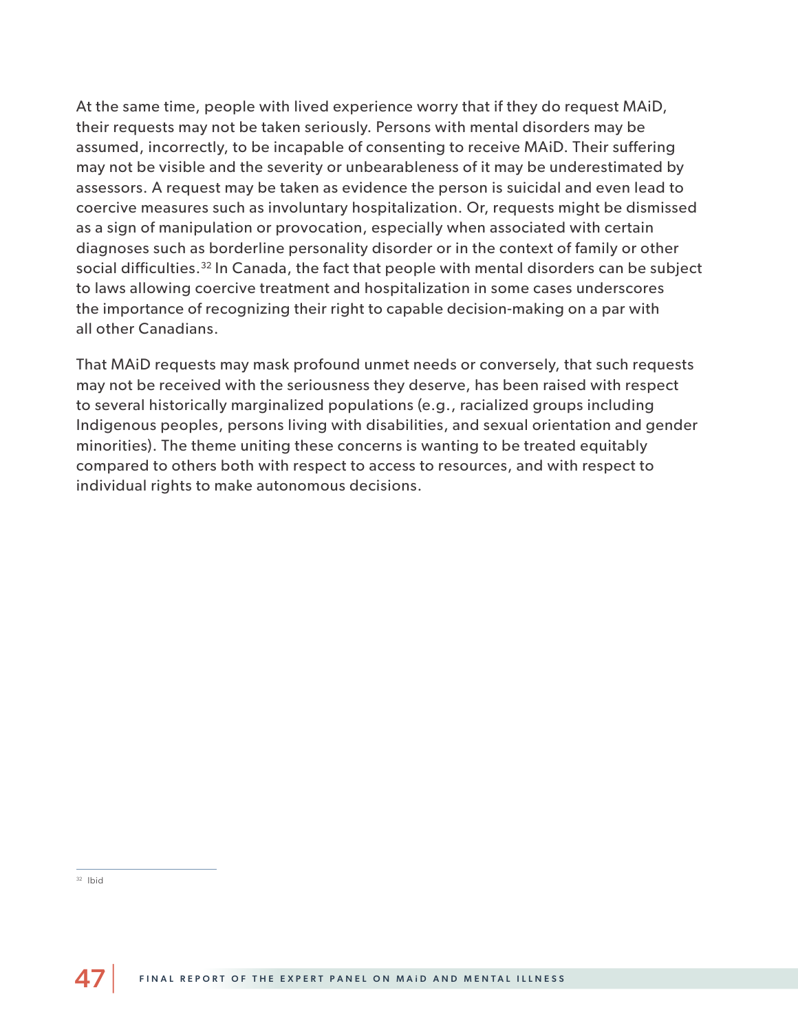At the same time, people with lived experience worry that if they do request MAiD, their requests may not be taken seriously. Persons with mental disorders may be assumed, incorrectly, to be incapable of consenting to receive MAiD. Their suffering may not be visible and the severity or unbearableness of it may be underestimated by assessors. A request may be taken as evidence the person is suicidal and even lead to coercive measures such as involuntary hospitalization. Or, requests might be dismissed as a sign of manipulation or provocation, especially when associated with certain diagnoses such as borderline personality disorder or in the context of family or other social difficulties.[32] In Canada, the fact that people with mental disorders can be subject to laws allowing coercive treatment and hospitalization in some cases underscores the importance of recognizing their right to capable decision-making on a par with all other Canadians.

That MAiD requests may mask profound unmet needs or conversely, that such requests may not be received with the seriousness they deserve, has been raised with respect to several historically marginalized populations (e.g., racialized groups including Indigenous peoples, persons living with disabilities, and sexual orientation and gender minorities). The theme uniting these concerns is wanting to be treated equitably compared to others both with respect to access to resources, and with respect to individual rights to make autonomous decisions.

---

[32] Ibid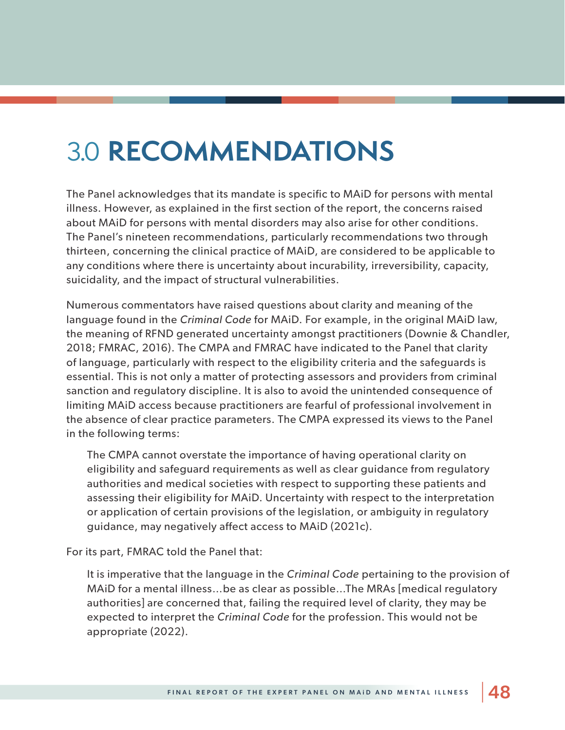# 3.0 RECOMMENDATIONS

The Panel acknowledges that its mandate is specific to MAiD for persons with mental illness. However, as explained in the first section of the report, the concerns raised about MAiD for persons with mental disorders may also arise for other conditions. The Panel's nineteen recommendations, particularly recommendations two through thirteen, concerning the clinical practice of MAiD, are considered to be applicable to any conditions where there is uncertainty about incurability, irreversibility, capacity, suicidality, and the impact of structural vulnerabilities.

Numerous commentators have raised questions about clarity and meaning of the language found in the *Criminal Code* for MAiD. For example, in the original MAiD law, the meaning of RFND generated uncertainty amongst practitioners (Downie & Chandler, 2018; FMRAC, 2016). The CMPA and FMRAC have indicated to the Panel that clarity of language, particularly with respect to the eligibility criteria and the safeguards is essential. This is not only a matter of protecting assessors and providers from criminal sanction and regulatory discipline. It is also to avoid the unintended consequence of limiting MAiD access because practitioners are fearful of professional involvement in the absence of clear practice parameters. The CMPA expressed its views to the Panel in the following terms:

> The CMPA cannot overstate the importance of having operational clarity on eligibility and safeguard requirements as well as clear guidance from regulatory authorities and medical societies with respect to supporting these patients and assessing their eligibility for MAiD. Uncertainty with respect to the interpretation or application of certain provisions of the legislation, or ambiguity in regulatory guidance, may negatively affect access to MAiD (2021c).

For its part, FMRAC told the Panel that:

> It is imperative that the language in the *Criminal Code* pertaining to the provision of MAiD for a mental illness…be as clear as possible…The MRAs [medical regulatory authorities] are concerned that, failing the required level of clarity, they may be expected to interpret the *Criminal Code* for the profession. This would not be appropriate (2022).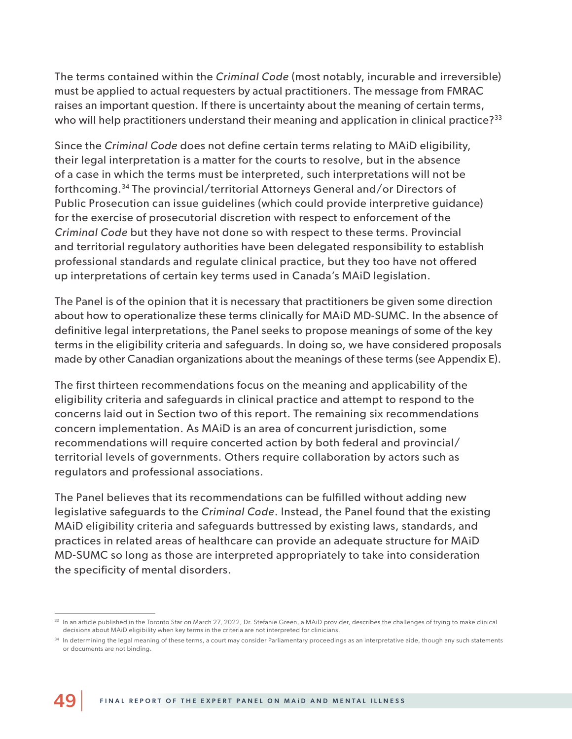The terms contained within the *Criminal Code* (most notably, incurable and irreversible) must be applied to actual requesters by actual practitioners. The message from FMRAC raises an important question. If there is uncertainty about the meaning of certain terms, who will help practitioners understand their meaning and application in clinical practice?[33]

Since the *Criminal Code* does not define certain terms relating to MAiD eligibility, their legal interpretation is a matter for the courts to resolve, but in the absence of a case in which the terms must be interpreted, such interpretations will not be forthcoming.[34] The provincial/territorial Attorneys General and/or Directors of Public Prosecution can issue guidelines (which could provide interpretive guidance) for the exercise of prosecutorial discretion with respect to enforcement of the *Criminal Code* but they have not done so with respect to these terms. Provincial and territorial regulatory authorities have been delegated responsibility to establish professional standards and regulate clinical practice, but they too have not offered up interpretations of certain key terms used in Canada's MAiD legislation.

The Panel is of the opinion that it is necessary that practitioners be given some direction about how to operationalize these terms clinically for MAiD MD-SUMC. In the absence of definitive legal interpretations, the Panel seeks to propose meanings of some of the key terms in the eligibility criteria and safeguards. In doing so, we have considered proposals made by other Canadian organizations about the meanings of these terms (see Appendix E).

The first thirteen recommendations focus on the meaning and applicability of the eligibility criteria and safeguards in clinical practice and attempt to respond to the concerns laid out in Section two of this report. The remaining six recommendations concern implementation. As MAiD is an area of concurrent jurisdiction, some recommendations will require concerted action by both federal and provincial/territorial levels of governments. Others require collaboration by actors such as regulators and professional associations.

The Panel believes that its recommendations can be fulfilled without adding new legislative safeguards to the *Criminal Code*. Instead, the Panel found that the existing MAiD eligibility criteria and safeguards buttressed by existing laws, standards, and practices in related areas of healthcare can provide an adequate structure for MAiD MD-SUMC so long as those are interpreted appropriately to take into consideration the specificity of mental disorders.

---

[33] In an article published in the Toronto Star on March 27, 2022, Dr. Stefanie Green, a MAiD provider, describes the challenges of trying to make clinical decisions about MAiD eligibility when key terms in the criteria are not interpreted for clinicians.

[34] In determining the legal meaning of these terms, a court may consider Parliamentary proceedings as an interpretative aide, though any such statements or documents are not binding.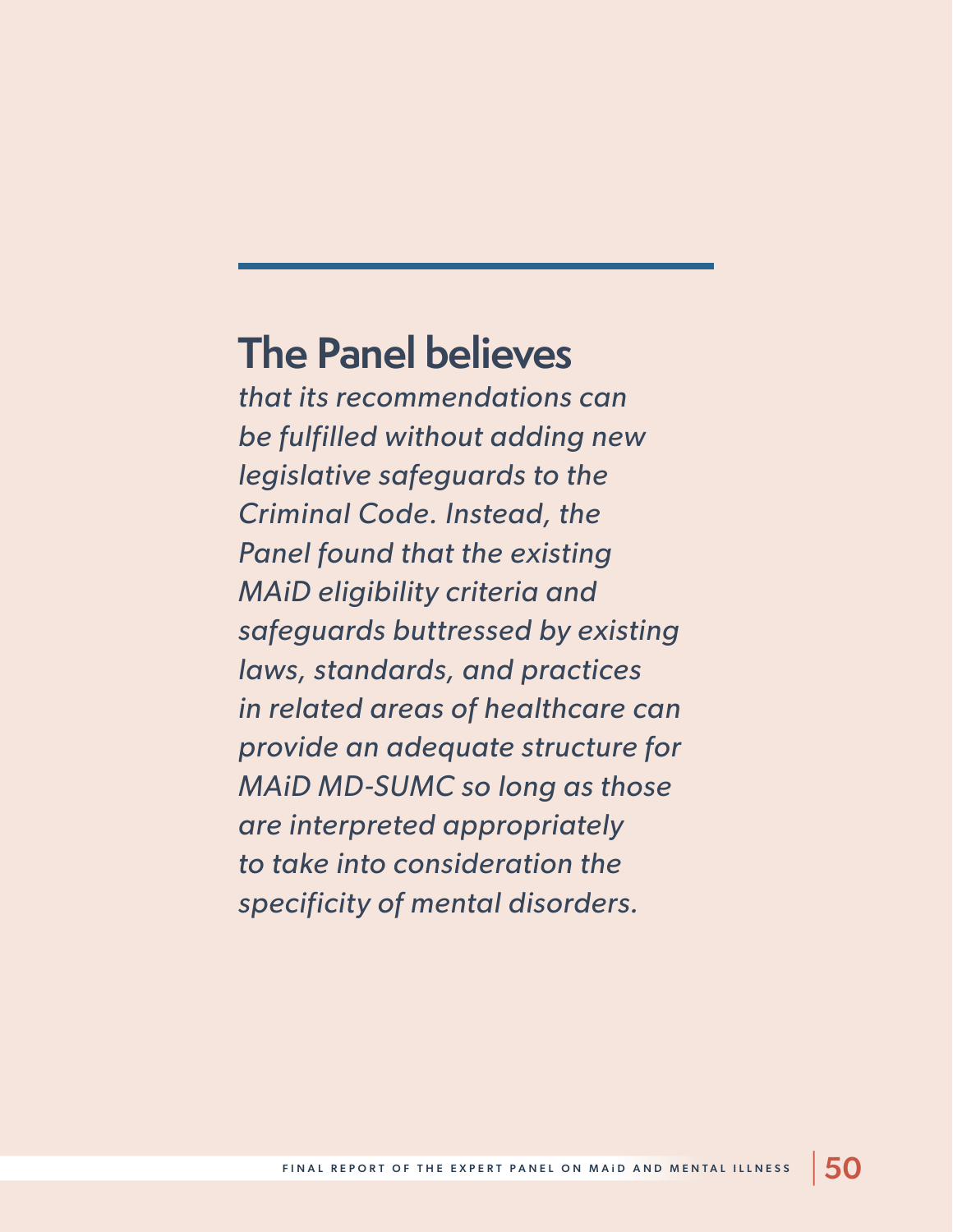## The Panel believes

*that its recommendations can be fulfilled without adding new legislative safeguards to the Criminal Code. Instead, the Panel found that the existing MAiD eligibility criteria and safeguards buttressed by existing laws, standards, and practices in related areas of healthcare can provide an adequate structure for MAiD MD-SUMC so long as those are interpreted appropriately to take into consideration the specificity of mental disorders.*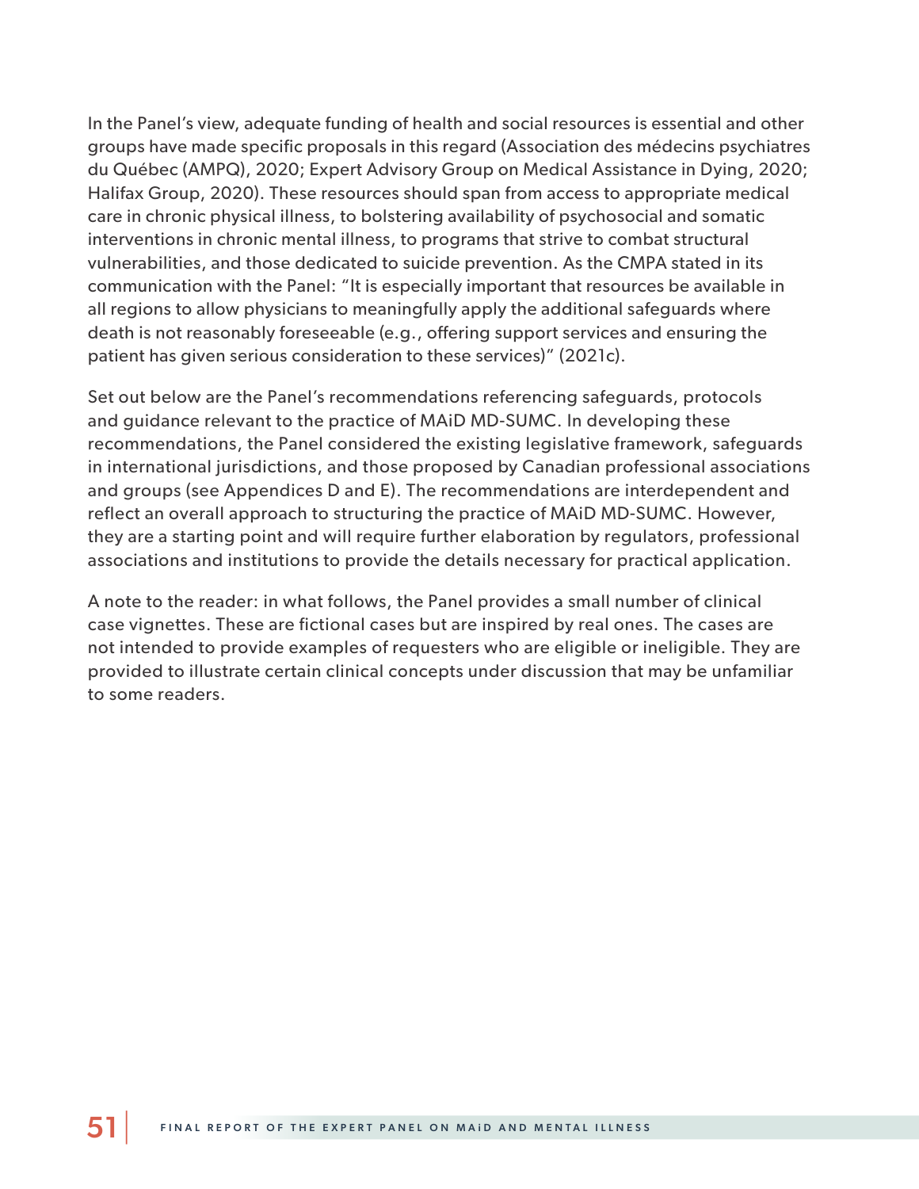In the Panel's view, adequate funding of health and social resources is essential and other groups have made specific proposals in this regard (Association des médecins psychiatres du Québec (AMPQ), 2020; Expert Advisory Group on Medical Assistance in Dying, 2020; Halifax Group, 2020). These resources should span from access to appropriate medical care in chronic physical illness, to bolstering availability of psychosocial and somatic interventions in chronic mental illness, to programs that strive to combat structural vulnerabilities, and those dedicated to suicide prevention. As the CMPA stated in its communication with the Panel: "It is especially important that resources be available in all regions to allow physicians to meaningfully apply the additional safeguards where death is not reasonably foreseeable (e.g., offering support services and ensuring the patient has given serious consideration to these services)" (2021c).

Set out below are the Panel's recommendations referencing safeguards, protocols and guidance relevant to the practice of MAiD MD-SUMC. In developing these recommendations, the Panel considered the existing legislative framework, safeguards in international jurisdictions, and those proposed by Canadian professional associations and groups (see Appendices D and E). The recommendations are interdependent and reflect an overall approach to structuring the practice of MAiD MD-SUMC. However, they are a starting point and will require further elaboration by regulators, professional associations and institutions to provide the details necessary for practical application.

A note to the reader: in what follows, the Panel provides a small number of clinical case vignettes. These are fictional cases but are inspired by real ones. The cases are not intended to provide examples of requesters who are eligible or ineligible. They are provided to illustrate certain clinical concepts under discussion that may be unfamiliar to some readers.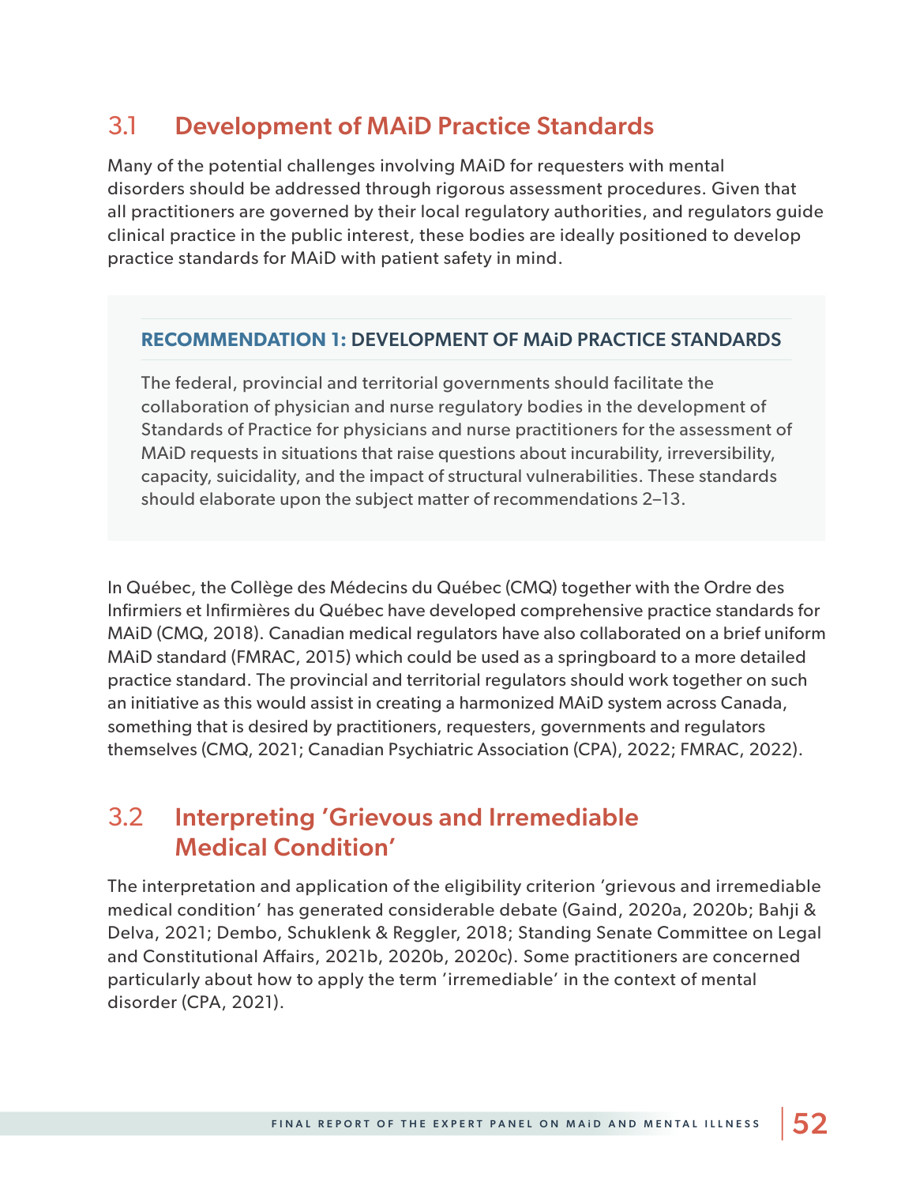## 3.1 Development of MAiD Practice Standards

Many of the potential challenges involving MAiD for requesters with mental disorders should be addressed through rigorous assessment procedures. Given that all practitioners are governed by their local regulatory authorities, and regulators guide clinical practice in the public interest, these bodies are ideally positioned to develop practice standards for MAiD with patient safety in mind.

> **RECOMMENDATION 1: DEVELOPMENT OF MAiD PRACTICE STANDARDS**
>
> The federal, provincial and territorial governments should facilitate the collaboration of physician and nurse regulatory bodies in the development of Standards of Practice for physicians and nurse practitioners for the assessment of MAiD requests in situations that raise questions about incurability, irreversibility, capacity, suicidality, and the impact of structural vulnerabilities. These standards should elaborate upon the subject matter of recommendations 2–13.

In Québec, the Collège des Médecins du Québec (CMQ) together with the Ordre des Infirmiers et Infirmières du Québec have developed comprehensive practice standards for MAiD (CMQ, 2018). Canadian medical regulators have also collaborated on a brief uniform MAiD standard (FMRAC, 2015) which could be used as a springboard to a more detailed practice standard. The provincial and territorial regulators should work together on such an initiative as this would assist in creating a harmonized MAiD system across Canada, something that is desired by practitioners, requesters, governments and regulators themselves (CMQ, 2021; Canadian Psychiatric Association (CPA), 2022; FMRAC, 2022).

## 3.2 Interpreting 'Grievous and Irremediable Medical Condition'

The interpretation and application of the eligibility criterion 'grievous and irremediable medical condition' has generated considerable debate (Gaind, 2020a, 2020b; Bahji & Delva, 2021; Dembo, Schuklenk & Reggler, 2018; Standing Senate Committee on Legal and Constitutional Affairs, 2021b, 2020b, 2020c). Some practitioners are concerned particularly about how to apply the term 'irremediable' in the context of mental disorder (CPA, 2021).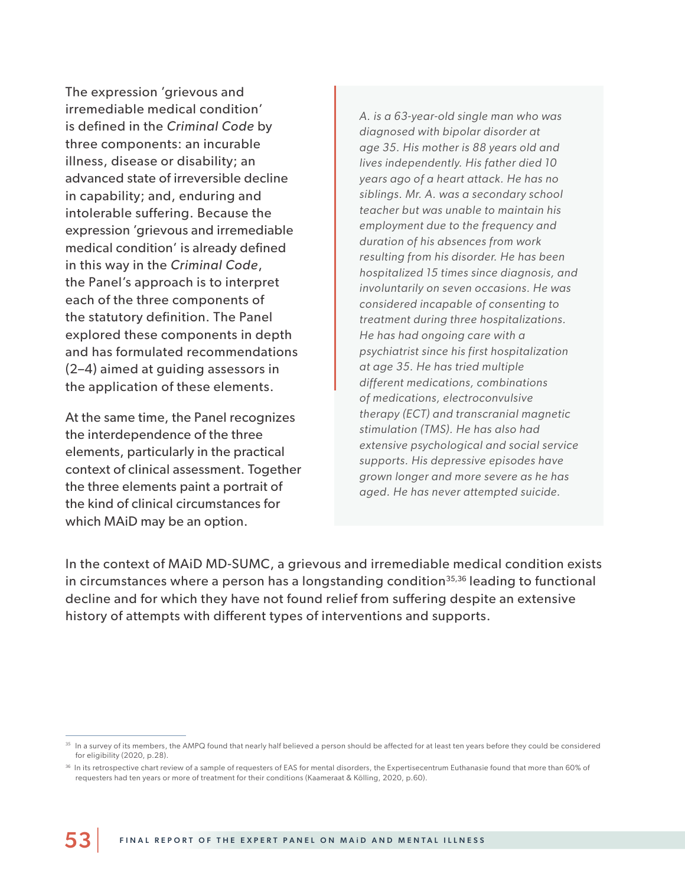The expression 'grievous and irremediable medical condition' is defined in the *Criminal Code* by three components: an incurable illness, disease or disability; an advanced state of irreversible decline in capability; and, enduring and intolerable suffering. Because the expression 'grievous and irremediable medical condition' is already defined in this way in the *Criminal Code*, the Panel's approach is to interpret each of the three components of the statutory definition. The Panel explored these components in depth and has formulated recommendations (2–4) aimed at guiding assessors in the application of these elements.

At the same time, the Panel recognizes the interdependence of the three elements, particularly in the practical context of clinical assessment. Together the three elements paint a portrait of the kind of clinical circumstances for which MAiD may be an option.

> *A. is a 63-year-old single man who was diagnosed with bipolar disorder at age 35. His mother is 88 years old and lives independently. His father died 10 years ago of a heart attack. He has no siblings. Mr. A. was a secondary school teacher but was unable to maintain his employment due to the frequency and duration of his absences from work resulting from his disorder. He has been hospitalized 15 times since diagnosis, and involuntarily on seven occasions. He was considered incapable of consenting to treatment during three hospitalizations. He has had ongoing care with a psychiatrist since his first hospitalization at age 35. He has tried multiple different medications, combinations of medications, electroconvulsive therapy (ECT) and transcranial magnetic stimulation (TMS). He has also had extensive psychological and social service supports. His depressive episodes have grown longer and more severe as he has aged. He has never attempted suicide.*

In the context of MAiD MD-SUMC, a grievous and irremediable medical condition exists in circumstances where a person has a longstanding condition[35,36] leading to functional decline and for which they have not found relief from suffering despite an extensive history of attempts with different types of interventions and supports.

---

[35] In a survey of its members, the AMPQ found that nearly half believed a person should be affected for at least ten years before they could be considered for eligibility (2020, p.28).

[36] In its retrospective chart review of a sample of requesters of EAS for mental disorders, the Expertisecentrum Euthanasie found that more than 60% of requesters had ten years or more of treatment for their conditions (Kaameraat & Kölling, 2020, p.60).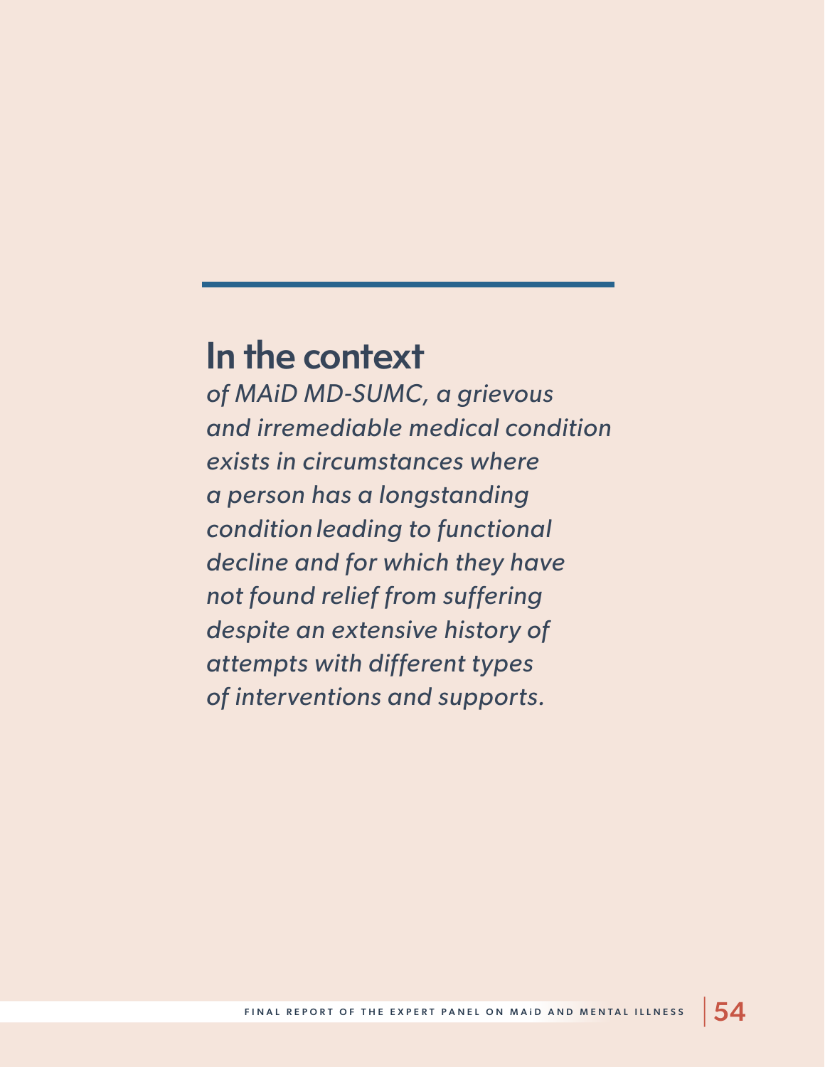## In the context

*of MAiD MD-SUMC, a grievous and irremediable medical condition exists in circumstances where a person has a longstanding condition leading to functional decline and for which they have not found relief from suffering despite an extensive history of attempts with different types of interventions and supports.*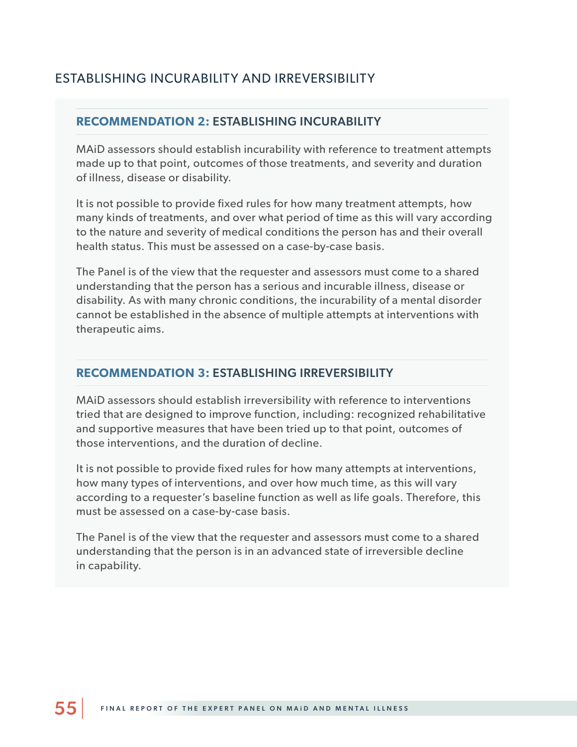## ESTABLISHING INCURABILITY AND IRREVERSIBILITY

### RECOMMENDATION 2: ESTABLISHING INCURABILITY

MAiD assessors should establish incurability with reference to treatment attempts made up to that point, outcomes of those treatments, and severity and duration of illness, disease or disability.

It is not possible to provide fixed rules for how many treatment attempts, how many kinds of treatments, and over what period of time as this will vary according to the nature and severity of medical conditions the person has and their overall health status. This must be assessed on a case-by-case basis.

The Panel is of the view that the requester and assessors must come to a shared understanding that the person has a serious and incurable illness, disease or disability. As with many chronic conditions, the incurability of a mental disorder cannot be established in the absence of multiple attempts at interventions with therapeutic aims.

### RECOMMENDATION 3: ESTABLISHING IRREVERSIBILITY

MAiD assessors should establish irreversibility with reference to interventions tried that are designed to improve function, including: recognized rehabilitative and supportive measures that have been tried up to that point, outcomes of those interventions, and the duration of decline.

It is not possible to provide fixed rules for how many attempts at interventions, how many types of interventions, and over how much time, as this will vary according to a requester's baseline function as well as life goals. Therefore, this must be assessed on a case-by-case basis.

The Panel is of the view that the requester and assessors must come to a shared understanding that the person is in an advanced state of irreversible decline in capability.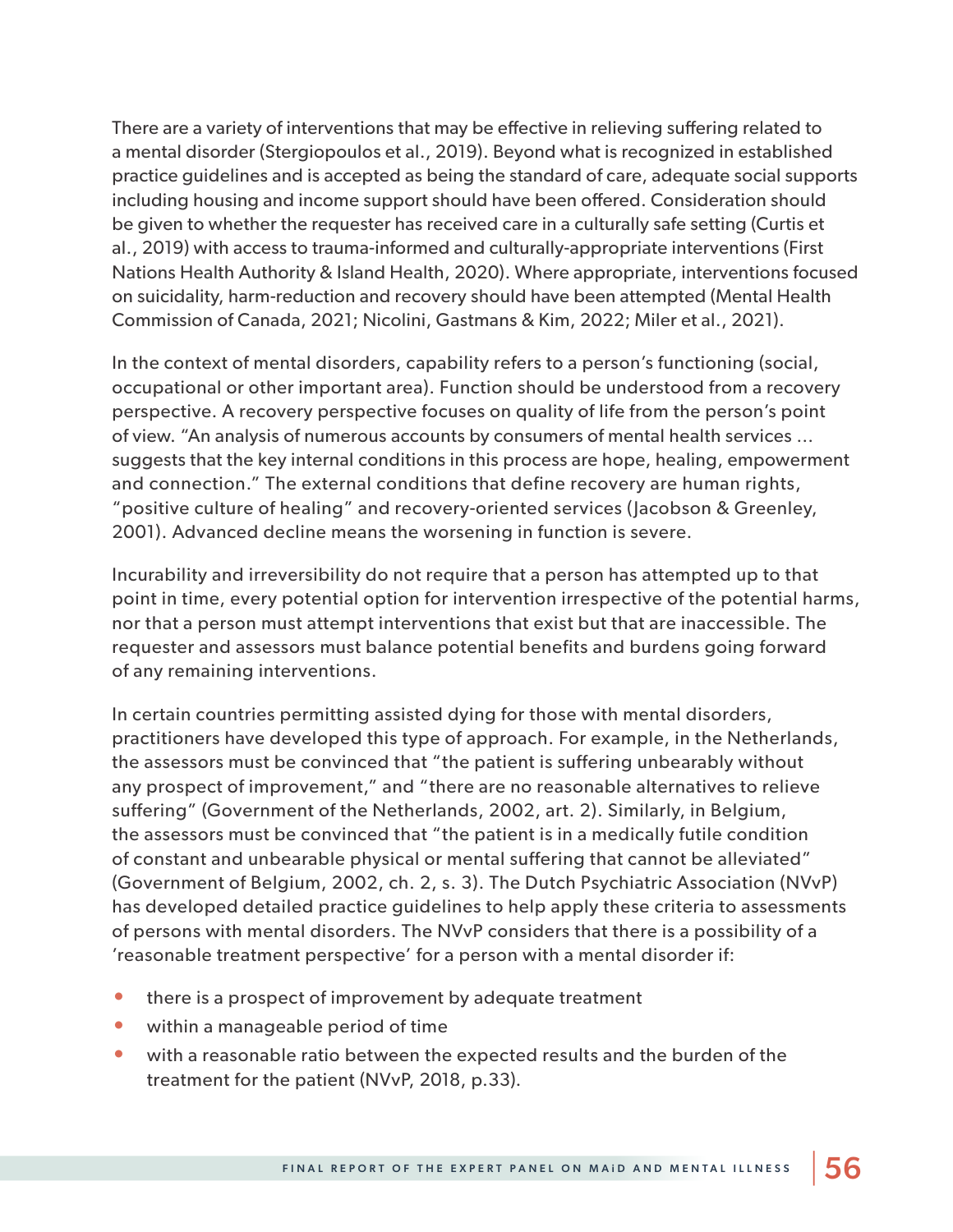There are a variety of interventions that may be effective in relieving suffering related to a mental disorder (Stergiopoulos et al., 2019). Beyond what is recognized in established practice guidelines and is accepted as being the standard of care, adequate social supports including housing and income support should have been offered. Consideration should be given to whether the requester has received care in a culturally safe setting (Curtis et al., 2019) with access to trauma-informed and culturally-appropriate interventions (First Nations Health Authority & Island Health, 2020). Where appropriate, interventions focused on suicidality, harm-reduction and recovery should have been attempted (Mental Health Commission of Canada, 2021; Nicolini, Gastmans & Kim, 2022; Miler et al., 2021).

In the context of mental disorders, capability refers to a person's functioning (social, occupational or other important area). Function should be understood from a recovery perspective. A recovery perspective focuses on quality of life from the person's point of view. "An analysis of numerous accounts by consumers of mental health services … suggests that the key internal conditions in this process are hope, healing, empowerment and connection." The external conditions that define recovery are human rights, "positive culture of healing" and recovery-oriented services (Jacobson & Greenley, 2001). Advanced decline means the worsening in function is severe.

Incurability and irreversibility do not require that a person has attempted up to that point in time, every potential option for intervention irrespective of the potential harms, nor that a person must attempt interventions that exist but that are inaccessible. The requester and assessors must balance potential benefits and burdens going forward of any remaining interventions.

In certain countries permitting assisted dying for those with mental disorders, practitioners have developed this type of approach. For example, in the Netherlands, the assessors must be convinced that "the patient is suffering unbearably without any prospect of improvement," and "there are no reasonable alternatives to relieve suffering" (Government of the Netherlands, 2002, art. 2). Similarly, in Belgium, the assessors must be convinced that "the patient is in a medically futile condition of constant and unbearable physical or mental suffering that cannot be alleviated" (Government of Belgium, 2002, ch. 2, s. 3). The Dutch Psychiatric Association (NVvP) has developed detailed practice guidelines to help apply these criteria to assessments of persons with mental disorders. The NVvP considers that there is a possibility of a 'reasonable treatment perspective' for a person with a mental disorder if:

- there is a prospect of improvement by adequate treatment
- within a manageable period of time
- with a reasonable ratio between the expected results and the burden of the treatment for the patient (NVvP, 2018, p.33).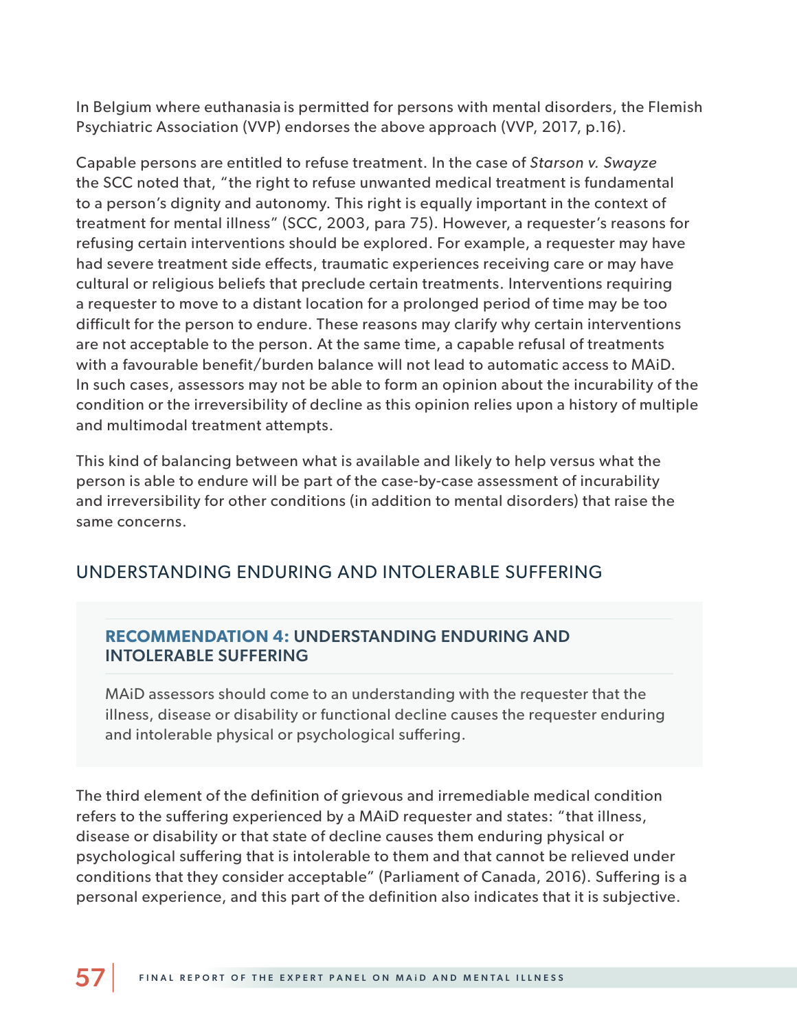In Belgium where euthanasia is permitted for persons with mental disorders, the Flemish Psychiatric Association (VVP) endorses the above approach (VVP, 2017, p.16).

Capable persons are entitled to refuse treatment. In the case of *Starson v. Swayze* the SCC noted that, "the right to refuse unwanted medical treatment is fundamental to a person's dignity and autonomy. This right is equally important in the context of treatment for mental illness" (SCC, 2003, para 75). However, a requester's reasons for refusing certain interventions should be explored. For example, a requester may have had severe treatment side effects, traumatic experiences receiving care or may have cultural or religious beliefs that preclude certain treatments. Interventions requiring a requester to move to a distant location for a prolonged period of time may be too difficult for the person to endure. These reasons may clarify why certain interventions are not acceptable to the person. At the same time, a capable refusal of treatments with a favourable benefit/burden balance will not lead to automatic access to MAiD. In such cases, assessors may not be able to form an opinion about the incurability of the condition or the irreversibility of decline as this opinion relies upon a history of multiple and multimodal treatment attempts.

This kind of balancing between what is available and likely to help versus what the person is able to endure will be part of the case-by-case assessment of incurability and irreversibility for other conditions (in addition to mental disorders) that raise the same concerns.

## UNDERSTANDING ENDURING AND INTOLERABLE SUFFERING

### RECOMMENDATION 4: UNDERSTANDING ENDURING AND INTOLERABLE SUFFERING

MAiD assessors should come to an understanding with the requester that the illness, disease or disability or functional decline causes the requester enduring and intolerable physical or psychological suffering.

The third element of the definition of grievous and irremediable medical condition refers to the suffering experienced by a MAiD requester and states: "that illness, disease or disability or that state of decline causes them enduring physical or psychological suffering that is intolerable to them and that cannot be relieved under conditions that they consider acceptable" (Parliament of Canada, 2016). Suffering is a personal experience, and this part of the definition also indicates that it is subjective.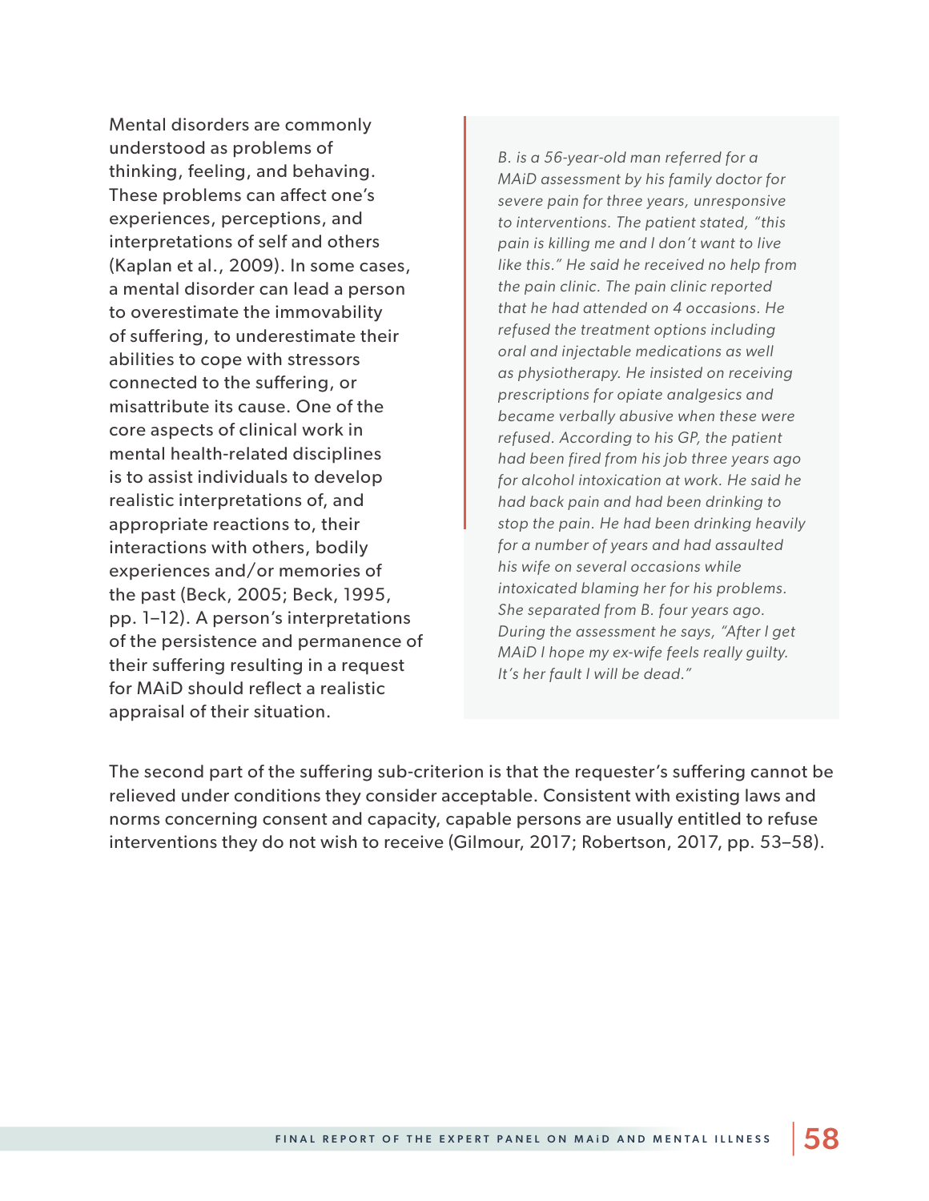Mental disorders are commonly understood as problems of thinking, feeling, and behaving. These problems can affect one's experiences, perceptions, and interpretations of self and others (Kaplan et al., 2009). In some cases, a mental disorder can lead a person to overestimate the immovability of suffering, to underestimate their abilities to cope with stressors connected to the suffering, or misattribute its cause. One of the core aspects of clinical work in mental health-related disciplines is to assist individuals to develop realistic interpretations of, and appropriate reactions to, their interactions with others, bodily experiences and/or memories of the past (Beck, 2005; Beck, 1995, pp. 1–12). A person's interpretations of the persistence and permanence of their suffering resulting in a request for MAiD should reflect a realistic appraisal of their situation.

*B. is a 56-year-old man referred for a MAiD assessment by his family doctor for severe pain for three years, unresponsive to interventions. The patient stated, "this pain is killing me and I don't want to live like this." He said he received no help from the pain clinic. The pain clinic reported that he had attended on 4 occasions. He refused the treatment options including oral and injectable medications as well as physiotherapy. He insisted on receiving prescriptions for opiate analgesics and became verbally abusive when these were refused. According to his GP, the patient had been fired from his job three years ago for alcohol intoxication at work. He said he had back pain and had been drinking to stop the pain. He had been drinking heavily for a number of years and had assaulted his wife on several occasions while intoxicated blaming her for his problems. She separated from B. four years ago. During the assessment he says, "After I get MAiD I hope my ex-wife feels really guilty. It's her fault I will be dead."*

The second part of the suffering sub-criterion is that the requester's suffering cannot be relieved under conditions they consider acceptable. Consistent with existing laws and norms concerning consent and capacity, capable persons are usually entitled to refuse interventions they do not wish to receive (Gilmour, 2017; Robertson, 2017, pp. 53–58).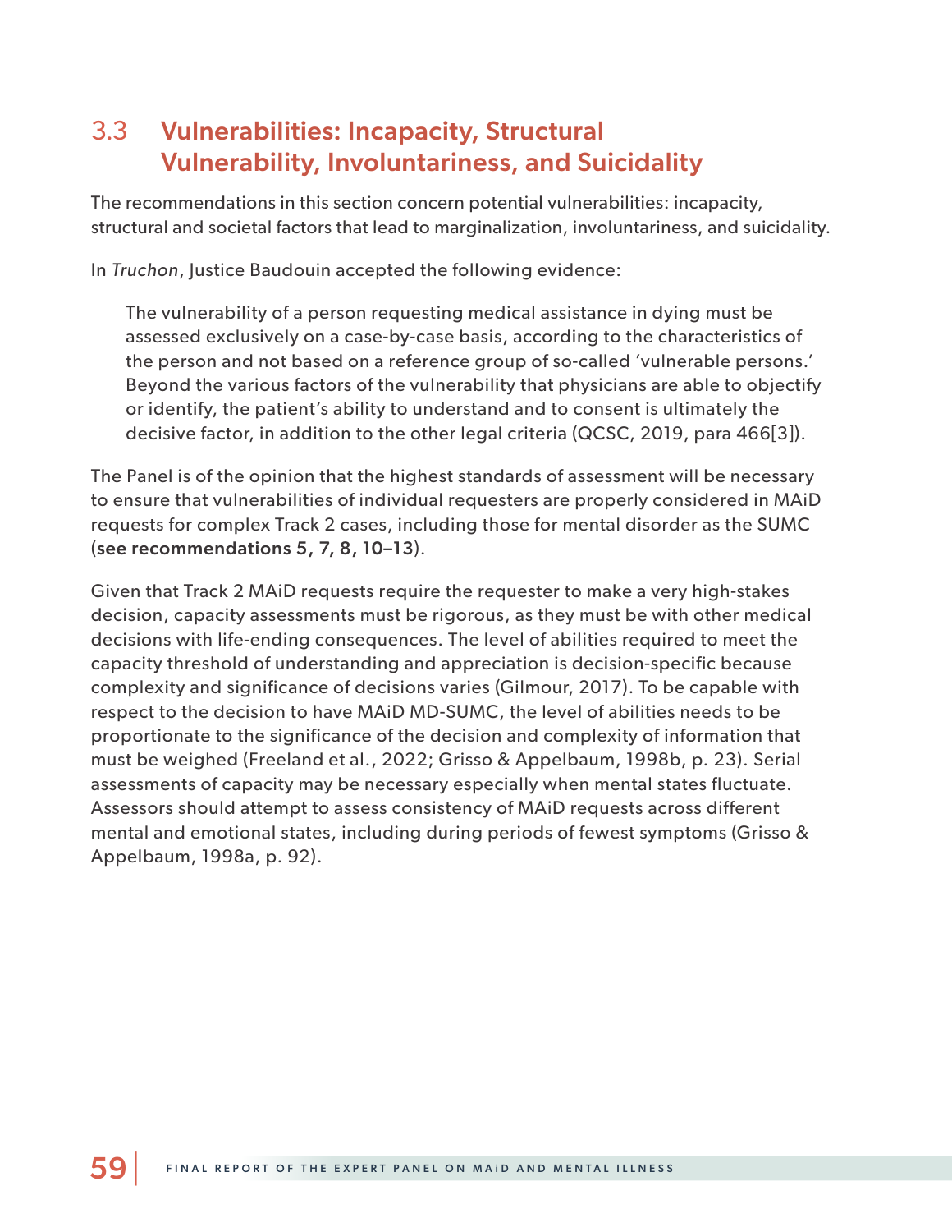## 3.3 Vulnerabilities: Incapacity, Structural Vulnerability, Involuntariness, and Suicidality

The recommendations in this section concern potential vulnerabilities: incapacity, structural and societal factors that lead to marginalization, involuntariness, and suicidality.

In *Truchon*, Justice Baudouin accepted the following evidence:

> The vulnerability of a person requesting medical assistance in dying must be assessed exclusively on a case-by-case basis, according to the characteristics of the person and not based on a reference group of so-called 'vulnerable persons.' Beyond the various factors of the vulnerability that physicians are able to objectify or identify, the patient's ability to understand and to consent is ultimately the decisive factor, in addition to the other legal criteria (QCSC, 2019, para 466[3]).

The Panel is of the opinion that the highest standards of assessment will be necessary to ensure that vulnerabilities of individual requesters are properly considered in MAiD requests for complex Track 2 cases, including those for mental disorder as the SUMC (**see recommendations 5, 7, 8, 10–13**).

Given that Track 2 MAiD requests require the requester to make a very high-stakes decision, capacity assessments must be rigorous, as they must be with other medical decisions with life-ending consequences. The level of abilities required to meet the capacity threshold of understanding and appreciation is decision-specific because complexity and significance of decisions varies (Gilmour, 2017). To be capable with respect to the decision to have MAiD MD-SUMC, the level of abilities needs to be proportionate to the significance of the decision and complexity of information that must be weighed (Freeland et al., 2022; Grisso & Appelbaum, 1998b, p. 23). Serial assessments of capacity may be necessary especially when mental states fluctuate. Assessors should attempt to assess consistency of MAiD requests across different mental and emotional states, including during periods of fewest symptoms (Grisso & Appelbaum, 1998a, p. 92).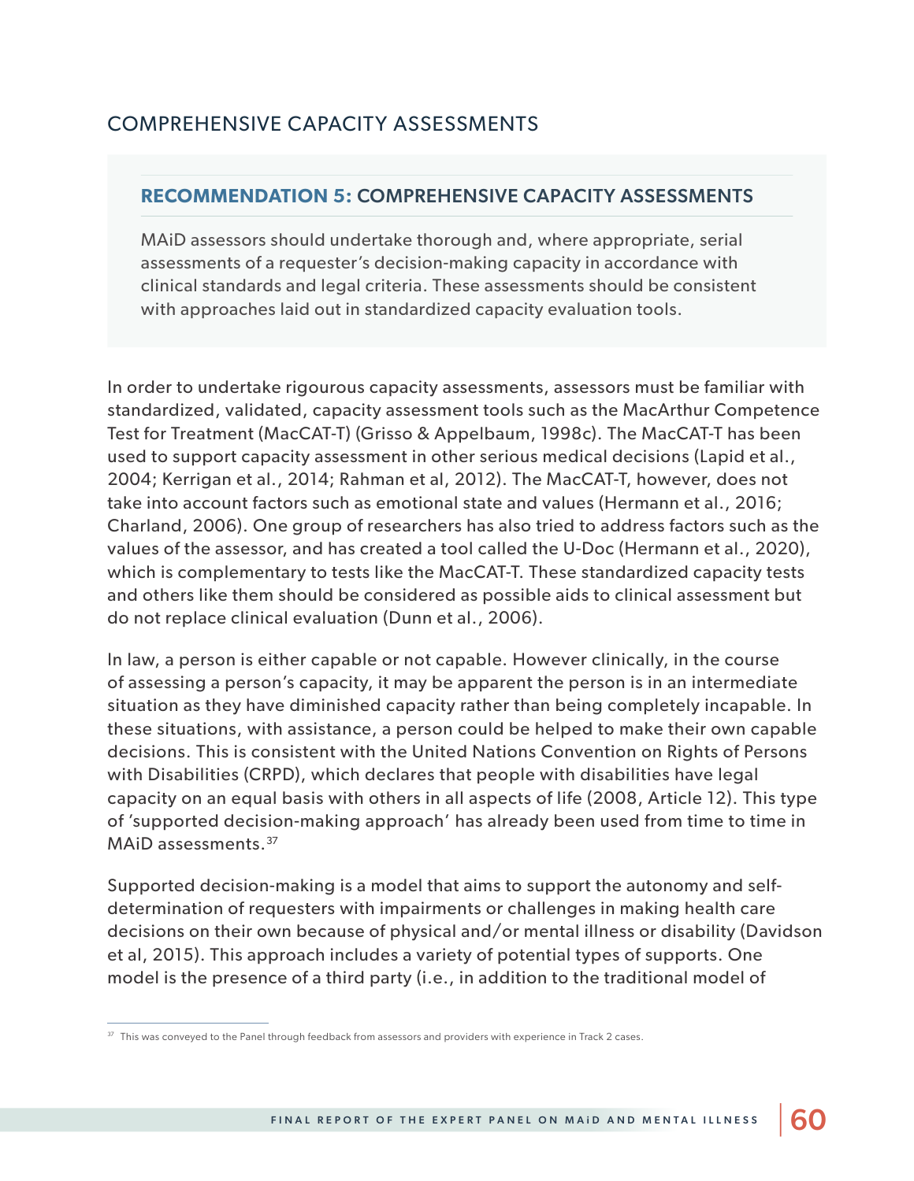## COMPREHENSIVE CAPACITY ASSESSMENTS

### RECOMMENDATION 5: COMPREHENSIVE CAPACITY ASSESSMENTS

MAiD assessors should undertake thorough and, where appropriate, serial assessments of a requester's decision-making capacity in accordance with clinical standards and legal criteria. These assessments should be consistent with approaches laid out in standardized capacity evaluation tools.

In order to undertake rigourous capacity assessments, assessors must be familiar with standardized, validated, capacity assessment tools such as the MacArthur Competence Test for Treatment (MacCAT-T) (Grisso & Appelbaum, 1998c). The MacCAT-T has been used to support capacity assessment in other serious medical decisions (Lapid et al., 2004; Kerrigan et al., 2014; Rahman et al, 2012). The MacCAT-T, however, does not take into account factors such as emotional state and values (Hermann et al., 2016; Charland, 2006). One group of researchers has also tried to address factors such as the values of the assessor, and has created a tool called the U-Doc (Hermann et al., 2020), which is complementary to tests like the MacCAT-T. These standardized capacity tests and others like them should be considered as possible aids to clinical assessment but do not replace clinical evaluation (Dunn et al., 2006).

In law, a person is either capable or not capable. However clinically, in the course of assessing a person's capacity, it may be apparent the person is in an intermediate situation as they have diminished capacity rather than being completely incapable. In these situations, with assistance, a person could be helped to make their own capable decisions. This is consistent with the United Nations Convention on Rights of Persons with Disabilities (CRPD), which declares that people with disabilities have legal capacity on an equal basis with others in all aspects of life (2008, Article 12). This type of 'supported decision-making approach' has already been used from time to time in MAiD assessments.[37]

Supported decision-making is a model that aims to support the autonomy and self-determination of requesters with impairments or challenges in making health care decisions on their own because of physical and/or mental illness or disability (Davidson et al, 2015). This approach includes a variety of potential types of supports. One model is the presence of a third party (i.e., in addition to the traditional model of

[37] This was conveyed to the Panel through feedback from assessors and providers with experience in Track 2 cases.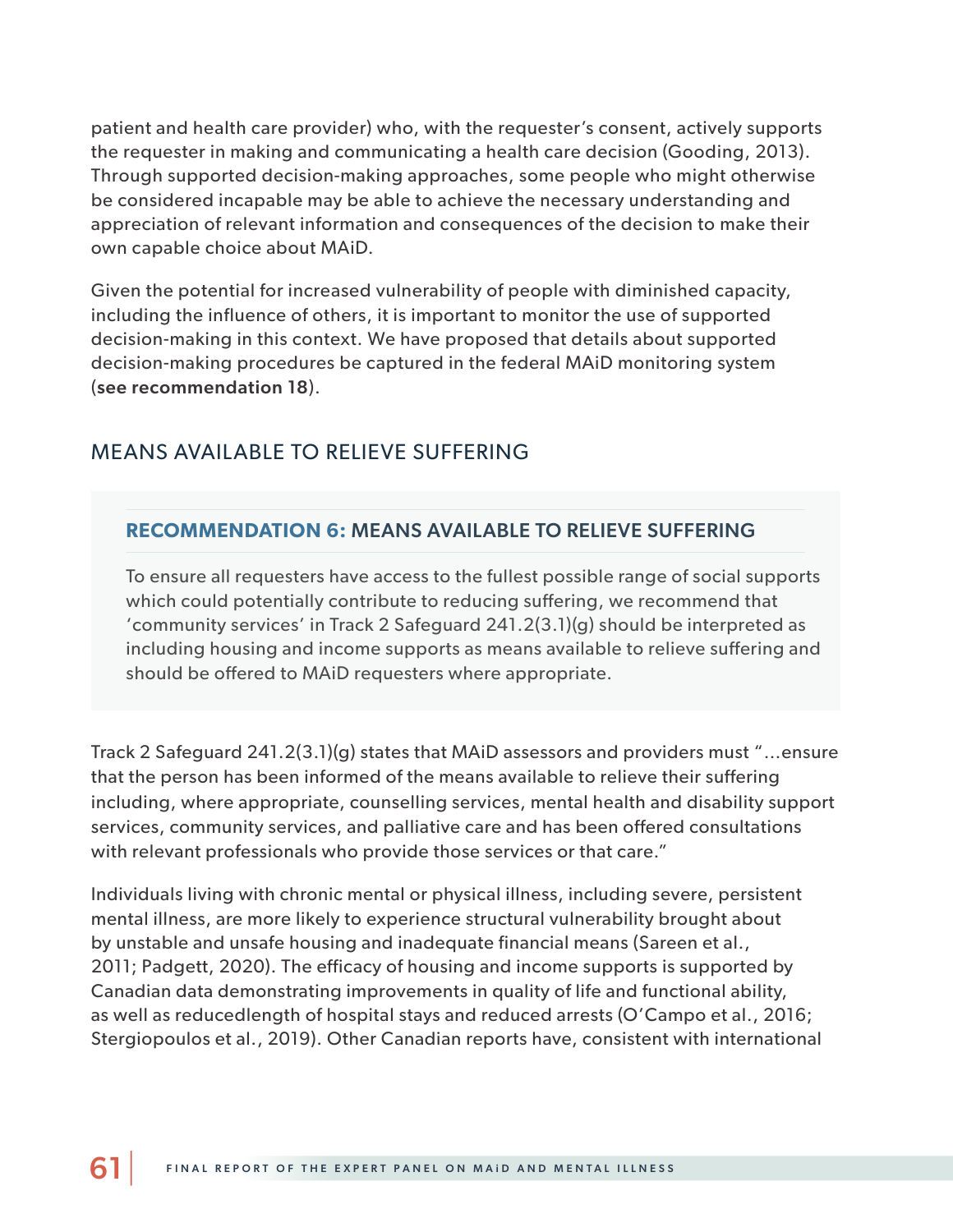patient and health care provider) who, with the requester's consent, actively supports the requester in making and communicating a health care decision (Gooding, 2013). Through supported decision-making approaches, some people who might otherwise be considered incapable may be able to achieve the necessary understanding and appreciation of relevant information and consequences of the decision to make their own capable choice about MAiD.

Given the potential for increased vulnerability of people with diminished capacity, including the influence of others, it is important to monitor the use of supported decision-making in this context. We have proposed that details about supported decision-making procedures be captured in the federal MAiD monitoring system (**see recommendation 18**).

## MEANS AVAILABLE TO RELIEVE SUFFERING

### RECOMMENDATION 6: MEANS AVAILABLE TO RELIEVE SUFFERING

To ensure all requesters have access to the fullest possible range of social supports which could potentially contribute to reducing suffering, we recommend that 'community services' in Track 2 Safeguard 241.2(3.1)(g) should be interpreted as including housing and income supports as means available to relieve suffering and should be offered to MAiD requesters where appropriate.

Track 2 Safeguard 241.2(3.1)(g) states that MAiD assessors and providers must "…ensure that the person has been informed of the means available to relieve their suffering including, where appropriate, counselling services, mental health and disability support services, community services, and palliative care and has been offered consultations with relevant professionals who provide those services or that care."

Individuals living with chronic mental or physical illness, including severe, persistent mental illness, are more likely to experience structural vulnerability brought about by unstable and unsafe housing and inadequate financial means (Sareen et al., 2011; Padgett, 2020). The efficacy of housing and income supports is supported by Canadian data demonstrating improvements in quality of life and functional ability, as well as reducedlength of hospital stays and reduced arrests (O'Campo et al., 2016; Stergiopoulos et al., 2019). Other Canadian reports have, consistent with international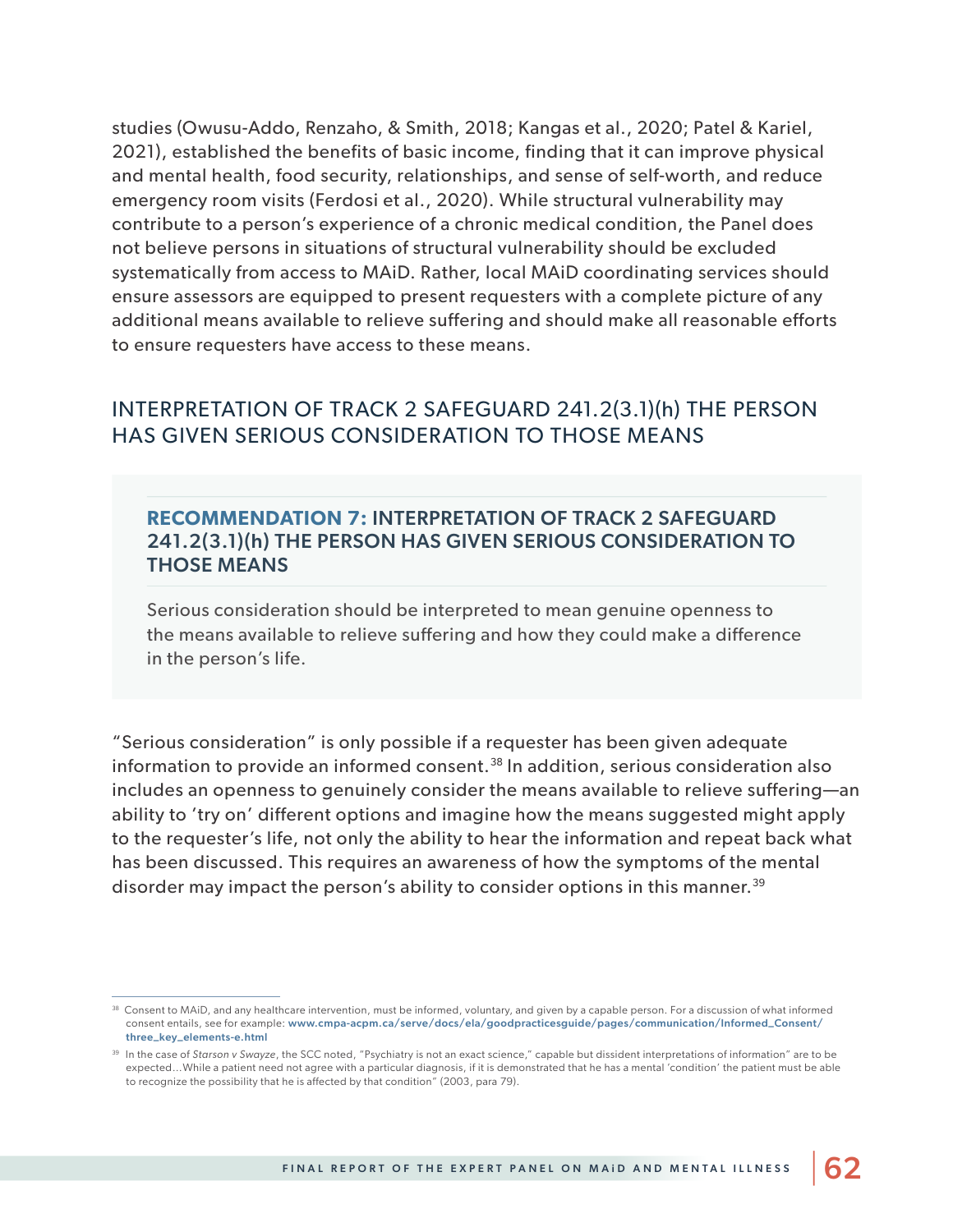studies (Owusu-Addo, Renzaho, & Smith, 2018; Kangas et al., 2020; Patel & Kariel, 2021), established the benefits of basic income, finding that it can improve physical and mental health, food security, relationships, and sense of self-worth, and reduce emergency room visits (Ferdosi et al., 2020). While structural vulnerability may contribute to a person's experience of a chronic medical condition, the Panel does not believe persons in situations of structural vulnerability should be excluded systematically from access to MAiD. Rather, local MAiD coordinating services should ensure assessors are equipped to present requesters with a complete picture of any additional means available to relieve suffering and should make all reasonable efforts to ensure requesters have access to these means.

## INTERPRETATION OF TRACK 2 SAFEGUARD 241.2(3.1)(h) THE PERSON HAS GIVEN SERIOUS CONSIDERATION TO THOSE MEANS

### RECOMMENDATION 7: INTERPRETATION OF TRACK 2 SAFEGUARD 241.2(3.1)(h) THE PERSON HAS GIVEN SERIOUS CONSIDERATION TO THOSE MEANS

Serious consideration should be interpreted to mean genuine openness to the means available to relieve suffering and how they could make a difference in the person's life.

"Serious consideration" is only possible if a requester has been given adequate information to provide an informed consent.[38] In addition, serious consideration also includes an openness to genuinely consider the means available to relieve suffering—an ability to 'try on' different options and imagine how the means suggested might apply to the requester's life, not only the ability to hear the information and repeat back what has been discussed. This requires an awareness of how the symptoms of the mental disorder may impact the person's ability to consider options in this manner.[39]

[38] Consent to MAiD, and any healthcare intervention, must be informed, voluntary, and given by a capable person. For a discussion of what informed consent entails, see for example: **www.cmpa-acpm.ca/serve/docs/ela/goodpracticesguide/pages/communication/Informed_Consent/three_key_elements-e.html**

[39] In the case of *Starson v Swayze*, the SCC noted, "Psychiatry is not an exact science," capable but dissident interpretations of information" are to be expected…While a patient need not agree with a particular diagnosis, if it is demonstrated that he has a mental 'condition' the patient must be able to recognize the possibility that he is affected by that condition" (2003, para 79).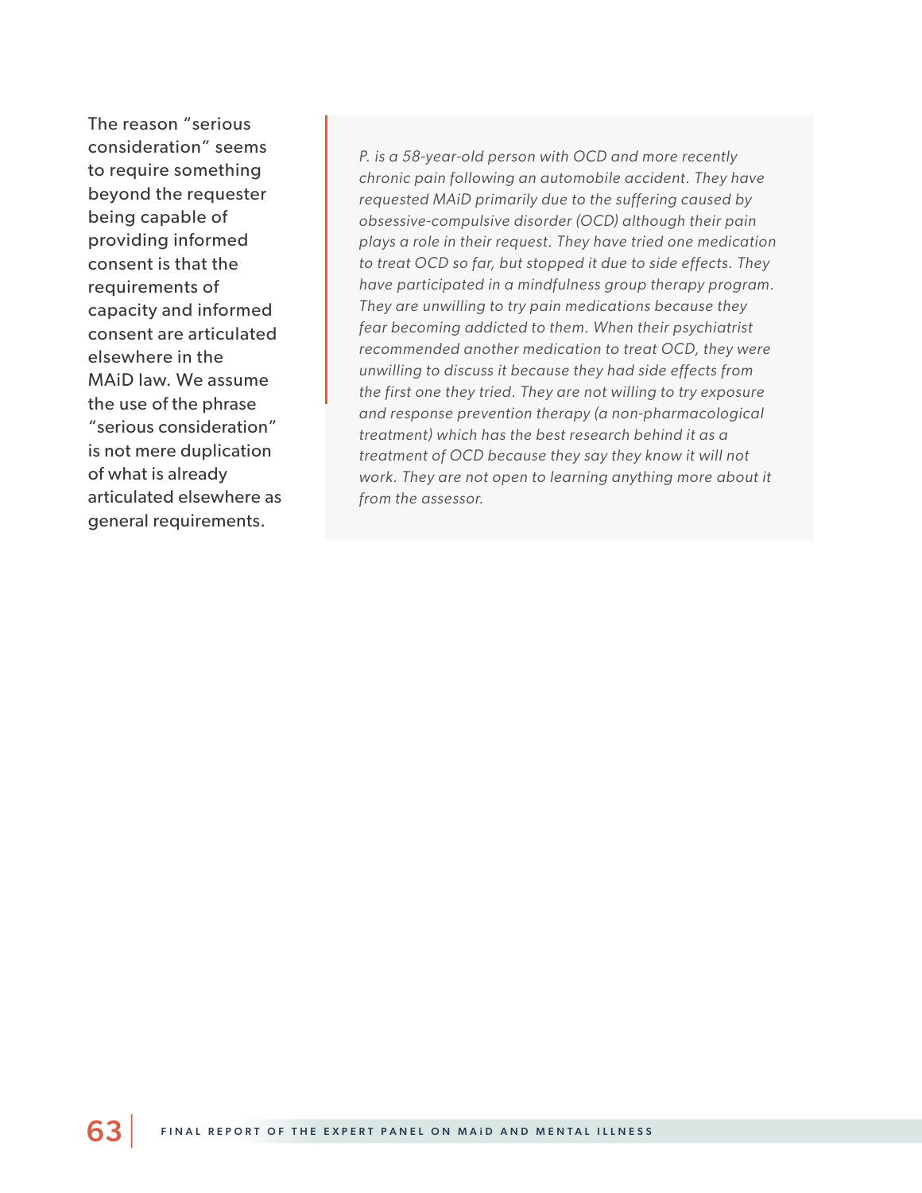The reason "serious consideration" seems to require something beyond the requester being capable of providing informed consent is that the requirements of capacity and informed consent are articulated elsewhere in the MAiD law. We assume the use of the phrase "serious consideration" is not mere duplication of what is already articulated elsewhere as general requirements.

> *P. is a 58-year-old person with OCD and more recently chronic pain following an automobile accident. They have requested MAiD primarily due to the suffering caused by obsessive-compulsive disorder (OCD) although their pain plays a role in their request. They have tried one medication to treat OCD so far, but stopped it due to side effects. They have participated in a mindfulness group therapy program. They are unwilling to try pain medications because they fear becoming addicted to them. When their psychiatrist recommended another medication to treat OCD, they were unwilling to discuss it because they had side effects from the first one they tried. They are not willing to try exposure and response prevention therapy (a non-pharmacological treatment) which has the best research behind it as a treatment of OCD because they say they know it will not work. They are not open to learning anything more about it from the assessor.*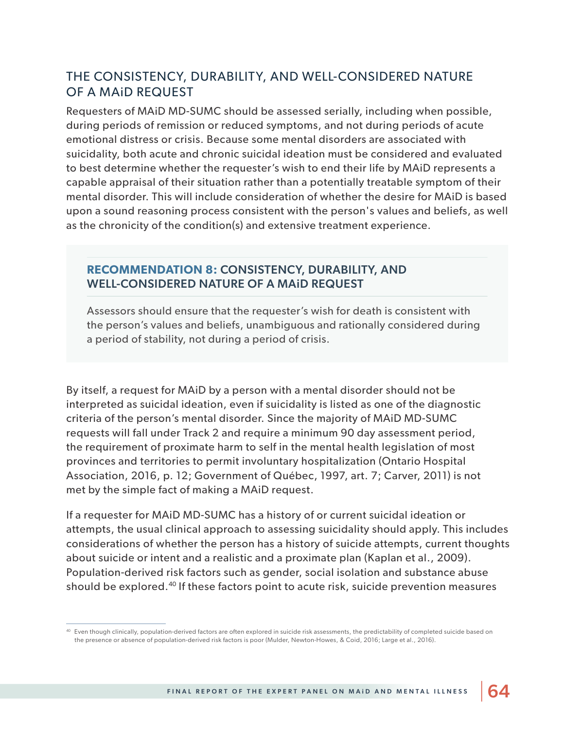## THE CONSISTENCY, DURABILITY, AND WELL-CONSIDERED NATURE OF A MAiD REQUEST

Requesters of MAiD MD-SUMC should be assessed serially, including when possible, during periods of remission or reduced symptoms, and not during periods of acute emotional distress or crisis. Because some mental disorders are associated with suicidality, both acute and chronic suicidal ideation must be considered and evaluated to best determine whether the requester's wish to end their life by MAiD represents a capable appraisal of their situation rather than a potentially treatable symptom of their mental disorder. This will include consideration of whether the desire for MAiD is based upon a sound reasoning process consistent with the person's values and beliefs, as well as the chronicity of the condition(s) and extensive treatment experience.

> **RECOMMENDATION 8: CONSISTENCY, DURABILITY, AND WELL-CONSIDERED NATURE OF A MAiD REQUEST**
>
> Assessors should ensure that the requester's wish for death is consistent with the person's values and beliefs, unambiguous and rationally considered during a period of stability, not during a period of crisis.

By itself, a request for MAiD by a person with a mental disorder should not be interpreted as suicidal ideation, even if suicidality is listed as one of the diagnostic criteria of the person's mental disorder. Since the majority of MAiD MD-SUMC requests will fall under Track 2 and require a minimum 90 day assessment period, the requirement of proximate harm to self in the mental health legislation of most provinces and territories to permit involuntary hospitalization (Ontario Hospital Association, 2016, p. 12; Government of Québec, 1997, art. 7; Carver, 2011) is not met by the simple fact of making a MAiD request.

If a requester for MAiD MD-SUMC has a history of or current suicidal ideation or attempts, the usual clinical approach to assessing suicidality should apply. This includes considerations of whether the person has a history of suicide attempts, current thoughts about suicide or intent and a realistic and a proximate plan (Kaplan et al., 2009). Population-derived risk factors such as gender, social isolation and substance abuse should be explored.[40] If these factors point to acute risk, suicide prevention measures

[40] Even though clinically, population-derived factors are often explored in suicide risk assessments, the predictability of completed suicide based on the presence or absence of population-derived risk factors is poor (Mulder, Newton-Howes, & Coid, 2016; Large et al., 2016).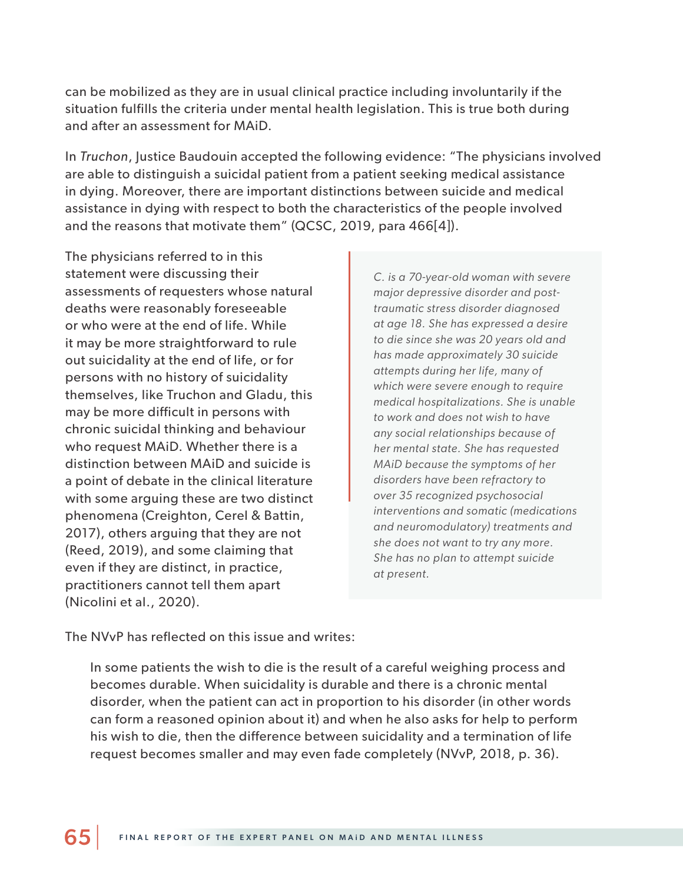can be mobilized as they are in usual clinical practice including involuntarily if the situation fulfills the criteria under mental health legislation. This is true both during and after an assessment for MAiD.

In *Truchon*, Justice Baudouin accepted the following evidence: "The physicians involved are able to distinguish a suicidal patient from a patient seeking medical assistance in dying. Moreover, there are important distinctions between suicide and medical assistance in dying with respect to both the characteristics of the people involved and the reasons that motivate them" (QCSC, 2019, para 466[4]).

The physicians referred to in this statement were discussing their assessments of requesters whose natural deaths were reasonably foreseeable or who were at the end of life. While it may be more straightforward to rule out suicidality at the end of life, or for persons with no history of suicidality themselves, like Truchon and Gladu, this may be more difficult in persons with chronic suicidal thinking and behaviour who request MAiD. Whether there is a distinction between MAiD and suicide is a point of debate in the clinical literature with some arguing these are two distinct phenomena (Creighton, Cerel & Battin, 2017), others arguing that they are not (Reed, 2019), and some claiming that even if they are distinct, in practice, practitioners cannot tell them apart (Nicolini et al., 2020).

> *C. is a 70-year-old woman with severe major depressive disorder and post-traumatic stress disorder diagnosed at age 18. She has expressed a desire to die since she was 20 years old and has made approximately 30 suicide attempts during her life, many of which were severe enough to require medical hospitalizations. She is unable to work and does not wish to have any social relationships because of her mental state. She has requested MAiD because the symptoms of her disorders have been refractory to over 35 recognized psychosocial interventions and somatic (medications and neuromodulatory) treatments and she does not want to try any more. She has no plan to attempt suicide at present.*

The NVvP has reflected on this issue and writes:

> In some patients the wish to die is the result of a careful weighing process and becomes durable. When suicidality is durable and there is a chronic mental disorder, when the patient can act in proportion to his disorder (in other words can form a reasoned opinion about it) and when he also asks for help to perform his wish to die, then the difference between suicidality and a termination of life request becomes smaller and may even fade completely (NVvP, 2018, p. 36).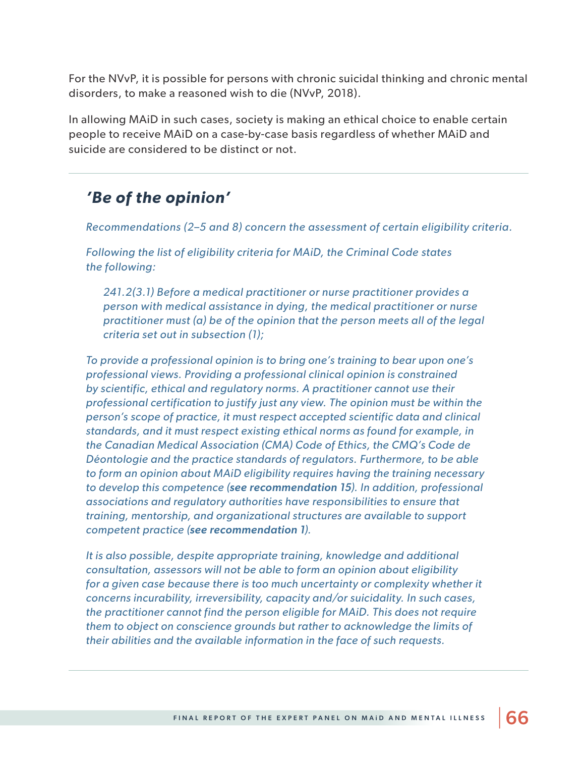For the NVvP, it is possible for persons with chronic suicidal thinking and chronic mental disorders, to make a reasoned wish to die (NVvP, 2018).

In allowing MAiD in such cases, society is making an ethical choice to enable certain people to receive MAiD on a case-by-case basis regardless of whether MAiD and suicide are considered to be distinct or not.

---

## *'Be of the opinion'*

*Recommendations (2–5 and 8) concern the assessment of certain eligibility criteria.*

*Following the list of eligibility criteria for MAiD, the Criminal Code states the following:*

> *241.2(3.1) Before a medical practitioner or nurse practitioner provides a person with medical assistance in dying, the medical practitioner or nurse practitioner must (a) be of the opinion that the person meets all of the legal criteria set out in subsection (1);*

*To provide a professional opinion is to bring one's training to bear upon one's professional views. Providing a professional clinical opinion is constrained by scientific, ethical and regulatory norms. A practitioner cannot use their professional certification to justify just any view. The opinion must be within the person's scope of practice, it must respect accepted scientific data and clinical standards, and it must respect existing ethical norms as found for example, in the Canadian Medical Association (CMA) Code of Ethics, the CMQ's Code de Déontologie and the practice standards of regulators. Furthermore, to be able to form an opinion about MAiD eligibility requires having the training necessary to develop this competence (**see recommendation 15**). In addition, professional associations and regulatory authorities have responsibilities to ensure that training, mentorship, and organizational structures are available to support competent practice (**see recommendation 1**).*

*It is also possible, despite appropriate training, knowledge and additional consultation, assessors will not be able to form an opinion about eligibility for a given case because there is too much uncertainty or complexity whether it concerns incurability, irreversibility, capacity and/or suicidality. In such cases, the practitioner cannot find the person eligible for MAiD. This does not require them to object on conscience grounds but rather to acknowledge the limits of their abilities and the available information in the face of such requests.*

---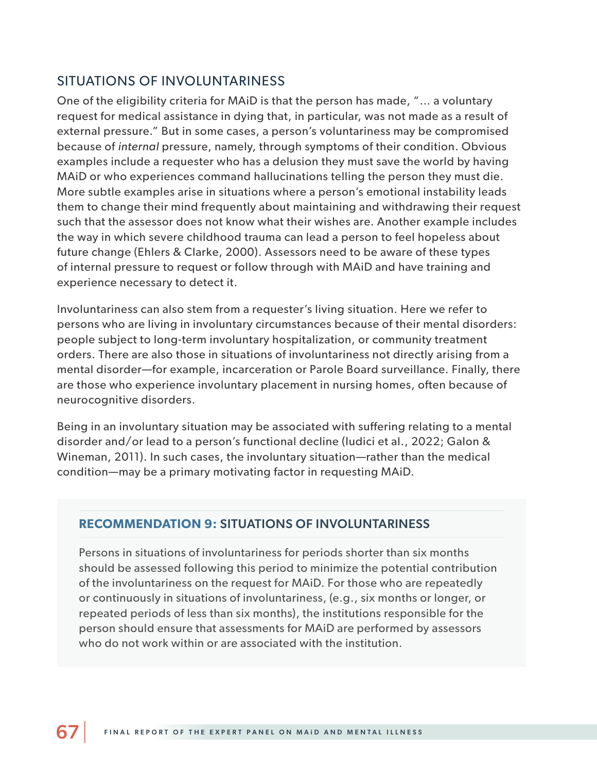## SITUATIONS OF INVOLUNTARINESS

One of the eligibility criteria for MAiD is that the person has made, "… a voluntary request for medical assistance in dying that, in particular, was not made as a result of external pressure." But in some cases, a person's voluntariness may be compromised because of *internal* pressure, namely, through symptoms of their condition. Obvious examples include a requester who has a delusion they must save the world by having MAiD or who experiences command hallucinations telling the person they must die. More subtle examples arise in situations where a person's emotional instability leads them to change their mind frequently about maintaining and withdrawing their request such that the assessor does not know what their wishes are. Another example includes the way in which severe childhood trauma can lead a person to feel hopeless about future change (Ehlers & Clarke, 2000). Assessors need to be aware of these types of internal pressure to request or follow through with MAiD and have training and experience necessary to detect it.

Involuntariness can also stem from a requester's living situation. Here we refer to persons who are living in involuntary circumstances because of their mental disorders: people subject to long-term involuntary hospitalization, or community treatment orders. There are also those in situations of involuntariness not directly arising from a mental disorder—for example, incarceration or Parole Board surveillance. Finally, there are those who experience involuntary placement in nursing homes, often because of neurocognitive disorders.

Being in an involuntary situation may be associated with suffering relating to a mental disorder and/or lead to a person's functional decline (Iudici et al., 2022; Galon & Wineman, 2011). In such cases, the involuntary situation—rather than the medical condition—may be a primary motivating factor in requesting MAiD.

### RECOMMENDATION 9: SITUATIONS OF INVOLUNTARINESS

Persons in situations of involuntariness for periods shorter than six months should be assessed following this period to minimize the potential contribution of the involuntariness on the request for MAiD. For those who are repeatedly or continuously in situations of involuntariness, (e.g., six months or longer, or repeated periods of less than six months), the institutions responsible for the person should ensure that assessments for MAiD are performed by assessors who do not work within or are associated with the institution.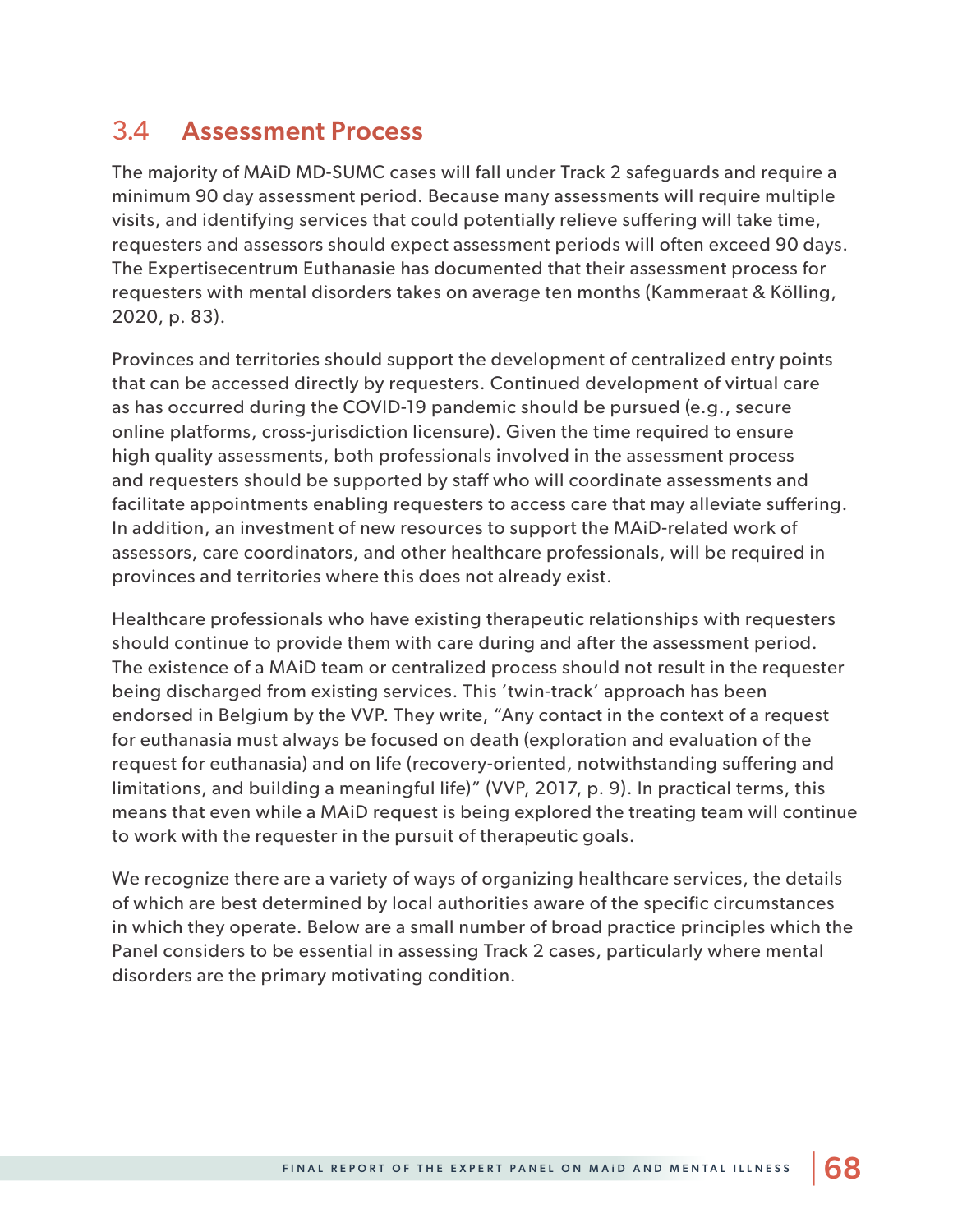## 3.4 Assessment Process

The majority of MAiD MD-SUMC cases will fall under Track 2 safeguards and require a minimum 90 day assessment period. Because many assessments will require multiple visits, and identifying services that could potentially relieve suffering will take time, requesters and assessors should expect assessment periods will often exceed 90 days. The Expertisecentrum Euthanasie has documented that their assessment process for requesters with mental disorders takes on average ten months (Kammeraat & Kölling, 2020, p. 83).

Provinces and territories should support the development of centralized entry points that can be accessed directly by requesters. Continued development of virtual care as has occurred during the COVID-19 pandemic should be pursued (e.g., secure online platforms, cross-jurisdiction licensure). Given the time required to ensure high quality assessments, both professionals involved in the assessment process and requesters should be supported by staff who will coordinate assessments and facilitate appointments enabling requesters to access care that may alleviate suffering. In addition, an investment of new resources to support the MAiD-related work of assessors, care coordinators, and other healthcare professionals, will be required in provinces and territories where this does not already exist.

Healthcare professionals who have existing therapeutic relationships with requesters should continue to provide them with care during and after the assessment period. The existence of a MAiD team or centralized process should not result in the requester being discharged from existing services. This 'twin-track' approach has been endorsed in Belgium by the VVP. They write, "Any contact in the context of a request for euthanasia must always be focused on death (exploration and evaluation of the request for euthanasia) and on life (recovery-oriented, notwithstanding suffering and limitations, and building a meaningful life)" (VVP, 2017, p. 9). In practical terms, this means that even while a MAiD request is being explored the treating team will continue to work with the requester in the pursuit of therapeutic goals.

We recognize there are a variety of ways of organizing healthcare services, the details of which are best determined by local authorities aware of the specific circumstances in which they operate. Below are a small number of broad practice principles which the Panel considers to be essential in assessing Track 2 cases, particularly where mental disorders are the primary motivating condition.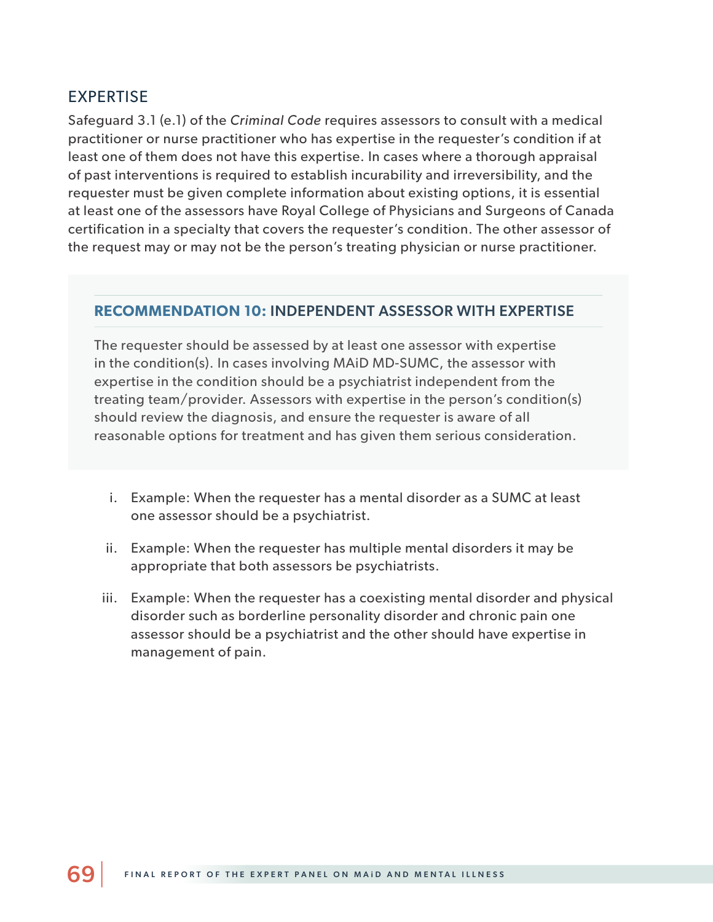## EXPERTISE

Safeguard 3.1 (e.1) of the *Criminal Code* requires assessors to consult with a medical practitioner or nurse practitioner who has expertise in the requester's condition if at least one of them does not have this expertise. In cases where a thorough appraisal of past interventions is required to establish incurability and irreversibility, and the requester must be given complete information about existing options, it is essential at least one of the assessors have Royal College of Physicians and Surgeons of Canada certification in a specialty that covers the requester's condition. The other assessor of the request may or may not be the person's treating physician or nurse practitioner.

### **RECOMMENDATION 10:** INDEPENDENT ASSESSOR WITH EXPERTISE

The requester should be assessed by at least one assessor with expertise in the condition(s). In cases involving MAiD MD-SUMC, the assessor with expertise in the condition should be a psychiatrist independent from the treating team/provider. Assessors with expertise in the person's condition(s) should review the diagnosis, and ensure the requester is aware of all reasonable options for treatment and has given them serious consideration.

i. Example: When the requester has a mental disorder as a SUMC at least one assessor should be a psychiatrist.

ii. Example: When the requester has multiple mental disorders it may be appropriate that both assessors be psychiatrists.

iii. Example: When the requester has a coexisting mental disorder and physical disorder such as borderline personality disorder and chronic pain one assessor should be a psychiatrist and the other should have expertise in management of pain.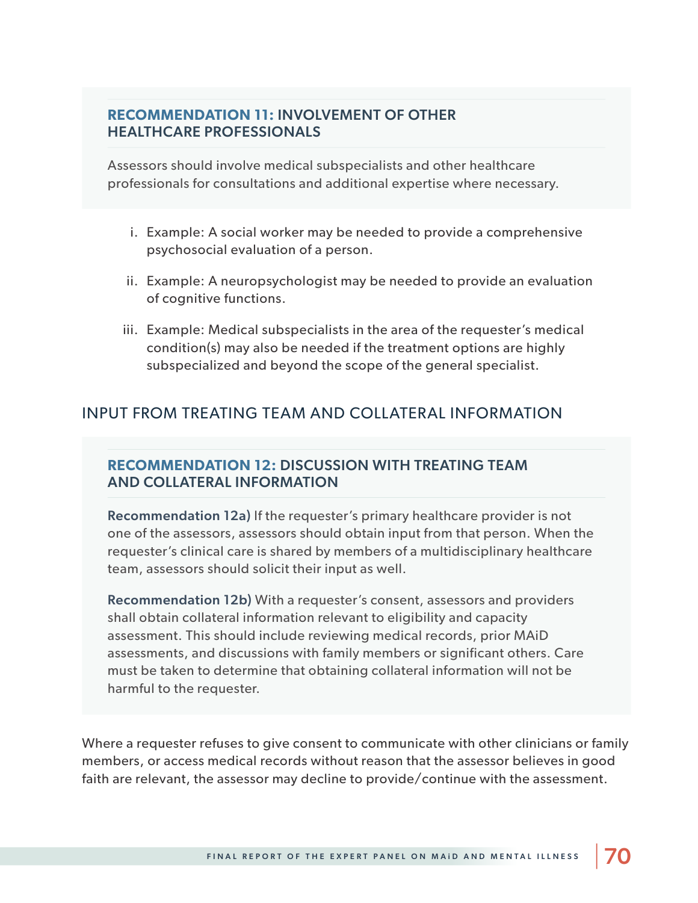### **RECOMMENDATION 11:** INVOLVEMENT OF OTHER HEALTHCARE PROFESSIONALS

Assessors should involve medical subspecialists and other healthcare professionals for consultations and additional expertise where necessary.

i. Example: A social worker may be needed to provide a comprehensive psychosocial evaluation of a person.

ii. Example: A neuropsychologist may be needed to provide an evaluation of cognitive functions.

iii. Example: Medical subspecialists in the area of the requester's medical condition(s) may also be needed if the treatment options are highly subspecialized and beyond the scope of the general specialist.

## INPUT FROM TREATING TEAM AND COLLATERAL INFORMATION

### **RECOMMENDATION 12:** DISCUSSION WITH TREATING TEAM AND COLLATERAL INFORMATION

**Recommendation 12a)** If the requester's primary healthcare provider is not one of the assessors, assessors should obtain input from that person. When the requester's clinical care is shared by members of a multidisciplinary healthcare team, assessors should solicit their input as well.

**Recommendation 12b)** With a requester's consent, assessors and providers shall obtain collateral information relevant to eligibility and capacity assessment. This should include reviewing medical records, prior MAiD assessments, and discussions with family members or significant others. Care must be taken to determine that obtaining collateral information will not be harmful to the requester.

Where a requester refuses to give consent to communicate with other clinicians or family members, or access medical records without reason that the assessor believes in good faith are relevant, the assessor may decline to provide/continue with the assessment.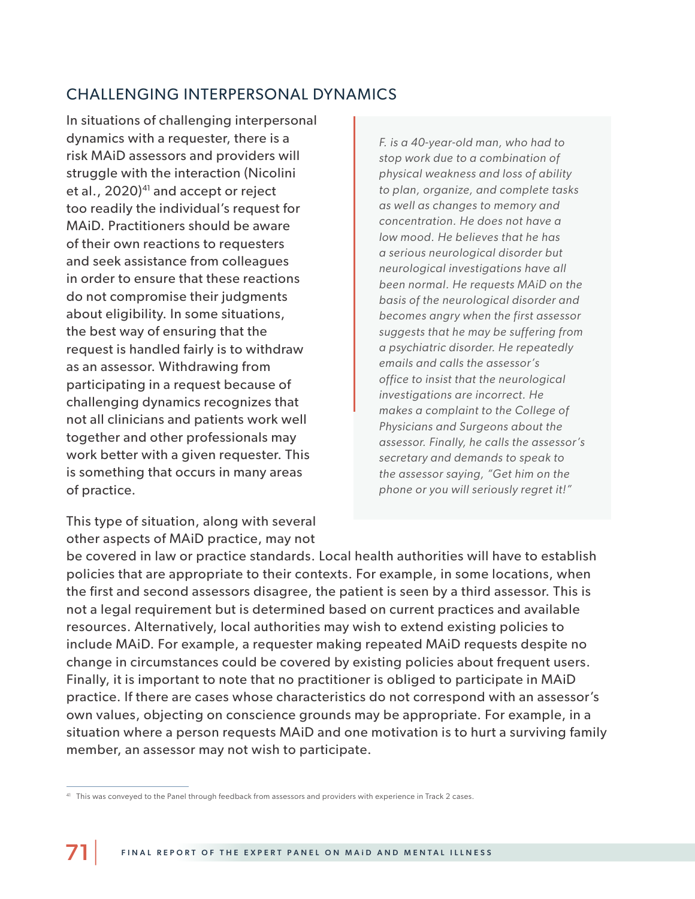## CHALLENGING INTERPERSONAL DYNAMICS

In situations of challenging interpersonal dynamics with a requester, there is a risk MAiD assessors and providers will struggle with the interaction (Nicolini et al., 2020)[41] and accept or reject too readily the individual's request for MAiD. Practitioners should be aware of their own reactions to requesters and seek assistance from colleagues in order to ensure that these reactions do not compromise their judgments about eligibility. In some situations, the best way of ensuring that the request is handled fairly is to withdraw as an assessor. Withdrawing from participating in a request because of challenging dynamics recognizes that not all clinicians and patients work well together and other professionals may work better with a given requester. This is something that occurs in many areas of practice.

> *F. is a 40-year-old man, who had to stop work due to a combination of physical weakness and loss of ability to plan, organize, and complete tasks as well as changes to memory and concentration. He does not have a low mood. He believes that he has a serious neurological disorder but neurological investigations have all been normal. He requests MAiD on the basis of the neurological disorder and becomes angry when the first assessor suggests that he may be suffering from a psychiatric disorder. He repeatedly emails and calls the assessor's office to insist that the neurological investigations are incorrect. He makes a complaint to the College of Physicians and Surgeons about the assessor. Finally, he calls the assessor's secretary and demands to speak to the assessor saying, "Get him on the phone or you will seriously regret it!"*

This type of situation, along with several other aspects of MAiD practice, may not be covered in law or practice standards. Local health authorities will have to establish policies that are appropriate to their contexts. For example, in some locations, when the first and second assessors disagree, the patient is seen by a third assessor. This is not a legal requirement but is determined based on current practices and available resources. Alternatively, local authorities may wish to extend existing policies to include MAiD. For example, a requester making repeated MAiD requests despite no change in circumstances could be covered by existing policies about frequent users. Finally, it is important to note that no practitioner is obliged to participate in MAiD practice. If there are cases whose characteristics do not correspond with an assessor's own values, objecting on conscience grounds may be appropriate. For example, in a situation where a person requests MAiD and one motivation is to hurt a surviving family member, an assessor may not wish to participate.

---

[41] This was conveyed to the Panel through feedback from assessors and providers with experience in Track 2 cases.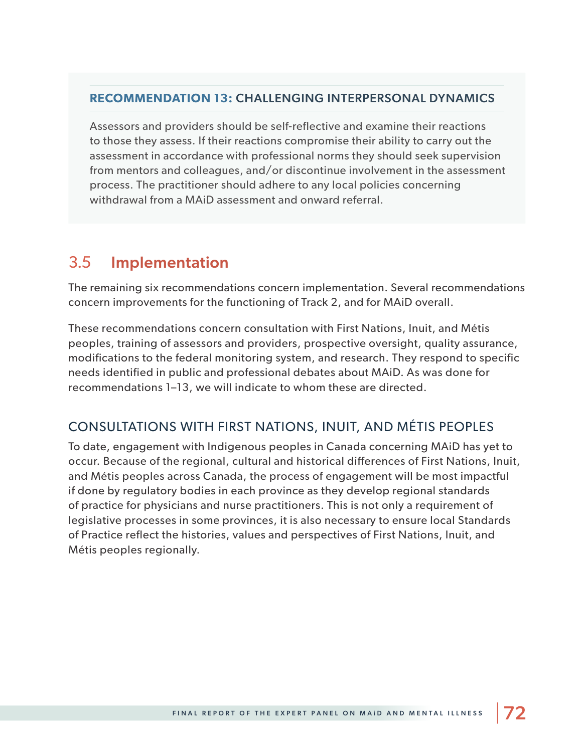### RECOMMENDATION 13: CHALLENGING INTERPERSONAL DYNAMICS

Assessors and providers should be self-reflective and examine their reactions to those they assess. If their reactions compromise their ability to carry out the assessment in accordance with professional norms they should seek supervision from mentors and colleagues, and/or discontinue involvement in the assessment process. The practitioner should adhere to any local policies concerning withdrawal from a MAiD assessment and onward referral.

## 3.5 Implementation

The remaining six recommendations concern implementation. Several recommendations concern improvements for the functioning of Track 2, and for MAiD overall.

These recommendations concern consultation with First Nations, Inuit, and Métis peoples, training of assessors and providers, prospective oversight, quality assurance, modifications to the federal monitoring system, and research. They respond to specific needs identified in public and professional debates about MAiD. As was done for recommendations 1–13, we will indicate to whom these are directed.

### CONSULTATIONS WITH FIRST NATIONS, INUIT, AND MÉTIS PEOPLES

To date, engagement with Indigenous peoples in Canada concerning MAiD has yet to occur. Because of the regional, cultural and historical differences of First Nations, Inuit, and Métis peoples across Canada, the process of engagement will be most impactful if done by regulatory bodies in each province as they develop regional standards of practice for physicians and nurse practitioners. This is not only a requirement of legislative processes in some provinces, it is also necessary to ensure local Standards of Practice reflect the histories, values and perspectives of First Nations, Inuit, and Métis peoples regionally.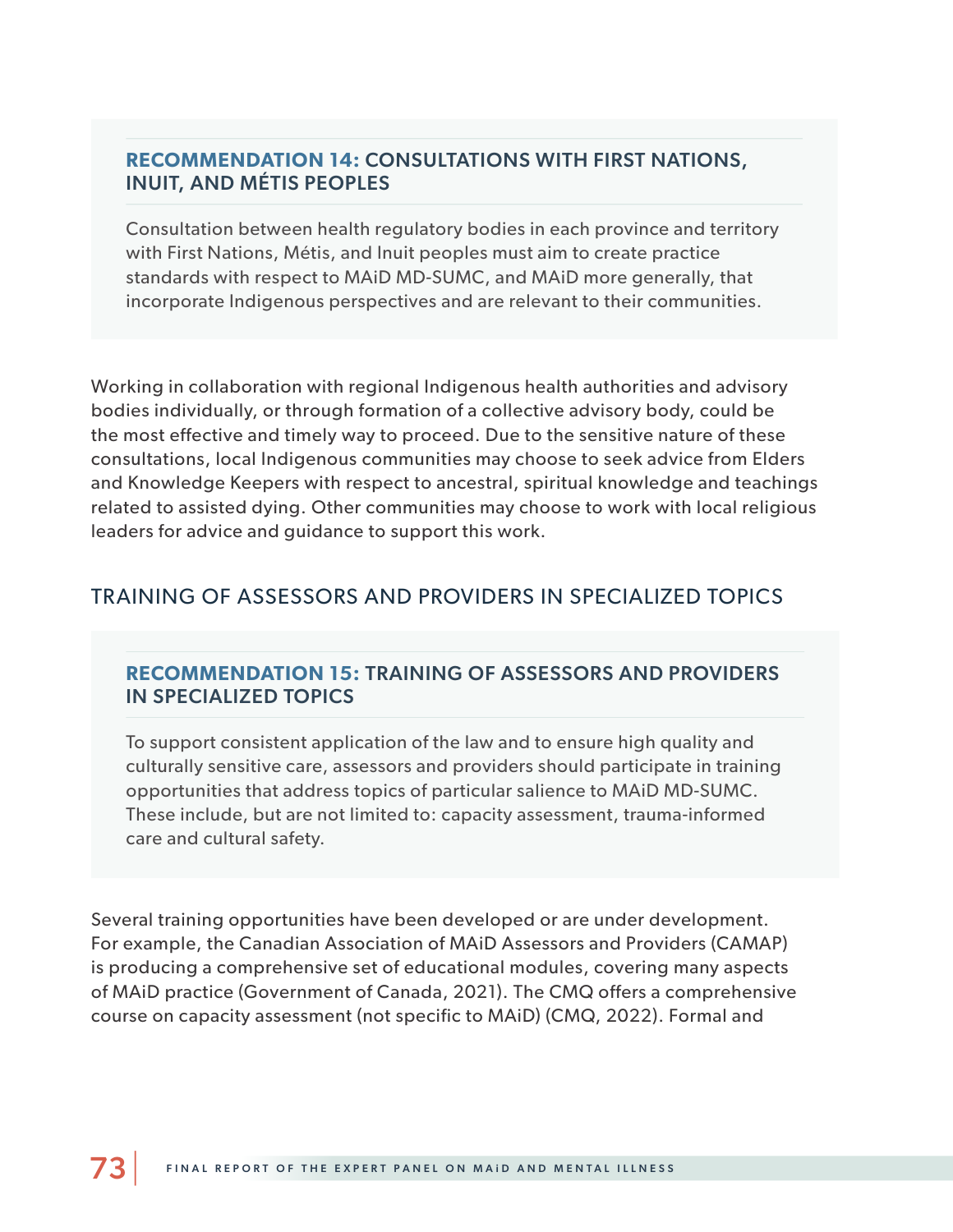### RECOMMENDATION 14: CONSULTATIONS WITH FIRST NATIONS, INUIT, AND MÉTIS PEOPLES

Consultation between health regulatory bodies in each province and territory with First Nations, Métis, and Inuit peoples must aim to create practice standards with respect to MAiD MD-SUMC, and MAiD more generally, that incorporate Indigenous perspectives and are relevant to their communities.

Working in collaboration with regional Indigenous health authorities and advisory bodies individually, or through formation of a collective advisory body, could be the most effective and timely way to proceed. Due to the sensitive nature of these consultations, local Indigenous communities may choose to seek advice from Elders and Knowledge Keepers with respect to ancestral, spiritual knowledge and teachings related to assisted dying. Other communities may choose to work with local religious leaders for advice and guidance to support this work.

## TRAINING OF ASSESSORS AND PROVIDERS IN SPECIALIZED TOPICS

### RECOMMENDATION 15: TRAINING OF ASSESSORS AND PROVIDERS IN SPECIALIZED TOPICS

To support consistent application of the law and to ensure high quality and culturally sensitive care, assessors and providers should participate in training opportunities that address topics of particular salience to MAiD MD-SUMC. These include, but are not limited to: capacity assessment, trauma-informed care and cultural safety.

Several training opportunities have been developed or are under development. For example, the Canadian Association of MAiD Assessors and Providers (CAMAP) is producing a comprehensive set of educational modules, covering many aspects of MAiD practice (Government of Canada, 2021). The CMQ offers a comprehensive course on capacity assessment (not specific to MAiD) (CMQ, 2022). Formal and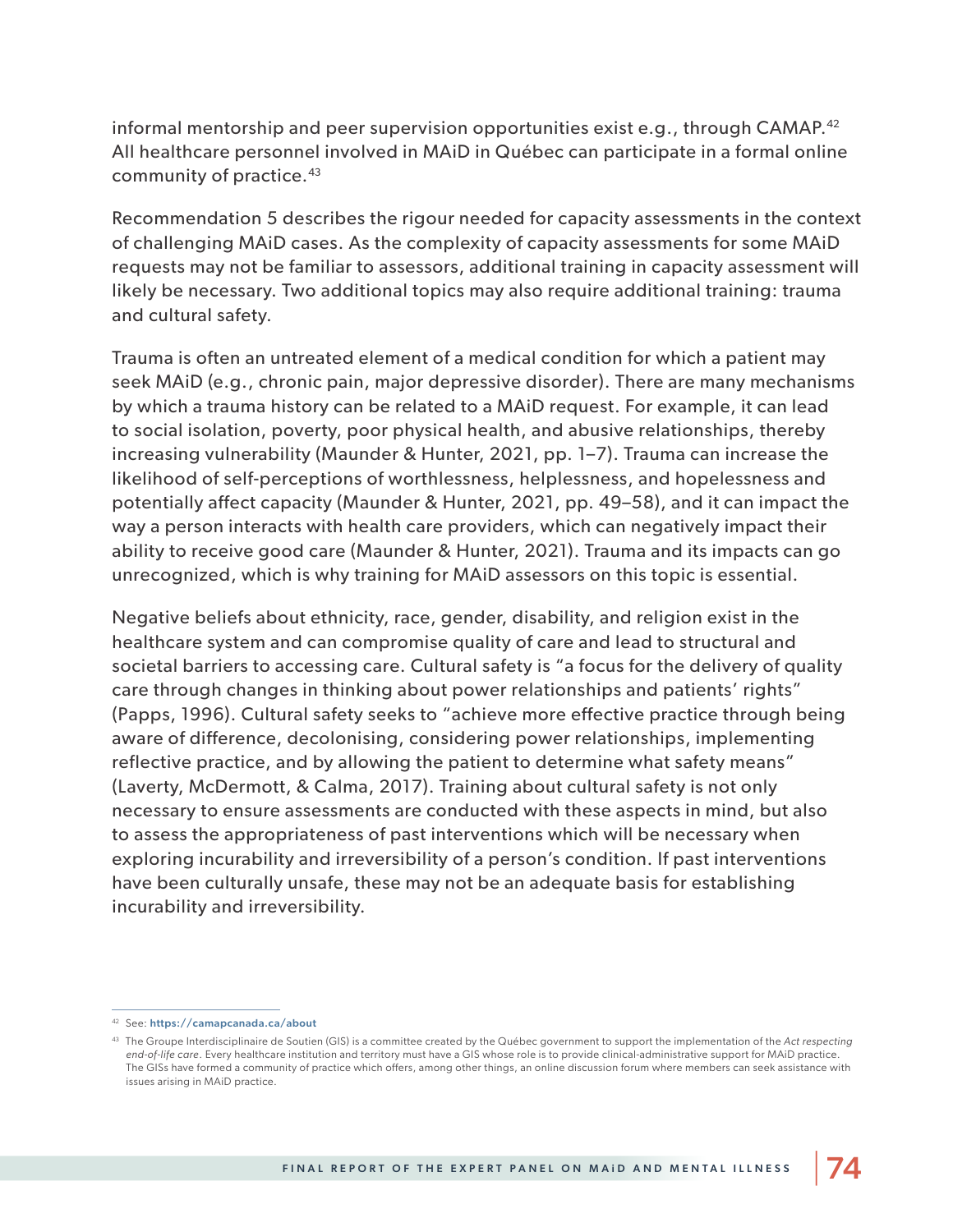informal mentorship and peer supervision opportunities exist e.g., through CAMAP.[42] All healthcare personnel involved in MAiD in Québec can participate in a formal online community of practice.[43]

Recommendation 5 describes the rigour needed for capacity assessments in the context of challenging MAiD cases. As the complexity of capacity assessments for some MAiD requests may not be familiar to assessors, additional training in capacity assessment will likely be necessary. Two additional topics may also require additional training: trauma and cultural safety.

Trauma is often an untreated element of a medical condition for which a patient may seek MAiD (e.g., chronic pain, major depressive disorder). There are many mechanisms by which a trauma history can be related to a MAiD request. For example, it can lead to social isolation, poverty, poor physical health, and abusive relationships, thereby increasing vulnerability (Maunder & Hunter, 2021, pp. 1–7). Trauma can increase the likelihood of self-perceptions of worthlessness, helplessness, and hopelessness and potentially affect capacity (Maunder & Hunter, 2021, pp. 49–58), and it can impact the way a person interacts with health care providers, which can negatively impact their ability to receive good care (Maunder & Hunter, 2021). Trauma and its impacts can go unrecognized, which is why training for MAiD assessors on this topic is essential.

Negative beliefs about ethnicity, race, gender, disability, and religion exist in the healthcare system and can compromise quality of care and lead to structural and societal barriers to accessing care. Cultural safety is "a focus for the delivery of quality care through changes in thinking about power relationships and patients' rights" (Papps, 1996). Cultural safety seeks to "achieve more effective practice through being aware of difference, decolonising, considering power relationships, implementing reflective practice, and by allowing the patient to determine what safety means" (Laverty, McDermott, & Calma, 2017). Training about cultural safety is not only necessary to ensure assessments are conducted with these aspects in mind, but also to assess the appropriateness of past interventions which will be necessary when exploring incurability and irreversibility of a person's condition. If past interventions have been culturally unsafe, these may not be an adequate basis for establishing incurability and irreversibility.

---

[42] See: **https://camapcanada.ca/about**

[43] The Groupe Interdisciplinaire de Soutien (GIS) is a committee created by the Québec government to support the implementation of the *Act respecting end-of-life care*. Every healthcare institution and territory must have a GIS whose role is to provide clinical-administrative support for MAiD practice. The GISs have formed a community of practice which offers, among other things, an online discussion forum where members can seek assistance with issues arising in MAiD practice.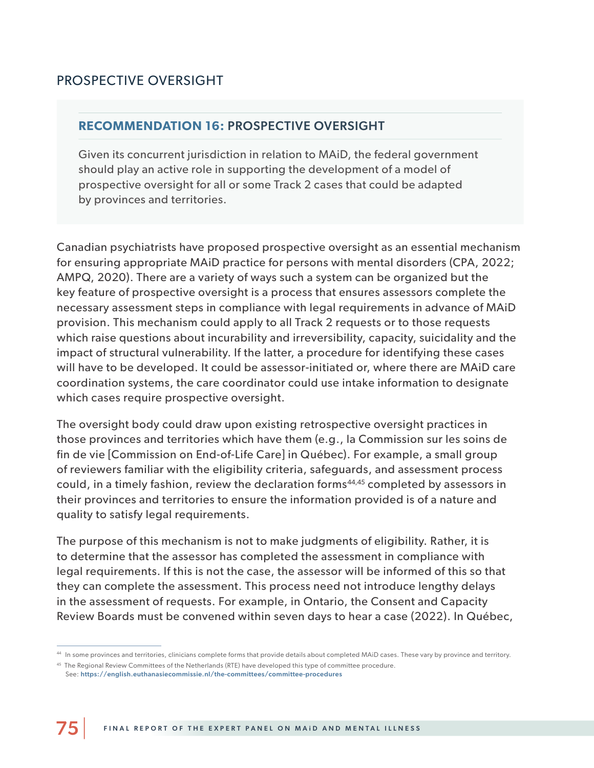## PROSPECTIVE OVERSIGHT

### RECOMMENDATION 16: PROSPECTIVE OVERSIGHT

Given its concurrent jurisdiction in relation to MAiD, the federal government should play an active role in supporting the development of a model of prospective oversight for all or some Track 2 cases that could be adapted by provinces and territories.

Canadian psychiatrists have proposed prospective oversight as an essential mechanism for ensuring appropriate MAiD practice for persons with mental disorders (CPA, 2022; AMPQ, 2020). There are a variety of ways such a system can be organized but the key feature of prospective oversight is a process that ensures assessors complete the necessary assessment steps in compliance with legal requirements in advance of MAiD provision. This mechanism could apply to all Track 2 requests or to those requests which raise questions about incurability and irreversibility, capacity, suicidality and the impact of structural vulnerability. If the latter, a procedure for identifying these cases will have to be developed. It could be assessor-initiated or, where there are MAiD care coordination systems, the care coordinator could use intake information to designate which cases require prospective oversight.

The oversight body could draw upon existing retrospective oversight practices in those provinces and territories which have them (e.g., la Commission sur les soins de fin de vie [Commission on End-of-Life Care] in Québec). For example, a small group of reviewers familiar with the eligibility criteria, safeguards, and assessment process could, in a timely fashion, review the declaration forms[44,45] completed by assessors in their provinces and territories to ensure the information provided is of a nature and quality to satisfy legal requirements.

The purpose of this mechanism is not to make judgments of eligibility. Rather, it is to determine that the assessor has completed the assessment in compliance with legal requirements. If this is not the case, the assessor will be informed of this so that they can complete the assessment. This process need not introduce lengthy delays in the assessment of requests. For example, in Ontario, the Consent and Capacity Review Boards must be convened within seven days to hear a case (2022). In Québec,

[44] In some provinces and territories, clinicians complete forms that provide details about completed MAiD cases. These vary by province and territory.

[45] The Regional Review Committees of the Netherlands (RTE) have developed this type of committee procedure. See: https://english.euthanasiecommissie.nl/the-committees/committee-procedures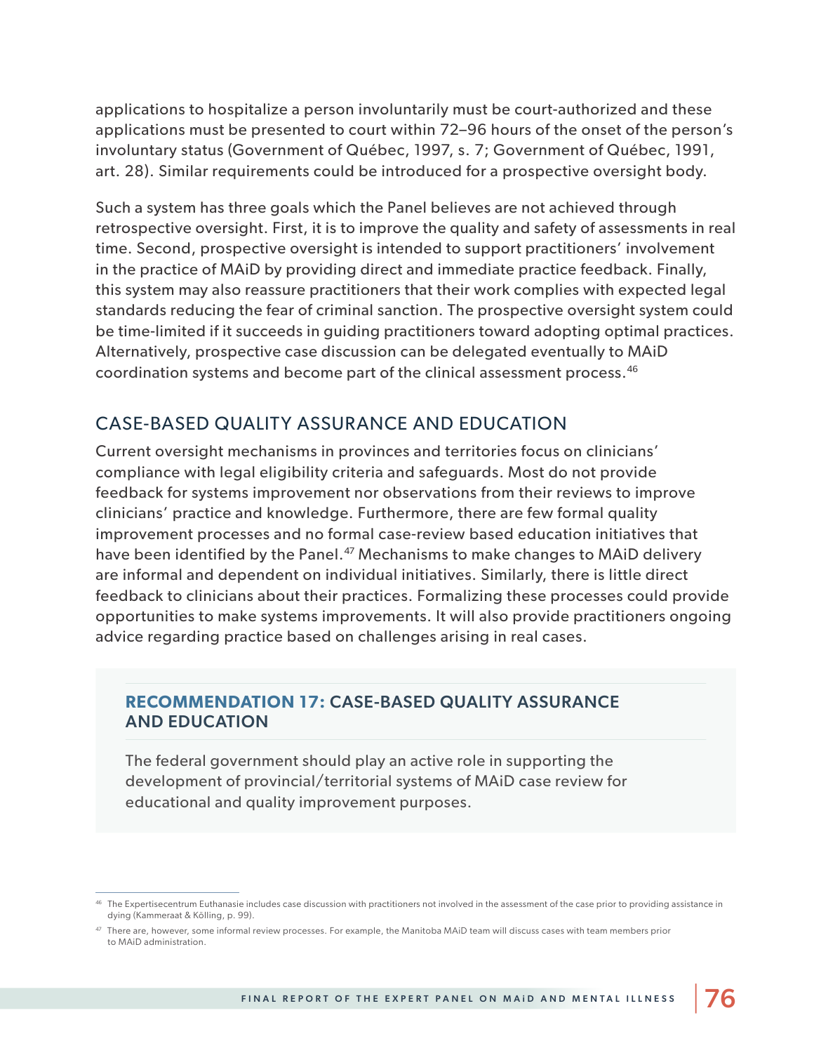applications to hospitalize a person involuntarily must be court-authorized and these applications must be presented to court within 72–96 hours of the onset of the person's involuntary status (Government of Québec, 1997, s. 7; Government of Québec, 1991, art. 28). Similar requirements could be introduced for a prospective oversight body.

Such a system has three goals which the Panel believes are not achieved through retrospective oversight. First, it is to improve the quality and safety of assessments in real time. Second, prospective oversight is intended to support practitioners' involvement in the practice of MAiD by providing direct and immediate practice feedback. Finally, this system may also reassure practitioners that their work complies with expected legal standards reducing the fear of criminal sanction. The prospective oversight system could be time-limited if it succeeds in guiding practitioners toward adopting optimal practices. Alternatively, prospective case discussion can be delegated eventually to MAiD coordination systems and become part of the clinical assessment process.[46]

## CASE-BASED QUALITY ASSURANCE AND EDUCATION

Current oversight mechanisms in provinces and territories focus on clinicians' compliance with legal eligibility criteria and safeguards. Most do not provide feedback for systems improvement nor observations from their reviews to improve clinicians' practice and knowledge. Furthermore, there are few formal quality improvement processes and no formal case-review based education initiatives that have been identified by the Panel.[47] Mechanisms to make changes to MAiD delivery are informal and dependent on individual initiatives. Similarly, there is little direct feedback to clinicians about their practices. Formalizing these processes could provide opportunities to make systems improvements. It will also provide practitioners ongoing advice regarding practice based on challenges arising in real cases.

### RECOMMENDATION 17: CASE-BASED QUALITY ASSURANCE AND EDUCATION

The federal government should play an active role in supporting the development of provincial/territorial systems of MAiD case review for educational and quality improvement purposes.

---

[46] The Expertisecentrum Euthanasie includes case discussion with practitioners not involved in the assessment of the case prior to providing assistance in dying (Kammeraat & Kölling, p. 99).

[47] There are, however, some informal review processes. For example, the Manitoba MAiD team will discuss cases with team members prior to MAiD administration.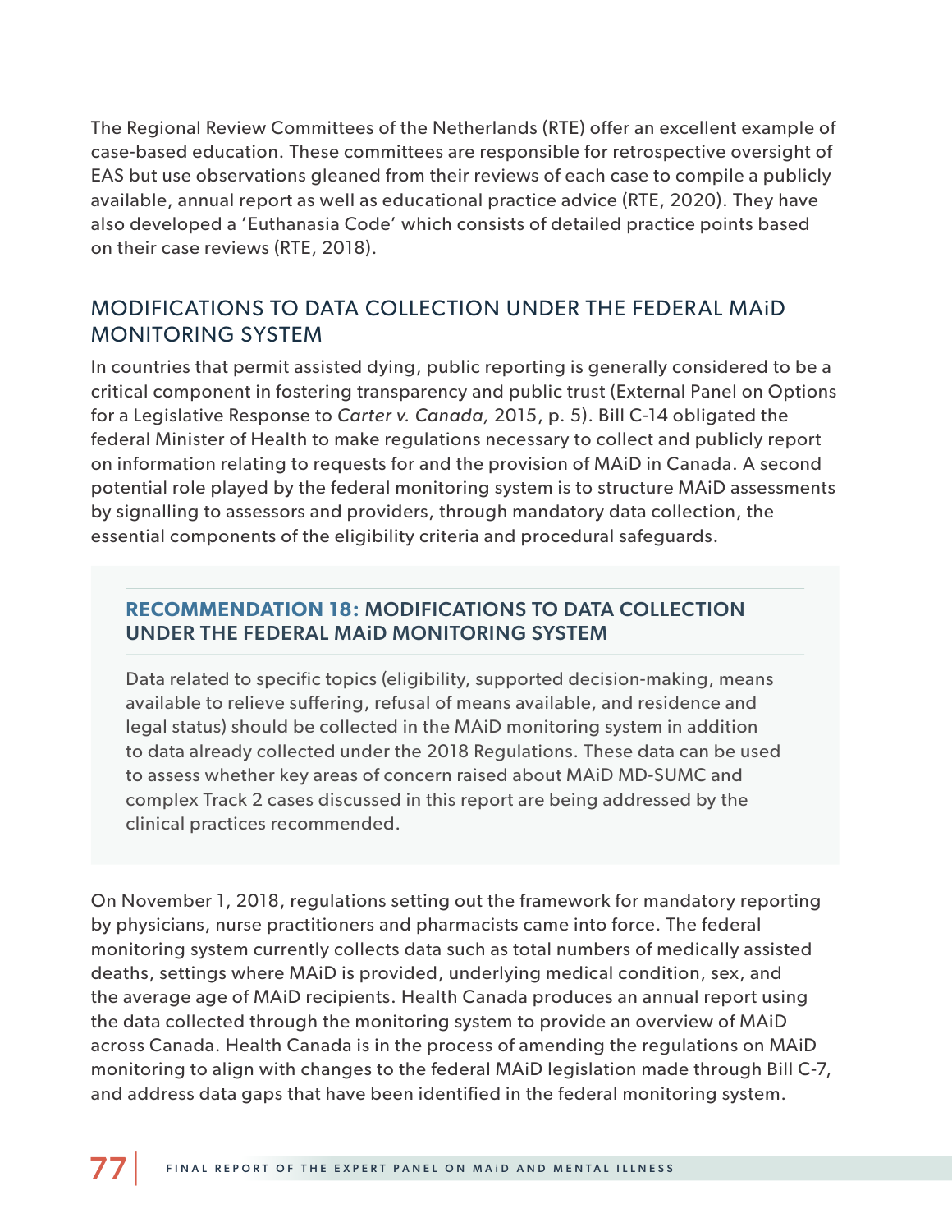The Regional Review Committees of the Netherlands (RTE) offer an excellent example of case-based education. These committees are responsible for retrospective oversight of EAS but use observations gleaned from their reviews of each case to compile a publicly available, annual report as well as educational practice advice (RTE, 2020). They have also developed a 'Euthanasia Code' which consists of detailed practice points based on their case reviews (RTE, 2018).

## MODIFICATIONS TO DATA COLLECTION UNDER THE FEDERAL MAiD MONITORING SYSTEM

In countries that permit assisted dying, public reporting is generally considered to be a critical component in fostering transparency and public trust (External Panel on Options for a Legislative Response to *Carter v. Canada,* 2015, p. 5). Bill C-14 obligated the federal Minister of Health to make regulations necessary to collect and publicly report on information relating to requests for and the provision of MAiD in Canada. A second potential role played by the federal monitoring system is to structure MAiD assessments by signalling to assessors and providers, through mandatory data collection, the essential components of the eligibility criteria and procedural safeguards.

### RECOMMENDATION 18: MODIFICATIONS TO DATA COLLECTION UNDER THE FEDERAL MAiD MONITORING SYSTEM

Data related to specific topics (eligibility, supported decision-making, means available to relieve suffering, refusal of means available, and residence and legal status) should be collected in the MAiD monitoring system in addition to data already collected under the 2018 Regulations. These data can be used to assess whether key areas of concern raised about MAiD MD-SUMC and complex Track 2 cases discussed in this report are being addressed by the clinical practices recommended.

On November 1, 2018, regulations setting out the framework for mandatory reporting by physicians, nurse practitioners and pharmacists came into force. The federal monitoring system currently collects data such as total numbers of medically assisted deaths, settings where MAiD is provided, underlying medical condition, sex, and the average age of MAiD recipients. Health Canada produces an annual report using the data collected through the monitoring system to provide an overview of MAiD across Canada. Health Canada is in the process of amending the regulations on MAiD monitoring to align with changes to the federal MAiD legislation made through Bill C-7, and address data gaps that have been identified in the federal monitoring system.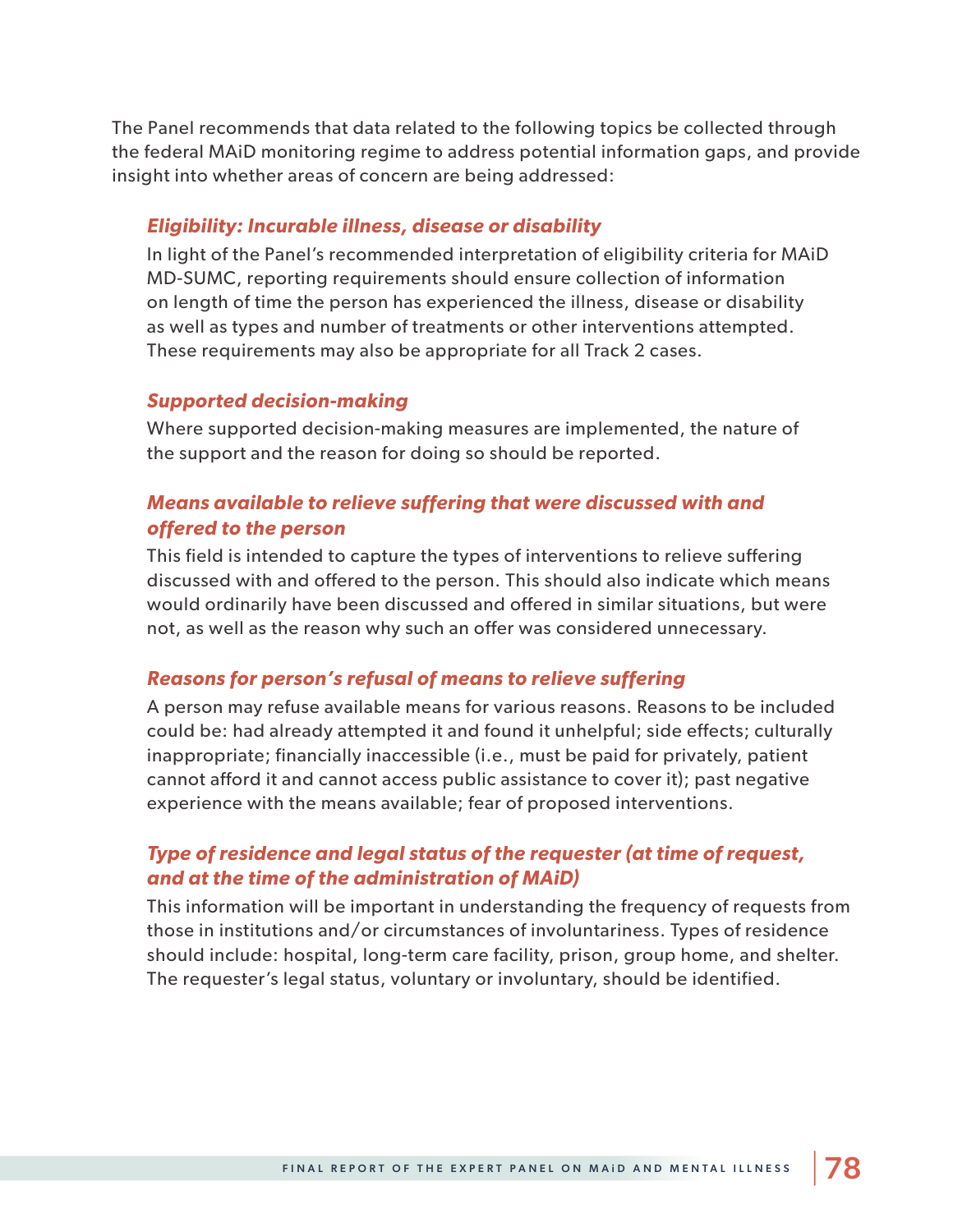The Panel recommends that data related to the following topics be collected through the federal MAiD monitoring regime to address potential information gaps, and provide insight into whether areas of concern are being addressed:

### *Eligibility: Incurable illness, disease or disability*

In light of the Panel's recommended interpretation of eligibility criteria for MAiD MD-SUMC, reporting requirements should ensure collection of information on length of time the person has experienced the illness, disease or disability as well as types and number of treatments or other interventions attempted. These requirements may also be appropriate for all Track 2 cases.

### *Supported decision-making*

Where supported decision-making measures are implemented, the nature of the support and the reason for doing so should be reported.

### *Means available to relieve suffering that were discussed with and offered to the person*

This field is intended to capture the types of interventions to relieve suffering discussed with and offered to the person. This should also indicate which means would ordinarily have been discussed and offered in similar situations, but were not, as well as the reason why such an offer was considered unnecessary.

### *Reasons for person's refusal of means to relieve suffering*

A person may refuse available means for various reasons. Reasons to be included could be: had already attempted it and found it unhelpful; side effects; culturally inappropriate; financially inaccessible (i.e., must be paid for privately, patient cannot afford it and cannot access public assistance to cover it); past negative experience with the means available; fear of proposed interventions.

### *Type of residence and legal status of the requester (at time of request, and at the time of the administration of MAiD)*

This information will be important in understanding the frequency of requests from those in institutions and/or circumstances of involuntariness. Types of residence should include: hospital, long-term care facility, prison, group home, and shelter. The requester's legal status, voluntary or involuntary, should be identified.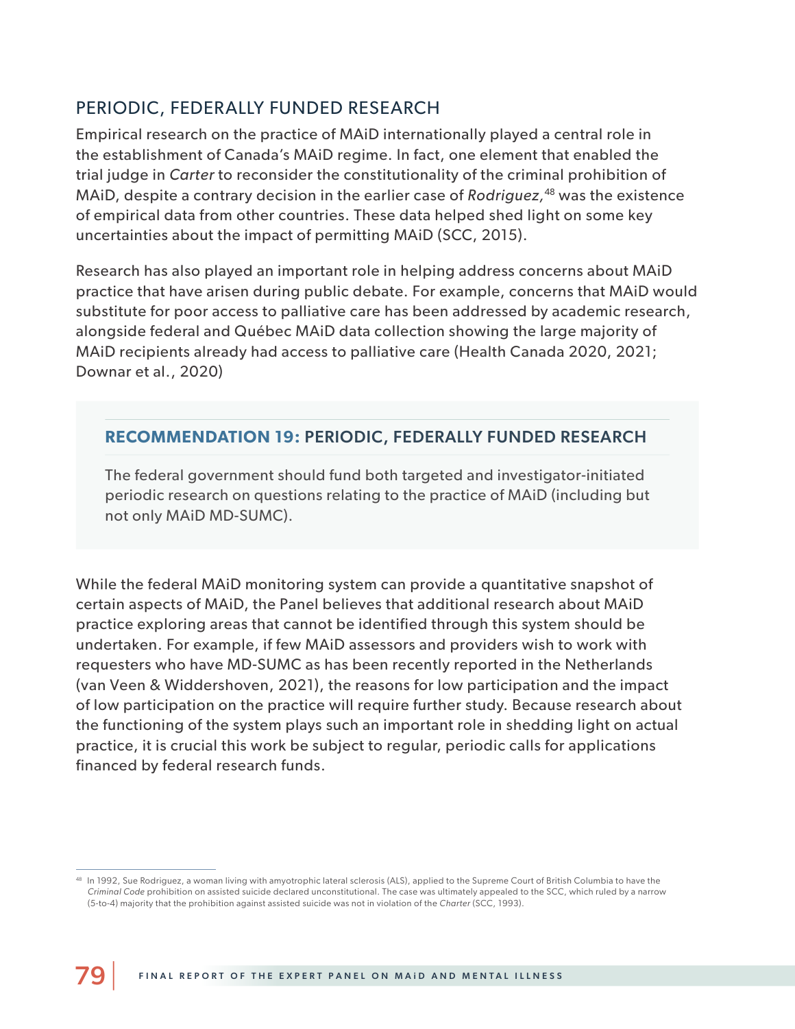## PERIODIC, FEDERALLY FUNDED RESEARCH

Empirical research on the practice of MAiD internationally played a central role in the establishment of Canada's MAiD regime. In fact, one element that enabled the trial judge in *Carter* to reconsider the constitutionality of the criminal prohibition of MAiD, despite a contrary decision in the earlier case of *Rodriguez*,[48] was the existence of empirical data from other countries. These data helped shed light on some key uncertainties about the impact of permitting MAiD (SCC, 2015).

Research has also played an important role in helping address concerns about MAiD practice that have arisen during public debate. For example, concerns that MAiD would substitute for poor access to palliative care has been addressed by academic research, alongside federal and Québec MAiD data collection showing the large majority of MAiD recipients already had access to palliative care (Health Canada 2020, 2021; Downar et al., 2020)

### RECOMMENDATION 19: PERIODIC, FEDERALLY FUNDED RESEARCH

The federal government should fund both targeted and investigator-initiated periodic research on questions relating to the practice of MAiD (including but not only MAiD MD-SUMC).

While the federal MAiD monitoring system can provide a quantitative snapshot of certain aspects of MAiD, the Panel believes that additional research about MAiD practice exploring areas that cannot be identified through this system should be undertaken. For example, if few MAiD assessors and providers wish to work with requesters who have MD-SUMC as has been recently reported in the Netherlands (van Veen & Widdershoven, 2021), the reasons for low participation and the impact of low participation on the practice will require further study. Because research about the functioning of the system plays such an important role in shedding light on actual practice, it is crucial this work be subject to regular, periodic calls for applications financed by federal research funds.

[48] In 1992, Sue Rodriguez, a woman living with amyotrophic lateral sclerosis (ALS), applied to the Supreme Court of British Columbia to have the *Criminal Code* prohibition on assisted suicide declared unconstitutional. The case was ultimately appealed to the SCC, which ruled by a narrow (5-to-4) majority that the prohibition against assisted suicide was not in violation of the *Charter* (SCC, 1993).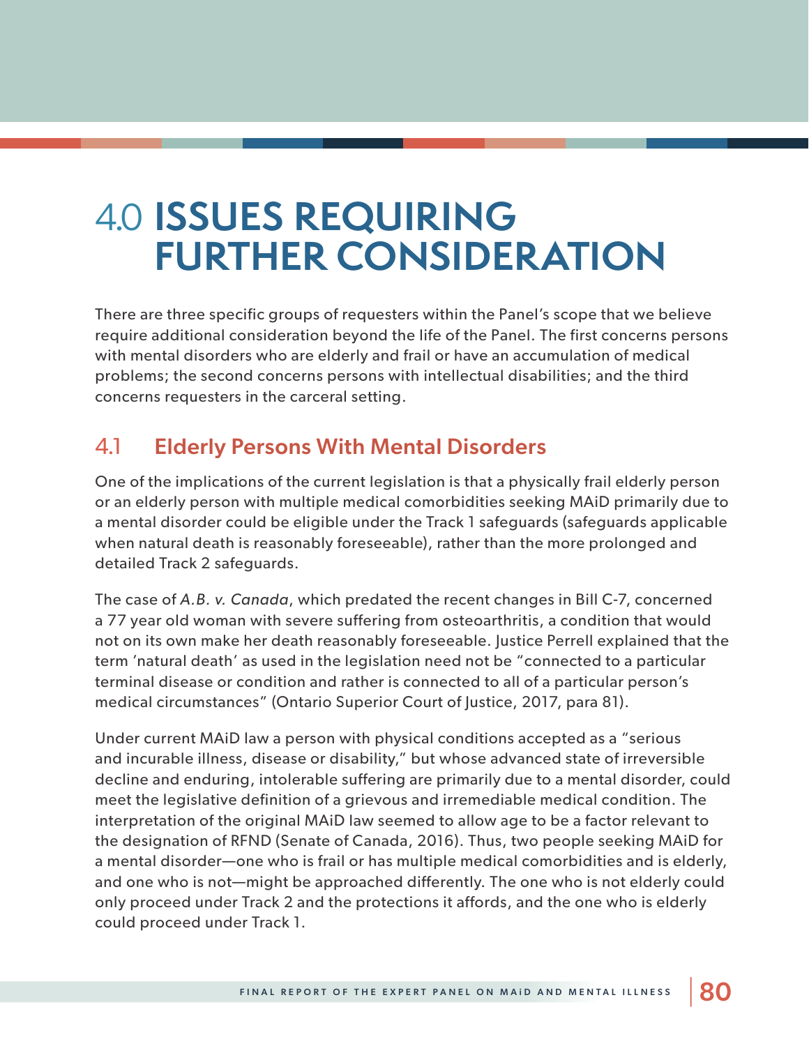# 4.0 ISSUES REQUIRING FURTHER CONSIDERATION

There are three specific groups of requesters within the Panel's scope that we believe require additional consideration beyond the life of the Panel. The first concerns persons with mental disorders who are elderly and frail or have an accumulation of medical problems; the second concerns persons with intellectual disabilities; and the third concerns requesters in the carceral setting.

## 4.1 Elderly Persons With Mental Disorders

One of the implications of the current legislation is that a physically frail elderly person or an elderly person with multiple medical comorbidities seeking MAiD primarily due to a mental disorder could be eligible under the Track 1 safeguards (safeguards applicable when natural death is reasonably foreseeable), rather than the more prolonged and detailed Track 2 safeguards.

The case of *A.B. v. Canada*, which predated the recent changes in Bill C-7, concerned a 77 year old woman with severe suffering from osteoarthritis, a condition that would not on its own make her death reasonably foreseeable. Justice Perrell explained that the term 'natural death' as used in the legislation need not be "connected to a particular terminal disease or condition and rather is connected to all of a particular person's medical circumstances" (Ontario Superior Court of Justice, 2017, para 81).

Under current MAiD law a person with physical conditions accepted as a "serious and incurable illness, disease or disability," but whose advanced state of irreversible decline and enduring, intolerable suffering are primarily due to a mental disorder, could meet the legislative definition of a grievous and irremediable medical condition. The interpretation of the original MAiD law seemed to allow age to be a factor relevant to the designation of RFND (Senate of Canada, 2016). Thus, two people seeking MAiD for a mental disorder—one who is frail or has multiple medical comorbidities and is elderly, and one who is not—might be approached differently. The one who is not elderly could only proceed under Track 2 and the protections it affords, and the one who is elderly could proceed under Track 1.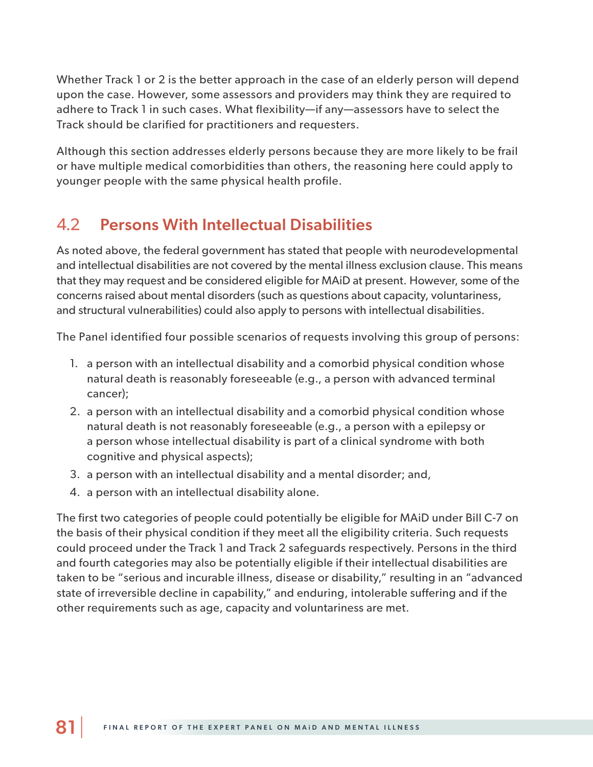Whether Track 1 or 2 is the better approach in the case of an elderly person will depend upon the case. However, some assessors and providers may think they are required to adhere to Track 1 in such cases. What flexibility—if any—assessors have to select the Track should be clarified for practitioners and requesters.

Although this section addresses elderly persons because they are more likely to be frail or have multiple medical comorbidities than others, the reasoning here could apply to younger people with the same physical health profile.

## 4.2 Persons With Intellectual Disabilities

As noted above, the federal government has stated that people with neurodevelopmental and intellectual disabilities are not covered by the mental illness exclusion clause. This means that they may request and be considered eligible for MAiD at present. However, some of the concerns raised about mental disorders (such as questions about capacity, voluntariness, and structural vulnerabilities) could also apply to persons with intellectual disabilities.

The Panel identified four possible scenarios of requests involving this group of persons:

1. a person with an intellectual disability and a comorbid physical condition whose natural death is reasonably foreseeable (e.g., a person with advanced terminal cancer);
2. a person with an intellectual disability and a comorbid physical condition whose natural death is not reasonably foreseeable (e.g., a person with a epilepsy or a person whose intellectual disability is part of a clinical syndrome with both cognitive and physical aspects);
3. a person with an intellectual disability and a mental disorder; and,
4. a person with an intellectual disability alone.

The first two categories of people could potentially be eligible for MAiD under Bill C-7 on the basis of their physical condition if they meet all the eligibility criteria. Such requests could proceed under the Track 1 and Track 2 safeguards respectively. Persons in the third and fourth categories may also be potentially eligible if their intellectual disabilities are taken to be "serious and incurable illness, disease or disability," resulting in an "advanced state of irreversible decline in capability," and enduring, intolerable suffering and if the other requirements such as age, capacity and voluntariness are met.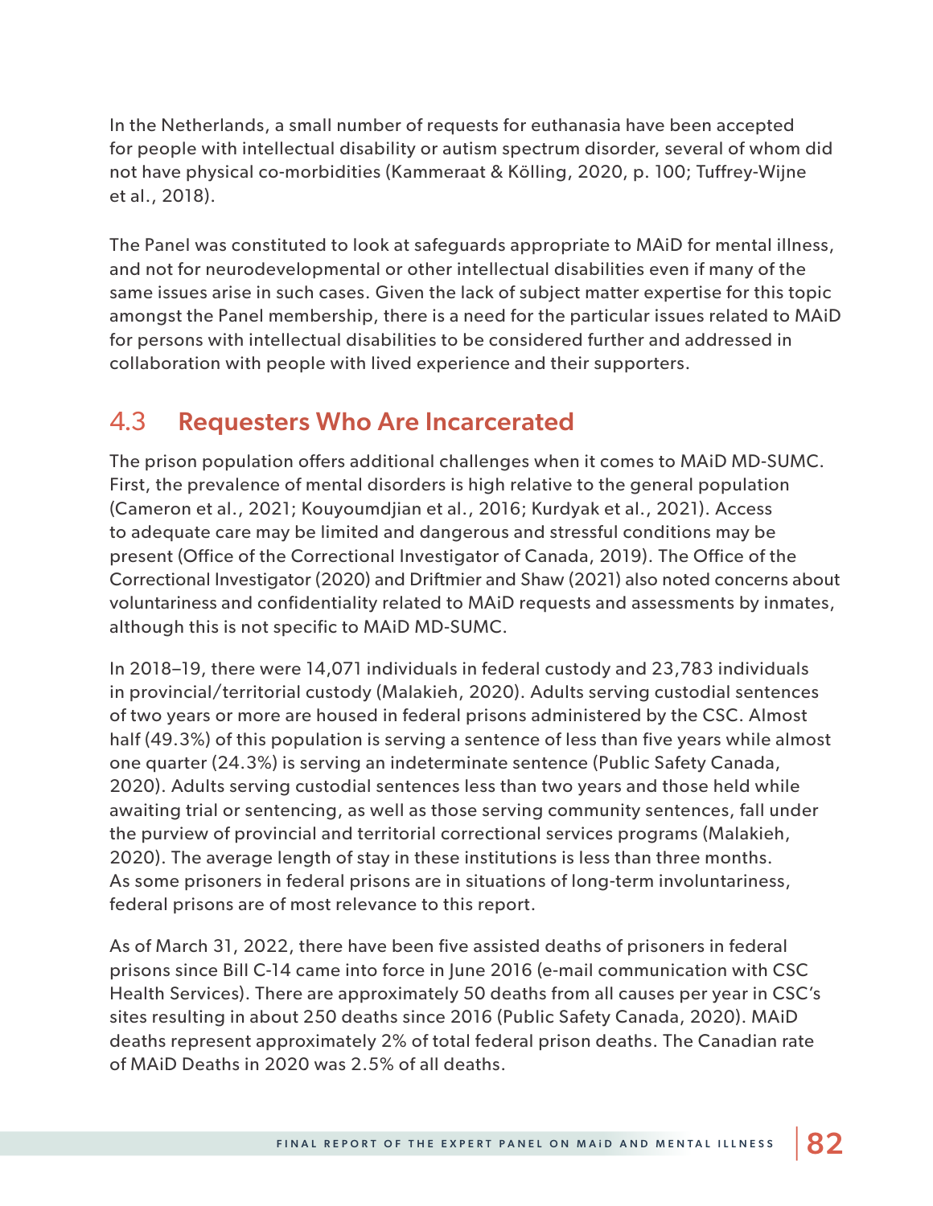In the Netherlands, a small number of requests for euthanasia have been accepted for people with intellectual disability or autism spectrum disorder, several of whom did not have physical co-morbidities (Kammeraat & Kölling, 2020, p. 100; Tuffrey-Wijne et al., 2018).

The Panel was constituted to look at safeguards appropriate to MAiD for mental illness, and not for neurodevelopmental or other intellectual disabilities even if many of the same issues arise in such cases. Given the lack of subject matter expertise for this topic amongst the Panel membership, there is a need for the particular issues related to MAiD for persons with intellectual disabilities to be considered further and addressed in collaboration with people with lived experience and their supporters.

## 4.3 Requesters Who Are Incarcerated

The prison population offers additional challenges when it comes to MAiD MD-SUMC. First, the prevalence of mental disorders is high relative to the general population (Cameron et al., 2021; Kouyoumdjian et al., 2016; Kurdyak et al., 2021). Access to adequate care may be limited and dangerous and stressful conditions may be present (Office of the Correctional Investigator of Canada, 2019). The Office of the Correctional Investigator (2020) and Driftmier and Shaw (2021) also noted concerns about voluntariness and confidentiality related to MAiD requests and assessments by inmates, although this is not specific to MAiD MD-SUMC.

In 2018–19, there were 14,071 individuals in federal custody and 23,783 individuals in provincial/territorial custody (Malakieh, 2020). Adults serving custodial sentences of two years or more are housed in federal prisons administered by the CSC. Almost half (49.3%) of this population is serving a sentence of less than five years while almost one quarter (24.3%) is serving an indeterminate sentence (Public Safety Canada, 2020). Adults serving custodial sentences less than two years and those held while awaiting trial or sentencing, as well as those serving community sentences, fall under the purview of provincial and territorial correctional services programs (Malakieh, 2020). The average length of stay in these institutions is less than three months. As some prisoners in federal prisons are in situations of long-term involuntariness, federal prisons are of most relevance to this report.

As of March 31, 2022, there have been five assisted deaths of prisoners in federal prisons since Bill C-14 came into force in June 2016 (e-mail communication with CSC Health Services). There are approximately 50 deaths from all causes per year in CSC's sites resulting in about 250 deaths since 2016 (Public Safety Canada, 2020). MAiD deaths represent approximately 2% of total federal prison deaths. The Canadian rate of MAiD Deaths in 2020 was 2.5% of all deaths.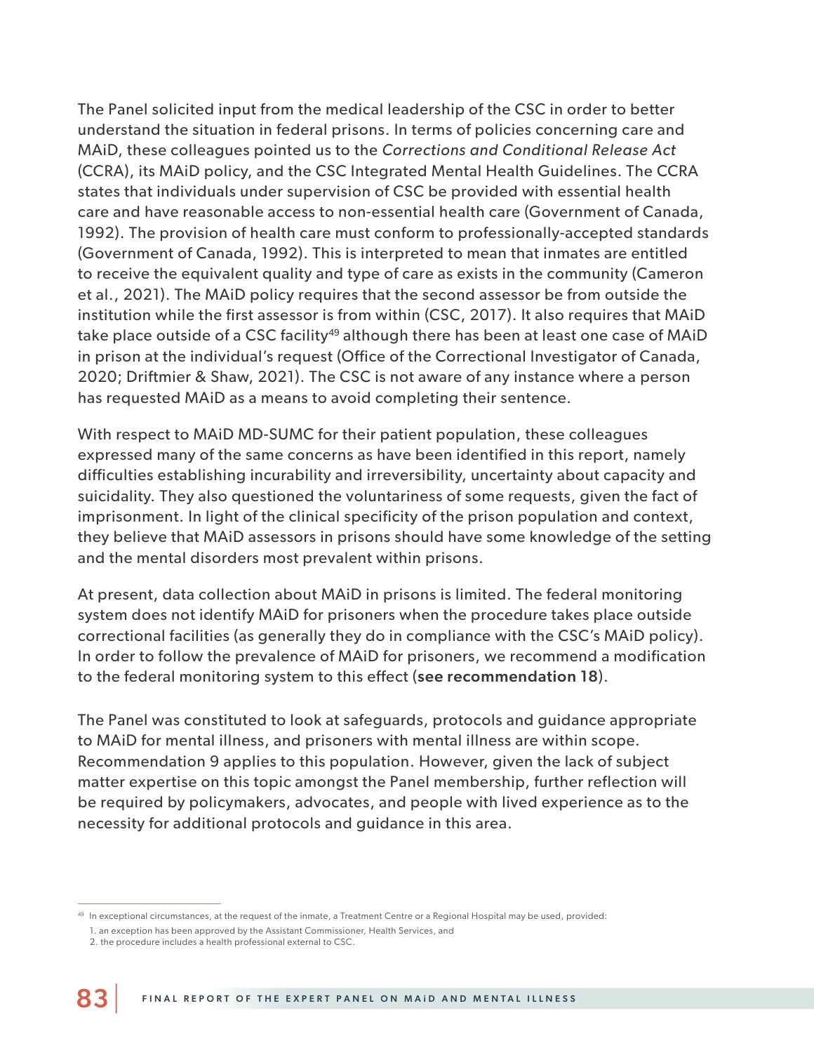The Panel solicited input from the medical leadership of the CSC in order to better understand the situation in federal prisons. In terms of policies concerning care and MAiD, these colleagues pointed us to the *Corrections and Conditional Release Act* (CCRA), its MAiD policy, and the CSC Integrated Mental Health Guidelines. The CCRA states that individuals under supervision of CSC be provided with essential health care and have reasonable access to non-essential health care (Government of Canada, 1992). The provision of health care must conform to professionally-accepted standards (Government of Canada, 1992). This is interpreted to mean that inmates are entitled to receive the equivalent quality and type of care as exists in the community (Cameron et al., 2021). The MAiD policy requires that the second assessor be from outside the institution while the first assessor is from within (CSC, 2017). It also requires that MAiD take place outside of a CSC facility[49] although there has been at least one case of MAiD in prison at the individual's request (Office of the Correctional Investigator of Canada, 2020; Driftmier & Shaw, 2021). The CSC is not aware of any instance where a person has requested MAiD as a means to avoid completing their sentence.

With respect to MAiD MD-SUMC for their patient population, these colleagues expressed many of the same concerns as have been identified in this report, namely difficulties establishing incurability and irreversibility, uncertainty about capacity and suicidality. They also questioned the voluntariness of some requests, given the fact of imprisonment. In light of the clinical specificity of the prison population and context, they believe that MAiD assessors in prisons should have some knowledge of the setting and the mental disorders most prevalent within prisons.

At present, data collection about MAiD in prisons is limited. The federal monitoring system does not identify MAiD for prisoners when the procedure takes place outside correctional facilities (as generally they do in compliance with the CSC's MAiD policy). In order to follow the prevalence of MAiD for prisoners, we recommend a modification to the federal monitoring system to this effect (**see recommendation 18**).

The Panel was constituted to look at safeguards, protocols and guidance appropriate to MAiD for mental illness, and prisoners with mental illness are within scope. Recommendation 9 applies to this population. However, given the lack of subject matter expertise on this topic amongst the Panel membership, further reflection will be required by policymakers, advocates, and people with lived experience as to the necessity for additional protocols and guidance in this area.

---

[49] In exceptional circumstances, at the request of the inmate, a Treatment Centre or a Regional Hospital may be used, provided:

1. an exception has been approved by the Assistant Commissioner, Health Services, and
2. the procedure includes a health professional external to CSC.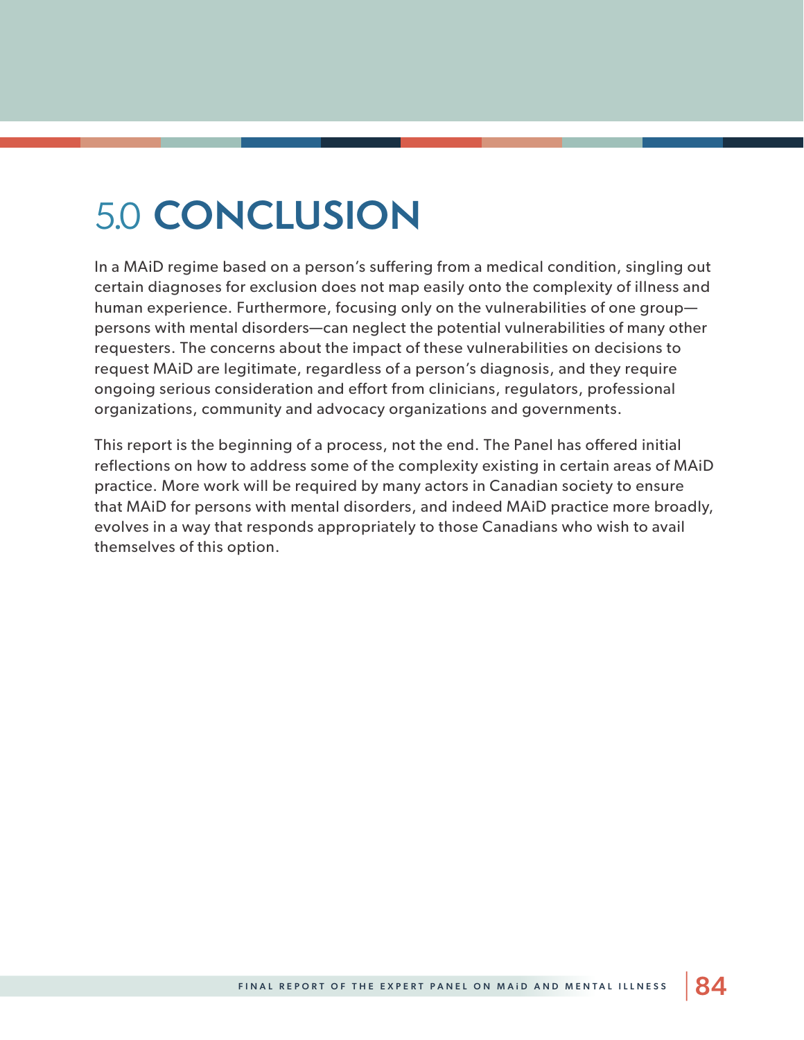# 5.0 CONCLUSION

In a MAiD regime based on a person's suffering from a medical condition, singling out certain diagnoses for exclusion does not map easily onto the complexity of illness and human experience. Furthermore, focusing only on the vulnerabilities of one group—persons with mental disorders—can neglect the potential vulnerabilities of many other requesters. The concerns about the impact of these vulnerabilities on decisions to request MAiD are legitimate, regardless of a person's diagnosis, and they require ongoing serious consideration and effort from clinicians, regulators, professional organizations, community and advocacy organizations and governments.

This report is the beginning of a process, not the end. The Panel has offered initial reflections on how to address some of the complexity existing in certain areas of MAiD practice. More work will be required by many actors in Canadian society to ensure that MAiD for persons with mental disorders, and indeed MAiD practice more broadly, evolves in a way that responds appropriately to those Canadians who wish to avail themselves of this option.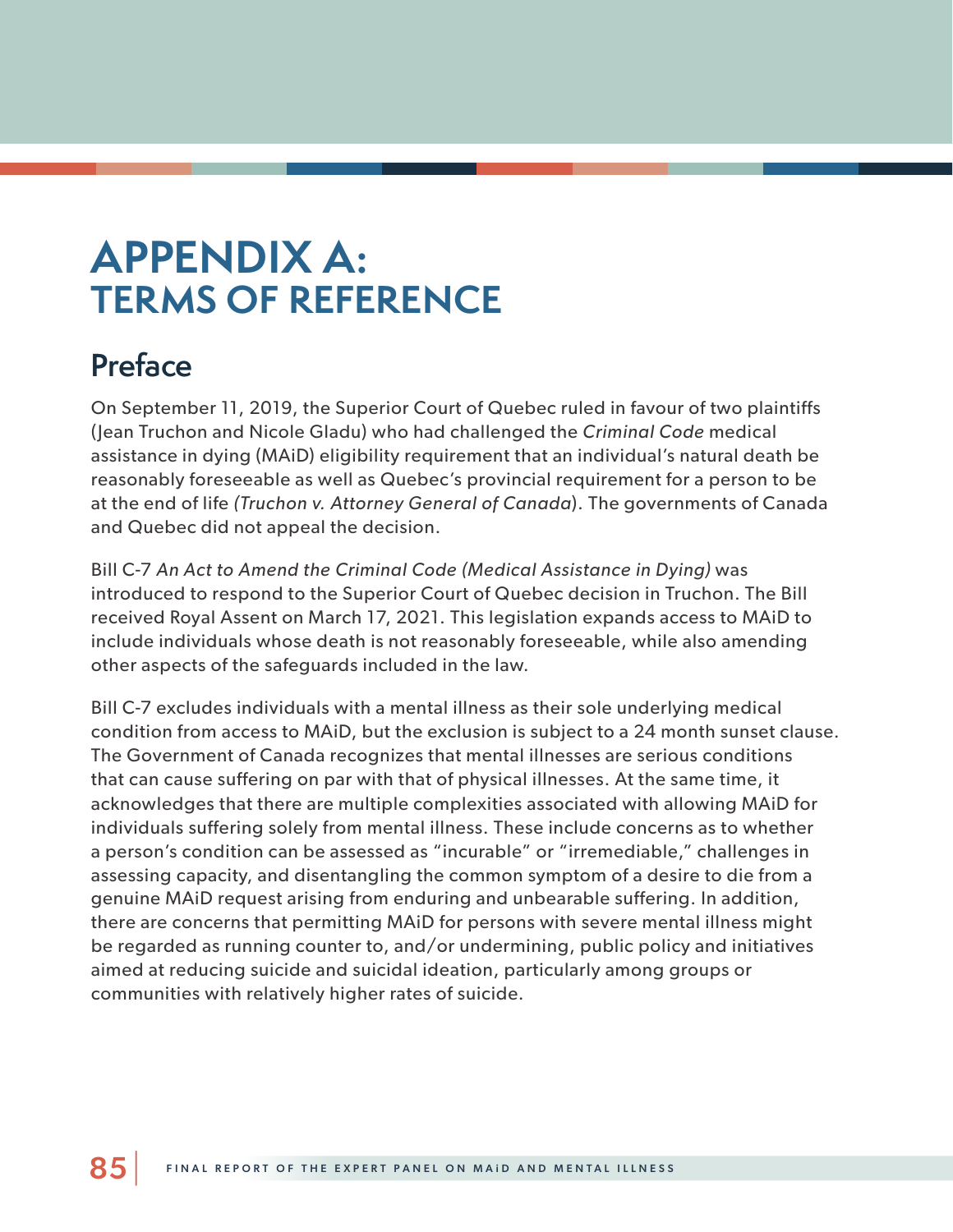# APPENDIX A: TERMS OF REFERENCE

## Preface

On September 11, 2019, the Superior Court of Quebec ruled in favour of two plaintiffs (Jean Truchon and Nicole Gladu) who had challenged the *Criminal Code* medical assistance in dying (MAiD) eligibility requirement that an individual's natural death be reasonably foreseeable as well as Quebec's provincial requirement for a person to be at the end of life *(Truchon v. Attorney General of Canada*). The governments of Canada and Quebec did not appeal the decision.

Bill C-7 *An Act to Amend the Criminal Code (Medical Assistance in Dying)* was introduced to respond to the Superior Court of Quebec decision in Truchon. The Bill received Royal Assent on March 17, 2021. This legislation expands access to MAiD to include individuals whose death is not reasonably foreseeable, while also amending other aspects of the safeguards included in the law.

Bill C-7 excludes individuals with a mental illness as their sole underlying medical condition from access to MAiD, but the exclusion is subject to a 24 month sunset clause. The Government of Canada recognizes that mental illnesses are serious conditions that can cause suffering on par with that of physical illnesses. At the same time, it acknowledges that there are multiple complexities associated with allowing MAiD for individuals suffering solely from mental illness. These include concerns as to whether a person's condition can be assessed as "incurable" or "irremediable," challenges in assessing capacity, and disentangling the common symptom of a desire to die from a genuine MAiD request arising from enduring and unbearable suffering. In addition, there are concerns that permitting MAiD for persons with severe mental illness might be regarded as running counter to, and/or undermining, public policy and initiatives aimed at reducing suicide and suicidal ideation, particularly among groups or communities with relatively higher rates of suicide.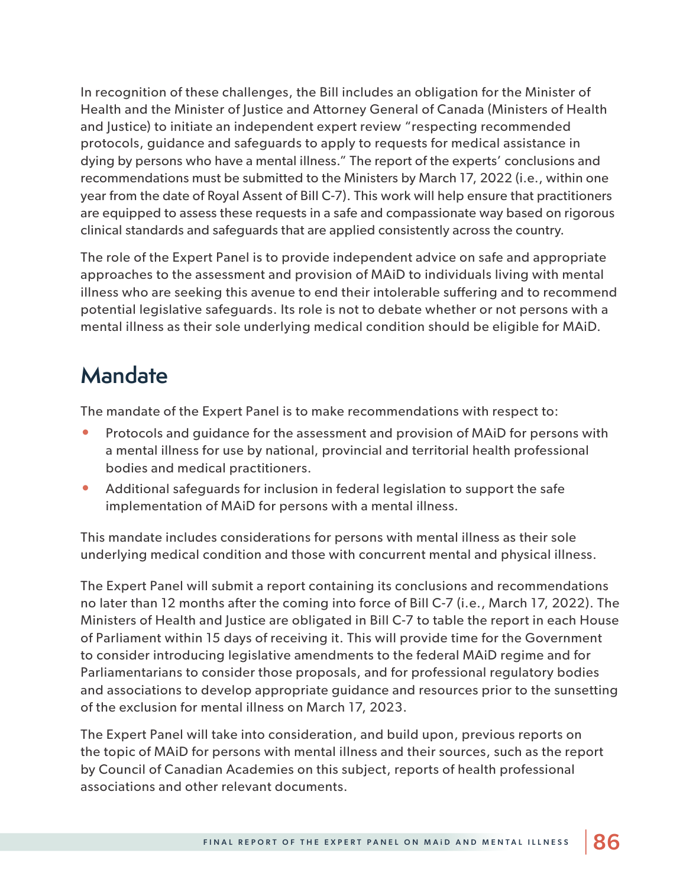In recognition of these challenges, the Bill includes an obligation for the Minister of Health and the Minister of Justice and Attorney General of Canada (Ministers of Health and Justice) to initiate an independent expert review "respecting recommended protocols, guidance and safeguards to apply to requests for medical assistance in dying by persons who have a mental illness." The report of the experts' conclusions and recommendations must be submitted to the Ministers by March 17, 2022 (i.e., within one year from the date of Royal Assent of Bill C-7). This work will help ensure that practitioners are equipped to assess these requests in a safe and compassionate way based on rigorous clinical standards and safeguards that are applied consistently across the country.

The role of the Expert Panel is to provide independent advice on safe and appropriate approaches to the assessment and provision of MAiD to individuals living with mental illness who are seeking this avenue to end their intolerable suffering and to recommend potential legislative safeguards. Its role is not to debate whether or not persons with a mental illness as their sole underlying medical condition should be eligible for MAiD.

## Mandate

The mandate of the Expert Panel is to make recommendations with respect to:

- Protocols and guidance for the assessment and provision of MAiD for persons with a mental illness for use by national, provincial and territorial health professional bodies and medical practitioners.
- Additional safeguards for inclusion in federal legislation to support the safe implementation of MAiD for persons with a mental illness.

This mandate includes considerations for persons with mental illness as their sole underlying medical condition and those with concurrent mental and physical illness.

The Expert Panel will submit a report containing its conclusions and recommendations no later than 12 months after the coming into force of Bill C-7 (i.e., March 17, 2022). The Ministers of Health and Justice are obligated in Bill C-7 to table the report in each House of Parliament within 15 days of receiving it. This will provide time for the Government to consider introducing legislative amendments to the federal MAiD regime and for Parliamentarians to consider those proposals, and for professional regulatory bodies and associations to develop appropriate guidance and resources prior to the sunsetting of the exclusion for mental illness on March 17, 2023.

The Expert Panel will take into consideration, and build upon, previous reports on the topic of MAiD for persons with mental illness and their sources, such as the report by Council of Canadian Academies on this subject, reports of health professional associations and other relevant documents.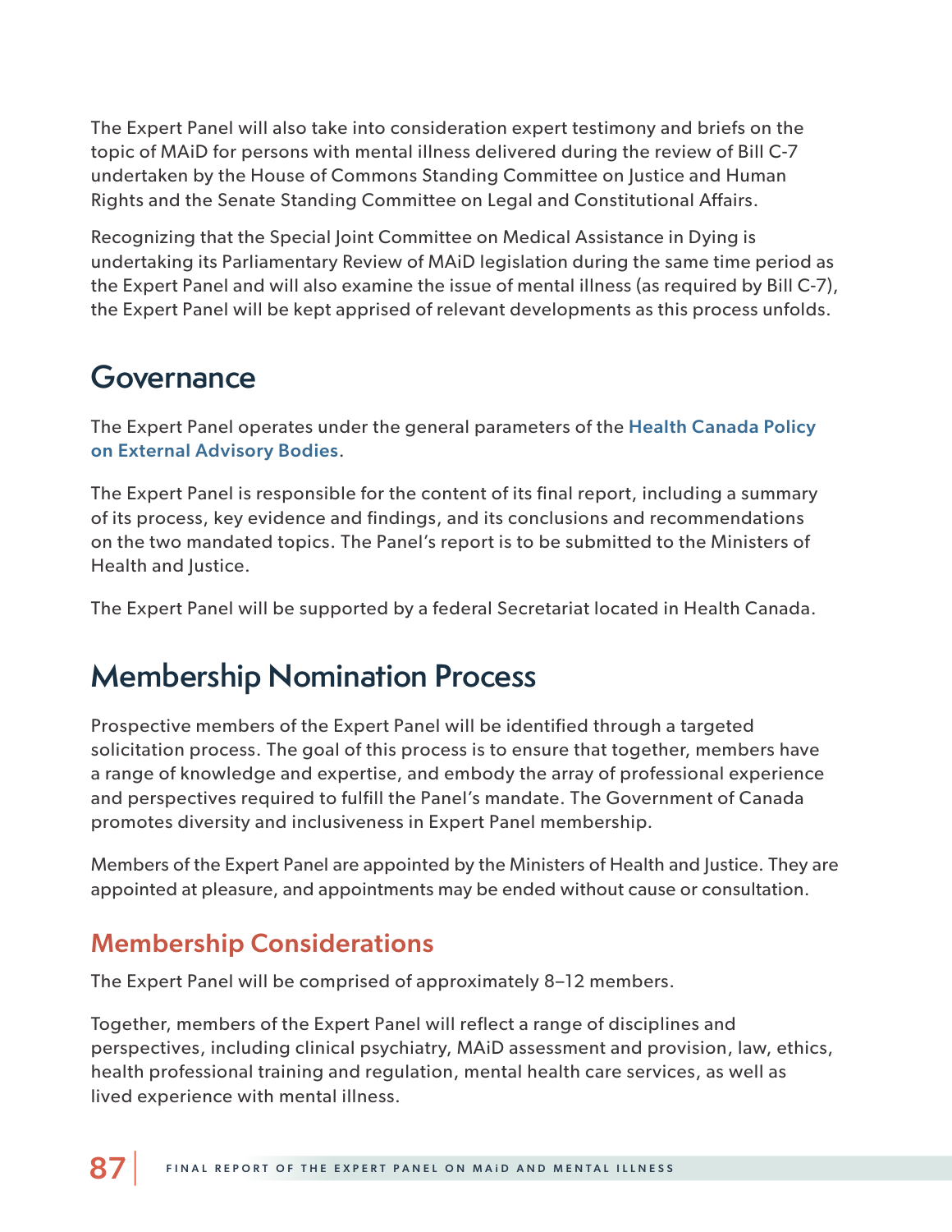The Expert Panel will also take into consideration expert testimony and briefs on the topic of MAiD for persons with mental illness delivered during the review of Bill C-7 undertaken by the House of Commons Standing Committee on Justice and Human Rights and the Senate Standing Committee on Legal and Constitutional Affairs.

Recognizing that the Special Joint Committee on Medical Assistance in Dying is undertaking its Parliamentary Review of MAiD legislation during the same time period as the Expert Panel and will also examine the issue of mental illness (as required by Bill C-7), the Expert Panel will be kept apprised of relevant developments as this process unfolds.

## Governance

The Expert Panel operates under the general parameters of the Health Canada Policy on External Advisory Bodies.

The Expert Panel is responsible for the content of its final report, including a summary of its process, key evidence and findings, and its conclusions and recommendations on the two mandated topics. The Panel's report is to be submitted to the Ministers of Health and Justice.

The Expert Panel will be supported by a federal Secretariat located in Health Canada.

## Membership Nomination Process

Prospective members of the Expert Panel will be identified through a targeted solicitation process. The goal of this process is to ensure that together, members have a range of knowledge and expertise, and embody the array of professional experience and perspectives required to fulfill the Panel's mandate. The Government of Canada promotes diversity and inclusiveness in Expert Panel membership.

Members of the Expert Panel are appointed by the Ministers of Health and Justice. They are appointed at pleasure, and appointments may be ended without cause or consultation.

### Membership Considerations

The Expert Panel will be comprised of approximately 8–12 members.

Together, members of the Expert Panel will reflect a range of disciplines and perspectives, including clinical psychiatry, MAiD assessment and provision, law, ethics, health professional training and regulation, mental health care services, as well as lived experience with mental illness.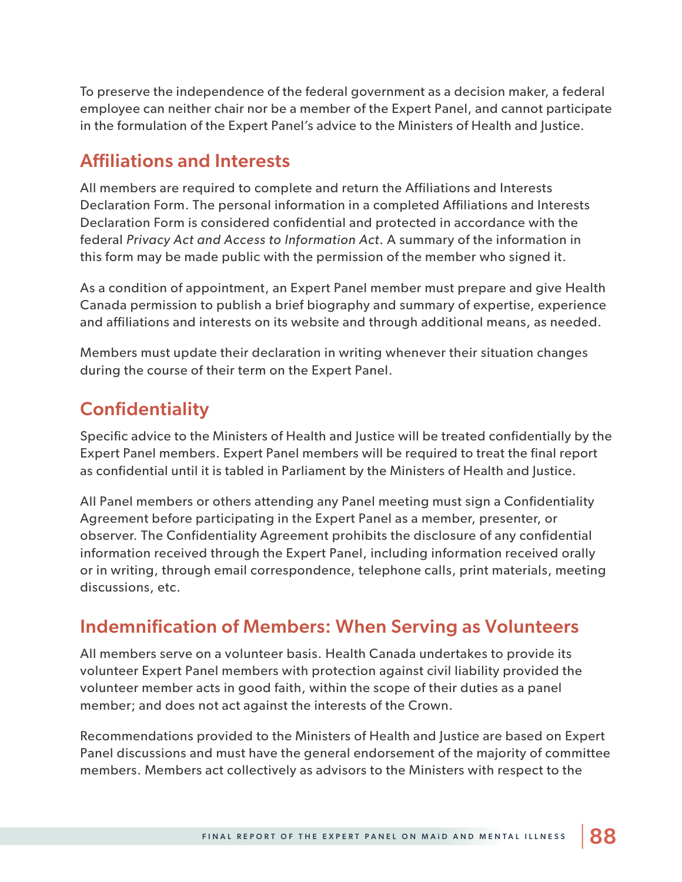To preserve the independence of the federal government as a decision maker, a federal employee can neither chair nor be a member of the Expert Panel, and cannot participate in the formulation of the Expert Panel's advice to the Ministers of Health and Justice.

## Affiliations and Interests

All members are required to complete and return the Affiliations and Interests Declaration Form. The personal information in a completed Affiliations and Interests Declaration Form is considered confidential and protected in accordance with the federal *Privacy Act and Access to Information Act*. A summary of the information in this form may be made public with the permission of the member who signed it.

As a condition of appointment, an Expert Panel member must prepare and give Health Canada permission to publish a brief biography and summary of expertise, experience and affiliations and interests on its website and through additional means, as needed.

Members must update their declaration in writing whenever their situation changes during the course of their term on the Expert Panel.

## Confidentiality

Specific advice to the Ministers of Health and Justice will be treated confidentially by the Expert Panel members. Expert Panel members will be required to treat the final report as confidential until it is tabled in Parliament by the Ministers of Health and Justice.

All Panel members or others attending any Panel meeting must sign a Confidentiality Agreement before participating in the Expert Panel as a member, presenter, or observer. The Confidentiality Agreement prohibits the disclosure of any confidential information received through the Expert Panel, including information received orally or in writing, through email correspondence, telephone calls, print materials, meeting discussions, etc.

## Indemnification of Members: When Serving as Volunteers

All members serve on a volunteer basis. Health Canada undertakes to provide its volunteer Expert Panel members with protection against civil liability provided the volunteer member acts in good faith, within the scope of their duties as a panel member; and does not act against the interests of the Crown.

Recommendations provided to the Ministers of Health and Justice are based on Expert Panel discussions and must have the general endorsement of the majority of committee members. Members act collectively as advisors to the Ministers with respect to the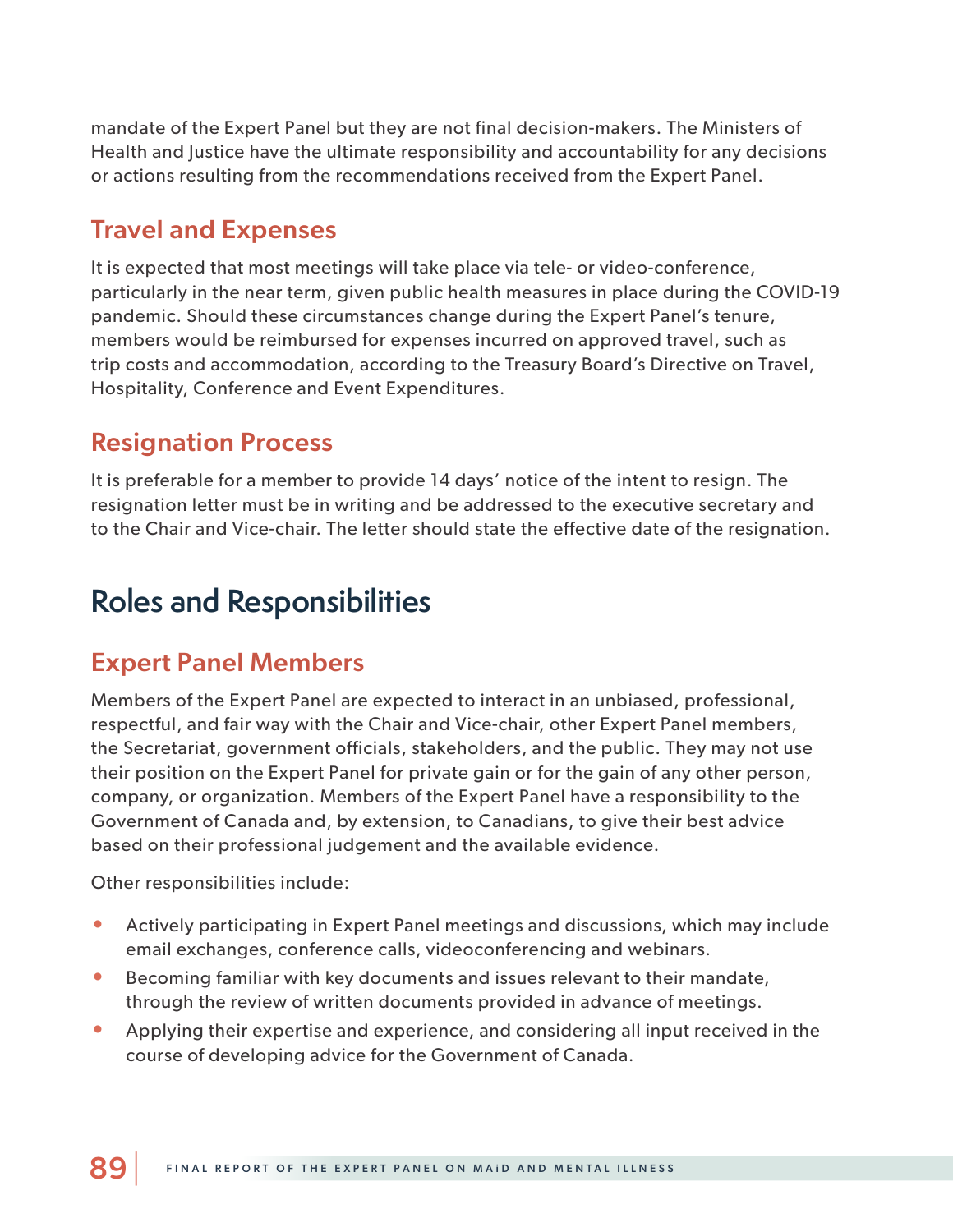mandate of the Expert Panel but they are not final decision-makers. The Ministers of Health and Justice have the ultimate responsibility and accountability for any decisions or actions resulting from the recommendations received from the Expert Panel.

### Travel and Expenses

It is expected that most meetings will take place via tele- or video-conference, particularly in the near term, given public health measures in place during the COVID-19 pandemic. Should these circumstances change during the Expert Panel's tenure, members would be reimbursed for expenses incurred on approved travel, such as trip costs and accommodation, according to the Treasury Board's Directive on Travel, Hospitality, Conference and Event Expenditures.

### Resignation Process

It is preferable for a member to provide 14 days' notice of the intent to resign. The resignation letter must be in writing and be addressed to the executive secretary and to the Chair and Vice-chair. The letter should state the effective date of the resignation.

## Roles and Responsibilities

### Expert Panel Members

Members of the Expert Panel are expected to interact in an unbiased, professional, respectful, and fair way with the Chair and Vice-chair, other Expert Panel members, the Secretariat, government officials, stakeholders, and the public. They may not use their position on the Expert Panel for private gain or for the gain of any other person, company, or organization. Members of the Expert Panel have a responsibility to the Government of Canada and, by extension, to Canadians, to give their best advice based on their professional judgement and the available evidence.

Other responsibilities include:

- Actively participating in Expert Panel meetings and discussions, which may include email exchanges, conference calls, videoconferencing and webinars.
- Becoming familiar with key documents and issues relevant to their mandate, through the review of written documents provided in advance of meetings.
- Applying their expertise and experience, and considering all input received in the course of developing advice for the Government of Canada.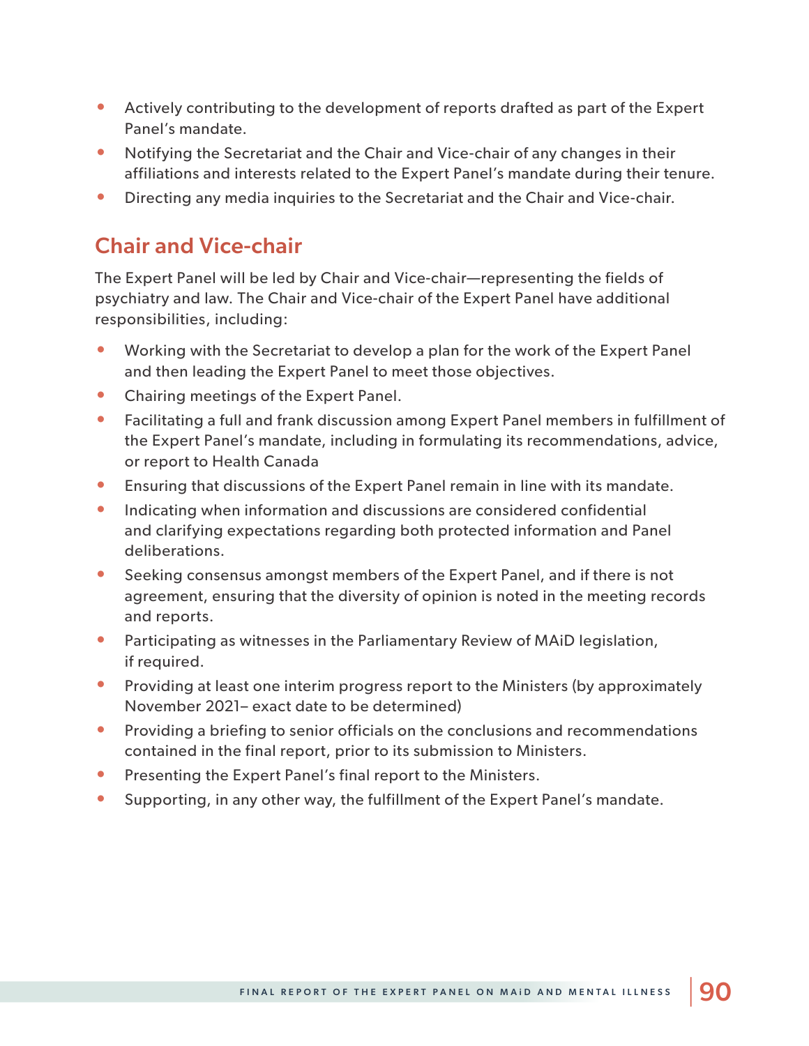- Actively contributing to the development of reports drafted as part of the Expert Panel's mandate.
- Notifying the Secretariat and the Chair and Vice-chair of any changes in their affiliations and interests related to the Expert Panel's mandate during their tenure.
- Directing any media inquiries to the Secretariat and the Chair and Vice-chair.

## Chair and Vice-chair

The Expert Panel will be led by Chair and Vice-chair—representing the fields of psychiatry and law. The Chair and Vice-chair of the Expert Panel have additional responsibilities, including:

- Working with the Secretariat to develop a plan for the work of the Expert Panel and then leading the Expert Panel to meet those objectives.
- Chairing meetings of the Expert Panel.
- Facilitating a full and frank discussion among Expert Panel members in fulfillment of the Expert Panel's mandate, including in formulating its recommendations, advice, or report to Health Canada
- Ensuring that discussions of the Expert Panel remain in line with its mandate.
- Indicating when information and discussions are considered confidential and clarifying expectations regarding both protected information and Panel deliberations.
- Seeking consensus amongst members of the Expert Panel, and if there is not agreement, ensuring that the diversity of opinion is noted in the meeting records and reports.
- Participating as witnesses in the Parliamentary Review of MAiD legislation, if required.
- Providing at least one interim progress report to the Ministers (by approximately November 2021– exact date to be determined)
- Providing a briefing to senior officials on the conclusions and recommendations contained in the final report, prior to its submission to Ministers.
- Presenting the Expert Panel's final report to the Ministers.
- Supporting, in any other way, the fulfillment of the Expert Panel's mandate.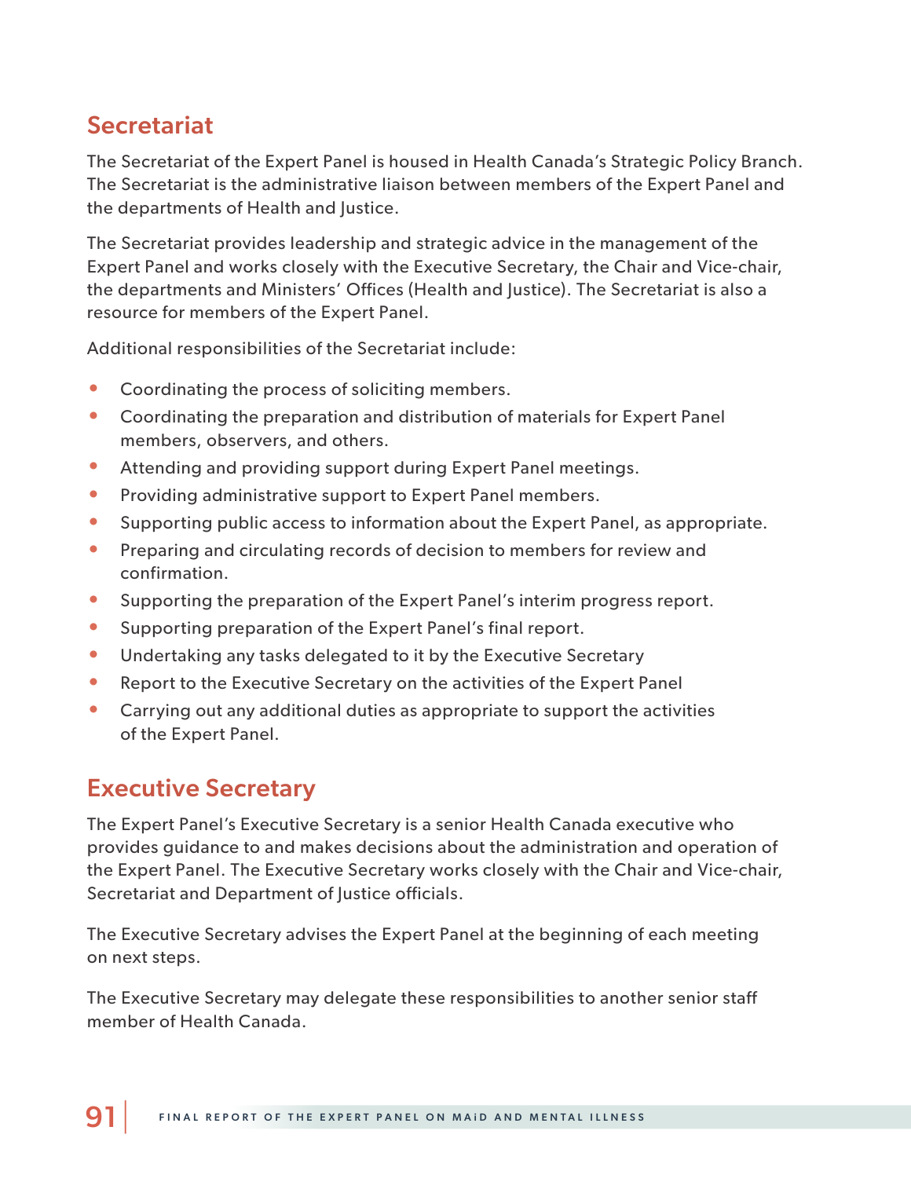## Secretariat

The Secretariat of the Expert Panel is housed in Health Canada's Strategic Policy Branch. The Secretariat is the administrative liaison between members of the Expert Panel and the departments of Health and Justice.

The Secretariat provides leadership and strategic advice in the management of the Expert Panel and works closely with the Executive Secretary, the Chair and Vice-chair, the departments and Ministers' Offices (Health and Justice). The Secretariat is also a resource for members of the Expert Panel.

Additional responsibilities of the Secretariat include:

- Coordinating the process of soliciting members.
- Coordinating the preparation and distribution of materials for Expert Panel members, observers, and others.
- Attending and providing support during Expert Panel meetings.
- Providing administrative support to Expert Panel members.
- Supporting public access to information about the Expert Panel, as appropriate.
- Preparing and circulating records of decision to members for review and confirmation.
- Supporting the preparation of the Expert Panel's interim progress report.
- Supporting preparation of the Expert Panel's final report.
- Undertaking any tasks delegated to it by the Executive Secretary
- Report to the Executive Secretary on the activities of the Expert Panel
- Carrying out any additional duties as appropriate to support the activities of the Expert Panel.

## Executive Secretary

The Expert Panel's Executive Secretary is a senior Health Canada executive who provides guidance to and makes decisions about the administration and operation of the Expert Panel. The Executive Secretary works closely with the Chair and Vice-chair, Secretariat and Department of Justice officials.

The Executive Secretary advises the Expert Panel at the beginning of each meeting on next steps.

The Executive Secretary may delegate these responsibilities to another senior staff member of Health Canada.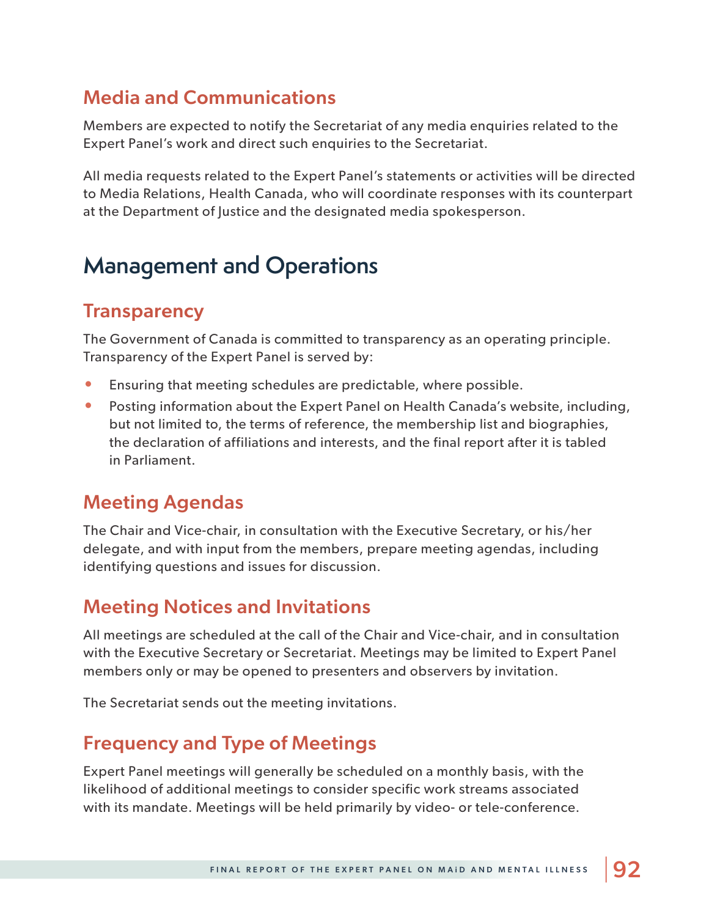### Media and Communications

Members are expected to notify the Secretariat of any media enquiries related to the Expert Panel's work and direct such enquiries to the Secretariat.

All media requests related to the Expert Panel's statements or activities will be directed to Media Relations, Health Canada, who will coordinate responses with its counterpart at the Department of Justice and the designated media spokesperson.

## Management and Operations

### Transparency

The Government of Canada is committed to transparency as an operating principle. Transparency of the Expert Panel is served by:

- Ensuring that meeting schedules are predictable, where possible.
- Posting information about the Expert Panel on Health Canada's website, including, but not limited to, the terms of reference, the membership list and biographies, the declaration of affiliations and interests, and the final report after it is tabled in Parliament.

### Meeting Agendas

The Chair and Vice-chair, in consultation with the Executive Secretary, or his/her delegate, and with input from the members, prepare meeting agendas, including identifying questions and issues for discussion.

### Meeting Notices and Invitations

All meetings are scheduled at the call of the Chair and Vice-chair, and in consultation with the Executive Secretary or Secretariat. Meetings may be limited to Expert Panel members only or may be opened to presenters and observers by invitation.

The Secretariat sends out the meeting invitations.

### Frequency and Type of Meetings

Expert Panel meetings will generally be scheduled on a monthly basis, with the likelihood of additional meetings to consider specific work streams associated with its mandate. Meetings will be held primarily by video- or tele-conference.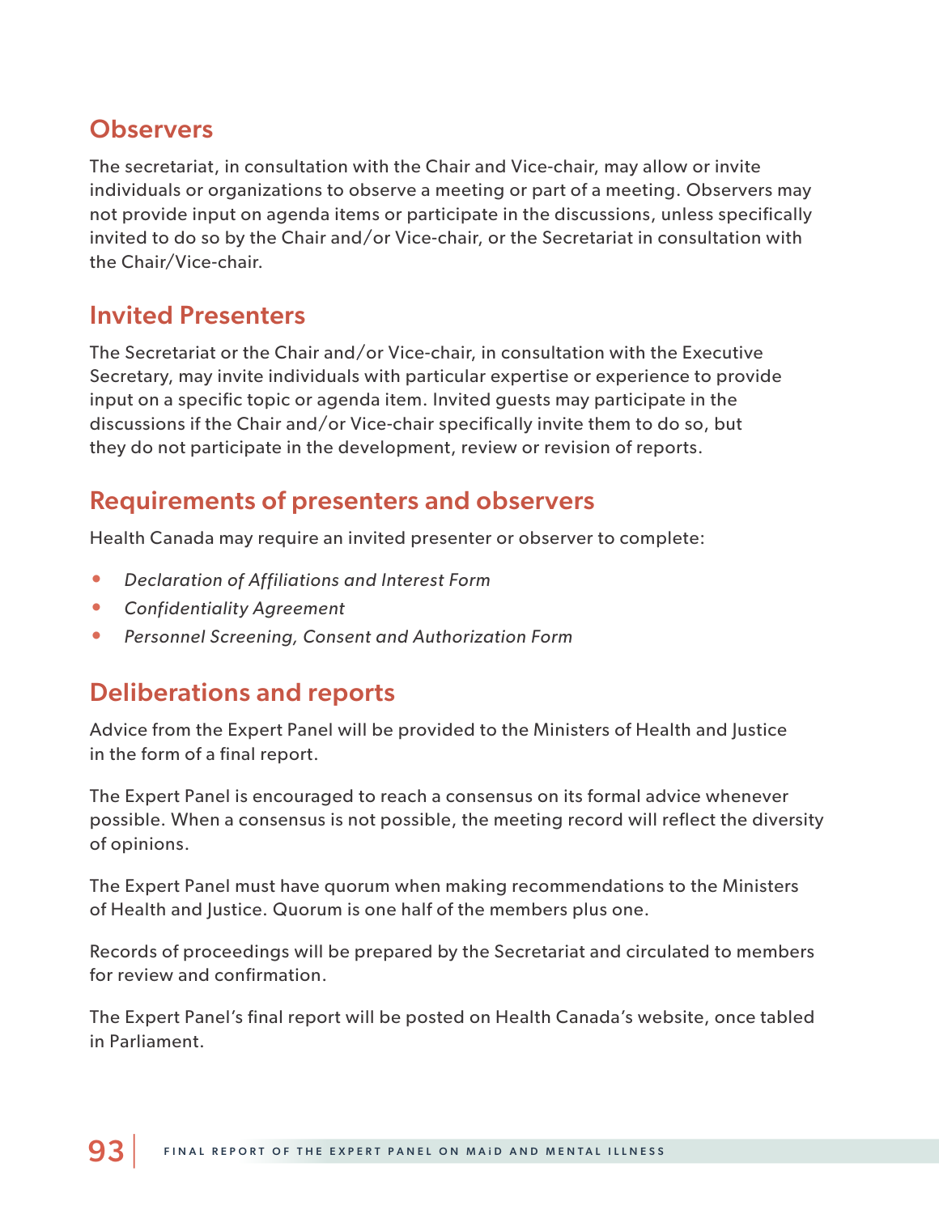## Observers

The secretariat, in consultation with the Chair and Vice-chair, may allow or invite individuals or organizations to observe a meeting or part of a meeting. Observers may not provide input on agenda items or participate in the discussions, unless specifically invited to do so by the Chair and/or Vice-chair, or the Secretariat in consultation with the Chair/Vice-chair.

## Invited Presenters

The Secretariat or the Chair and/or Vice-chair, in consultation with the Executive Secretary, may invite individuals with particular expertise or experience to provide input on a specific topic or agenda item. Invited guests may participate in the discussions if the Chair and/or Vice-chair specifically invite them to do so, but they do not participate in the development, review or revision of reports.

## Requirements of presenters and observers

Health Canada may require an invited presenter or observer to complete:

- *Declaration of Affiliations and Interest Form*
- *Confidentiality Agreement*
- *Personnel Screening, Consent and Authorization Form*

## Deliberations and reports

Advice from the Expert Panel will be provided to the Ministers of Health and Justice in the form of a final report.

The Expert Panel is encouraged to reach a consensus on its formal advice whenever possible. When a consensus is not possible, the meeting record will reflect the diversity of opinions.

The Expert Panel must have quorum when making recommendations to the Ministers of Health and Justice. Quorum is one half of the members plus one.

Records of proceedings will be prepared by the Secretariat and circulated to members for review and confirmation.

The Expert Panel's final report will be posted on Health Canada's website, once tabled in Parliament.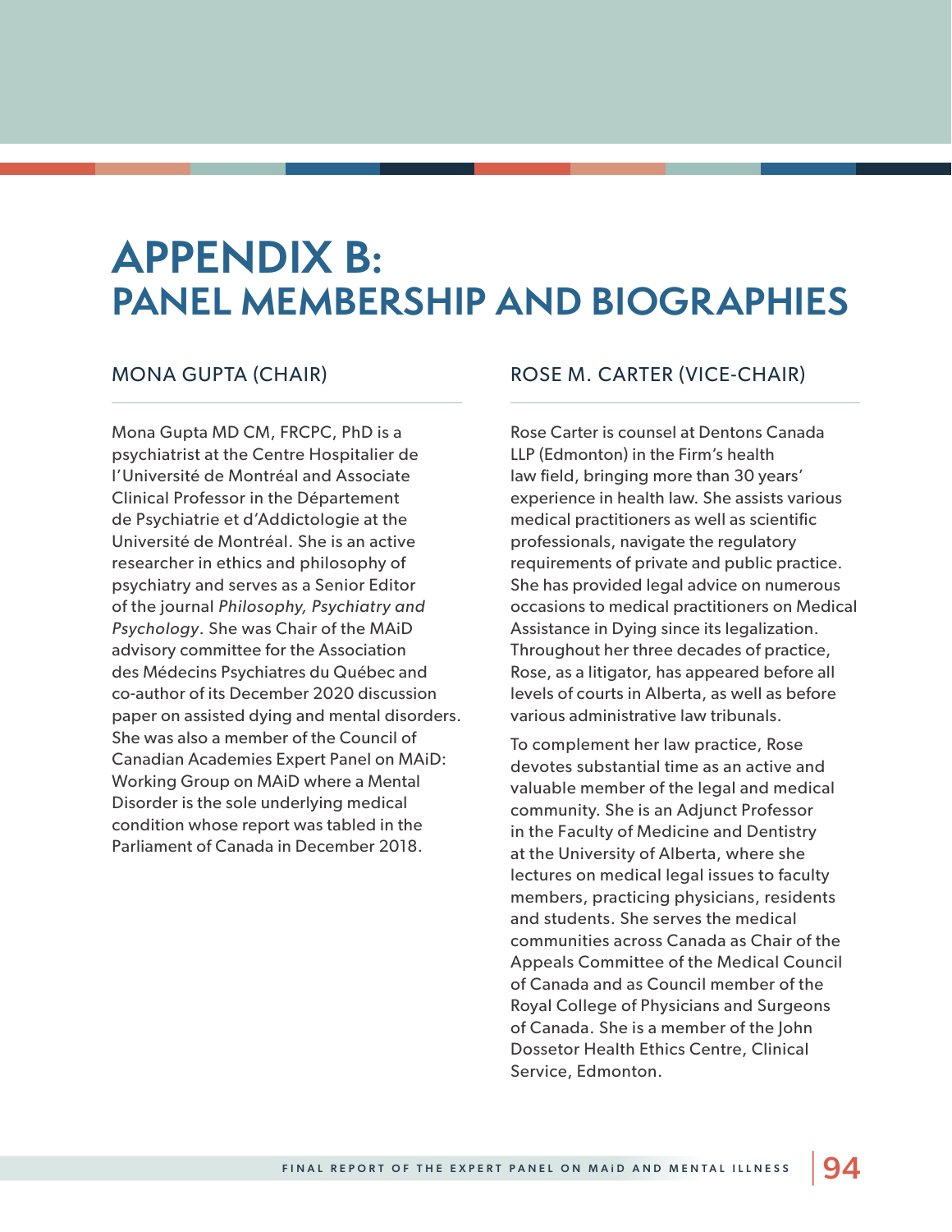# APPENDIX B: PANEL MEMBERSHIP AND BIOGRAPHIES

## MONA GUPTA (CHAIR)

Mona Gupta MD CM, FRCPC, PhD is a psychiatrist at the Centre Hospitalier de l'Université de Montréal and Associate Clinical Professor in the Département de Psychiatrie et d'Addictologie at the Université de Montréal. She is an active researcher in ethics and philosophy of psychiatry and serves as a Senior Editor of the journal *Philosophy, Psychiatry and Psychology*. She was Chair of the MAiD advisory committee for the Association des Médecins Psychiatres du Québec and co-author of its December 2020 discussion paper on assisted dying and mental disorders. She was also a member of the Council of Canadian Academies Expert Panel on MAiD: Working Group on MAiD where a Mental Disorder is the sole underlying medical condition whose report was tabled in the Parliament of Canada in December 2018.

## ROSE M. CARTER (VICE-CHAIR)

Rose Carter is counsel at Dentons Canada LLP (Edmonton) in the Firm's health law field, bringing more than 30 years' experience in health law. She assists various medical practitioners as well as scientific professionals, navigate the regulatory requirements of private and public practice. She has provided legal advice on numerous occasions to medical practitioners on Medical Assistance in Dying since its legalization. Throughout her three decades of practice, Rose, as a litigator, has appeared before all levels of courts in Alberta, as well as before various administrative law tribunals.

To complement her law practice, Rose devotes substantial time as an active and valuable member of the legal and medical community. She is an Adjunct Professor in the Faculty of Medicine and Dentistry at the University of Alberta, where she lectures on medical legal issues to faculty members, practicing physicians, residents and students. She serves the medical communities across Canada as Chair of the Appeals Committee of the Medical Council of Canada and as Council member of the Royal College of Physicians and Surgeons of Canada. She is a member of the John Dossetor Health Ethics Centre, Clinical Service, Edmonton.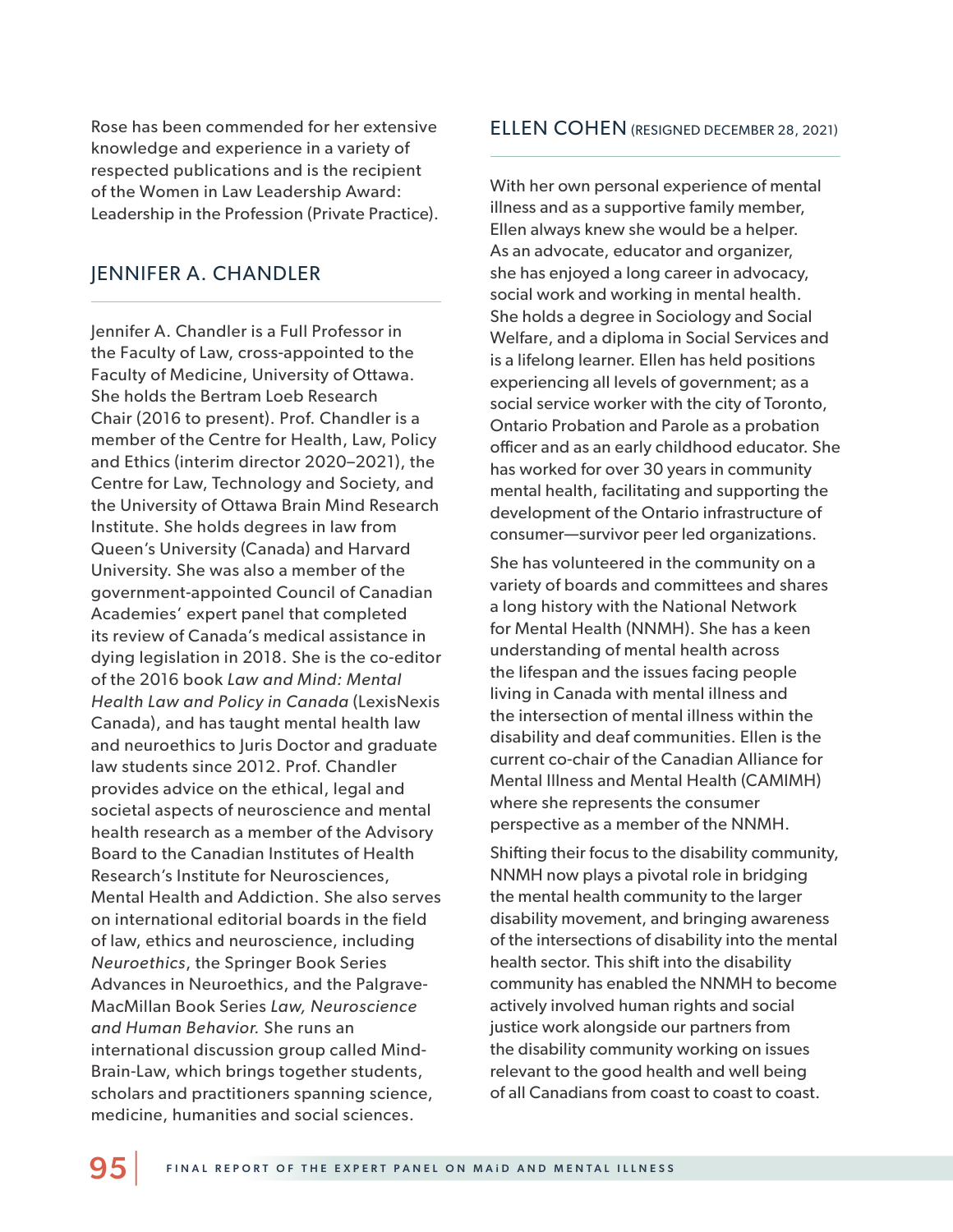Rose has been commended for her extensive knowledge and experience in a variety of respected publications and is the recipient of the Women in Law Leadership Award: Leadership in the Profession (Private Practice).

## JENNIFER A. CHANDLER

Jennifer A. Chandler is a Full Professor in the Faculty of Law, cross-appointed to the Faculty of Medicine, University of Ottawa. She holds the Bertram Loeb Research Chair (2016 to present). Prof. Chandler is a member of the Centre for Health, Law, Policy and Ethics (interim director 2020–2021), the Centre for Law, Technology and Society, and the University of Ottawa Brain Mind Research Institute. She holds degrees in law from Queen's University (Canada) and Harvard University. She was also a member of the government-appointed Council of Canadian Academies' expert panel that completed its review of Canada's medical assistance in dying legislation in 2018. She is the co-editor of the 2016 book *Law and Mind: Mental Health Law and Policy in Canada* (LexisNexis Canada), and has taught mental health law and neuroethics to Juris Doctor and graduate law students since 2012. Prof. Chandler provides advice on the ethical, legal and societal aspects of neuroscience and mental health research as a member of the Advisory Board to the Canadian Institutes of Health Research's Institute for Neurosciences, Mental Health and Addiction. She also serves on international editorial boards in the field of law, ethics and neuroscience, including *Neuroethics*, the Springer Book Series Advances in Neuroethics, and the Palgrave-MacMillan Book Series *Law, Neuroscience and Human Behavior.* She runs an international discussion group called Mind-Brain-Law, which brings together students, scholars and practitioners spanning science, medicine, humanities and social sciences.

## ELLEN COHEN (RESIGNED DECEMBER 28, 2021)

With her own personal experience of mental illness and as a supportive family member, Ellen always knew she would be a helper. As an advocate, educator and organizer, she has enjoyed a long career in advocacy, social work and working in mental health. She holds a degree in Sociology and Social Welfare, and a diploma in Social Services and is a lifelong learner. Ellen has held positions experiencing all levels of government; as a social service worker with the city of Toronto, Ontario Probation and Parole as a probation officer and as an early childhood educator. She has worked for over 30 years in community mental health, facilitating and supporting the development of the Ontario infrastructure of consumer—survivor peer led organizations.

She has volunteered in the community on a variety of boards and committees and shares a long history with the National Network for Mental Health (NNMH). She has a keen understanding of mental health across the lifespan and the issues facing people living in Canada with mental illness and the intersection of mental illness within the disability and deaf communities. Ellen is the current co-chair of the Canadian Alliance for Mental Illness and Mental Health (CAMIMH) where she represents the consumer perspective as a member of the NNMH.

Shifting their focus to the disability community, NNMH now plays a pivotal role in bridging the mental health community to the larger disability movement, and bringing awareness of the intersections of disability into the mental health sector. This shift into the disability community has enabled the NNMH to become actively involved human rights and social justice work alongside our partners from the disability community working on issues relevant to the good health and well being of all Canadians from coast to coast to coast.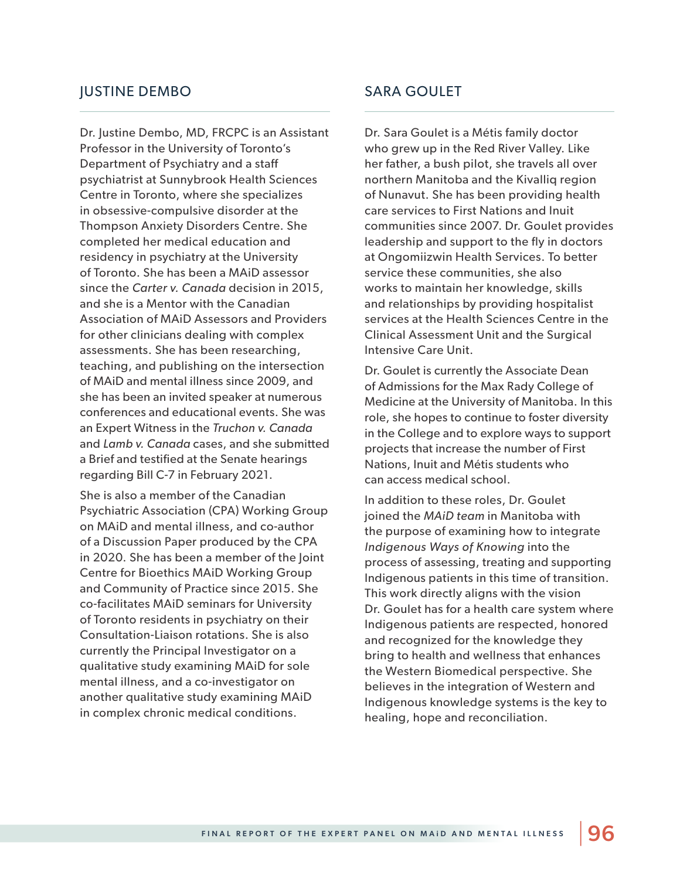## JUSTINE DEMBO

Dr. Justine Dembo, MD, FRCPC is an Assistant Professor in the University of Toronto's Department of Psychiatry and a staff psychiatrist at Sunnybrook Health Sciences Centre in Toronto, where she specializes in obsessive-compulsive disorder at the Thompson Anxiety Disorders Centre. She completed her medical education and residency in psychiatry at the University of Toronto. She has been a MAiD assessor since the *Carter v. Canada* decision in 2015, and she is a Mentor with the Canadian Association of MAiD Assessors and Providers for other clinicians dealing with complex assessments. She has been researching, teaching, and publishing on the intersection of MAiD and mental illness since 2009, and she has been an invited speaker at numerous conferences and educational events. She was an Expert Witness in the *Truchon v. Canada* and *Lamb v. Canada* cases, and she submitted a Brief and testified at the Senate hearings regarding Bill C-7 in February 2021.

She is also a member of the Canadian Psychiatric Association (CPA) Working Group on MAiD and mental illness, and co-author of a Discussion Paper produced by the CPA in 2020. She has been a member of the Joint Centre for Bioethics MAiD Working Group and Community of Practice since 2015. She co-facilitates MAiD seminars for University of Toronto residents in psychiatry on their Consultation-Liaison rotations. She is also currently the Principal Investigator on a qualitative study examining MAiD for sole mental illness, and a co-investigator on another qualitative study examining MAiD in complex chronic medical conditions.

## SARA GOULET

Dr. Sara Goulet is a Métis family doctor who grew up in the Red River Valley. Like her father, a bush pilot, she travels all over northern Manitoba and the Kivalliq region of Nunavut. She has been providing health care services to First Nations and Inuit communities since 2007. Dr. Goulet provides leadership and support to the fly in doctors at Ongomiizwin Health Services. To better service these communities, she also works to maintain her knowledge, skills and relationships by providing hospitalist services at the Health Sciences Centre in the Clinical Assessment Unit and the Surgical Intensive Care Unit.

Dr. Goulet is currently the Associate Dean of Admissions for the Max Rady College of Medicine at the University of Manitoba. In this role, she hopes to continue to foster diversity in the College and to explore ways to support projects that increase the number of First Nations, Inuit and Métis students who can access medical school.

In addition to these roles, Dr. Goulet joined the *MAiD team* in Manitoba with the purpose of examining how to integrate *Indigenous Ways of Knowing* into the process of assessing, treating and supporting Indigenous patients in this time of transition. This work directly aligns with the vision Dr. Goulet has for a health care system where Indigenous patients are respected, honored and recognized for the knowledge they bring to health and wellness that enhances the Western Biomedical perspective. She believes in the integration of Western and Indigenous knowledge systems is the key to healing, hope and reconciliation.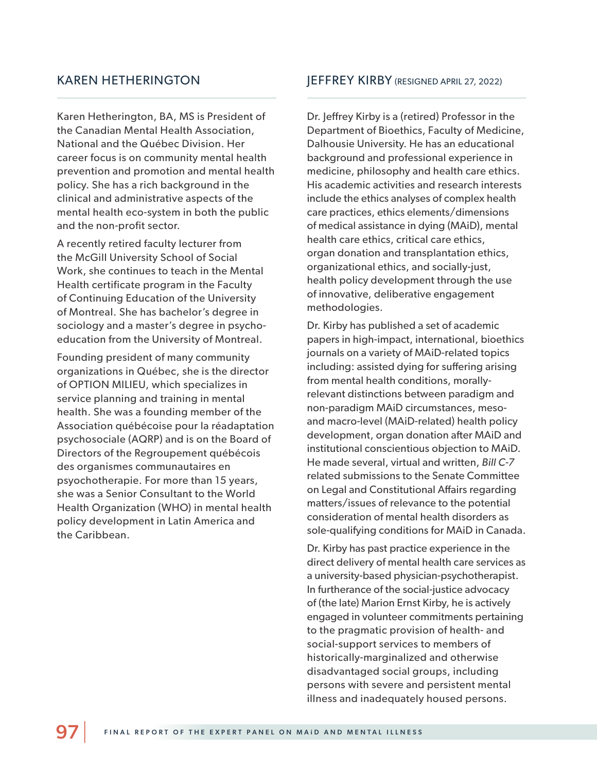## KAREN HETHERINGTON

Karen Hetherington, BA, MS is President of the Canadian Mental Health Association, National and the Québec Division. Her career focus is on community mental health prevention and promotion and mental health policy. She has a rich background in the clinical and administrative aspects of the mental health eco-system in both the public and the non-profit sector.

A recently retired faculty lecturer from the McGill University School of Social Work, she continues to teach in the Mental Health certificate program in the Faculty of Continuing Education of the University of Montreal. She has bachelor's degree in sociology and a master's degree in psycho-education from the University of Montreal.

Founding president of many community organizations in Québec, she is the director of OPTION MILIEU, which specializes in service planning and training in mental health. She was a founding member of the Association québécoise pour la réadaptation psychosociale (AQRP) and is on the Board of Directors of the Regroupement québécois des organismes communautaires en psyochotherapie. For more than 15 years, she was a Senior Consultant to the World Health Organization (WHO) in mental health policy development in Latin America and the Caribbean.

## JEFFREY KIRBY (RESIGNED APRIL 27, 2022)

Dr. Jeffrey Kirby is a (retired) Professor in the Department of Bioethics, Faculty of Medicine, Dalhousie University. He has an educational background and professional experience in medicine, philosophy and health care ethics. His academic activities and research interests include the ethics analyses of complex health care practices, ethics elements/dimensions of medical assistance in dying (MAiD), mental health care ethics, critical care ethics, organ donation and transplantation ethics, organizational ethics, and socially-just, health policy development through the use of innovative, deliberative engagement methodologies.

Dr. Kirby has published a set of academic papers in high-impact, international, bioethics journals on a variety of MAiD-related topics including: assisted dying for suffering arising from mental health conditions, morally-relevant distinctions between paradigm and non-paradigm MAiD circumstances, meso- and macro-level (MAiD-related) health policy development, organ donation after MAiD and institutional conscientious objection to MAiD. He made several, virtual and written, *Bill C-7* related submissions to the Senate Committee on Legal and Constitutional Affairs regarding matters/issues of relevance to the potential consideration of mental health disorders as sole-qualifying conditions for MAiD in Canada.

Dr. Kirby has past practice experience in the direct delivery of mental health care services as a university-based physician-psychotherapist. In furtherance of the social-justice advocacy of (the late) Marion Ernst Kirby, he is actively engaged in volunteer commitments pertaining to the pragmatic provision of health- and social-support services to members of historically-marginalized and otherwise disadvantaged social groups, including persons with severe and persistent mental illness and inadequately housed persons.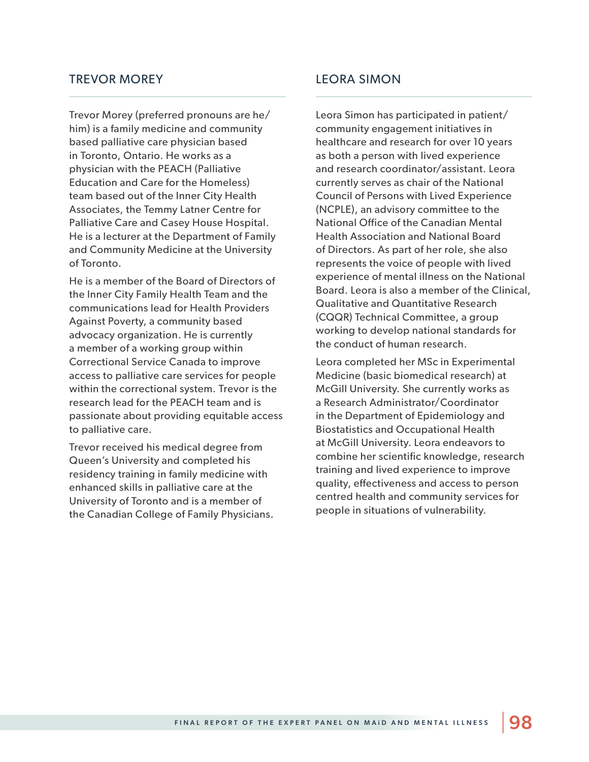## TREVOR MOREY

Trevor Morey (preferred pronouns are he/him) is a family medicine and community based palliative care physician based in Toronto, Ontario. He works as a physician with the PEACH (Palliative Education and Care for the Homeless) team based out of the Inner City Health Associates, the Temmy Latner Centre for Palliative Care and Casey House Hospital. He is a lecturer at the Department of Family and Community Medicine at the University of Toronto.

He is a member of the Board of Directors of the Inner City Family Health Team and the communications lead for Health Providers Against Poverty, a community based advocacy organization. He is currently a member of a working group within Correctional Service Canada to improve access to palliative care services for people within the correctional system. Trevor is the research lead for the PEACH team and is passionate about providing equitable access to palliative care.

Trevor received his medical degree from Queen's University and completed his residency training in family medicine with enhanced skills in palliative care at the University of Toronto and is a member of the Canadian College of Family Physicians.

## LEORA SIMON

Leora Simon has participated in patient/community engagement initiatives in healthcare and research for over 10 years as both a person with lived experience and research coordinator/assistant. Leora currently serves as chair of the National Council of Persons with Lived Experience (NCPLE), an advisory committee to the National Office of the Canadian Mental Health Association and National Board of Directors. As part of her role, she also represents the voice of people with lived experience of mental illness on the National Board. Leora is also a member of the Clinical, Qualitative and Quantitative Research (CQQR) Technical Committee, a group working to develop national standards for the conduct of human research.

Leora completed her MSc in Experimental Medicine (basic biomedical research) at McGill University. She currently works as a Research Administrator/Coordinator in the Department of Epidemiology and Biostatistics and Occupational Health at McGill University. Leora endeavors to combine her scientific knowledge, research training and lived experience to improve quality, effectiveness and access to person centred health and community services for people in situations of vulnerability.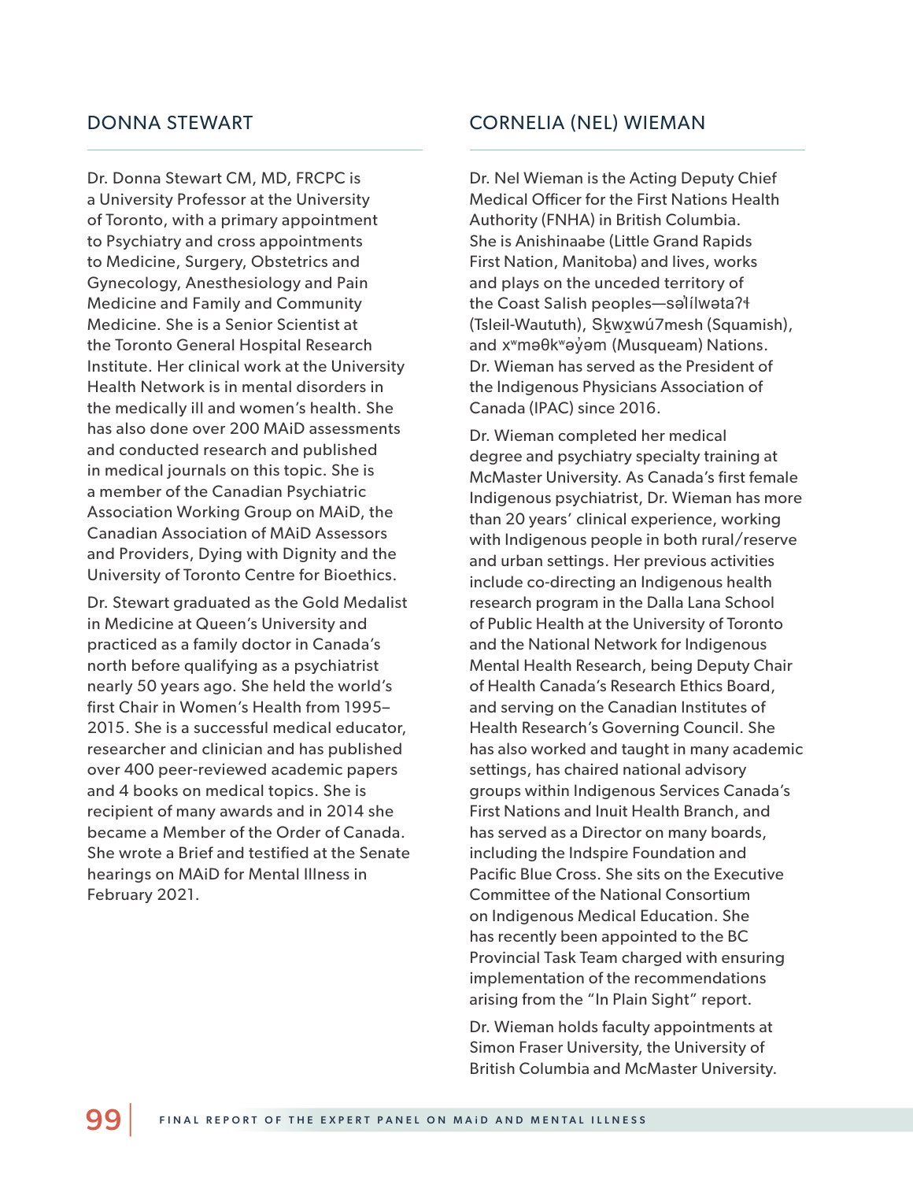## DONNA STEWART

Dr. Donna Stewart CM, MD, FRCPC is a University Professor at the University of Toronto, with a primary appointment to Psychiatry and cross appointments to Medicine, Surgery, Obstetrics and Gynecology, Anesthesiology and Pain Medicine and Family and Community Medicine. She is a Senior Scientist at the Toronto General Hospital Research Institute. Her clinical work at the University Health Network is in mental disorders in the medically ill and women's health. She has also done over 200 MAiD assessments and conducted research and published in medical journals on this topic. She is a member of the Canadian Psychiatric Association Working Group on MAiD, the Canadian Association of MAiD Assessors and Providers, Dying with Dignity and the University of Toronto Centre for Bioethics.

Dr. Stewart graduated as the Gold Medalist in Medicine at Queen's University and practiced as a family doctor in Canada's north before qualifying as a psychiatrist nearly 50 years ago. She held the world's first Chair in Women's Health from 1995–2015. She is a successful medical educator, researcher and clinician and has published over 400 peer-reviewed academic papers and 4 books on medical topics. She is recipient of many awards and in 2014 she became a Member of the Order of Canada. She wrote a Brief and testified at the Senate hearings on MAiD for Mental Illness in February 2021.

## CORNELIA (NEL) WIEMAN

Dr. Nel Wieman is the Acting Deputy Chief Medical Officer for the First Nations Health Authority (FNHA) in British Columbia. She is Anishinaabe (Little Grand Rapids First Nation, Manitoba) and lives, works and plays on the unceded territory of the Coast Salish peoples—səl̓ílwətaʔɬ (Tsleil-Waututh), Sḵwx̱wú7mesh (Squamish), and xʷməθkʷəy̓əm (Musqueam) Nations. Dr. Wieman has served as the President of the Indigenous Physicians Association of Canada (IPAC) since 2016.

Dr. Wieman completed her medical degree and psychiatry specialty training at McMaster University. As Canada's first female Indigenous psychiatrist, Dr. Wieman has more than 20 years' clinical experience, working with Indigenous people in both rural/reserve and urban settings. Her previous activities include co-directing an Indigenous health research program in the Dalla Lana School of Public Health at the University of Toronto and the National Network for Indigenous Mental Health Research, being Deputy Chair of Health Canada's Research Ethics Board, and serving on the Canadian Institutes of Health Research's Governing Council. She has also worked and taught in many academic settings, has chaired national advisory groups within Indigenous Services Canada's First Nations and Inuit Health Branch, and has served as a Director on many boards, including the Indspire Foundation and Pacific Blue Cross. She sits on the Executive Committee of the National Consortium on Indigenous Medical Education. She has recently been appointed to the BC Provincial Task Team charged with ensuring implementation of the recommendations arising from the "In Plain Sight" report.

Dr. Wieman holds faculty appointments at Simon Fraser University, the University of British Columbia and McMaster University.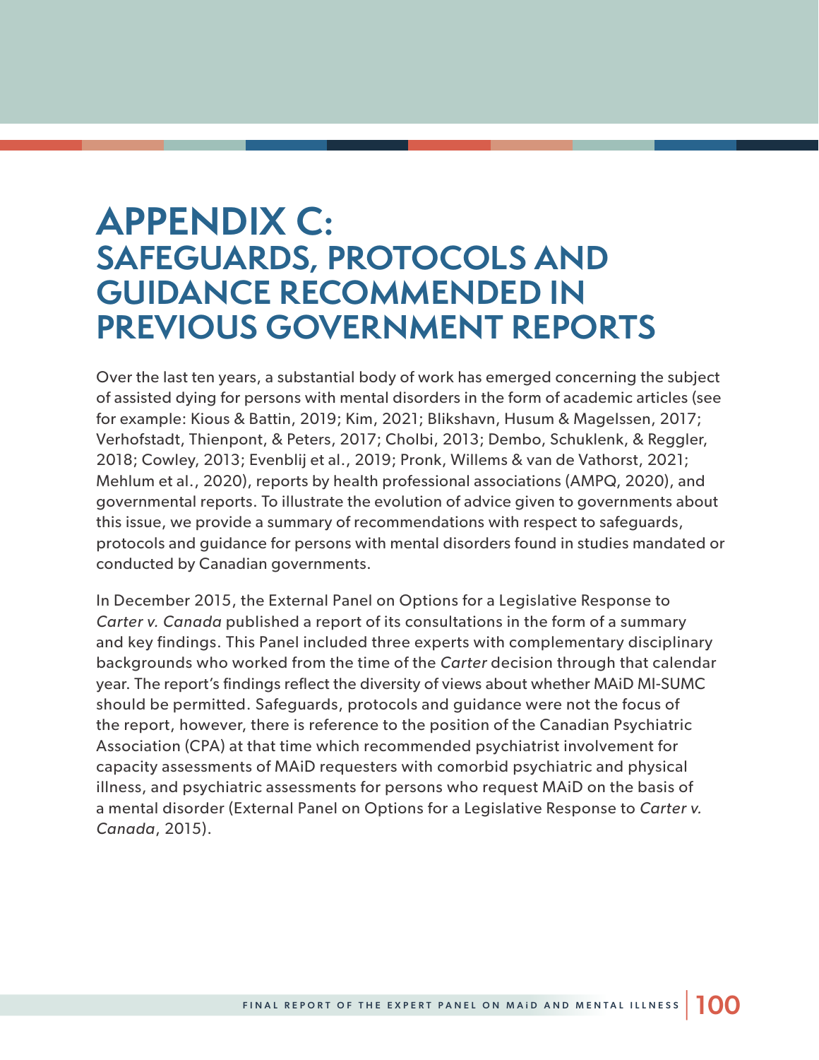# APPENDIX C: SAFEGUARDS, PROTOCOLS AND GUIDANCE RECOMMENDED IN PREVIOUS GOVERNMENT REPORTS

Over the last ten years, a substantial body of work has emerged concerning the subject of assisted dying for persons with mental disorders in the form of academic articles (see for example: Kious & Battin, 2019; Kim, 2021; Blikshavn, Husum & Magelssen, 2017; Verhofstadt, Thienpont, & Peters, 2017; Cholbi, 2013; Dembo, Schuklenk, & Reggler, 2018; Cowley, 2013; Evenblij et al., 2019; Pronk, Willems & van de Vathorst, 2021; Mehlum et al., 2020), reports by health professional associations (AMPQ, 2020), and governmental reports. To illustrate the evolution of advice given to governments about this issue, we provide a summary of recommendations with respect to safeguards, protocols and guidance for persons with mental disorders found in studies mandated or conducted by Canadian governments.

In December 2015, the External Panel on Options for a Legislative Response to *Carter v. Canada* published a report of its consultations in the form of a summary and key findings. This Panel included three experts with complementary disciplinary backgrounds who worked from the time of the *Carter* decision through that calendar year. The report's findings reflect the diversity of views about whether MAiD MI-SUMC should be permitted. Safeguards, protocols and guidance were not the focus of the report, however, there is reference to the position of the Canadian Psychiatric Association (CPA) at that time which recommended psychiatrist involvement for capacity assessments of MAiD requesters with comorbid psychiatric and physical illness, and psychiatric assessments for persons who request MAiD on the basis of a mental disorder (External Panel on Options for a Legislative Response to *Carter v. Canada*, 2015).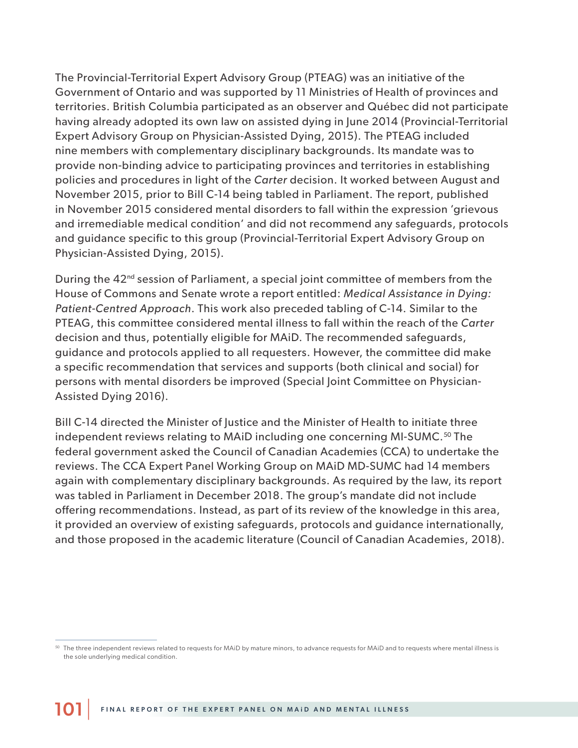The Provincial-Territorial Expert Advisory Group (PTEAG) was an initiative of the Government of Ontario and was supported by 11 Ministries of Health of provinces and territories. British Columbia participated as an observer and Québec did not participate having already adopted its own law on assisted dying in June 2014 (Provincial-Territorial Expert Advisory Group on Physician-Assisted Dying, 2015). The PTEAG included nine members with complementary disciplinary backgrounds. Its mandate was to provide non-binding advice to participating provinces and territories in establishing policies and procedures in light of the *Carter* decision. It worked between August and November 2015, prior to Bill C-14 being tabled in Parliament. The report, published in November 2015 considered mental disorders to fall within the expression 'grievous and irremediable medical condition' and did not recommend any safeguards, protocols and guidance specific to this group (Provincial-Territorial Expert Advisory Group on Physician-Assisted Dying, 2015).

During the 42nd session of Parliament, a special joint committee of members from the House of Commons and Senate wrote a report entitled: *Medical Assistance in Dying: Patient-Centred Approach*. This work also preceded tabling of C-14. Similar to the PTEAG, this committee considered mental illness to fall within the reach of the *Carter* decision and thus, potentially eligible for MAiD. The recommended safeguards, guidance and protocols applied to all requesters. However, the committee did make a specific recommendation that services and supports (both clinical and social) for persons with mental disorders be improved (Special Joint Committee on Physician-Assisted Dying 2016).

Bill C-14 directed the Minister of Justice and the Minister of Health to initiate three independent reviews relating to MAiD including one concerning MI-SUMC.[50] The federal government asked the Council of Canadian Academies (CCA) to undertake the reviews. The CCA Expert Panel Working Group on MAiD MD-SUMC had 14 members again with complementary disciplinary backgrounds. As required by the law, its report was tabled in Parliament in December 2018. The group's mandate did not include offering recommendations. Instead, as part of its review of the knowledge in this area, it provided an overview of existing safeguards, protocols and guidance internationally, and those proposed in the academic literature (Council of Canadian Academies, 2018).

---

[50] The three independent reviews related to requests for MAiD by mature minors, to advance requests for MAiD and to requests where mental illness is the sole underlying medical condition.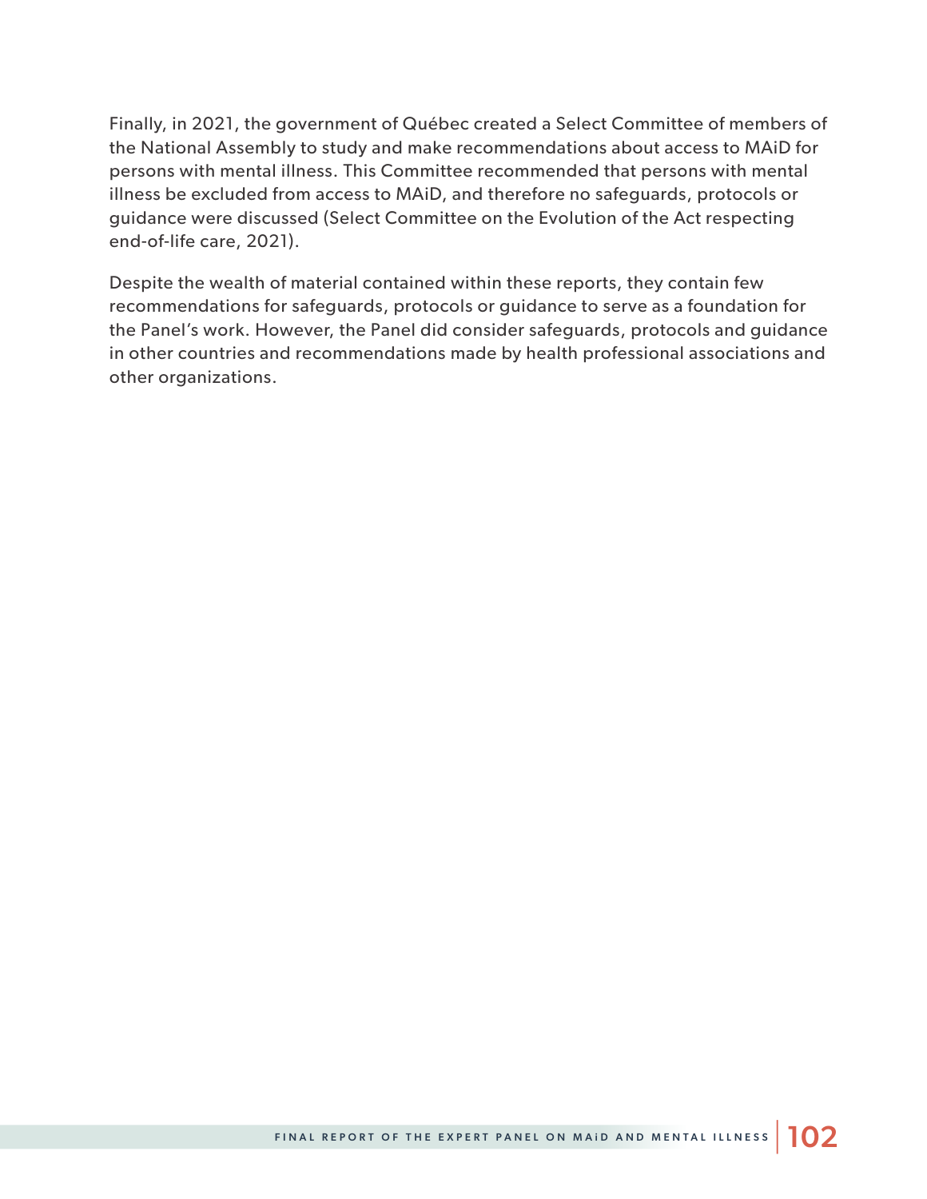Finally, in 2021, the government of Québec created a Select Committee of members of the National Assembly to study and make recommendations about access to MAiD for persons with mental illness. This Committee recommended that persons with mental illness be excluded from access to MAiD, and therefore no safeguards, protocols or guidance were discussed (Select Committee on the Evolution of the Act respecting end-of-life care, 2021).

Despite the wealth of material contained within these reports, they contain few recommendations for safeguards, protocols or guidance to serve as a foundation for the Panel's work. However, the Panel did consider safeguards, protocols and guidance in other countries and recommendations made by health professional associations and other organizations.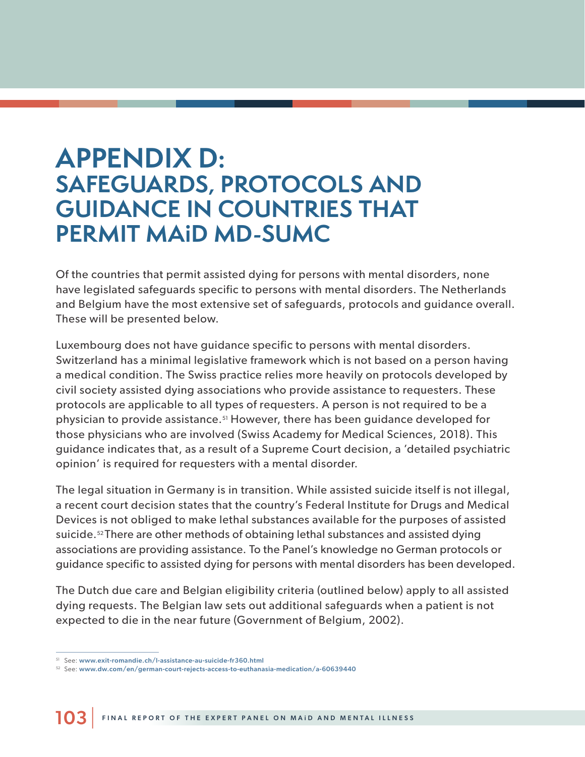# APPENDIX D: SAFEGUARDS, PROTOCOLS AND GUIDANCE IN COUNTRIES THAT PERMIT MAiD MD-SUMC

Of the countries that permit assisted dying for persons with mental disorders, none have legislated safeguards specific to persons with mental disorders. The Netherlands and Belgium have the most extensive set of safeguards, protocols and guidance overall. These will be presented below.

Luxembourg does not have guidance specific to persons with mental disorders. Switzerland has a minimal legislative framework which is not based on a person having a medical condition. The Swiss practice relies more heavily on protocols developed by civil society assisted dying associations who provide assistance to requesters. These protocols are applicable to all types of requesters. A person is not required to be a physician to provide assistance.[51] However, there has been guidance developed for those physicians who are involved (Swiss Academy for Medical Sciences, 2018). This guidance indicates that, as a result of a Supreme Court decision, a 'detailed psychiatric opinion' is required for requesters with a mental disorder.

The legal situation in Germany is in transition. While assisted suicide itself is not illegal, a recent court decision states that the country's Federal Institute for Drugs and Medical Devices is not obliged to make lethal substances available for the purposes of assisted suicide.[52] There are other methods of obtaining lethal substances and assisted dying associations are providing assistance. To the Panel's knowledge no German protocols or guidance specific to assisted dying for persons with mental disorders has been developed.

The Dutch due care and Belgian eligibility criteria (outlined below) apply to all assisted dying requests. The Belgian law sets out additional safeguards when a patient is not expected to die in the near future (Government of Belgium, 2002).

---

[51] See: www.exit-romandie.ch/l-assistance-au-suicide-fr360.html

[52] See: www.dw.com/en/german-court-rejects-access-to-euthanasia-medication/a-60639440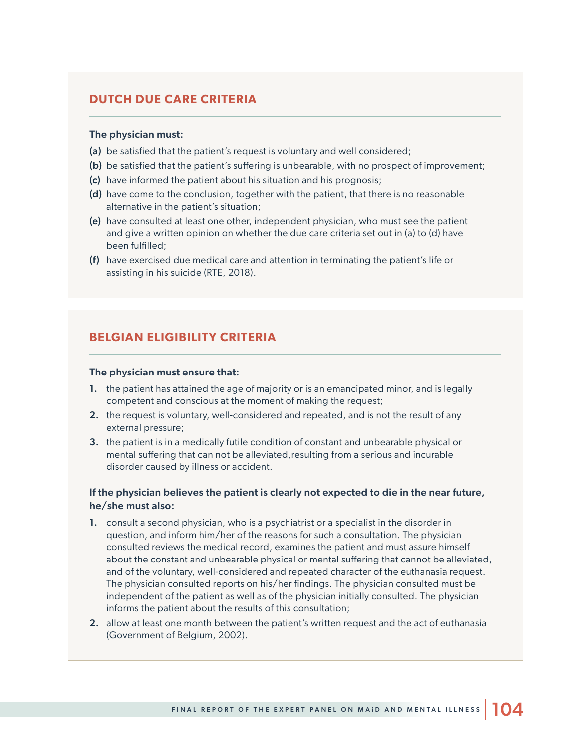## DUTCH DUE CARE CRITERIA

**The physician must:**

**(a)** be satisfied that the patient's request is voluntary and well considered;

**(b)** be satisfied that the patient's suffering is unbearable, with no prospect of improvement;

**(c)** have informed the patient about his situation and his prognosis;

**(d)** have come to the conclusion, together with the patient, that there is no reasonable alternative in the patient's situation;

**(e)** have consulted at least one other, independent physician, who must see the patient and give a written opinion on whether the due care criteria set out in (a) to (d) have been fulfilled;

**(f)** have exercised due medical care and attention in terminating the patient's life or assisting in his suicide (RTE, 2018).

## BELGIAN ELIGIBILITY CRITERIA

**The physician must ensure that:**

1. the patient has attained the age of majority or is an emancipated minor, and is legally competent and conscious at the moment of making the request;
2. the request is voluntary, well-considered and repeated, and is not the result of any external pressure;
3. the patient is in a medically futile condition of constant and unbearable physical or mental suffering that can not be alleviated,resulting from a serious and incurable disorder caused by illness or accident.

**If the physician believes the patient is clearly not expected to die in the near future, he/she must also:**

1. consult a second physician, who is a psychiatrist or a specialist in the disorder in question, and inform him/her of the reasons for such a consultation. The physician consulted reviews the medical record, examines the patient and must assure himself about the constant and unbearable physical or mental suffering that cannot be alleviated, and of the voluntary, well-considered and repeated character of the euthanasia request. The physician consulted reports on his/her findings. The physician consulted must be independent of the patient as well as of the physician initially consulted. The physician informs the patient about the results of this consultation;
2. allow at least one month between the patient's written request and the act of euthanasia (Government of Belgium, 2002).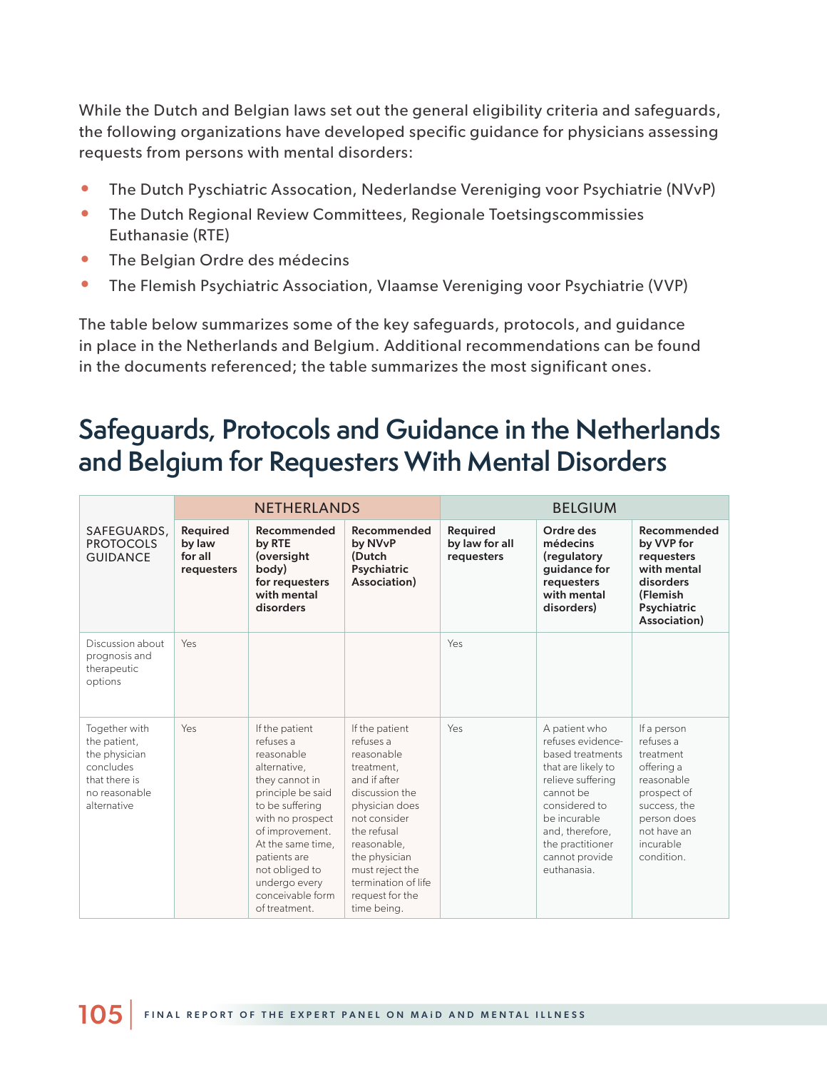While the Dutch and Belgian laws set out the general eligibility criteria and safeguards, the following organizations have developed specific guidance for physicians assessing requests from persons with mental disorders:

- The Dutch Pyschiatric Assocation, Nederlandse Vereniging voor Psychiatrie (NVvP)
- The Dutch Regional Review Committees, Regionale Toetsingscommissies Euthanasie (RTE)
- The Belgian Ordre des médecins
- The Flemish Psychiatric Association, Vlaamse Vereniging voor Psychiatrie (VVP)

The table below summarizes some of the key safeguards, protocols, and guidance in place in the Netherlands and Belgium. Additional recommendations can be found in the documents referenced; the table summarizes the most significant ones.

## Safeguards, Protocols and Guidance in the Netherlands and Belgium for Requesters With Mental Disorders

| SAFEGUARDS, PROTOCOLS GUIDANCE | NETHERLANDS | | | BELGIUM | | |
|---|---|---|---|---|---|---|
| | **Required by law for all requesters** | **Recommended by RTE (oversight body) for requesters with mental disorders** | **Recommended by NVvP (Dutch Psychiatric Association)** | **Required by law for all requesters** | **Ordre des médecins (regulatory guidance for requesters with mental disorders)** | **Recommended by VVP for requesters with mental disorders (Flemish Psychiatric Association)** |
| Discussion about prognosis and therapeutic options | Yes | | | Yes | | |
| Together with the patient, the physician concludes that there is no reasonable alternative | Yes | If the patient refuses a reasonable alternative, they cannot in principle be said to be suffering with no prospect of improvement. At the same time, patients are not obliged to undergo every conceivable form of treatment. | If the patient refuses a reasonable treatment, and if after discussion the physician does not consider the refusal reasonable, the physician must reject the termination of life request for the time being. | Yes | A patient who refuses evidence-based treatments that are likely to relieve suffering cannot be considered to be incurable and, therefore, the practitioner cannot provide euthanasia. | If a person refuses a treatment offering a reasonable prospect of success, the person does not have an incurable condition. |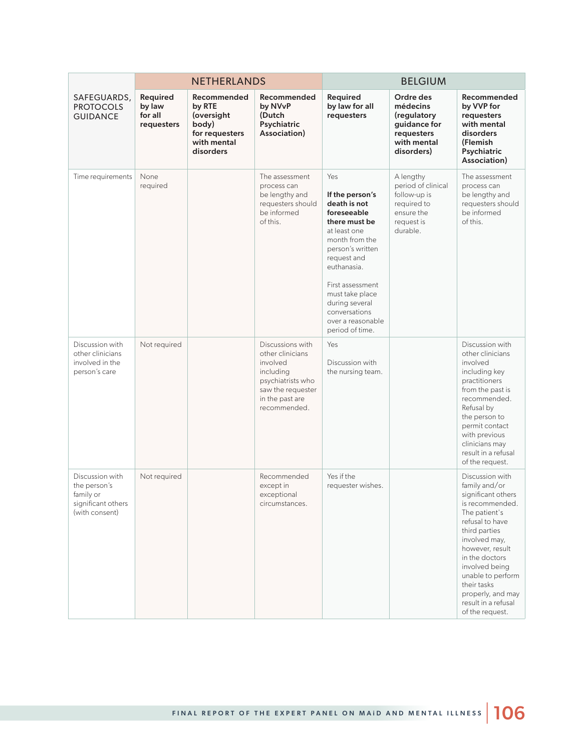| SAFEGUARDS, PROTOCOLS GUIDANCE | NETHERLANDS | | | BELGIUM | | |
|---|---|---|---|---|---|---|
| | **Required by law for all requesters** | **Recommended by RTE (oversight body) for requesters with mental disorders** | **Recommended by NVvP (Dutch Psychiatric Association)** | **Required by law for all requesters** | **Ordre des médecins (regulatory guidance for requesters with mental disorders)** | **Recommended by VVP for requesters with mental disorders (Flemish Psychiatric Association)** |
| Time requirements | None required | | The assessment process can be lengthy and requesters should be informed of this. | Yes<br><br>**If the person's death is not foreseeable there must be** at least one month from the person's written request and euthanasia.<br><br>First assessment must take place during several conversations over a reasonable period of time. | A lengthy period of clinical follow-up is required to ensure the request is durable. | The assessment process can be lengthy and requesters should be informed of this. |
| Discussion with other clinicians involved in the person's care | Not required | | Discussions with other clinicians involved including psychiatrists who saw the requester in the past are recommended. | Yes<br><br>Discussion with the nursing team. | | Discussion with other clinicians involved including key practitioners from the past is recommended. Refusal by the person to permit contact with previous clinicians may result in a refusal of the request. |
| Discussion with the person's family or significant others (with consent) | Not required | | Recommended except in exceptional circumstances. | Yes if the requester wishes. | | Discussion with family and/or significant others is recommended. The patient's refusal to have third parties involved may, however, result in the doctors involved being unable to perform their tasks properly, and may result in a refusal of the request. |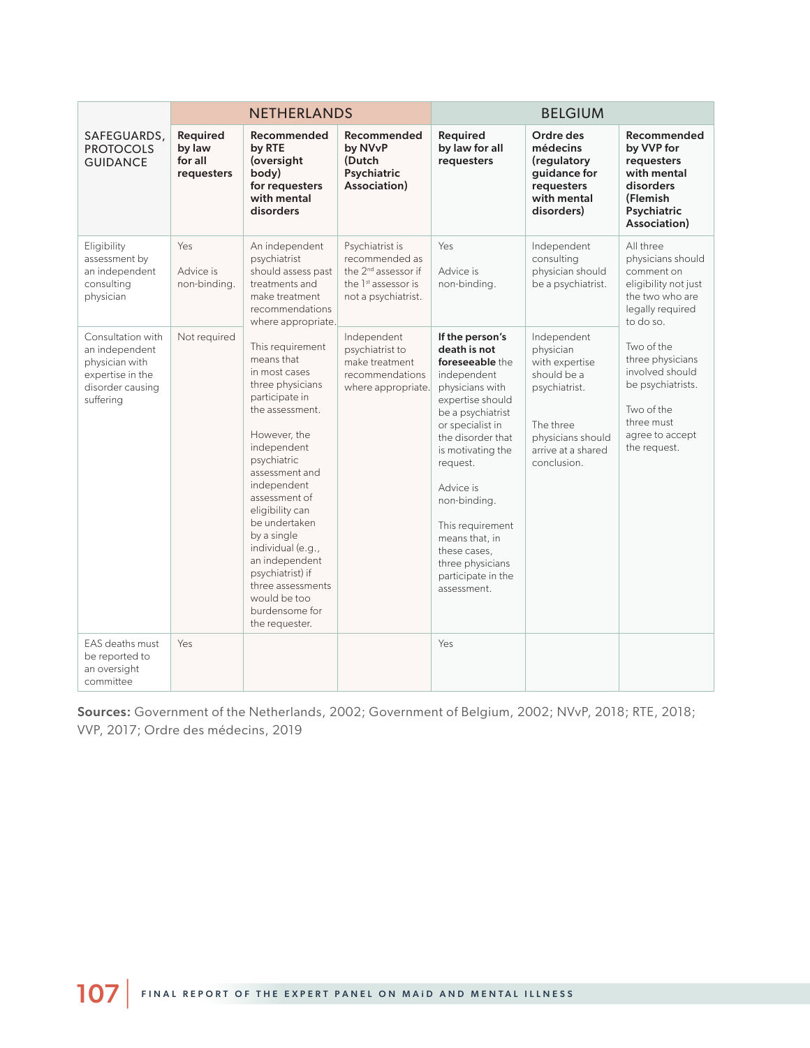| SAFEGUARDS, PROTOCOLS GUIDANCE | NETHERLANDS | | | BELGIUM | | |
|---|---|---|---|---|---|---|
| | **Required by law for all requesters** | **Recommended by RTE (oversight body) for requesters with mental disorders** | **Recommended by NVvP (Dutch Psychiatric Association)** | **Required by law for all requesters** | **Ordre des médecins (regulatory guidance for requesters with mental disorders)** | **Recommended by VVP for requesters with mental disorders (Flemish Psychiatric Association)** |
| Eligibility assessment by an independent consulting physician | Yes<br><br>Advice is non-binding. | An independent psychiatrist should assess past treatments and make treatment recommendations where appropriate.<br><br>This requirement means that in most cases three physicians participate in the assessment.<br><br>However, the independent psychiatric assessment and independent assessment of eligibility can be undertaken by a single individual (e.g., an independent psychiatrist) if three assessments would be too burdensome for the requester. | Psychiatrist is recommended as the 2nd assessor if the 1st assessor is not a psychiatrist. | Yes<br><br>Advice is non-binding. | Independent consulting physician should be a psychiatrist. | All three physicians should comment on eligibility not just the two who are legally required to do so.<br><br>Two of the three physicians involved should be psychiatrists.<br><br>Two of the three must agree to accept the request. |
| Consultation with an independent physician with expertise in the disorder causing suffering | Not required | | Independent psychiatrist to make treatment recommendations where appropriate. | **If the person's death is not foreseeable** the independent physicians with expertise should be a psychiatrist or specialist in the disorder that is motivating the request.<br><br>Advice is non-binding.<br><br>This requirement means that, in these cases, three physicians participate in the assessment. | Independent physician with expertise should be a psychiatrist.<br><br>The three physicians should arrive at a shared conclusion. | |
| EAS deaths must be reported to an oversight committee | Yes | | | Yes | | |

**Sources:** Government of the Netherlands, 2002; Government of Belgium, 2002; NVvP, 2018; RTE, 2018; VVP, 2017; Ordre des médecins, 2019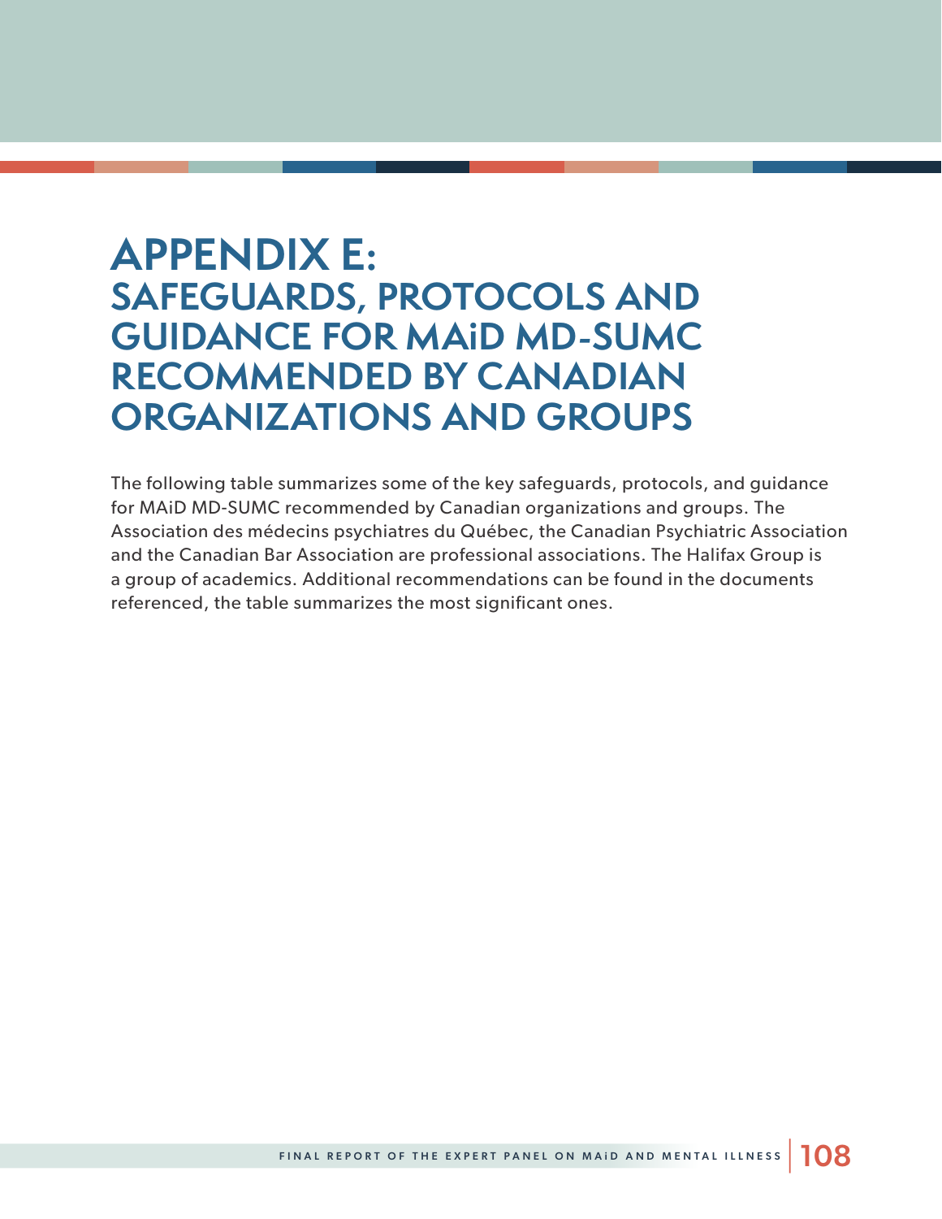# APPENDIX E: SAFEGUARDS, PROTOCOLS AND GUIDANCE FOR MAiD MD-SUMC RECOMMENDED BY CANADIAN ORGANIZATIONS AND GROUPS

The following table summarizes some of the key safeguards, protocols, and guidance for MAiD MD-SUMC recommended by Canadian organizations and groups. The Association des médecins psychiatres du Québec, the Canadian Psychiatric Association and the Canadian Bar Association are professional associations. The Halifax Group is a group of academics. Additional recommendations can be found in the documents referenced, the table summarizes the most significant ones.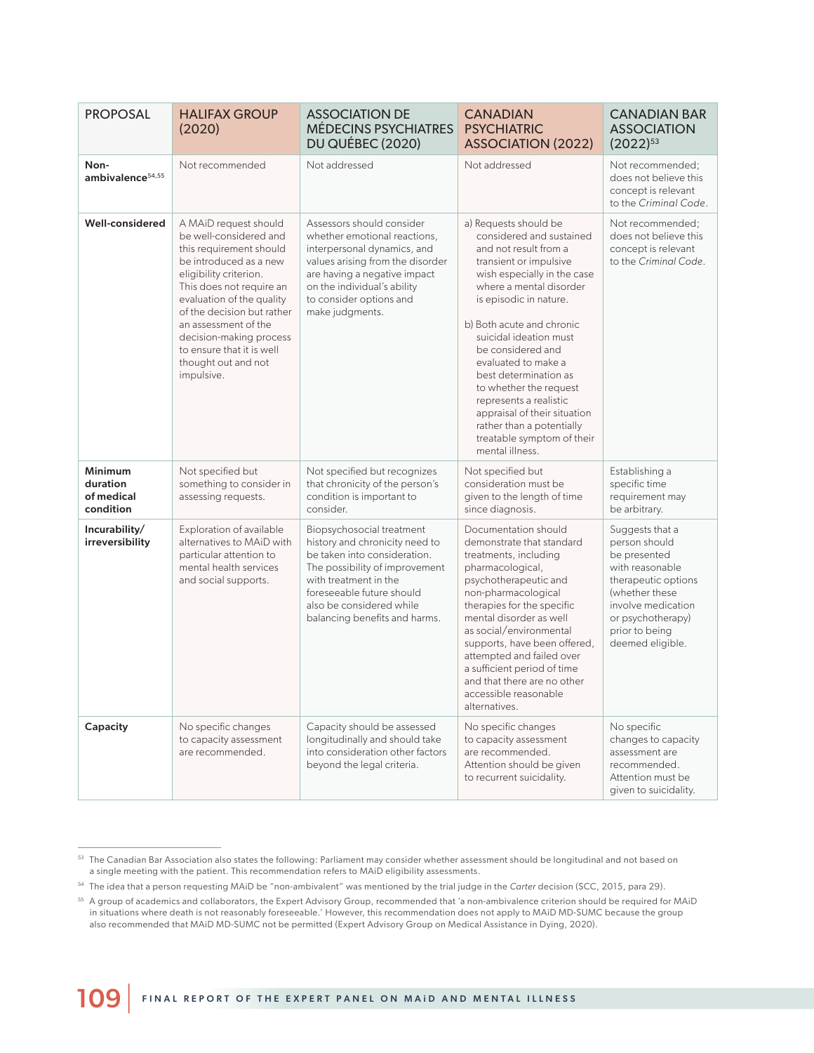| PROPOSAL | HALIFAX GROUP (2020) | ASSOCIATION DE MÉDECINS PSYCHIATRES DU QUÉBEC (2020) | CANADIAN PSYCHIATRIC ASSOCIATION (2022) | CANADIAN BAR ASSOCIATION (2022)[53] |
|---|---|---|---|---|
| **Non-ambivalence**[54,55] | Not recommended | Not addressed | Not addressed | Not recommended; does not believe this concept is relevant to the *Criminal Code*. |
| **Well-considered** | A MAiD request should be well-considered and this requirement should be introduced as a new eligibility criterion. This does not require an evaluation of the quality of the decision but rather an assessment of the decision-making process to ensure that it is well thought out and not impulsive. | Assessors should consider whether emotional reactions, interpersonal dynamics, and values arising from the disorder are having a negative impact on the individual's ability to consider options and make judgments. | a) Requests should be considered and sustained and not result from a transient or impulsive wish especially in the case where a mental disorder is episodic in nature.<br><br>b) Both acute and chronic suicidal ideation must be considered and evaluated to make a best determination as to whether the request represents a realistic appraisal of their situation rather than a potentially treatable symptom of their mental illness. | Not recommended; does not believe this concept is relevant to the *Criminal Code*. |
| **Minimum duration of medical condition** | Not specified but something to consider in assessing requests. | Not specified but recognizes that chronicity of the person's condition is important to consider. | Not specified but consideration must be given to the length of time since diagnosis. | Establishing a specific time requirement may be arbitrary. |
| **Incurability/ irreversibility** | Exploration of available alternatives to MAiD with particular attention to mental health services and social supports. | Biopsychosocial treatment history and chronicity need to be taken into consideration. The possibility of improvement with treatment in the foreseeable future should also be considered while balancing benefits and harms. | Documentation should demonstrate that standard treatments, including pharmacological, psychotherapeutic and non-pharmacological therapies for the specific mental disorder as well as social/environmental supports, have been offered, attempted and failed over a sufficient period of time and that there are no other accessible reasonable alternatives. | Suggests that a person should be presented with reasonable therapeutic options (whether these involve medication or psychotherapy) prior to being deemed eligible. |
| **Capacity** | No specific changes to capacity assessment are recommended. | Capacity should be assessed longitudinally and should take into consideration other factors beyond the legal criteria. | No specific changes to capacity assessment are recommended. Attention should be given to recurrent suicidality. | No specific changes to capacity assessment recommended. Attention must be given to suicidality. |

[53] The Canadian Bar Association also states the following: Parliament may consider whether assessment should be longitudinal and not based on a single meeting with the patient. This recommendation refers to MAiD eligibility assessments.

[54] The idea that a person requesting MAiD be "non-ambivalent" was mentioned by the trial judge in the *Carter* decision (SCC, 2015, para 29).

[55] A group of academics and collaborators, the Expert Advisory Group, recommended that 'a non-ambivalence criterion should be required for MAiD in situations where death is not reasonably foreseeable.' However, this recommendation does not apply to MAiD MD-SUMC because the group also recommended that MAiD MD-SUMC not be permitted (Expert Advisory Group on Medical Assistance in Dying, 2020).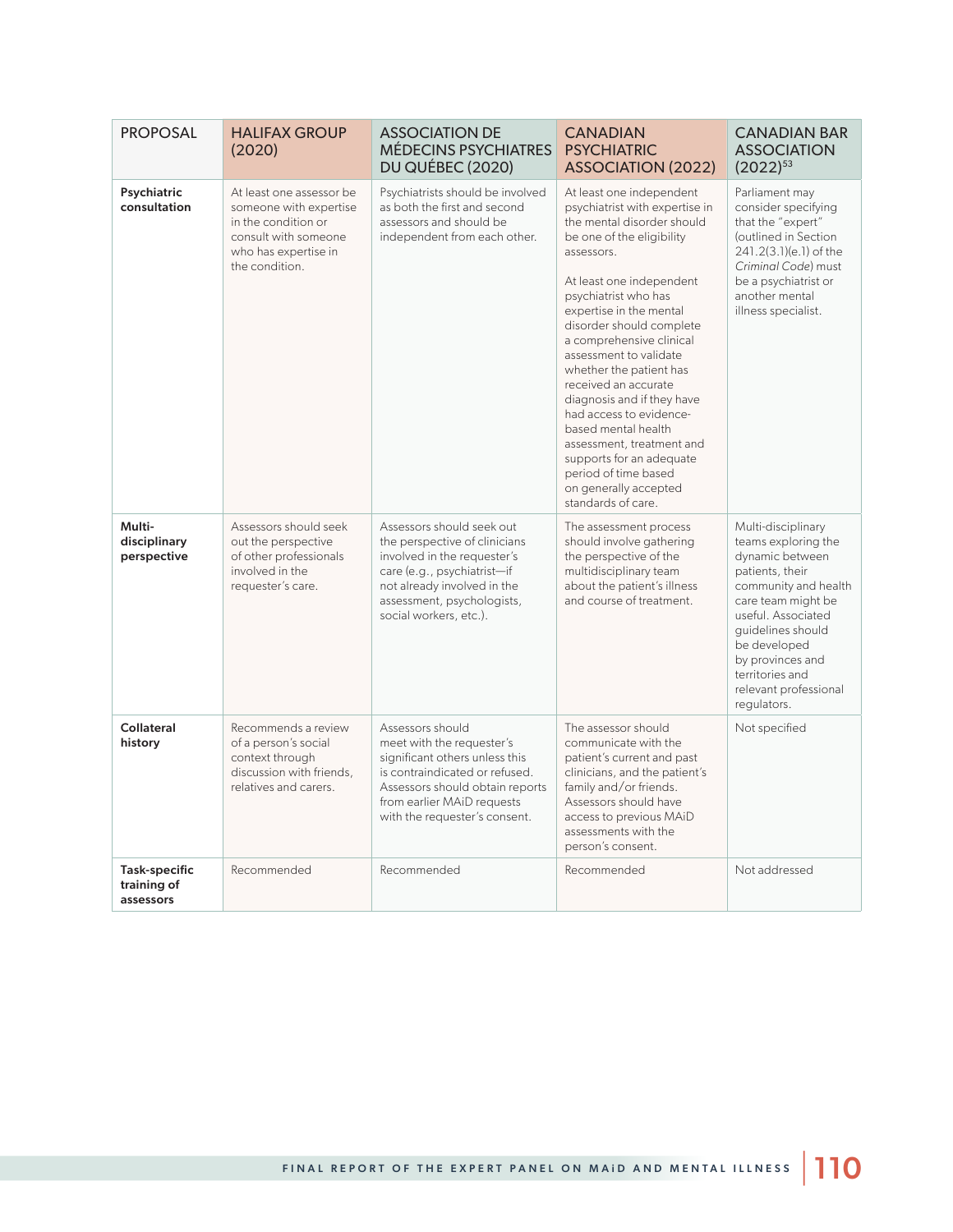| PROPOSAL | HALIFAX GROUP (2020) | ASSOCIATION DE MÉDECINS PSYCHIATRES DU QUÉBEC (2020) | CANADIAN PSYCHIATRIC ASSOCIATION (2022) | CANADIAN BAR ASSOCIATION (2022)[53] |
|---|---|---|---|---|
| **Psychiatric consultation** | At least one assessor be someone with expertise in the condition or consult with someone who has expertise in the condition. | Psychiatrists should be involved as both the first and second assessors and should be independent from each other. | At least one independent psychiatrist with expertise in the mental disorder should be one of the eligibility assessors.<br><br>At least one independent psychiatrist who has expertise in the mental disorder should complete a comprehensive clinical assessment to validate whether the patient has received an accurate diagnosis and if they have had access to evidence-based mental health assessment, treatment and supports for an adequate period of time based on generally accepted standards of care. | Parliament may consider specifying that the "expert" (outlined in Section 241.2(3.1)(e.1) of the *Criminal Code*) must be a psychiatrist or another mental illness specialist. |
| **Multi-disciplinary perspective** | Assessors should seek out the perspective of other professionals involved in the requester's care. | Assessors should seek out the perspective of clinicians involved in the requester's care (e.g., psychiatrist—if not already involved in the assessment, psychologists, social workers, etc.). | The assessment process should involve gathering the perspective of the multidisciplinary team about the patient's illness and course of treatment. | Multi-disciplinary teams exploring the dynamic between patients, their community and health care team might be useful. Associated guidelines should be developed by provinces and territories and relevant professional regulators. |
| **Collateral history** | Recommends a review of a person's social context through discussion with friends, relatives and carers. | Assessors should meet with the requester's significant others unless this is contraindicated or refused. Assessors should obtain reports from earlier MAiD requests with the requester's consent. | The assessor should communicate with the patient's current and past clinicians, and the patient's family and/or friends. Assessors should have access to previous MAiD assessments with the person's consent. | Not specified |
| **Task-specific training of assessors** | Recommended | Recommended | Recommended | Not addressed |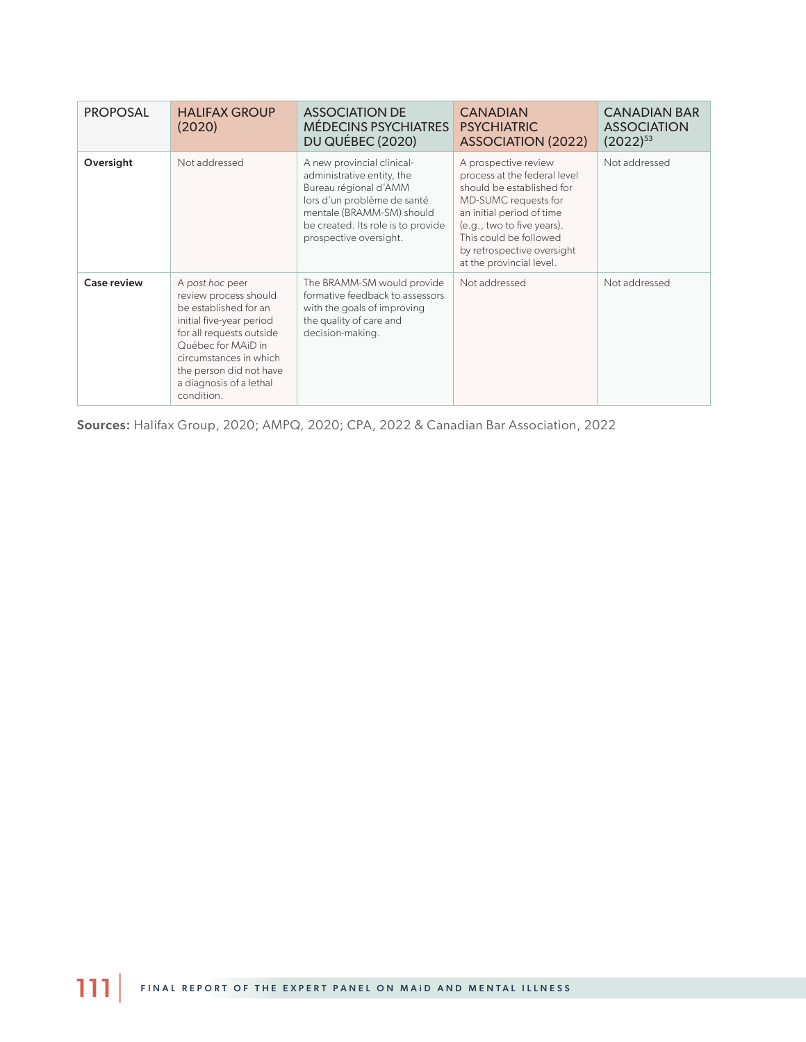| PROPOSAL | HALIFAX GROUP (2020) | ASSOCIATION DE MÉDECINS PSYCHIATRES DU QUÉBEC (2020) | CANADIAN PSYCHIATRIC ASSOCIATION (2022) | CANADIAN BAR ASSOCIATION (2022)[53] |
|---|---|---|---|---|
| **Oversight** | Not addressed | A new provincial clinical-administrative entity, the Bureau régional d'AMM lors d'un problème de santé mentale (BRAMM-SM) should be created. Its role is to provide prospective oversight. | A prospective review process at the federal level should be established for MD-SUMC requests for an initial period of time (e.g., two to five years). This could be followed by retrospective oversight at the provincial level. | Not addressed |
| **Case review** | A *post hoc* peer review process should be established for an initial five-year period for all requests outside Québec for MAiD in circumstances in which the person did not have a diagnosis of a lethal condition. | The BRAMM-SM would provide formative feedback to assessors with the goals of improving the quality of care and decision-making. | Not addressed | Not addressed |

**Sources:** Halifax Group, 2020; AMPQ, 2020; CPA, 2022 & Canadian Bar Association, 2022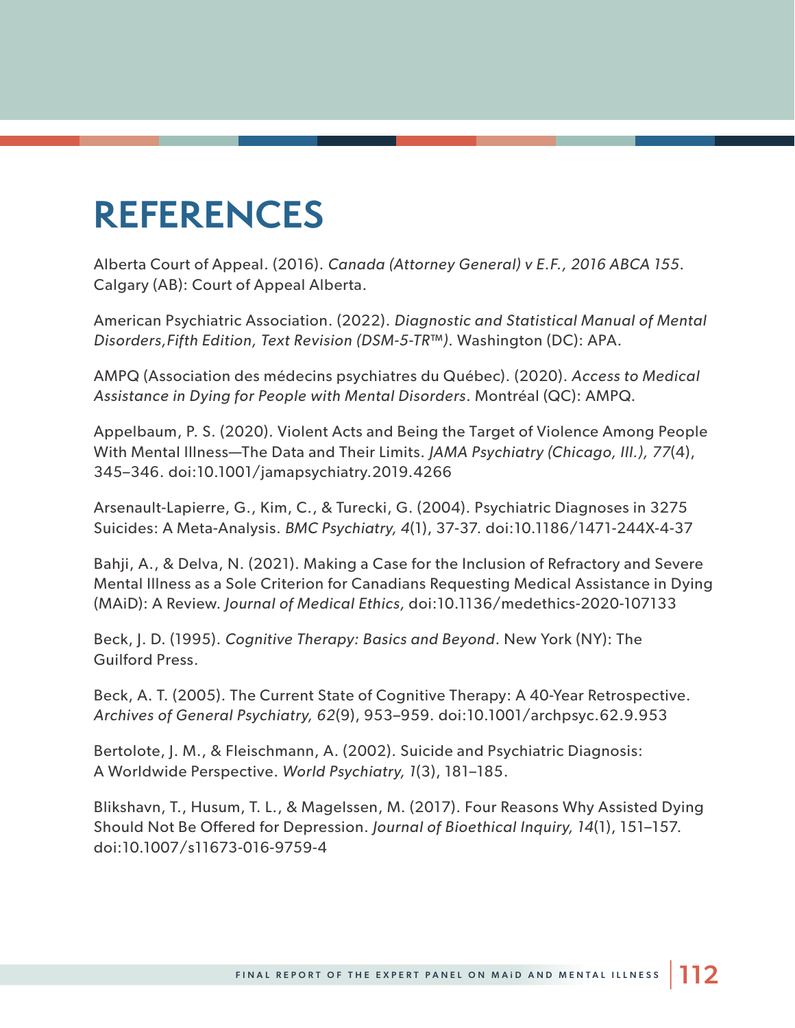# REFERENCES

Alberta Court of Appeal. (2016). *Canada (Attorney General) v E.F., 2016 ABCA 155*. Calgary (AB): Court of Appeal Alberta.

American Psychiatric Association. (2022). *Diagnostic and Statistical Manual of Mental Disorders,Fifth Edition, Text Revision (DSM-5-TR™)*. Washington (DC): APA.

AMPQ (Association des médecins psychiatres du Québec). (2020). *Access to Medical Assistance in Dying for People with Mental Disorders*. Montréal (QC): AMPQ.

Appelbaum, P. S. (2020). Violent Acts and Being the Target of Violence Among People With Mental Illness—The Data and Their Limits. *JAMA Psychiatry (Chicago, Ill.), 77*(4), 345–346. doi:10.1001/jamapsychiatry.2019.4266

Arsenault-Lapierre, G., Kim, C., & Turecki, G. (2004). Psychiatric Diagnoses in 3275 Suicides: A Meta-Analysis. *BMC Psychiatry, 4*(1), 37-37. doi:10.1186/1471-244X-4-37

Bahji, A., & Delva, N. (2021). Making a Case for the Inclusion of Refractory and Severe Mental Illness as a Sole Criterion for Canadians Requesting Medical Assistance in Dying (MAiD): A Review. *Journal of Medical Ethics,* doi:10.1136/medethics-2020-107133

Beck, J. D. (1995). *Cognitive Therapy: Basics and Beyond*. New York (NY): The Guilford Press.

Beck, A. T. (2005). The Current State of Cognitive Therapy: A 40-Year Retrospective. *Archives of General Psychiatry, 62*(9), 953–959. doi:10.1001/archpsyc.62.9.953

Bertolote, J. M., & Fleischmann, A. (2002). Suicide and Psychiatric Diagnosis: A Worldwide Perspective. *World Psychiatry, 1*(3), 181–185.

Blikshavn, T., Husum, T. L., & Magelssen, M. (2017). Four Reasons Why Assisted Dying Should Not Be Offered for Depression. *Journal of Bioethical Inquiry, 14*(1), 151–157. doi:10.1007/s11673-016-9759-4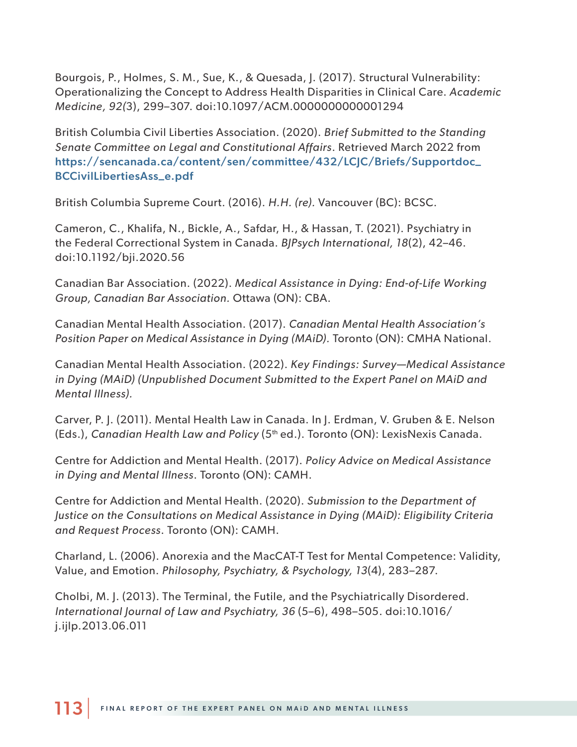Bourgois, P., Holmes, S. M., Sue, K., & Quesada, J. (2017). Structural Vulnerability: Operationalizing the Concept to Address Health Disparities in Clinical Care. *Academic Medicine, 92(*3), 299–307. doi:10.1097/ACM.0000000000001294

British Columbia Civil Liberties Association. (2020). *Brief Submitted to the Standing Senate Committee on Legal and Constitutional Affairs*. Retrieved March 2022 from https://sencanada.ca/content/sen/committee/432/LCJC/Briefs/Supportdoc_BCCivilLibertiesAss_e.pdf

British Columbia Supreme Court. (2016). *H.H. (re).* Vancouver (BC): BCSC.

Cameron, C., Khalifa, N., Bickle, A., Safdar, H., & Hassan, T. (2021). Psychiatry in the Federal Correctional System in Canada. *BJPsych International, 18*(2), 42–46. doi:10.1192/bji.2020.56

Canadian Bar Association. (2022). *Medical Assistance in Dying: End-of-Life Working Group, Canadian Bar Association.* Ottawa (ON): CBA.

Canadian Mental Health Association. (2017). *Canadian Mental Health Association's Position Paper on Medical Assistance in Dying (MAiD).* Toronto (ON): CMHA National.

Canadian Mental Health Association. (2022). *Key Findings: Survey—Medical Assistance in Dying (MAiD) (Unpublished Document Submitted to the Expert Panel on MAiD and Mental Illness).*

Carver, P. J. (2011). Mental Health Law in Canada. In J. Erdman, V. Gruben & E. Nelson (Eds.), *Canadian Health Law and Policy* (5th ed.). Toronto (ON): LexisNexis Canada.

Centre for Addiction and Mental Health. (2017). *Policy Advice on Medical Assistance in Dying and Mental Illness*. Toronto (ON): CAMH.

Centre for Addiction and Mental Health. (2020). *Submission to the Department of Justice on the Consultations on Medical Assistance in Dying (MAiD): Eligibility Criteria and Request Process*. Toronto (ON): CAMH.

Charland, L. (2006). Anorexia and the MacCAT-T Test for Mental Competence: Validity, Value, and Emotion. *Philosophy, Psychiatry, & Psychology, 13*(4), 283–287.

Cholbi, M. J. (2013). The Terminal, the Futile, and the Psychiatrically Disordered. *International Journal of Law and Psychiatry, 36* (5–6), 498–505. doi:10.1016/j.ijlp.2013.06.011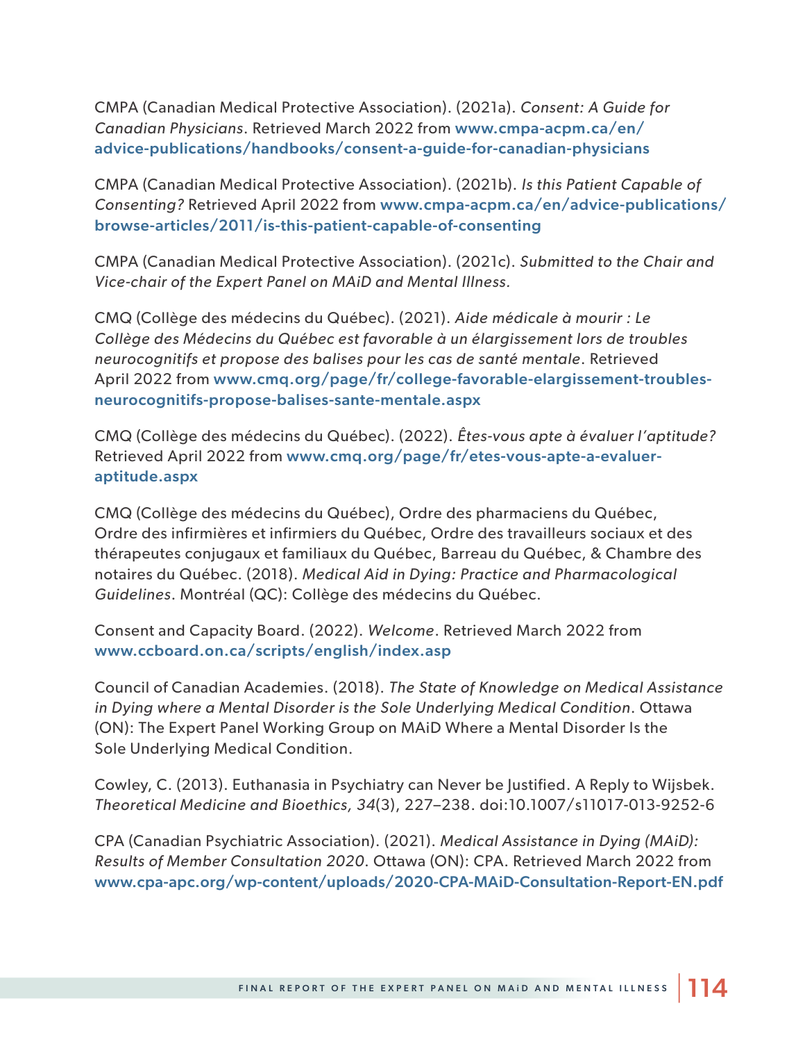CMPA (Canadian Medical Protective Association). (2021a). *Consent: A Guide for Canadian Physicians*. Retrieved March 2022 from **www.cmpa-acpm.ca/en/advice-publications/handbooks/consent-a-guide-for-canadian-physicians**

CMPA (Canadian Medical Protective Association). (2021b). *Is this Patient Capable of Consenting?* Retrieved April 2022 from **www.cmpa-acpm.ca/en/advice-publications/browse-articles/2011/is-this-patient-capable-of-consenting**

CMPA (Canadian Medical Protective Association). (2021c). *Submitted to the Chair and Vice-chair of the Expert Panel on MAiD and Mental Illness.*

CMQ (Collège des médecins du Québec). (2021). *Aide médicale à mourir : Le Collège des Médecins du Québec est favorable à un élargissement lors de troubles neurocognitifs et propose des balises pour les cas de santé mentale*. Retrieved April 2022 from **www.cmq.org/page/fr/college-favorable-elargissement-troubles-neurocognitifs-propose-balises-sante-mentale.aspx**

CMQ (Collège des médecins du Québec). (2022). *Êtes-vous apte à évaluer l'aptitude?* Retrieved April 2022 from **www.cmq.org/page/fr/etes-vous-apte-a-evaluer-aptitude.aspx**

CMQ (Collège des médecins du Québec), Ordre des pharmaciens du Québec, Ordre des infirmières et infirmiers du Québec, Ordre des travailleurs sociaux et des thérapeutes conjugaux et familiaux du Québec, Barreau du Québec, & Chambre des notaires du Québec. (2018). *Medical Aid in Dying: Practice and Pharmacological Guidelines*. Montréal (QC): Collège des médecins du Québec.

Consent and Capacity Board. (2022). *Welcome*. Retrieved March 2022 from **www.ccboard.on.ca/scripts/english/index.asp**

Council of Canadian Academies. (2018). *The State of Knowledge on Medical Assistance in Dying where a Mental Disorder is the Sole Underlying Medical Condition*. Ottawa (ON): The Expert Panel Working Group on MAiD Where a Mental Disorder Is the Sole Underlying Medical Condition.

Cowley, C. (2013). Euthanasia in Psychiatry can Never be Justified. A Reply to Wijsbek. *Theoretical Medicine and Bioethics, 34*(3), 227–238. doi:10.1007/s11017-013-9252-6

CPA (Canadian Psychiatric Association). (2021). *Medical Assistance in Dying (MAiD): Results of Member Consultation 2020*. Ottawa (ON): CPA. Retrieved March 2022 from **www.cpa-apc.org/wp-content/uploads/2020-CPA-MAiD-Consultation-Report-EN.pdf**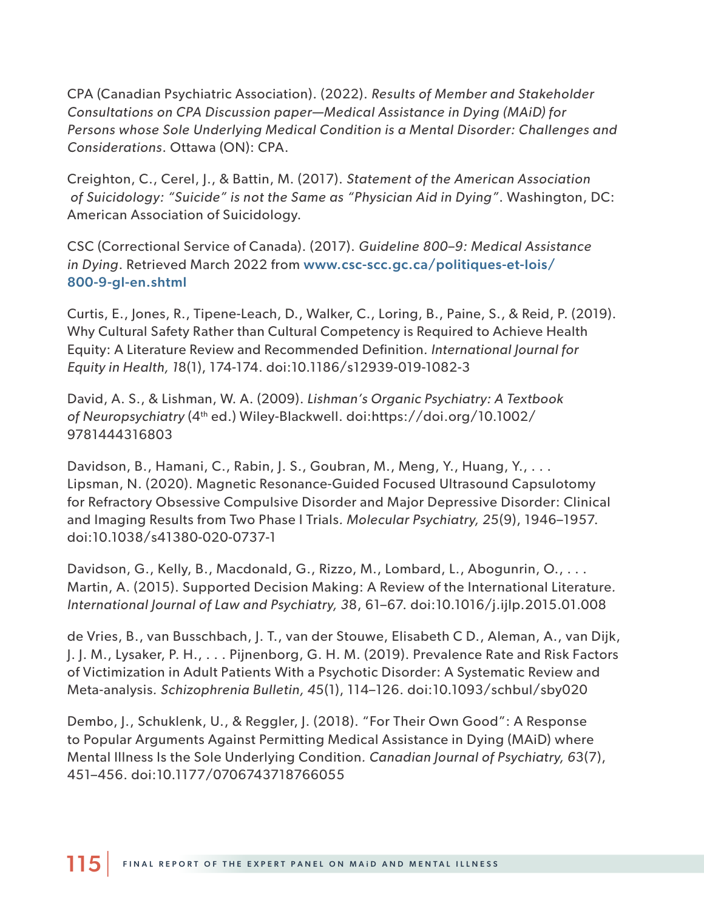CPA (Canadian Psychiatric Association). (2022). *Results of Member and Stakeholder Consultations on CPA Discussion paper—Medical Assistance in Dying (MAiD) for Persons whose Sole Underlying Medical Condition is a Mental Disorder: Challenges and Considerations*. Ottawa (ON): CPA.

Creighton, C., Cerel, J., & Battin, M. (2017). *Statement of the American Association of Suicidology: "Suicide" is not the Same as "Physician Aid in Dying"*. Washington, DC: American Association of Suicidology.

CSC (Correctional Service of Canada). (2017). *Guideline 800–9: Medical Assistance in Dying*. Retrieved March 2022 from www.csc-scc.gc.ca/politiques-et-lois/800-9-gl-en.shtml

Curtis, E., Jones, R., Tipene-Leach, D., Walker, C., Loring, B., Paine, S., & Reid, P. (2019). Why Cultural Safety Rather than Cultural Competency is Required to Achieve Health Equity: A Literature Review and Recommended Definition. *International Journal for Equity in Health, 1*8(1), 174-174. doi:10.1186/s12939-019-1082-3

David, A. S., & Lishman, W. A. (2009). *Lishman's Organic Psychiatry: A Textbook of Neuropsychiatry* (4th ed.) Wiley-Blackwell. doi:https://doi.org/10.1002/9781444316803

Davidson, B., Hamani, C., Rabin, J. S., Goubran, M., Meng, Y., Huang, Y., . . . Lipsman, N. (2020). Magnetic Resonance-Guided Focused Ultrasound Capsulotomy for Refractory Obsessive Compulsive Disorder and Major Depressive Disorder: Clinical and Imaging Results from Two Phase I Trials. *Molecular Psychiatry, 2*5(9), 1946–1957. doi:10.1038/s41380-020-0737-1

Davidson, G., Kelly, B., Macdonald, G., Rizzo, M., Lombard, L., Abogunrin, O., . . . Martin, A. (2015). Supported Decision Making: A Review of the International Literature. *International Journal of Law and Psychiatry, 3*8, 61–67. doi:10.1016/j.ijlp.2015.01.008

de Vries, B., van Busschbach, J. T., van der Stouwe, Elisabeth C D., Aleman, A., van Dijk, J. J. M., Lysaker, P. H., . . . Pijnenborg, G. H. M. (2019). Prevalence Rate and Risk Factors of Victimization in Adult Patients With a Psychotic Disorder: A Systematic Review and Meta-analysis. *Schizophrenia Bulletin, 4*5(1), 114–126. doi:10.1093/schbul/sby020

Dembo, J., Schuklenk, U., & Reggler, J. (2018). "For Their Own Good": A Response to Popular Arguments Against Permitting Medical Assistance in Dying (MAiD) where Mental Illness Is the Sole Underlying Condition. *Canadian Journal of Psychiatry, 6*3(7), 451–456. doi:10.1177/0706743718766055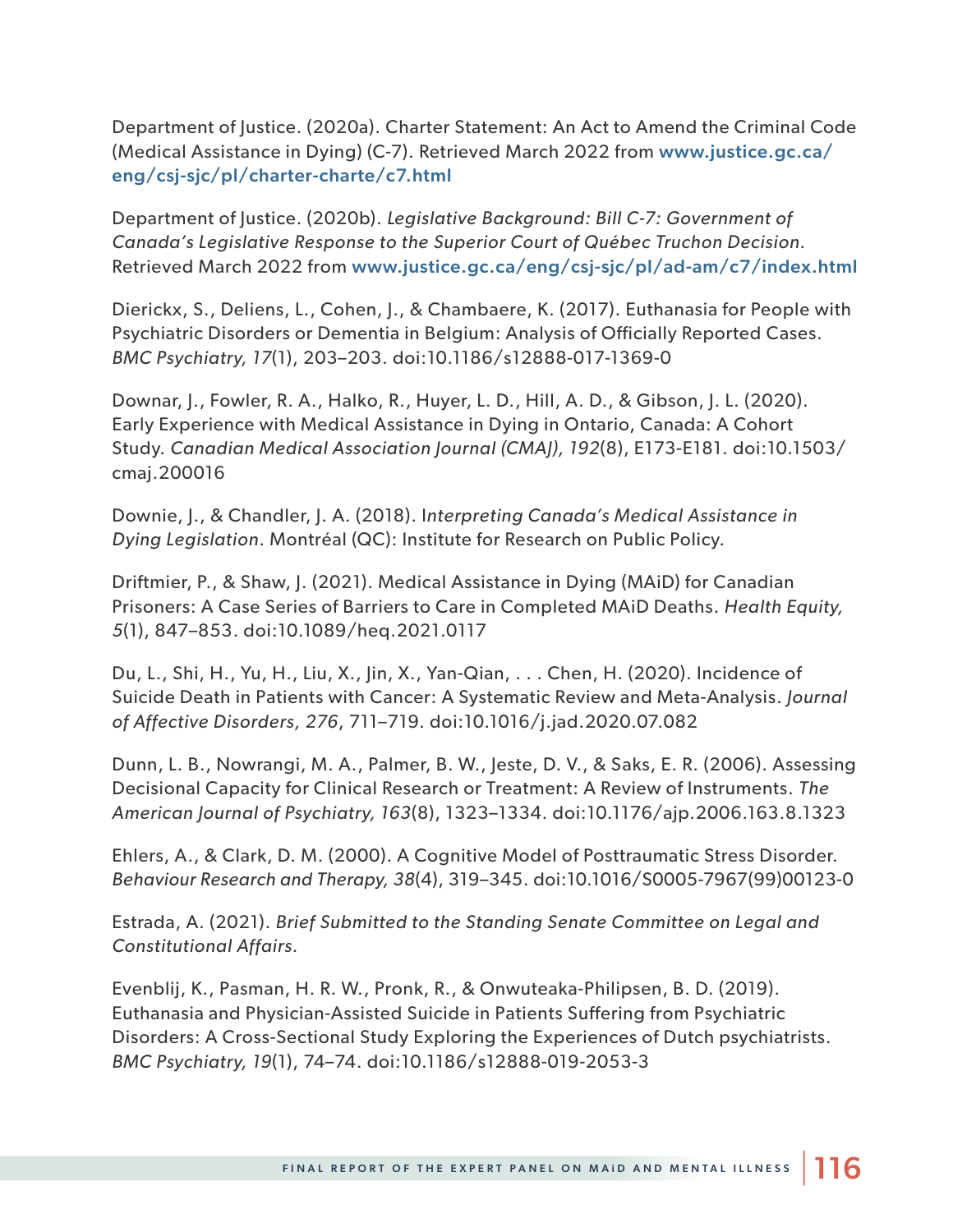Department of Justice. (2020a). Charter Statement: An Act to Amend the Criminal Code (Medical Assistance in Dying) (C-7). Retrieved March 2022 from **www.justice.gc.ca/eng/csj-sjc/pl/charter-charte/c7.html**

Department of Justice. (2020b). *Legislative Background: Bill C-7: Government of Canada's Legislative Response to the Superior Court of Québec Truchon Decision*. Retrieved March 2022 from **www.justice.gc.ca/eng/csj-sjc/pl/ad-am/c7/index.html**

Dierickx, S., Deliens, L., Cohen, J., & Chambaere, K. (2017). Euthanasia for People with Psychiatric Disorders or Dementia in Belgium: Analysis of Officially Reported Cases. *BMC Psychiatry, 17*(1), 203–203. doi:10.1186/s12888-017-1369-0

Downar, J., Fowler, R. A., Halko, R., Huyer, L. D., Hill, A. D., & Gibson, J. L. (2020). Early Experience with Medical Assistance in Dying in Ontario, Canada: A Cohort Study. *Canadian Medical Association Journal (CMAJ), 192*(8), E173-E181. doi:10.1503/cmaj.200016

Downie, J., & Chandler, J. A. (2018). I*nterpreting Canada's Medical Assistance in Dying Legislation*. Montréal (QC): Institute for Research on Public Policy.

Driftmier, P., & Shaw, J. (2021). Medical Assistance in Dying (MAiD) for Canadian Prisoners: A Case Series of Barriers to Care in Completed MAiD Deaths. *Health Equity, 5*(1), 847–853. doi:10.1089/heq.2021.0117

Du, L., Shi, H., Yu, H., Liu, X., Jin, X., Yan-Qian, . . . Chen, H. (2020). Incidence of Suicide Death in Patients with Cancer: A Systematic Review and Meta-Analysis. *Journal of Affective Disorders, 276*, 711–719. doi:10.1016/j.jad.2020.07.082

Dunn, L. B., Nowrangi, M. A., Palmer, B. W., Jeste, D. V., & Saks, E. R. (2006). Assessing Decisional Capacity for Clinical Research or Treatment: A Review of Instruments. *The American Journal of Psychiatry, 163*(8), 1323–1334. doi:10.1176/ajp.2006.163.8.1323

Ehlers, A., & Clark, D. M. (2000). A Cognitive Model of Posttraumatic Stress Disorder. *Behaviour Research and Therapy, 38*(4), 319–345. doi:10.1016/S0005-7967(99)00123-0

Estrada, A. (2021). *Brief Submitted to the Standing Senate Committee on Legal and Constitutional Affairs.*

Evenblij, K., Pasman, H. R. W., Pronk, R., & Onwuteaka-Philipsen, B. D. (2019). Euthanasia and Physician-Assisted Suicide in Patients Suffering from Psychiatric Disorders: A Cross-Sectional Study Exploring the Experiences of Dutch psychiatrists. *BMC Psychiatry, 19*(1), 74–74. doi:10.1186/s12888-019-2053-3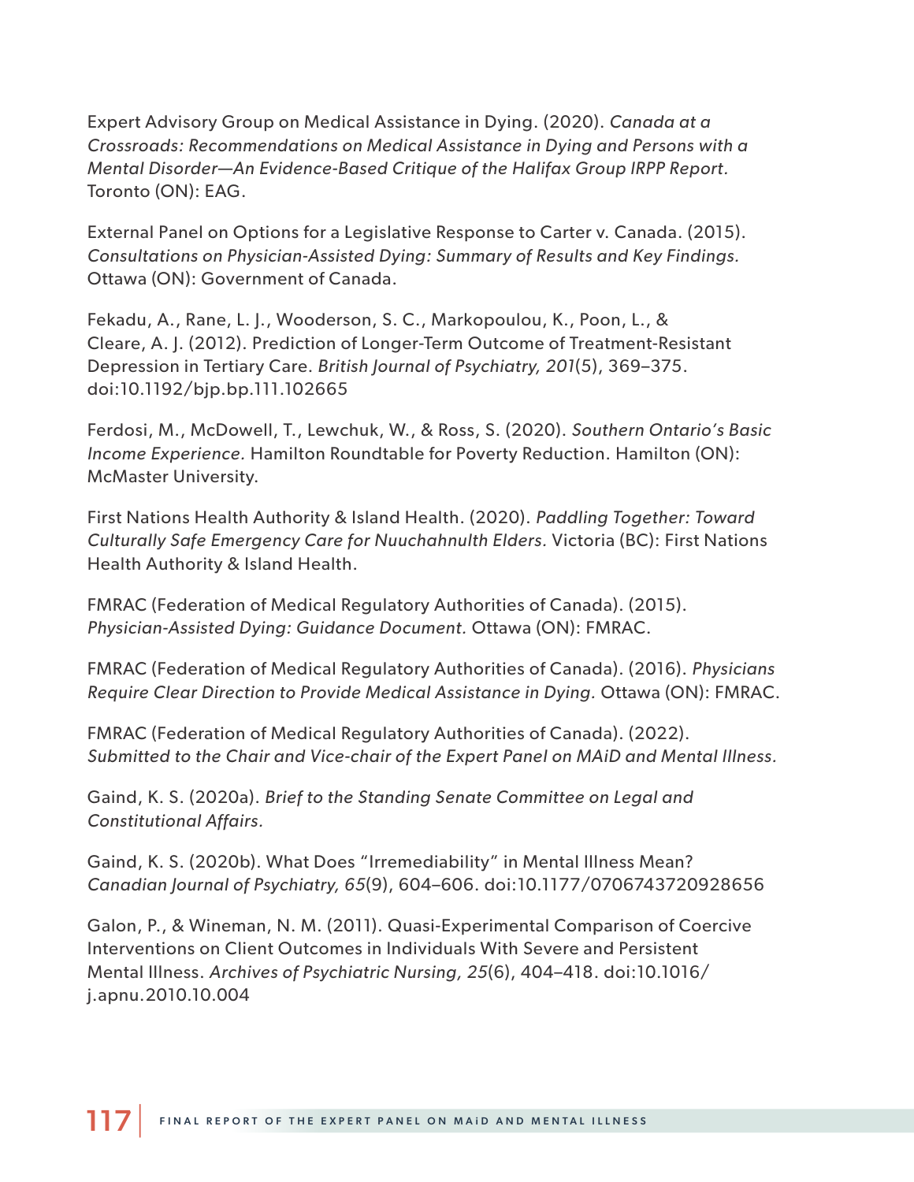Expert Advisory Group on Medical Assistance in Dying. (2020). *Canada at a Crossroads: Recommendations on Medical Assistance in Dying and Persons with a Mental Disorder—An Evidence-Based Critique of the Halifax Group IRPP Report.* Toronto (ON): EAG.

External Panel on Options for a Legislative Response to Carter v. Canada. (2015). *Consultations on Physician-Assisted Dying: Summary of Results and Key Findings.* Ottawa (ON): Government of Canada.

Fekadu, A., Rane, L. J., Wooderson, S. C., Markopoulou, K., Poon, L., & Cleare, A. J. (2012). Prediction of Longer-Term Outcome of Treatment-Resistant Depression in Tertiary Care. *British Journal of Psychiatry, 201*(5), 369–375. doi:10.1192/bjp.bp.111.102665

Ferdosi, M., McDowell, T., Lewchuk, W., & Ross, S. (2020). *Southern Ontario's Basic Income Experience.* Hamilton Roundtable for Poverty Reduction. Hamilton (ON): McMaster University.

First Nations Health Authority & Island Health. (2020). *Paddling Together: Toward Culturally Safe Emergency Care for Nuuchahnulth Elders.* Victoria (BC): First Nations Health Authority & Island Health.

FMRAC (Federation of Medical Regulatory Authorities of Canada). (2015). *Physician-Assisted Dying: Guidance Document.* Ottawa (ON): FMRAC.

FMRAC (Federation of Medical Regulatory Authorities of Canada). (2016). *Physicians Require Clear Direction to Provide Medical Assistance in Dying.* Ottawa (ON): FMRAC.

FMRAC (Federation of Medical Regulatory Authorities of Canada). (2022). *Submitted to the Chair and Vice-chair of the Expert Panel on MAiD and Mental Illness.*

Gaind, K. S. (2020a). *Brief to the Standing Senate Committee on Legal and Constitutional Affairs.*

Gaind, K. S. (2020b). What Does "Irremediability" in Mental Illness Mean? *Canadian Journal of Psychiatry, 65*(9), 604–606. doi:10.1177/0706743720928656

Galon, P., & Wineman, N. M. (2011). Quasi-Experimental Comparison of Coercive Interventions on Client Outcomes in Individuals With Severe and Persistent Mental Illness. *Archives of Psychiatric Nursing, 25*(6), 404–418. doi:10.1016/j.apnu.2010.10.004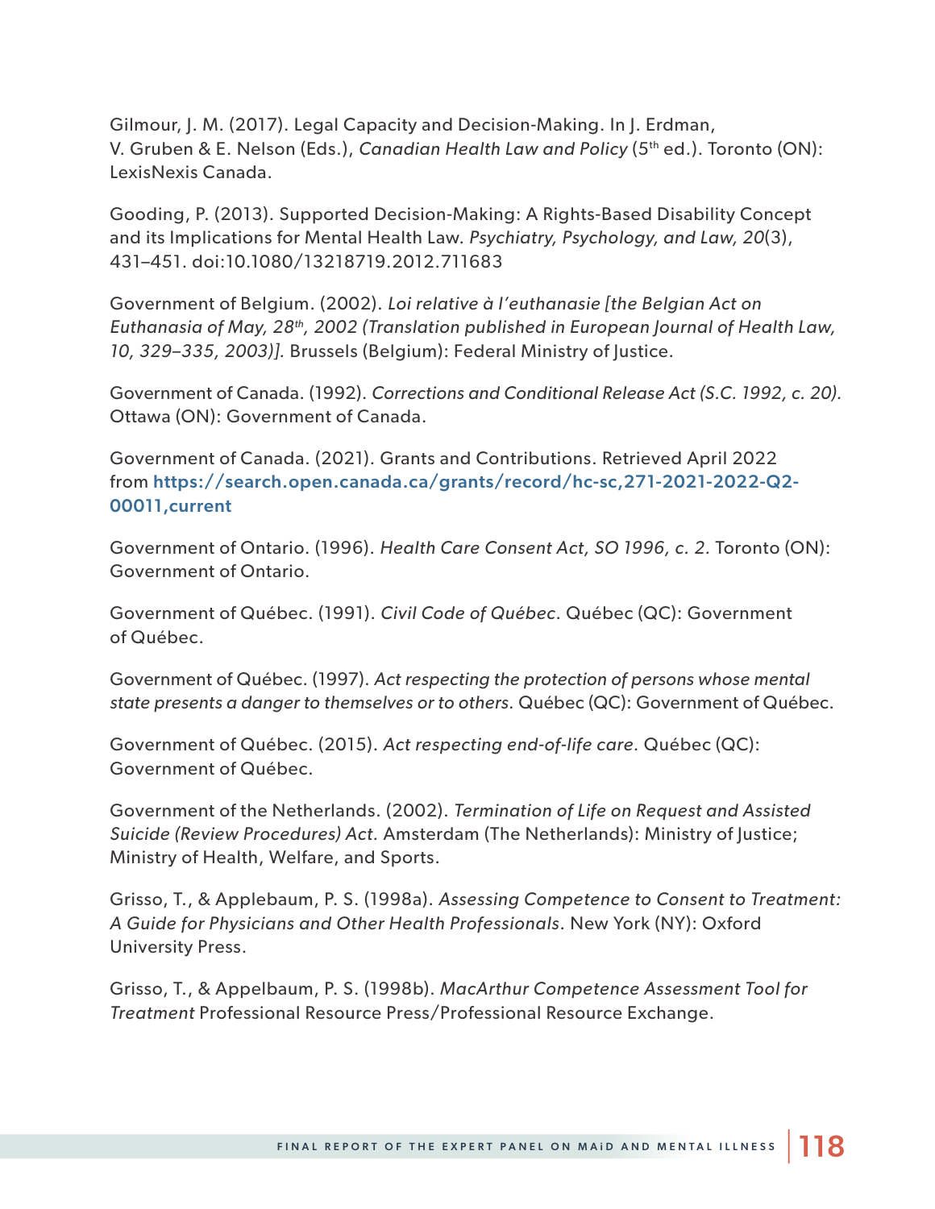Gilmour, J. M. (2017). Legal Capacity and Decision-Making. In J. Erdman, V. Gruben & E. Nelson (Eds.), *Canadian Health Law and Policy* (5th ed.). Toronto (ON): LexisNexis Canada.

Gooding, P. (2013). Supported Decision-Making: A Rights-Based Disability Concept and its Implications for Mental Health Law. *Psychiatry, Psychology, and Law, 20*(3), 431–451. doi:10.1080/13218719.2012.711683

Government of Belgium. (2002). *Loi relative à l'euthanasie [the Belgian Act on Euthanasia of May, 28th, 2002 (Translation published in European Journal of Health Law, 10, 329–335, 2003)].* Brussels (Belgium): Federal Ministry of Justice.

Government of Canada. (1992). *Corrections and Conditional Release Act (S.C. 1992, c. 20).* Ottawa (ON): Government of Canada.

Government of Canada. (2021). Grants and Contributions. Retrieved April 2022 from **https://search.open.canada.ca/grants/record/hc-sc,271-2021-2022-Q2-00011,current**

Government of Ontario. (1996). *Health Care Consent Act, SO 1996, c. 2.* Toronto (ON): Government of Ontario.

Government of Québec. (1991). *Civil Code of Québec*. Québec (QC): Government of Québec.

Government of Québec. (1997). *Act respecting the protection of persons whose mental state presents a danger to themselves or to others.* Québec (QC): Government of Québec.

Government of Québec. (2015). *Act respecting end-of-life care.* Québec (QC): Government of Québec.

Government of the Netherlands. (2002). *Termination of Life on Request and Assisted Suicide (Review Procedures) Act.* Amsterdam (The Netherlands): Ministry of Justice; Ministry of Health, Welfare, and Sports.

Grisso, T., & Applebaum, P. S. (1998a). *Assessing Competence to Consent to Treatment: A Guide for Physicians and Other Health Professionals*. New York (NY): Oxford University Press.

Grisso, T., & Appelbaum, P. S. (1998b). *MacArthur Competence Assessment Tool for Treatment* Professional Resource Press/Professional Resource Exchange.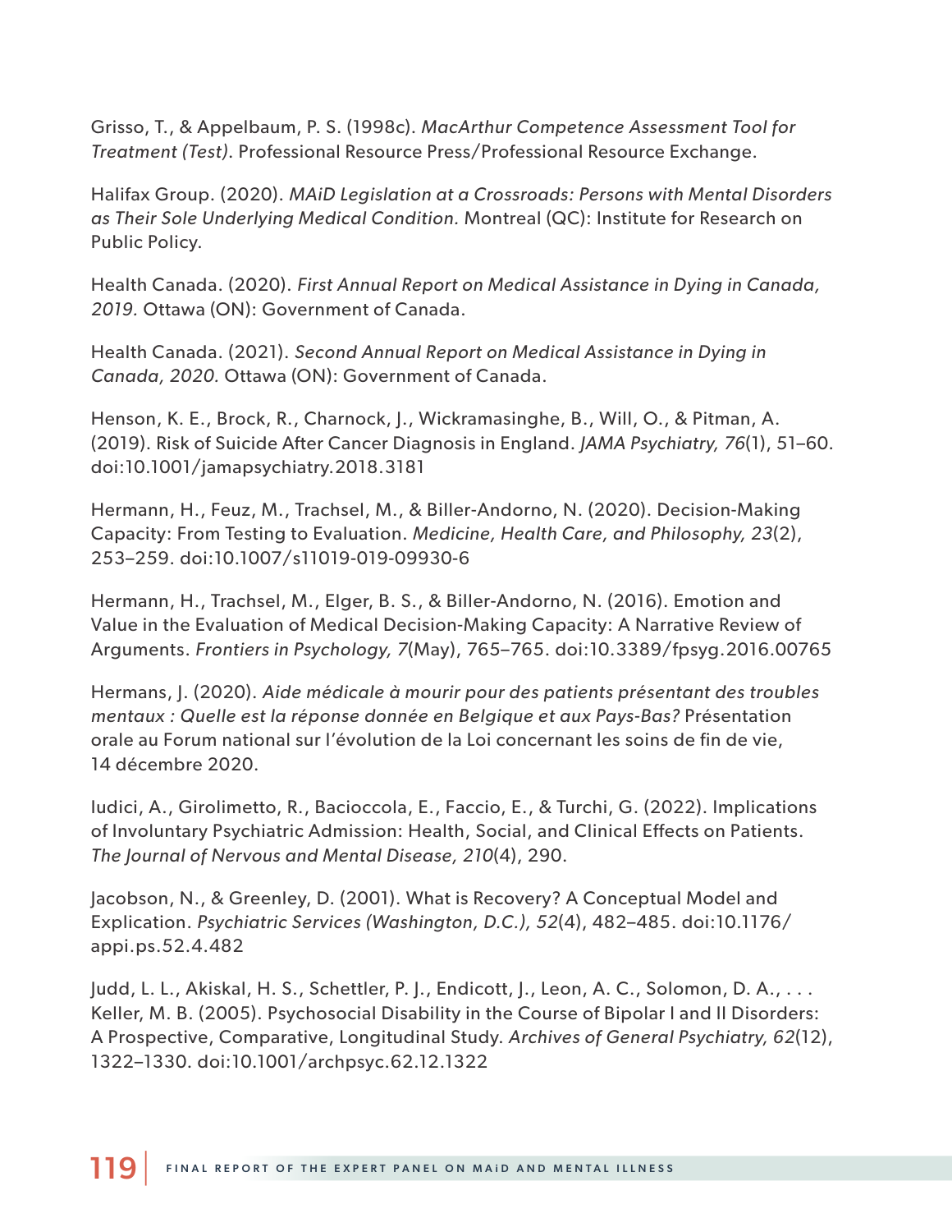Grisso, T., & Appelbaum, P. S. (1998c). *MacArthur Competence Assessment Tool for Treatment (Test)*. Professional Resource Press/Professional Resource Exchange.

Halifax Group. (2020). *MAiD Legislation at a Crossroads: Persons with Mental Disorders as Their Sole Underlying Medical Condition.* Montreal (QC): Institute for Research on Public Policy.

Health Canada. (2020). *First Annual Report on Medical Assistance in Dying in Canada, 2019.* Ottawa (ON): Government of Canada.

Health Canada. (2021). *Second Annual Report on Medical Assistance in Dying in Canada, 2020.* Ottawa (ON): Government of Canada.

Henson, K. E., Brock, R., Charnock, J., Wickramasinghe, B., Will, O., & Pitman, A. (2019). Risk of Suicide After Cancer Diagnosis in England. *JAMA Psychiatry, 76*(1), 51–60. doi:10.1001/jamapsychiatry.2018.3181

Hermann, H., Feuz, M., Trachsel, M., & Biller-Andorno, N. (2020). Decision-Making Capacity: From Testing to Evaluation. *Medicine, Health Care, and Philosophy, 23*(2), 253–259. doi:10.1007/s11019-019-09930-6

Hermann, H., Trachsel, M., Elger, B. S., & Biller-Andorno, N. (2016). Emotion and Value in the Evaluation of Medical Decision-Making Capacity: A Narrative Review of Arguments. *Frontiers in Psychology, 7*(May), 765–765. doi:10.3389/fpsyg.2016.00765

Hermans, J. (2020). *Aide médicale à mourir pour des patients présentant des troubles mentaux : Quelle est la réponse donnée en Belgique et aux Pays-Bas?* Présentation orale au Forum national sur l'évolution de la Loi concernant les soins de fin de vie, 14 décembre 2020.

Iudici, A., Girolimetto, R., Bacioccola, E., Faccio, E., & Turchi, G. (2022). Implications of Involuntary Psychiatric Admission: Health, Social, and Clinical Effects on Patients. *The Journal of Nervous and Mental Disease, 210*(4), 290.

Jacobson, N., & Greenley, D. (2001). What is Recovery? A Conceptual Model and Explication. *Psychiatric Services (Washington, D.C.), 52*(4), 482–485. doi:10.1176/appi.ps.52.4.482

Judd, L. L., Akiskal, H. S., Schettler, P. J., Endicott, J., Leon, A. C., Solomon, D. A., . . . Keller, M. B. (2005). Psychosocial Disability in the Course of Bipolar I and II Disorders: A Prospective, Comparative, Longitudinal Study. *Archives of General Psychiatry, 62*(12), 1322–1330. doi:10.1001/archpsyc.62.12.1322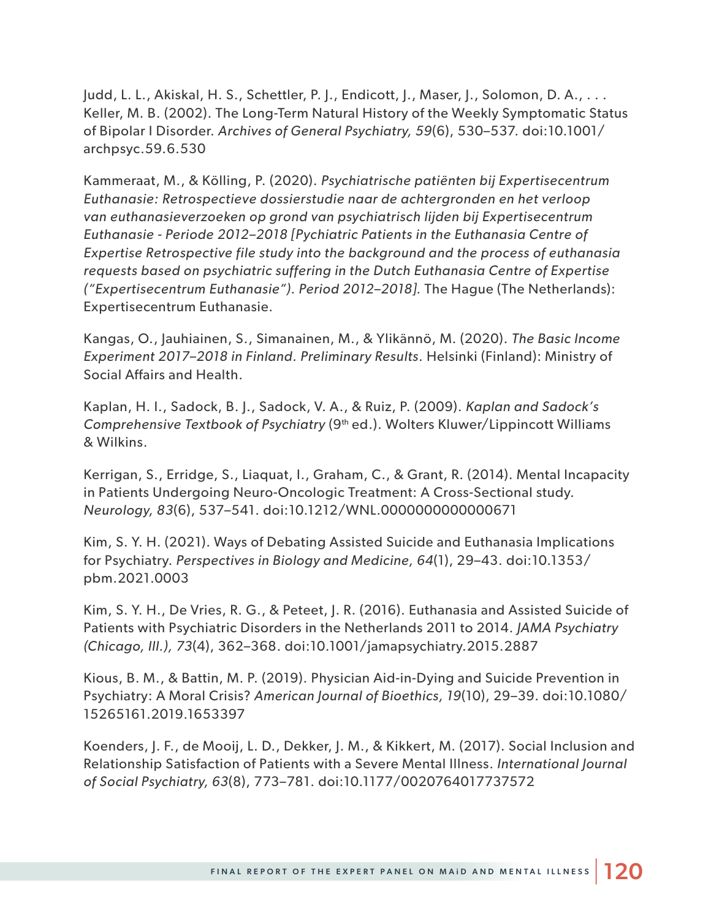Judd, L. L., Akiskal, H. S., Schettler, P. J., Endicott, J., Maser, J., Solomon, D. A., . . . Keller, M. B. (2002). The Long-Term Natural History of the Weekly Symptomatic Status of Bipolar I Disorder. *Archives of General Psychiatry, 59*(6), 530–537. doi:10.1001/archpsyc.59.6.530

Kammeraat, M., & Kölling, P. (2020). *Psychiatrische patiënten bij Expertisecentrum Euthanasie: Retrospectieve dossierstudie naar de achtergronden en het verloop van euthanasieverzoeken op grond van psychiatrisch lijden bij Expertisecentrum Euthanasie - Periode 2012–2018 [Pychiatric Patients in the Euthanasia Centre of Expertise Retrospective file study into the background and the process of euthanasia requests based on psychiatric suffering in the Dutch Euthanasia Centre of Expertise ("Expertisecentrum Euthanasie"). Period 2012–2018].* The Hague (The Netherlands): Expertisecentrum Euthanasie.

Kangas, O., Jauhiainen, S., Simanainen, M., & Ylikännö, M. (2020). *The Basic Income Experiment 2017–2018 in Finland. Preliminary Results.* Helsinki (Finland): Ministry of Social Affairs and Health.

Kaplan, H. I., Sadock, B. J., Sadock, V. A., & Ruiz, P. (2009). *Kaplan and Sadock's Comprehensive Textbook of Psychiatry* (9th ed.). Wolters Kluwer/Lippincott Williams & Wilkins.

Kerrigan, S., Erridge, S., Liaquat, I., Graham, C., & Grant, R. (2014). Mental Incapacity in Patients Undergoing Neuro-Oncologic Treatment: A Cross-Sectional study. *Neurology, 83*(6), 537–541. doi:10.1212/WNL.0000000000000671

Kim, S. Y. H. (2021). Ways of Debating Assisted Suicide and Euthanasia Implications for Psychiatry. *Perspectives in Biology and Medicine, 64*(1), 29–43. doi:10.1353/pbm.2021.0003

Kim, S. Y. H., De Vries, R. G., & Peteet, J. R. (2016). Euthanasia and Assisted Suicide of Patients with Psychiatric Disorders in the Netherlands 2011 to 2014. *JAMA Psychiatry (Chicago, Ill.), 73*(4), 362–368. doi:10.1001/jamapsychiatry.2015.2887

Kious, B. M., & Battin, M. P. (2019). Physician Aid-in-Dying and Suicide Prevention in Psychiatry: A Moral Crisis? *American Journal of Bioethics, 19*(10), 29–39. doi:10.1080/15265161.2019.1653397

Koenders, J. F., de Mooij, L. D., Dekker, J. M., & Kikkert, M. (2017). Social Inclusion and Relationship Satisfaction of Patients with a Severe Mental Illness. *International Journal of Social Psychiatry, 63*(8), 773–781. doi:10.1177/0020764017737572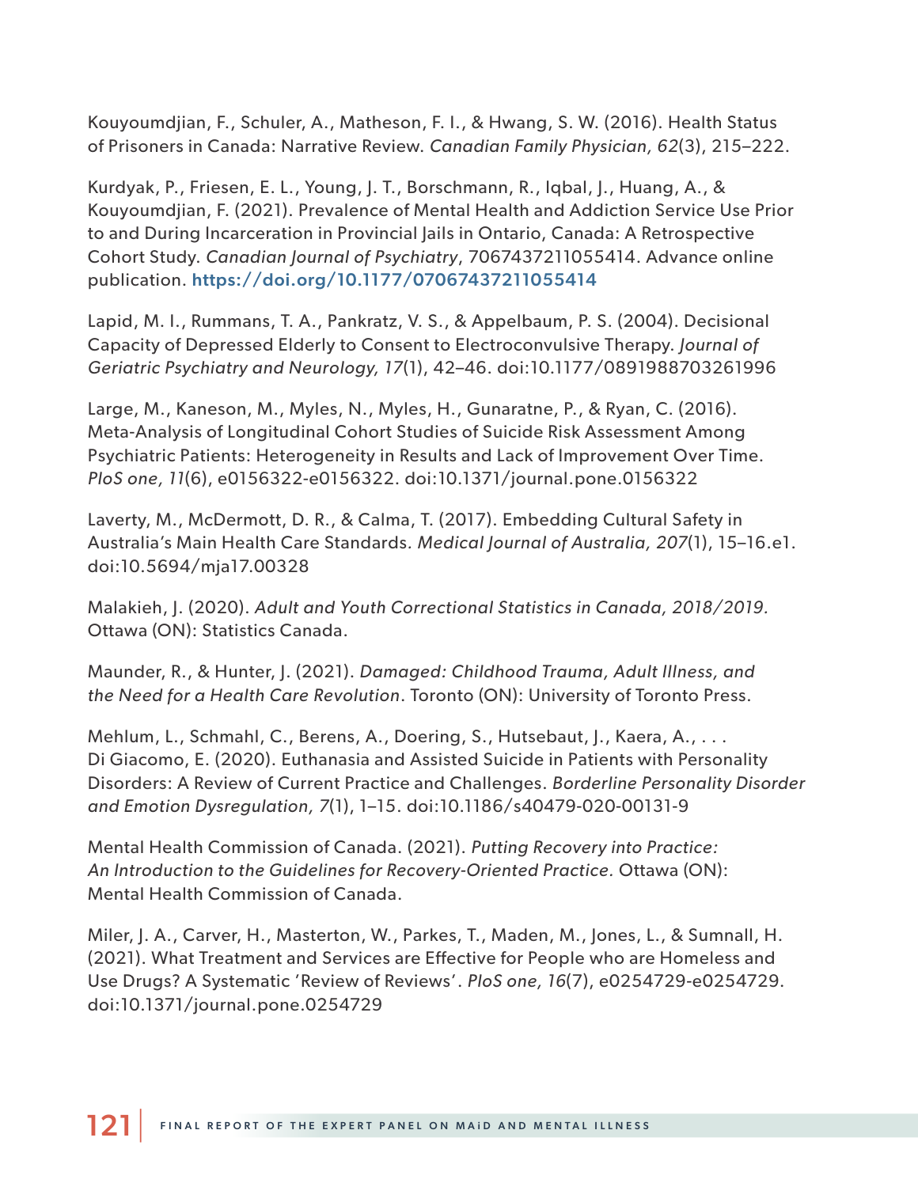Kouyoumdjian, F., Schuler, A., Matheson, F. I., & Hwang, S. W. (2016). Health Status of Prisoners in Canada: Narrative Review. *Canadian Family Physician, 62*(3), 215–222.

Kurdyak, P., Friesen, E. L., Young, J. T., Borschmann, R., Iqbal, J., Huang, A., & Kouyoumdjian, F. (2021). Prevalence of Mental Health and Addiction Service Use Prior to and During Incarceration in Provincial Jails in Ontario, Canada: A Retrospective Cohort Study. *Canadian Journal of Psychiatry*, 7067437211055414. Advance online publication. https://doi.org/10.1177/07067437211055414

Lapid, M. I., Rummans, T. A., Pankratz, V. S., & Appelbaum, P. S. (2004). Decisional Capacity of Depressed Elderly to Consent to Electroconvulsive Therapy. *Journal of Geriatric Psychiatry and Neurology, 17*(1), 42–46. doi:10.1177/0891988703261996

Large, M., Kaneson, M., Myles, N., Myles, H., Gunaratne, P., & Ryan, C. (2016). Meta-Analysis of Longitudinal Cohort Studies of Suicide Risk Assessment Among Psychiatric Patients: Heterogeneity in Results and Lack of Improvement Over Time. *PloS one, 11*(6), e0156322-e0156322. doi:10.1371/journal.pone.0156322

Laverty, M., McDermott, D. R., & Calma, T. (2017). Embedding Cultural Safety in Australia's Main Health Care Standards. *Medical Journal of Australia, 207*(1), 15–16.e1. doi:10.5694/mja17.00328

Malakieh, J. (2020). *Adult and Youth Correctional Statistics in Canada, 2018/2019.* Ottawa (ON): Statistics Canada.

Maunder, R., & Hunter, J. (2021). *Damaged: Childhood Trauma, Adult Illness, and the Need for a Health Care Revolution*. Toronto (ON): University of Toronto Press.

Mehlum, L., Schmahl, C., Berens, A., Doering, S., Hutsebaut, J., Kaera, A., . . . Di Giacomo, E. (2020). Euthanasia and Assisted Suicide in Patients with Personality Disorders: A Review of Current Practice and Challenges. *Borderline Personality Disorder and Emotion Dysregulation, 7*(1), 1–15. doi:10.1186/s40479-020-00131-9

Mental Health Commission of Canada. (2021). *Putting Recovery into Practice: An Introduction to the Guidelines for Recovery-Oriented Practice.* Ottawa (ON): Mental Health Commission of Canada.

Miler, J. A., Carver, H., Masterton, W., Parkes, T., Maden, M., Jones, L., & Sumnall, H. (2021). What Treatment and Services are Effective for People who are Homeless and Use Drugs? A Systematic 'Review of Reviews'. *PloS one, 16*(7), e0254729-e0254729. doi:10.1371/journal.pone.0254729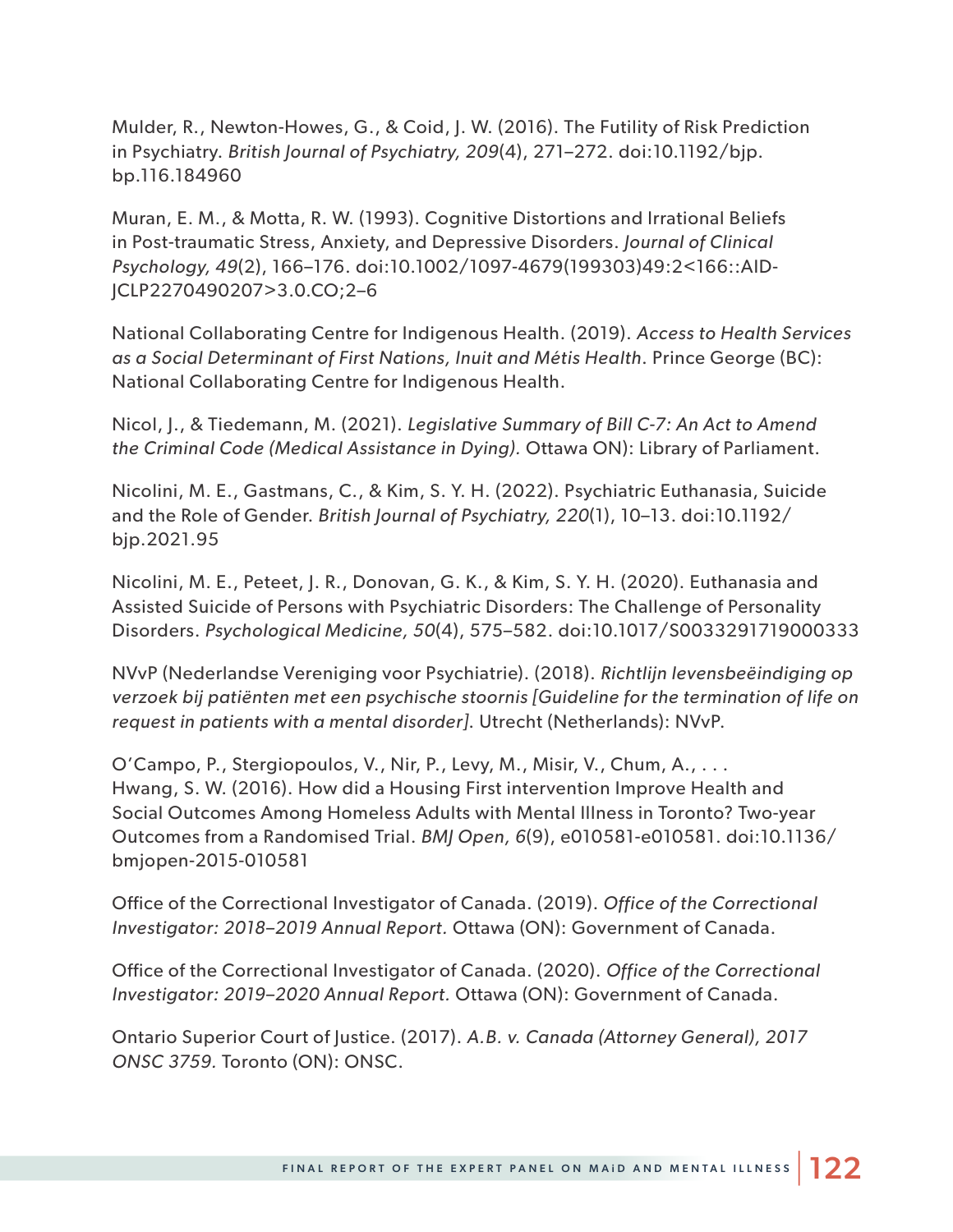Mulder, R., Newton-Howes, G., & Coid, J. W. (2016). The Futility of Risk Prediction in Psychiatry. *British Journal of Psychiatry, 209*(4), 271–272. doi:10.1192/bjp.bp.116.184960

Muran, E. M., & Motta, R. W. (1993). Cognitive Distortions and Irrational Beliefs in Post-traumatic Stress, Anxiety, and Depressive Disorders. *Journal of Clinical Psychology, 49*(2), 166–176. doi:10.1002/1097-4679(199303)49:2<166::AID-JCLP2270490207>3.0.CO;2–6

National Collaborating Centre for Indigenous Health. (2019). *Access to Health Services as a Social Determinant of First Nations, Inuit and Métis Health*. Prince George (BC): National Collaborating Centre for Indigenous Health.

Nicol, J., & Tiedemann, M. (2021). *Legislative Summary of Bill C-7: An Act to Amend the Criminal Code (Medical Assistance in Dying).* Ottawa ON): Library of Parliament.

Nicolini, M. E., Gastmans, C., & Kim, S. Y. H. (2022). Psychiatric Euthanasia, Suicide and the Role of Gender. *British Journal of Psychiatry, 220*(1), 10–13. doi:10.1192/bjp.2021.95

Nicolini, M. E., Peteet, J. R., Donovan, G. K., & Kim, S. Y. H. (2020). Euthanasia and Assisted Suicide of Persons with Psychiatric Disorders: The Challenge of Personality Disorders. *Psychological Medicine, 50*(4), 575–582. doi:10.1017/S0033291719000333

NVvP (Nederlandse Vereniging voor Psychiatrie). (2018). *Richtlijn levensbeëindiging op verzoek bij patiënten met een psychische stoornis [Guideline for the termination of life on request in patients with a mental disorder]*. Utrecht (Netherlands): NVvP.

O'Campo, P., Stergiopoulos, V., Nir, P., Levy, M., Misir, V., Chum, A., . . . Hwang, S. W. (2016). How did a Housing First intervention Improve Health and Social Outcomes Among Homeless Adults with Mental Illness in Toronto? Two-year Outcomes from a Randomised Trial. *BMJ Open, 6*(9), e010581-e010581. doi:10.1136/bmjopen-2015-010581

Office of the Correctional Investigator of Canada. (2019). *Office of the Correctional Investigator: 2018–2019 Annual Report.* Ottawa (ON): Government of Canada.

Office of the Correctional Investigator of Canada. (2020). *Office of the Correctional Investigator: 2019–2020 Annual Report.* Ottawa (ON): Government of Canada.

Ontario Superior Court of Justice. (2017). *A.B. v. Canada (Attorney General), 2017 ONSC 3759.* Toronto (ON): ONSC.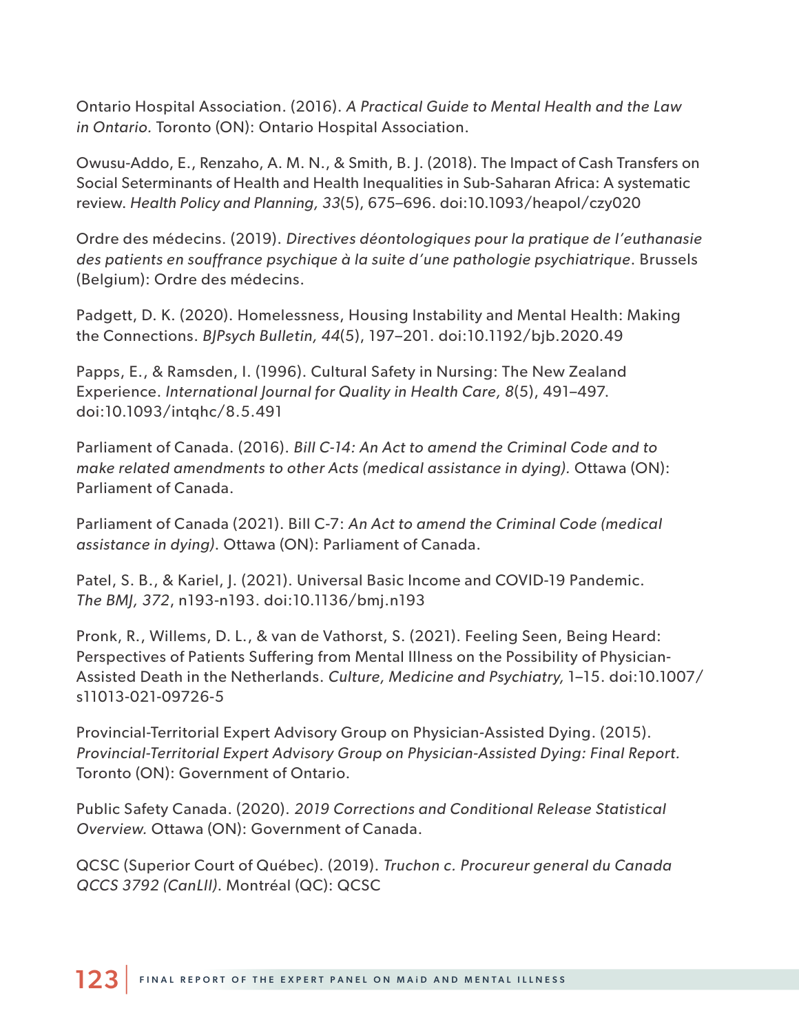Ontario Hospital Association. (2016). *A Practical Guide to Mental Health and the Law in Ontario.* Toronto (ON): Ontario Hospital Association.

Owusu-Addo, E., Renzaho, A. M. N., & Smith, B. J. (2018). The Impact of Cash Transfers on Social Seterminants of Health and Health Inequalities in Sub-Saharan Africa: A systematic review. *Health Policy and Planning, 33*(5), 675–696. doi:10.1093/heapol/czy020

Ordre des médecins. (2019). *Directives déontologiques pour la pratique de l'euthanasie des patients en souffrance psychique à la suite d'une pathologie psychiatrique*. Brussels (Belgium): Ordre des médecins.

Padgett, D. K. (2020). Homelessness, Housing Instability and Mental Health: Making the Connections. *BJPsych Bulletin, 44*(5), 197–201. doi:10.1192/bjb.2020.49

Papps, E., & Ramsden, I. (1996). Cultural Safety in Nursing: The New Zealand Experience. *International Journal for Quality in Health Care, 8*(5), 491–497. doi:10.1093/intqhc/8.5.491

Parliament of Canada. (2016). *Bill C-14: An Act to amend the Criminal Code and to make related amendments to other Acts (medical assistance in dying).* Ottawa (ON): Parliament of Canada.

Parliament of Canada (2021). Bill C-7: *An Act to amend the Criminal Code (medical assistance in dying).* Ottawa (ON): Parliament of Canada.

Patel, S. B., & Kariel, J. (2021). Universal Basic Income and COVID-19 Pandemic. *The BMJ, 372*, n193-n193. doi:10.1136/bmj.n193

Pronk, R., Willems, D. L., & van de Vathorst, S. (2021). Feeling Seen, Being Heard: Perspectives of Patients Suffering from Mental Illness on the Possibility of Physician-Assisted Death in the Netherlands. *Culture, Medicine and Psychiatry,* 1–15. doi:10.1007/s11013-021-09726-5

Provincial-Territorial Expert Advisory Group on Physician-Assisted Dying. (2015). *Provincial-Territorial Expert Advisory Group on Physician-Assisted Dying: Final Report.* Toronto (ON): Government of Ontario.

Public Safety Canada. (2020). *2019 Corrections and Conditional Release Statistical Overview.* Ottawa (ON): Government of Canada.

QCSC (Superior Court of Québec). (2019). *Truchon c. Procureur general du Canada QCCS 3792 (CanLII)*. Montréal (QC): QCSC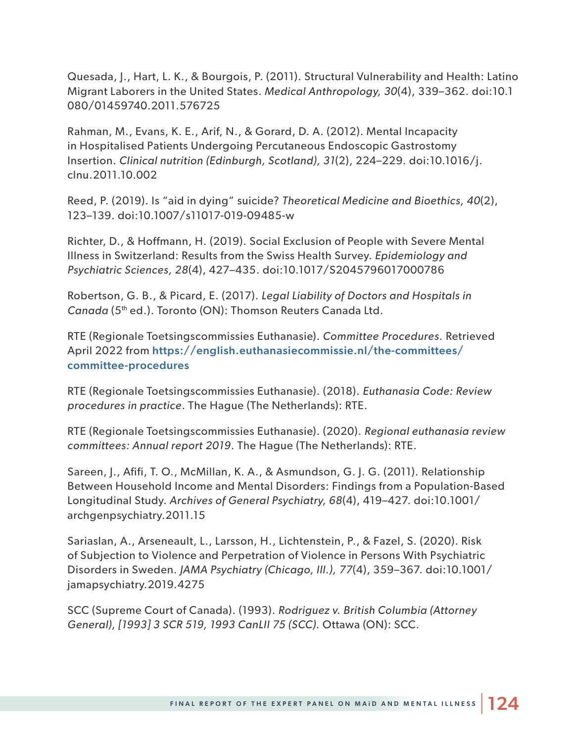Quesada, J., Hart, L. K., & Bourgois, P. (2011). Structural Vulnerability and Health: Latino Migrant Laborers in the United States. *Medical Anthropology, 30*(4), 339–362. doi:10.1080/01459740.2011.576725

Rahman, M., Evans, K. E., Arif, N., & Gorard, D. A. (2012). Mental Incapacity in Hospitalised Patients Undergoing Percutaneous Endoscopic Gastrostomy Insertion. *Clinical nutrition (Edinburgh, Scotland), 31*(2), 224–229. doi:10.1016/j.clnu.2011.10.002

Reed, P. (2019). Is "aid in dying" suicide? *Theoretical Medicine and Bioethics, 40*(2), 123–139. doi:10.1007/s11017-019-09485-w

Richter, D., & Hoffmann, H. (2019). Social Exclusion of People with Severe Mental Illness in Switzerland: Results from the Swiss Health Survey. *Epidemiology and Psychiatric Sciences, 28*(4), 427–435. doi:10.1017/S2045796017000786

Robertson, G. B., & Picard, E. (2017). *Legal Liability of Doctors and Hospitals in Canada* (5th ed.). Toronto (ON): Thomson Reuters Canada Ltd.

RTE (Regionale Toetsingscommissies Euthanasie). *Committee Procedures.* Retrieved April 2022 from **https://english.euthanasiecommissie.nl/the-committees/committee-procedures**

RTE (Regionale Toetsingscommissies Euthanasie). (2018). *Euthanasia Code: Review procedures in practice*. The Hague (The Netherlands): RTE.

RTE (Regionale Toetsingscommissies Euthanasie). (2020). *Regional euthanasia review committees: Annual report 2019*. The Hague (The Netherlands): RTE.

Sareen, J., Afifi, T. O., McMillan, K. A., & Asmundson, G. J. G. (2011). Relationship Between Household Income and Mental Disorders: Findings from a Population-Based Longitudinal Study. *Archives of General Psychiatry, 68*(4), 419–427. doi:10.1001/archgenpsychiatry.2011.15

Sariaslan, A., Arseneault, L., Larsson, H., Lichtenstein, P., & Fazel, S. (2020). Risk of Subjection to Violence and Perpetration of Violence in Persons With Psychiatric Disorders in Sweden. *JAMA Psychiatry (Chicago, Ill.), 77*(4), 359–367. doi:10.1001/jamapsychiatry.2019.4275

SCC (Supreme Court of Canada). (1993). *Rodriguez v. British Columbia (Attorney General), [1993] 3 SCR 519, 1993 CanLII 75 (SCC).* Ottawa (ON): SCC.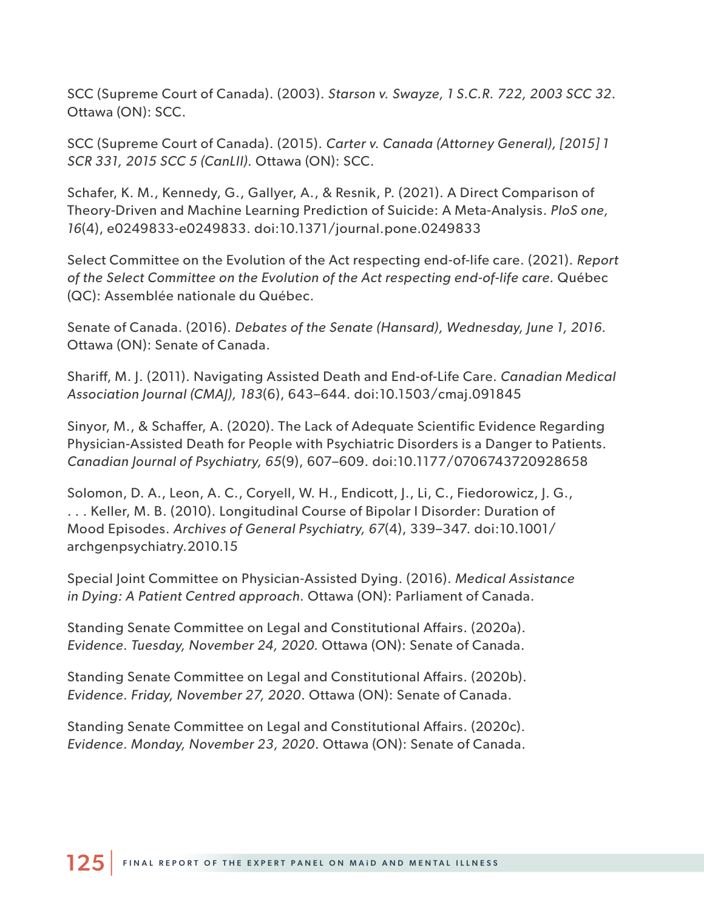SCC (Supreme Court of Canada). (2003). *Starson v. Swayze, 1 S.C.R. 722, 2003 SCC 32*. Ottawa (ON): SCC.

SCC (Supreme Court of Canada). (2015). *Carter v. Canada (Attorney General), [2015] 1 SCR 331, 2015 SCC 5 (CanLII).* Ottawa (ON): SCC.

Schafer, K. M., Kennedy, G., Gallyer, A., & Resnik, P. (2021). A Direct Comparison of Theory-Driven and Machine Learning Prediction of Suicide: A Meta-Analysis. *PloS one, 16*(4), e0249833-e0249833. doi:10.1371/journal.pone.0249833

Select Committee on the Evolution of the Act respecting end-of-life care. (2021). *Report of the Select Committee on the Evolution of the Act respecting end-of-life care.* Québec (QC): Assemblée nationale du Québec.

Senate of Canada. (2016). *Debates of the Senate (Hansard), Wednesday, June 1, 2016.* Ottawa (ON): Senate of Canada.

Shariff, M. J. (2011). Navigating Assisted Death and End-of-Life Care. *Canadian Medical Association Journal (CMAJ), 183*(6), 643–644. doi:10.1503/cmaj.091845

Sinyor, M., & Schaffer, A. (2020). The Lack of Adequate Scientific Evidence Regarding Physician-Assisted Death for People with Psychiatric Disorders is a Danger to Patients. *Canadian Journal of Psychiatry, 65*(9), 607–609. doi:10.1177/0706743720928658

Solomon, D. A., Leon, A. C., Coryell, W. H., Endicott, J., Li, C., Fiedorowicz, J. G., . . . Keller, M. B. (2010). Longitudinal Course of Bipolar I Disorder: Duration of Mood Episodes. *Archives of General Psychiatry, 67*(4), 339–347. doi:10.1001/archgenpsychiatry.2010.15

Special Joint Committee on Physician-Assisted Dying. (2016). *Medical Assistance in Dying: A Patient Centred approach.* Ottawa (ON): Parliament of Canada.

Standing Senate Committee on Legal and Constitutional Affairs. (2020a). *Evidence. Tuesday, November 24, 2020.* Ottawa (ON): Senate of Canada.

Standing Senate Committee on Legal and Constitutional Affairs. (2020b). *Evidence. Friday, November 27, 2020*. Ottawa (ON): Senate of Canada.

Standing Senate Committee on Legal and Constitutional Affairs. (2020c). *Evidence. Monday, November 23, 2020*. Ottawa (ON): Senate of Canada.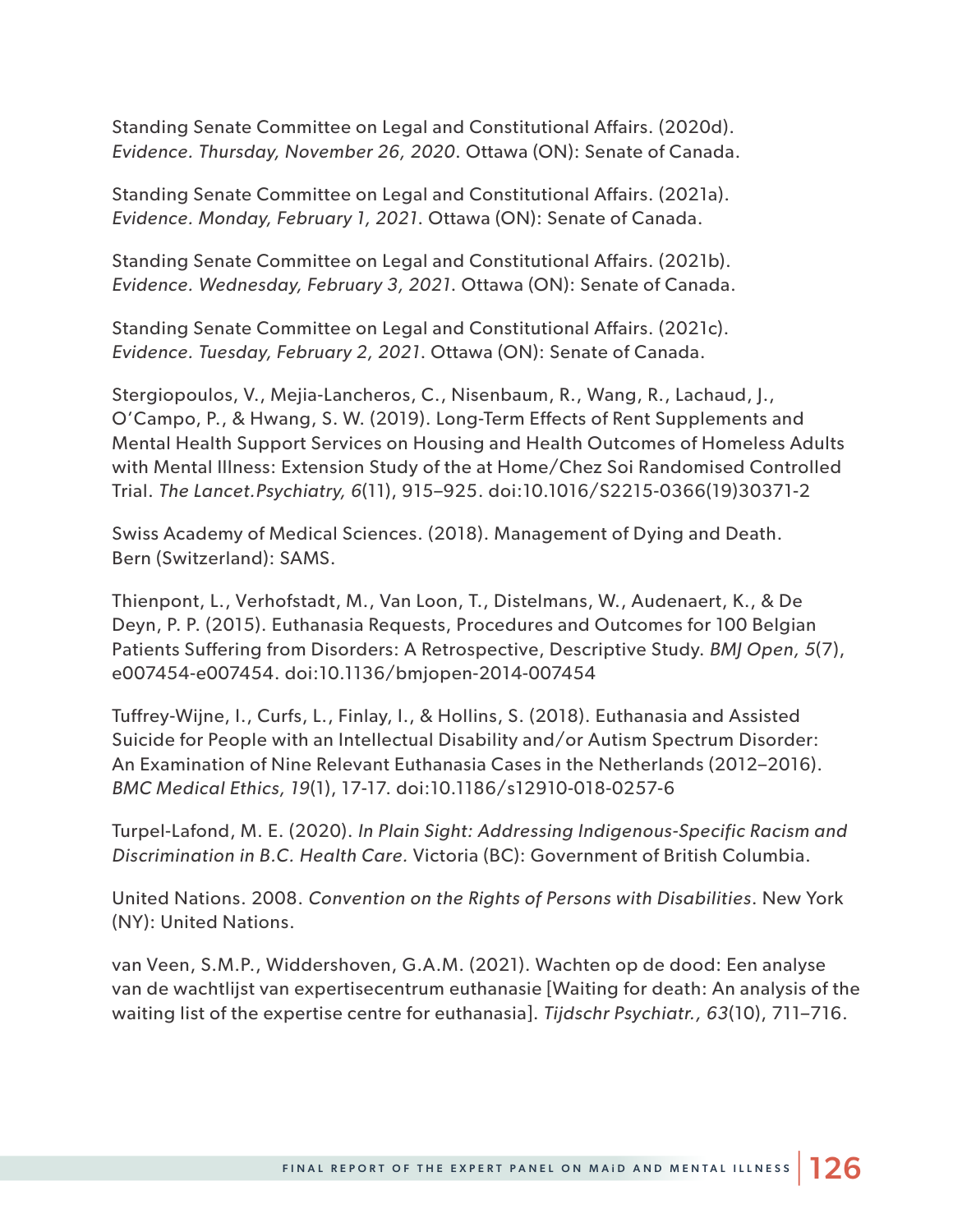Standing Senate Committee on Legal and Constitutional Affairs. (2020d). *Evidence. Thursday, November 26, 2020*. Ottawa (ON): Senate of Canada.

Standing Senate Committee on Legal and Constitutional Affairs. (2021a). *Evidence. Monday, February 1, 2021*. Ottawa (ON): Senate of Canada.

Standing Senate Committee on Legal and Constitutional Affairs. (2021b). *Evidence. Wednesday, February 3, 2021*. Ottawa (ON): Senate of Canada.

Standing Senate Committee on Legal and Constitutional Affairs. (2021c). *Evidence. Tuesday, February 2, 2021*. Ottawa (ON): Senate of Canada.

Stergiopoulos, V., Mejia-Lancheros, C., Nisenbaum, R., Wang, R., Lachaud, J., O'Campo, P., & Hwang, S. W. (2019). Long-Term Effects of Rent Supplements and Mental Health Support Services on Housing and Health Outcomes of Homeless Adults with Mental Illness: Extension Study of the at Home/Chez Soi Randomised Controlled Trial. *The Lancet.Psychiatry, 6*(11), 915–925. doi:10.1016/S2215-0366(19)30371-2

Swiss Academy of Medical Sciences. (2018). Management of Dying and Death. Bern (Switzerland): SAMS.

Thienpont, L., Verhofstadt, M., Van Loon, T., Distelmans, W., Audenaert, K., & De Deyn, P. P. (2015). Euthanasia Requests, Procedures and Outcomes for 100 Belgian Patients Suffering from Disorders: A Retrospective, Descriptive Study. *BMJ Open, 5*(7), e007454-e007454. doi:10.1136/bmjopen-2014-007454

Tuffrey-Wijne, I., Curfs, L., Finlay, I., & Hollins, S. (2018). Euthanasia and Assisted Suicide for People with an Intellectual Disability and/or Autism Spectrum Disorder: An Examination of Nine Relevant Euthanasia Cases in the Netherlands (2012–2016). *BMC Medical Ethics, 19*(1), 17-17. doi:10.1186/s12910-018-0257-6

Turpel-Lafond, M. E. (2020). *In Plain Sight: Addressing Indigenous-Specific Racism and Discrimination in B.C. Health Care.* Victoria (BC): Government of British Columbia.

United Nations. 2008. *Convention on the Rights of Persons with Disabilities*. New York (NY): United Nations.

van Veen, S.M.P., Widdershoven, G.A.M. (2021). Wachten op de dood: Een analyse van de wachtlijst van expertisecentrum euthanasie [Waiting for death: An analysis of the waiting list of the expertise centre for euthanasia]. *Tijdschr Psychiatr., 63*(10), 711–716.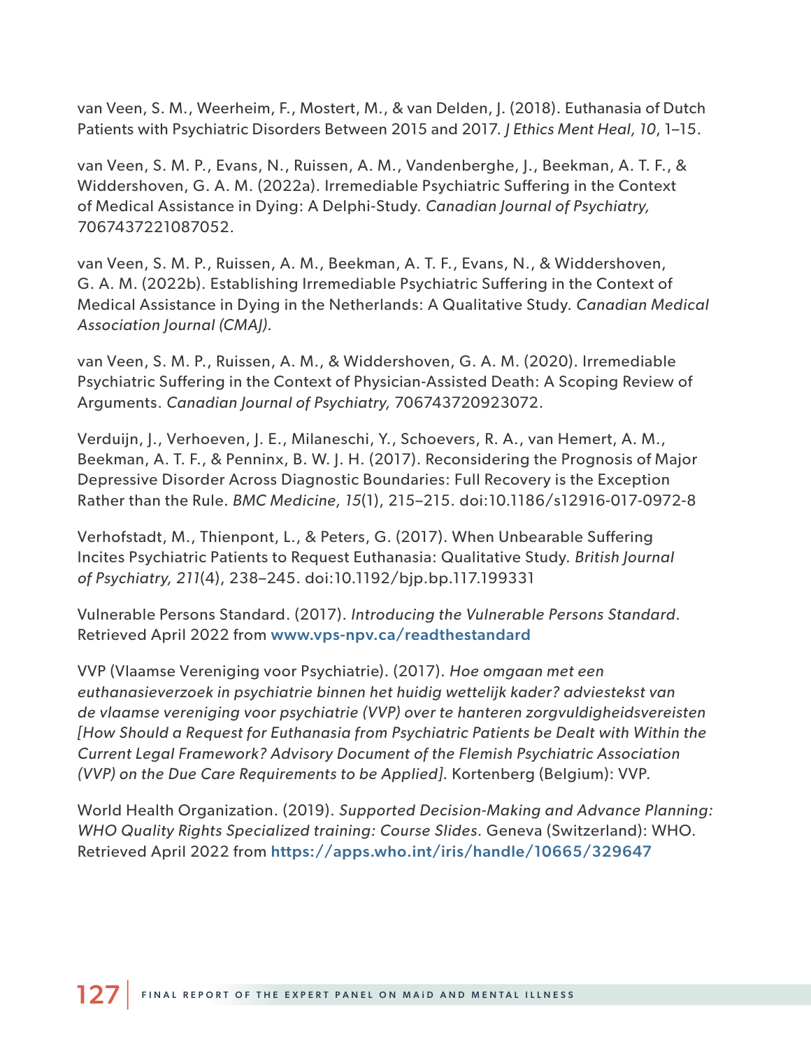van Veen, S. M., Weerheim, F., Mostert, M., & van Delden, J. (2018). Euthanasia of Dutch Patients with Psychiatric Disorders Between 2015 and 2017. *J Ethics Ment Heal, 10*, 1–15.

van Veen, S. M. P., Evans, N., Ruissen, A. M., Vandenberghe, J., Beekman, A. T. F., & Widdershoven, G. A. M. (2022a). Irremediable Psychiatric Suffering in the Context of Medical Assistance in Dying: A Delphi-Study. *Canadian Journal of Psychiatry,* 7067437221087052.

van Veen, S. M. P., Ruissen, A. M., Beekman, A. T. F., Evans, N., & Widdershoven, G. A. M. (2022b). Establishing Irremediable Psychiatric Suffering in the Context of Medical Assistance in Dying in the Netherlands: A Qualitative Study. *Canadian Medical Association Journal (CMAJ).*

van Veen, S. M. P., Ruissen, A. M., & Widdershoven, G. A. M. (2020). Irremediable Psychiatric Suffering in the Context of Physician-Assisted Death: A Scoping Review of Arguments. *Canadian Journal of Psychiatry,* 706743720923072.

Verduijn, J., Verhoeven, J. E., Milaneschi, Y., Schoevers, R. A., van Hemert, A. M., Beekman, A. T. F., & Penninx, B. W. J. H. (2017). Reconsidering the Prognosis of Major Depressive Disorder Across Diagnostic Boundaries: Full Recovery is the Exception Rather than the Rule. *BMC Medicine, 15*(1), 215–215. doi:10.1186/s12916-017-0972-8

Verhofstadt, M., Thienpont, L., & Peters, G. (2017). When Unbearable Suffering Incites Psychiatric Patients to Request Euthanasia: Qualitative Study. *British Journal of Psychiatry, 211*(4), 238–245. doi:10.1192/bjp.bp.117.199331

Vulnerable Persons Standard. (2017). *Introducing the Vulnerable Persons Standard.* Retrieved April 2022 from www.vps-npv.ca/readthestandard

VVP (Vlaamse Vereniging voor Psychiatrie). (2017). *Hoe omgaan met een euthanasieverzoek in psychiatrie binnen het huidig wettelijk kader? adviestekst van de vlaamse vereniging voor psychiatrie (VVP) over te hanteren zorgvuldigheidsvereisten [How Should a Request for Euthanasia from Psychiatric Patients be Dealt with Within the Current Legal Framework? Advisory Document of the Flemish Psychiatric Association (VVP) on the Due Care Requirements to be Applied].* Kortenberg (Belgium): VVP.

World Health Organization. (2019). *Supported Decision-Making and Advance Planning: WHO Quality Rights Specialized training: Course Slides.* Geneva (Switzerland): WHO. Retrieved April 2022 from https://apps.who.int/iris/handle/10665/329647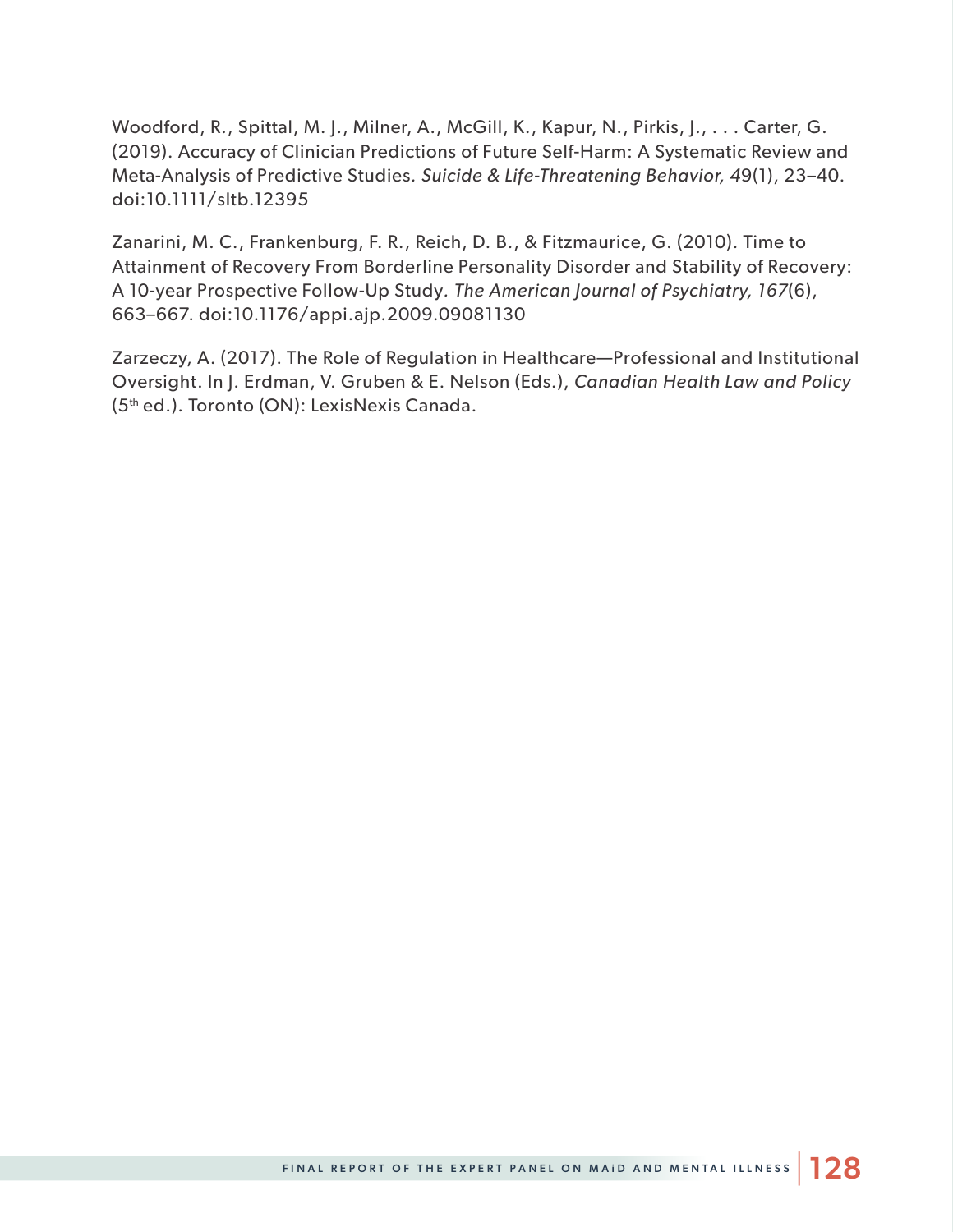Woodford, R., Spittal, M. J., Milner, A., McGill, K., Kapur, N., Pirkis, J., . . . Carter, G. (2019). Accuracy of Clinician Predictions of Future Self-Harm: A Systematic Review and Meta-Analysis of Predictive Studies. *Suicide & Life-Threatening Behavior, 49*(1), 23–40. doi:10.1111/sltb.12395

Zanarini, M. C., Frankenburg, F. R., Reich, D. B., & Fitzmaurice, G. (2010). Time to Attainment of Recovery From Borderline Personality Disorder and Stability of Recovery: A 10-year Prospective Follow-Up Study. *The American Journal of Psychiatry, 167*(6), 663–667. doi:10.1176/appi.ajp.2009.09081130

Zarzeczy, A. (2017). The Role of Regulation in Healthcare—Professional and Institutional Oversight. In J. Erdman, V. Gruben & E. Nelson (Eds.), *Canadian Health Law and Policy* (5th ed.). Toronto (ON): LexisNexis Canada.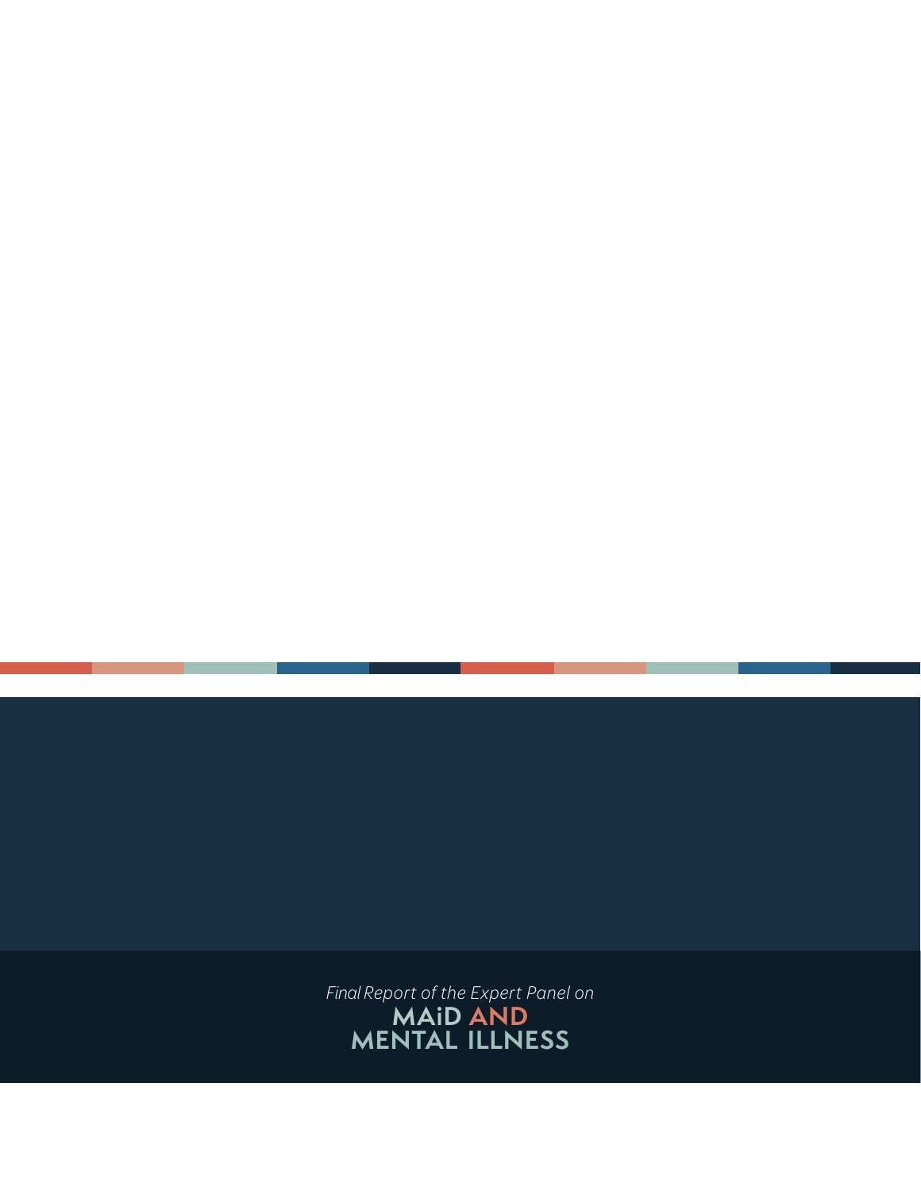*Final Report of the Expert Panel on*

**MAiD AND MENTAL ILLNESS**